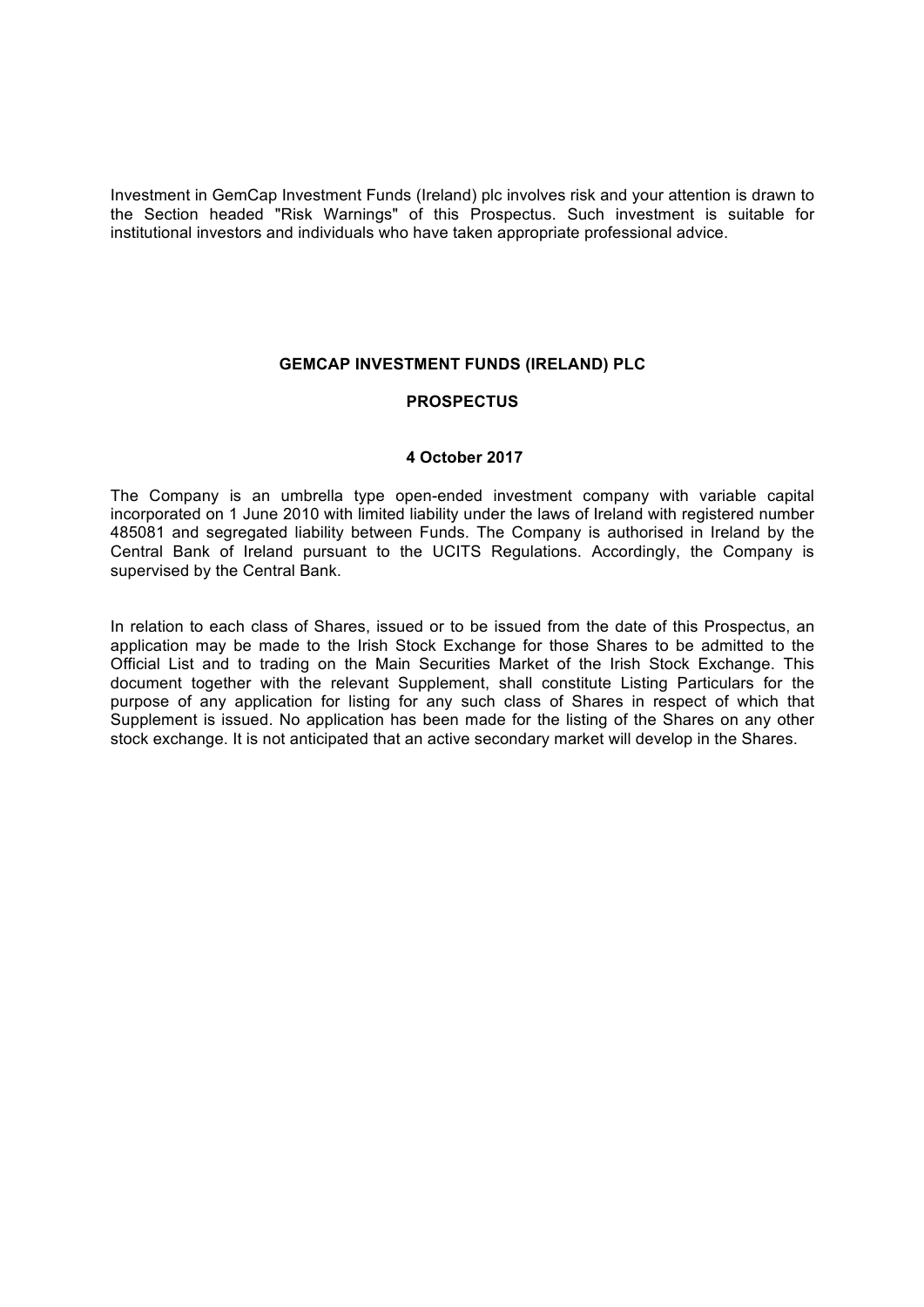Investment in GemCap Investment Funds (Ireland) plc involves risk and your attention is drawn to the Section headed "Risk Warnings" of this Prospectus. Such investment is suitable for institutional investors and individuals who have taken appropriate professional advice.

# GEMCAP INVESTMENT FUNDS (IRELAND) PLC

## PROSPECTUS

**4 October 2017**

The Company is an umbrella type open-ended investment company with variable capital incorporated on 1 June 2010 with limited liability under the laws of Ireland with registered number 485081 and segregated liability between Funds. The Company is authorised in Ireland by the Central Bank of Ireland pursuant to the UCITS Regulations. Accordingly, the Company is supervised by the Central Bank.

In relation to each class of Shares, issued or to be issued from the date of this Prospectus, an application may be made to the Irish Stock Exchange for those Shares to be admitted to the Official List and to trading on the Main Securities Market of the Irish Stock Exchange. This document together with the relevant Supplement, shall constitute Listing Particulars for the purpose of any application for listing for any such class of Shares in respect of which that Supplement is issued. No application has been made for the listing of the Shares on any other stock exchange. It is not anticipated that an active secondary market will develop in the Shares.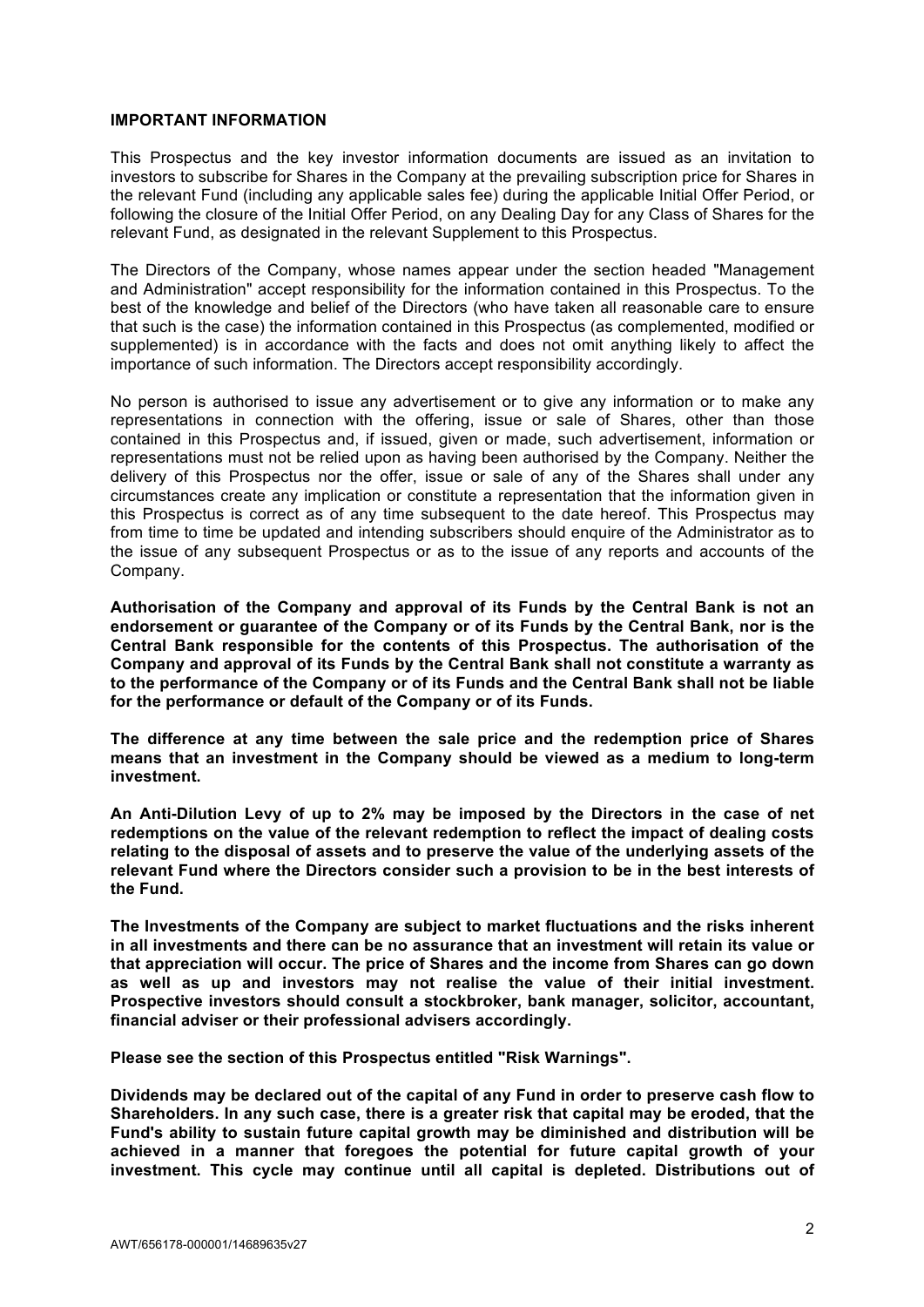## IMPORTANT INFORMATION

This Prospectus and the key investor information documents are issued as an invitation to investors to subscribe for Shares in the Company at the prevailing subscription price for Shares in the relevant Fund (including any applicable sales fee) during the applicable Initial Offer Period, or following the closure of the Initial Offer Period, on any Dealing Day for any Class of Shares for the relevant Fund, as designated in the relevant Supplement to this Prospectus.

The Directors of the Company, whose names appear under the section headed "Management and Administration" accept responsibility for the information contained in this Prospectus. To the best of the knowledge and belief of the Directors (who have taken all reasonable care to ensure that such is the case) the information contained in this Prospectus (as complemented, modified or supplemented) is in accordance with the facts and does not omit anything likely to affect the importance of such information. The Directors accept responsibility accordingly.

No person is authorised to issue any advertisement or to give any information or to make any representations in connection with the offering, issue or sale of Shares, other than those contained in this Prospectus and, if issued, given or made, such advertisement, information or representations must not be relied upon as having been authorised by the Company. Neither the delivery of this Prospectus nor the offer, issue or sale of any of the Shares shall under any circumstances create any implication or constitute a representation that the information given in this Prospectus is correct as of any time subsequent to the date hereof. This Prospectus may from time to time be updated and intending subscribers should enquire of the Administrator as to the issue of any subsequent Prospectus or as to the issue of any reports and accounts of the Company.

**Authorisation of the Company and approval of its Funds by the Central Bank is not an endorsement or guarantee of the Company or of its Funds by the Central Bank, nor is the Central Bank responsible for the contents of this Prospectus. The authorisation of the Company and approval of its Funds by the Central Bank shall not constitute a warranty as to the performance of the Company or of its Funds and the Central Bank shall not be liable for the performance or default of the Company or of its Funds.**

**The difference at any time between the sale price and the redemption price of Shares means that an investment in the Company should be viewed as a medium to long-term investment.**

**An Anti-Dilution Levy of up to 2% may be imposed by the Directors in the case of net redemptions on the value of the relevant redemption to reflect the impact of dealing costs relating to the disposal of assets and to preserve the value of the underlying assets of the relevant Fund where the Directors consider such a provision to be in the best interests of the Fund.**

**The Investments of the Company are subject to market fluctuations and the risks inherent in all investments and there can be no assurance that an investment will retain its value or that appreciation will occur. The price of Shares and the income from Shares can go down as well as up and investors may not realise the value of their initial investment. Prospective investors should consult a stockbroker, bank manager, solicitor, accountant, financial adviser or their professional advisers accordingly.**

**Please see the section of this Prospectus entitled "Risk Warnings".**

**Dividends may be declared out of the capital of any Fund in order to preserve cash flow to Shareholders. In any such case, there is a greater risk that capital may be eroded, that the Fund's ability to sustain future capital growth may be diminished and distribution will be achieved in a manner that foregoes the potential for future capital growth of your investment. This cycle may continue until all capital is depleted. Distributions out of**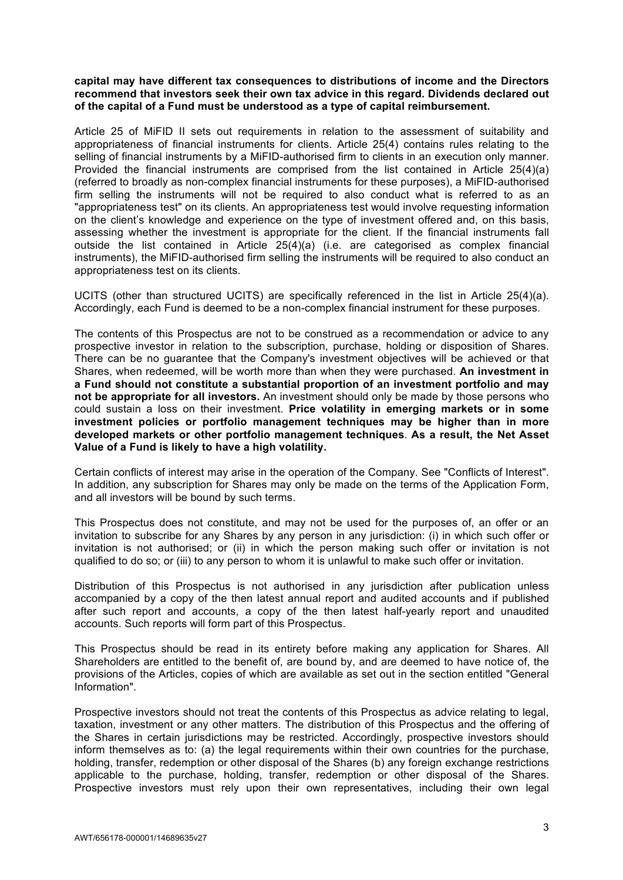**capital may have different tax consequences to distributions of income and the Directors recommend that investors seek their own tax advice in this regard. Dividends declared out of the capital of a Fund must be understood as a type of capital reimbursement.**

Article 25 of MiFID II sets out requirements in relation to the assessment of suitability and appropriateness of financial instruments for clients. Article 25(4) contains rules relating to the selling of financial instruments by a MiFID-authorised firm to clients in an execution only manner. Provided the financial instruments are comprised from the list contained in Article 25(4)(a) (referred to broadly as non-complex financial instruments for these purposes), a MiFID-authorised firm selling the instruments will not be required to also conduct what is referred to as an "appropriateness test" on its clients. An appropriateness test would involve requesting information on the client's knowledge and experience on the type of investment offered and, on this basis, assessing whether the investment is appropriate for the client. If the financial instruments fall outside the list contained in Article 25(4)(a) (i.e. are categorised as complex financial instruments), the MiFID-authorised firm selling the instruments will be required to also conduct an appropriateness test on its clients.

UCITS (other than structured UCITS) are specifically referenced in the list in Article 25(4)(a). Accordingly, each Fund is deemed to be a non-complex financial instrument for these purposes.

The contents of this Prospectus are not to be construed as a recommendation or advice to any prospective investor in relation to the subscription, purchase, holding or disposition of Shares. There can be no guarantee that the Company's investment objectives will be achieved or that Shares, when redeemed, will be worth more than when they were purchased. **An investment in a Fund should not constitute a substantial proportion of an investment portfolio and may not be appropriate for all investors.** An investment should only be made by those persons who could sustain a loss on their investment. **Price volatility in emerging markets or in some investment policies or portfolio management techniques may be higher than in more developed markets or other portfolio management techniques**. **As a result, the Net Asset Value of a Fund is likely to have a high volatility.**

Certain conflicts of interest may arise in the operation of the Company. See "Conflicts of Interest". In addition, any subscription for Shares may only be made on the terms of the Application Form, and all investors will be bound by such terms.

This Prospectus does not constitute, and may not be used for the purposes of, an offer or an invitation to subscribe for any Shares by any person in any jurisdiction: (i) in which such offer or invitation is not authorised; or (ii) in which the person making such offer or invitation is not qualified to do so; or (iii) to any person to whom it is unlawful to make such offer or invitation.

Distribution of this Prospectus is not authorised in any jurisdiction after publication unless accompanied by a copy of the then latest annual report and audited accounts and if published after such report and accounts, a copy of the then latest half-yearly report and unaudited accounts. Such reports will form part of this Prospectus.

This Prospectus should be read in its entirety before making any application for Shares. All Shareholders are entitled to the benefit of, are bound by, and are deemed to have notice of, the provisions of the Articles, copies of which are available as set out in the section entitled "General Information".

Prospective investors should not treat the contents of this Prospectus as advice relating to legal, taxation, investment or any other matters. The distribution of this Prospectus and the offering of the Shares in certain jurisdictions may be restricted. Accordingly, prospective investors should inform themselves as to: (a) the legal requirements within their own countries for the purchase, holding, transfer, redemption or other disposal of the Shares (b) any foreign exchange restrictions applicable to the purchase, holding, transfer, redemption or other disposal of the Shares. Prospective investors must rely upon their own representatives, including their own legal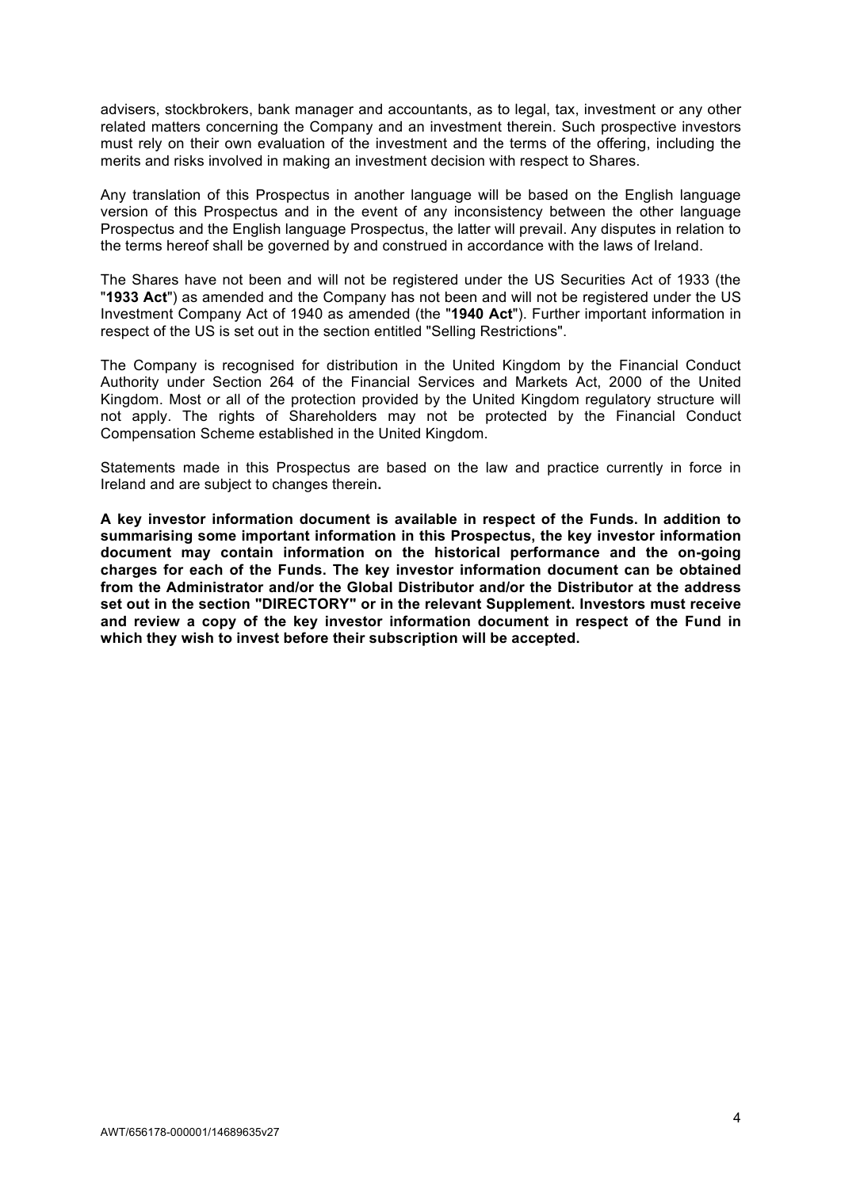advisers, stockbrokers, bank manager and accountants, as to legal, tax, investment or any other related matters concerning the Company and an investment therein. Such prospective investors must rely on their own evaluation of the investment and the terms of the offering, including the merits and risks involved in making an investment decision with respect to Shares.

Any translation of this Prospectus in another language will be based on the English language version of this Prospectus and in the event of any inconsistency between the other language Prospectus and the English language Prospectus, the latter will prevail. Any disputes in relation to the terms hereof shall be governed by and construed in accordance with the laws of Ireland.

The Shares have not been and will not be registered under the US Securities Act of 1933 (the "**1933 Act**") as amended and the Company has not been and will not be registered under the US Investment Company Act of 1940 as amended (the "**1940 Act**"). Further important information in respect of the US is set out in the section entitled "Selling Restrictions".

The Company is recognised for distribution in the United Kingdom by the Financial Conduct Authority under Section 264 of the Financial Services and Markets Act, 2000 of the United Kingdom. Most or all of the protection provided by the United Kingdom regulatory structure will not apply. The rights of Shareholders may not be protected by the Financial Conduct Compensation Scheme established in the United Kingdom.

Statements made in this Prospectus are based on the law and practice currently in force in Ireland and are subject to changes therein**.**

**A key investor information document is available in respect of the Funds. In addition to summarising some important information in this Prospectus, the key investor information document may contain information on the historical performance and the on-going charges for each of the Funds. The key investor information document can be obtained from the Administrator and/or the Global Distributor and/or the Distributor at the address set out in the section "DIRECTORY" or in the relevant Supplement. Investors must receive and review a copy of the key investor information document in respect of the Fund in which they wish to invest before their subscription will be accepted.**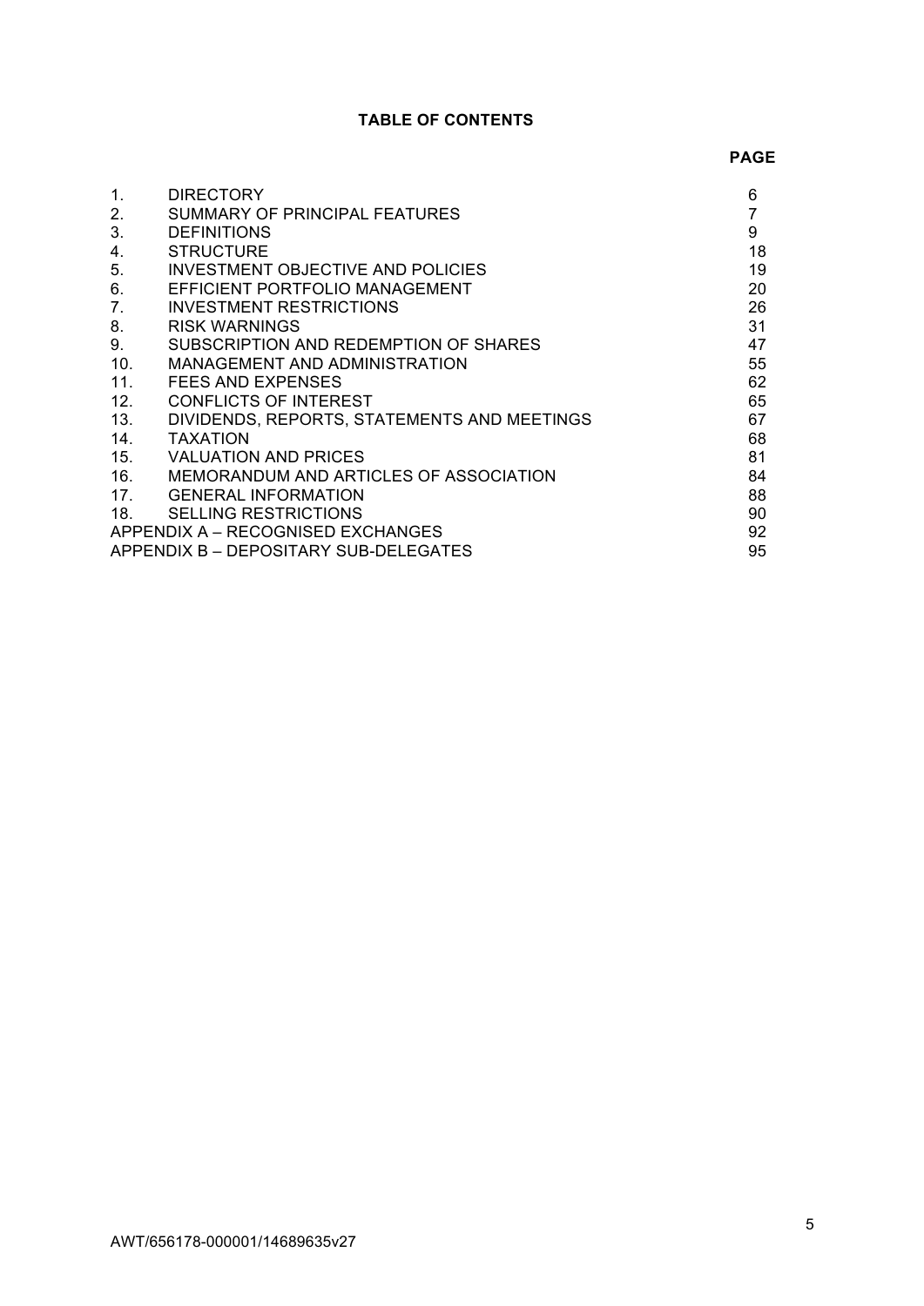**TABLE OF CONTENTS**

| | | PAGE |
|---|---|---|
| 1. | DIRECTORY | 6 |
| 2. | SUMMARY OF PRINCIPAL FEATURES | 7 |
| 3. | DEFINITIONS | 9 |
| 4. | STRUCTURE | 18 |
| 5. | INVESTMENT OBJECTIVE AND POLICIES | 19 |
| 6. | EFFICIENT PORTFOLIO MANAGEMENT | 20 |
| 7. | INVESTMENT RESTRICTIONS | 26 |
| 8. | RISK WARNINGS | 31 |
| 9. | SUBSCRIPTION AND REDEMPTION OF SHARES | 47 |
| 10. | MANAGEMENT AND ADMINISTRATION | 55 |
| 11. | FEES AND EXPENSES | 62 |
| 12. | CONFLICTS OF INTEREST | 65 |
| 13. | DIVIDENDS, REPORTS, STATEMENTS AND MEETINGS | 67 |
| 14. | TAXATION | 68 |
| 15. | VALUATION AND PRICES | 81 |
| 16. | MEMORANDUM AND ARTICLES OF ASSOCIATION | 84 |
| 17. | GENERAL INFORMATION | 88 |
| 18. | SELLING RESTRICTIONS | 90 |
| APPENDIX A – RECOGNISED EXCHANGES | | 92 |
| APPENDIX B – DEPOSITARY SUB-DELEGATES | | 95 |

AWT/656178-000001/14689635v27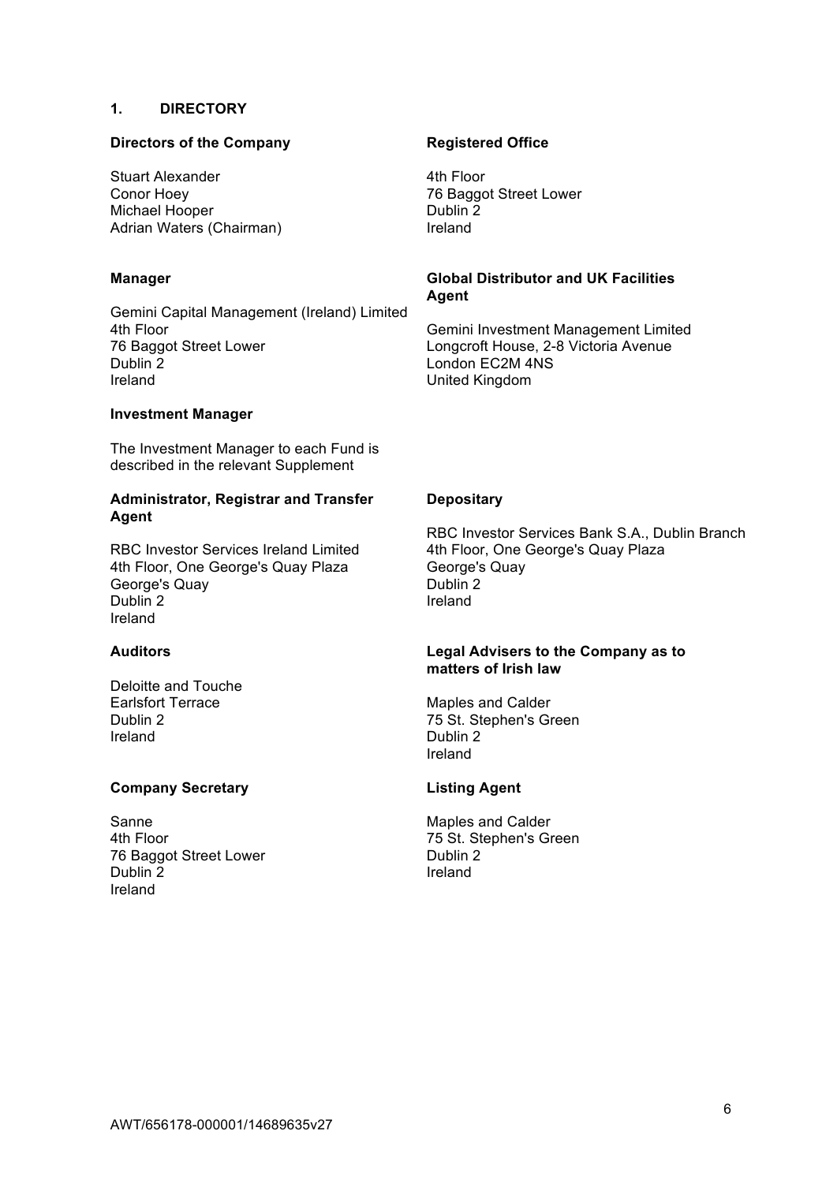## 1. DIRECTORY

**Directors of the Company**

Stuart Alexander
Conor Hoey
Michael Hooper
Adrian Waters (Chairman)

**Registered Office**

4th Floor
76 Baggot Street Lower
Dublin 2
Ireland

**Manager**

Gemini Capital Management (Ireland) Limited
4th Floor
76 Baggot Street Lower
Dublin 2
Ireland

**Global Distributor and UK Facilities Agent**

Gemini Investment Management Limited
Longcroft House, 2-8 Victoria Avenue
London EC2M 4NS
United Kingdom

**Investment Manager**

The Investment Manager to each Fund is described in the relevant Supplement

**Administrator, Registrar and Transfer Agent**

RBC Investor Services Ireland Limited
4th Floor, One George's Quay Plaza
George's Quay
Dublin 2
Ireland

**Depositary**

RBC Investor Services Bank S.A., Dublin Branch
4th Floor, One George's Quay Plaza
George's Quay
Dublin 2
Ireland

**Auditors**

Deloitte and Touche
Earlsfort Terrace
Dublin 2
Ireland

**Legal Advisers to the Company as to matters of Irish law**

Maples and Calder
75 St. Stephen's Green
Dublin 2
Ireland

**Company Secretary**

Sanne
4th Floor
76 Baggot Street Lower
Dublin 2
Ireland

**Listing Agent**

Maples and Calder
75 St. Stephen's Green
Dublin 2
Ireland

AWT/656178-000001/14689635v27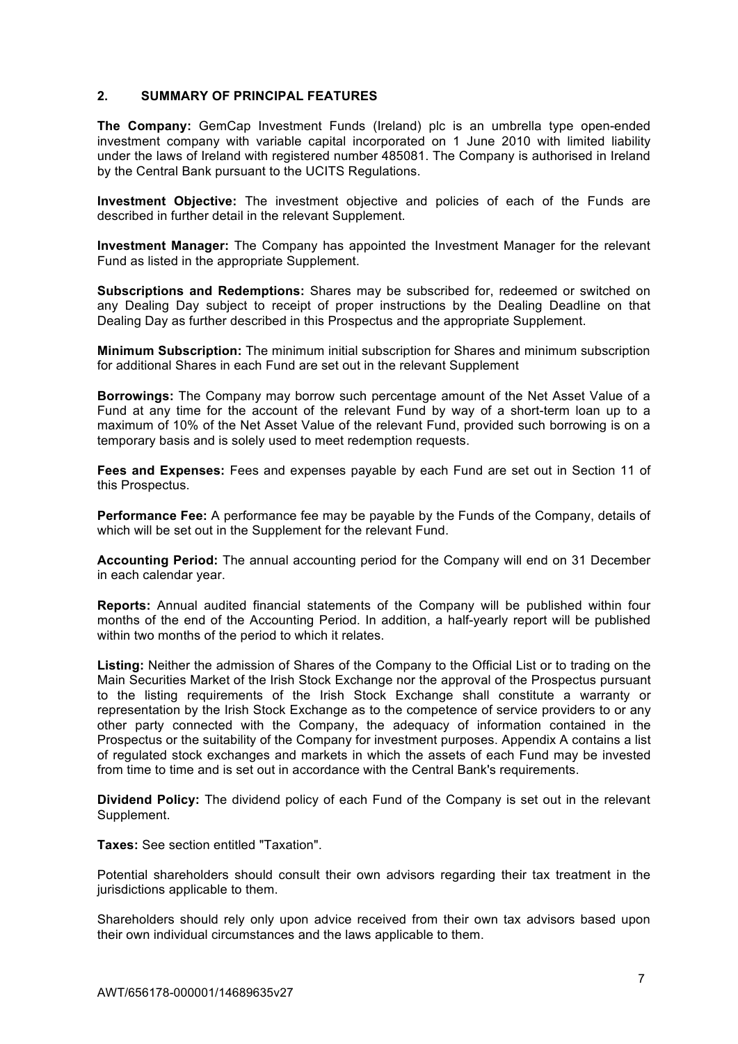## 2. SUMMARY OF PRINCIPAL FEATURES

**The Company:** GemCap Investment Funds (Ireland) plc is an umbrella type open-ended investment company with variable capital incorporated on 1 June 2010 with limited liability under the laws of Ireland with registered number 485081. The Company is authorised in Ireland by the Central Bank pursuant to the UCITS Regulations.

**Investment Objective:** The investment objective and policies of each of the Funds are described in further detail in the relevant Supplement.

**Investment Manager:** The Company has appointed the Investment Manager for the relevant Fund as listed in the appropriate Supplement.

**Subscriptions and Redemptions:** Shares may be subscribed for, redeemed or switched on any Dealing Day subject to receipt of proper instructions by the Dealing Deadline on that Dealing Day as further described in this Prospectus and the appropriate Supplement.

**Minimum Subscription:** The minimum initial subscription for Shares and minimum subscription for additional Shares in each Fund are set out in the relevant Supplement

**Borrowings:** The Company may borrow such percentage amount of the Net Asset Value of a Fund at any time for the account of the relevant Fund by way of a short-term loan up to a maximum of 10% of the Net Asset Value of the relevant Fund, provided such borrowing is on a temporary basis and is solely used to meet redemption requests.

**Fees and Expenses:** Fees and expenses payable by each Fund are set out in Section 11 of this Prospectus.

**Performance Fee:** A performance fee may be payable by the Funds of the Company, details of which will be set out in the Supplement for the relevant Fund.

**Accounting Period:** The annual accounting period for the Company will end on 31 December in each calendar year.

**Reports:** Annual audited financial statements of the Company will be published within four months of the end of the Accounting Period. In addition, a half-yearly report will be published within two months of the period to which it relates.

**Listing:** Neither the admission of Shares of the Company to the Official List or to trading on the Main Securities Market of the Irish Stock Exchange nor the approval of the Prospectus pursuant to the listing requirements of the Irish Stock Exchange shall constitute a warranty or representation by the Irish Stock Exchange as to the competence of service providers to or any other party connected with the Company, the adequacy of information contained in the Prospectus or the suitability of the Company for investment purposes. Appendix A contains a list of regulated stock exchanges and markets in which the assets of each Fund may be invested from time to time and is set out in accordance with the Central Bank's requirements.

**Dividend Policy:** The dividend policy of each Fund of the Company is set out in the relevant Supplement.

**Taxes:** See section entitled "Taxation".

Potential shareholders should consult their own advisors regarding their tax treatment in the jurisdictions applicable to them.

Shareholders should rely only upon advice received from their own tax advisors based upon their own individual circumstances and the laws applicable to them.

AWT/656178-000001/14689635v27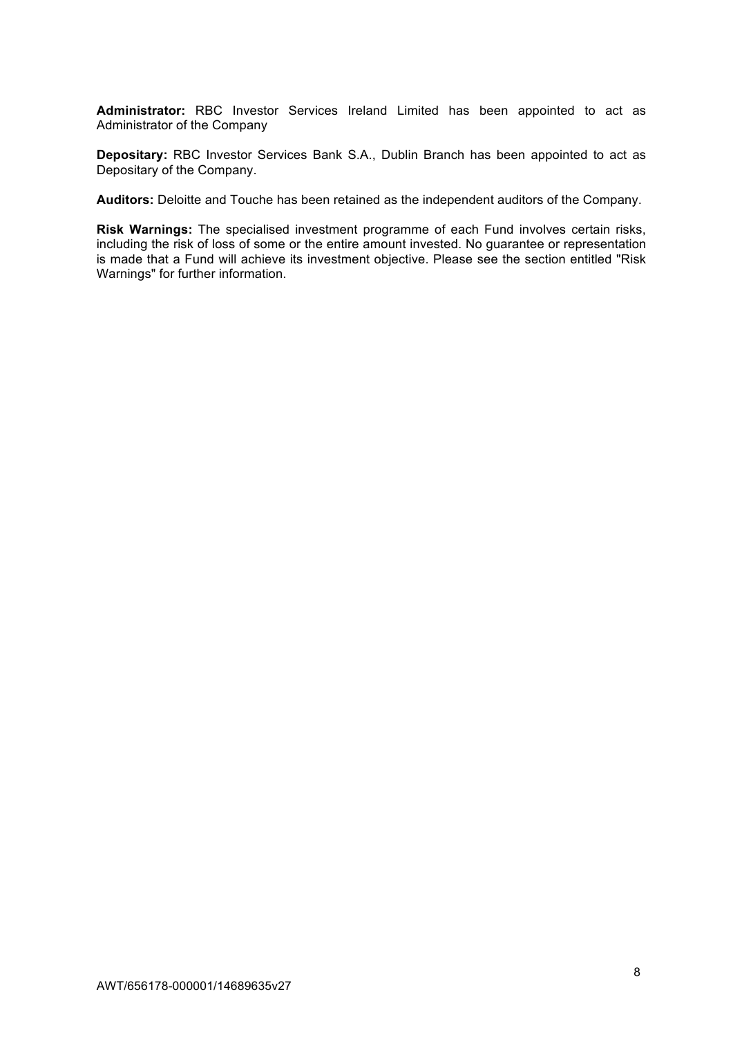**Administrator:** RBC Investor Services Ireland Limited has been appointed to act as Administrator of the Company

**Depositary:** RBC Investor Services Bank S.A., Dublin Branch has been appointed to act as Depositary of the Company.

**Auditors:** Deloitte and Touche has been retained as the independent auditors of the Company.

**Risk Warnings:** The specialised investment programme of each Fund involves certain risks, including the risk of loss of some or the entire amount invested. No guarantee or representation is made that a Fund will achieve its investment objective. Please see the section entitled "Risk Warnings" for further information.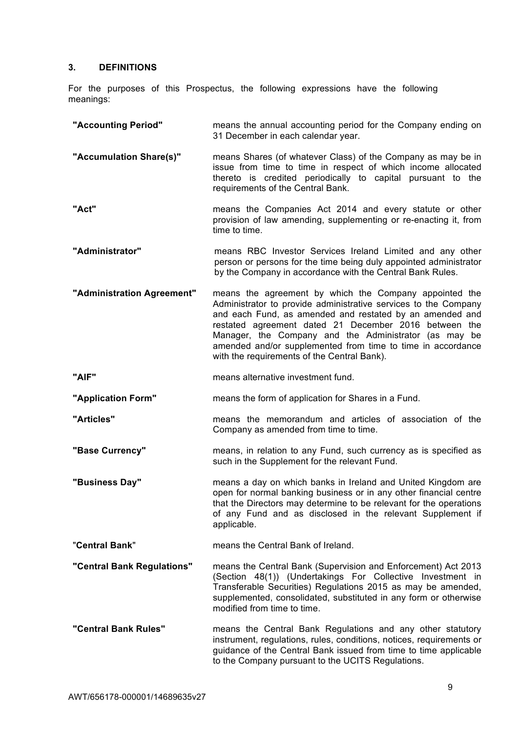## 3. DEFINITIONS

For the purposes of this Prospectus, the following expressions have the following meanings:

**"Accounting Period"** means the annual accounting period for the Company ending on 31 December in each calendar year.

**"Accumulation Share(s)"** means Shares (of whatever Class) of the Company as may be in issue from time to time in respect of which income allocated thereto is credited periodically to capital pursuant to the requirements of the Central Bank.

**"Act"** means the Companies Act 2014 and every statute or other provision of law amending, supplementing or re-enacting it, from time to time.

**"Administrator"** means RBC Investor Services Ireland Limited and any other person or persons for the time being duly appointed administrator by the Company in accordance with the Central Bank Rules.

**"Administration Agreement"** means the agreement by which the Company appointed the Administrator to provide administrative services to the Company and each Fund, as amended and restated by an amended and restated agreement dated 21 December 2016 between the Manager, the Company and the Administrator (as may be amended and/or supplemented from time to time in accordance with the requirements of the Central Bank).

**"AIF"** means alternative investment fund.

**"Application Form"** means the form of application for Shares in a Fund.

**"Articles"** means the memorandum and articles of association of the Company as amended from time to time.

**"Base Currency"** means, in relation to any Fund, such currency as is specified as such in the Supplement for the relevant Fund.

**"Business Day"** means a day on which banks in Ireland and United Kingdom are open for normal banking business or in any other financial centre that the Directors may determine to be relevant for the operations of any Fund and as disclosed in the relevant Supplement if applicable.

"**Central Bank**" means the Central Bank of Ireland.

**"Central Bank Regulations"** means the Central Bank (Supervision and Enforcement) Act 2013 (Section 48(1)) (Undertakings For Collective Investment in Transferable Securities) Regulations 2015 as may be amended, supplemented, consolidated, substituted in any form or otherwise modified from time to time.

**"Central Bank Rules"** means the Central Bank Regulations and any other statutory instrument, regulations, rules, conditions, notices, requirements or guidance of the Central Bank issued from time to time applicable to the Company pursuant to the UCITS Regulations.

AWT/656178-000001/14689635v27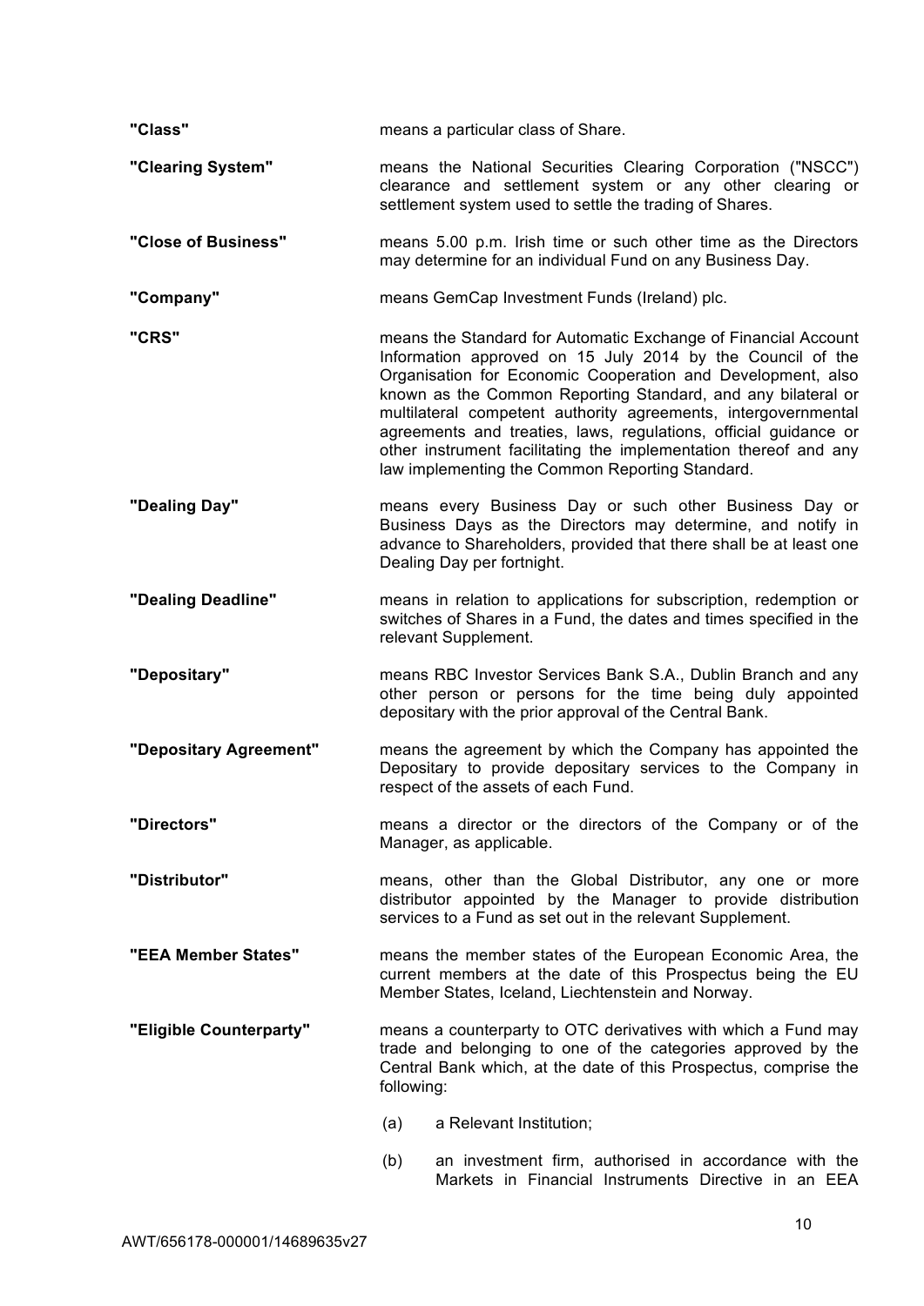**"Class"** means a particular class of Share.

**"Clearing System"** means the National Securities Clearing Corporation ("NSCC") clearance and settlement system or any other clearing or settlement system used to settle the trading of Shares.

**"Close of Business"** means 5.00 p.m. Irish time or such other time as the Directors may determine for an individual Fund on any Business Day.

**"Company"** means GemCap Investment Funds (Ireland) plc.

**"CRS"** means the Standard for Automatic Exchange of Financial Account Information approved on 15 July 2014 by the Council of the Organisation for Economic Cooperation and Development, also known as the Common Reporting Standard, and any bilateral or multilateral competent authority agreements, intergovernmental agreements and treaties, laws, regulations, official guidance or other instrument facilitating the implementation thereof and any law implementing the Common Reporting Standard.

**"Dealing Day"** means every Business Day or such other Business Day or Business Days as the Directors may determine, and notify in advance to Shareholders, provided that there shall be at least one Dealing Day per fortnight.

**"Dealing Deadline"** means in relation to applications for subscription, redemption or switches of Shares in a Fund, the dates and times specified in the relevant Supplement.

**"Depositary"** means RBC Investor Services Bank S.A., Dublin Branch and any other person or persons for the time being duly appointed depositary with the prior approval of the Central Bank.

**"Depositary Agreement"** means the agreement by which the Company has appointed the Depositary to provide depositary services to the Company in respect of the assets of each Fund.

**"Directors"** means a director or the directors of the Company or of the Manager, as applicable.

**"Distributor"** means, other than the Global Distributor, any one or more distributor appointed by the Manager to provide distribution services to a Fund as set out in the relevant Supplement.

**"EEA Member States"** means the member states of the European Economic Area, the current members at the date of this Prospectus being the EU Member States, Iceland, Liechtenstein and Norway.

**"Eligible Counterparty"** means a counterparty to OTC derivatives with which a Fund may trade and belonging to one of the categories approved by the Central Bank which, at the date of this Prospectus, comprise the following:

(a) a Relevant Institution;

(b) an investment firm, authorised in accordance with the Markets in Financial Instruments Directive in an EEA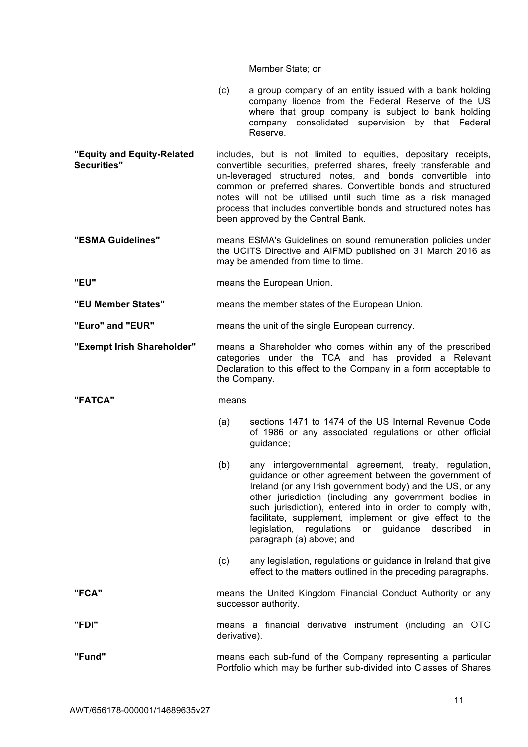Member State; or

(c) a group company of an entity issued with a bank holding company licence from the Federal Reserve of the US where that group company is subject to bank holding company consolidated supervision by that Federal Reserve.

**"Equity and Equity-Related Securities"** includes, but is not limited to equities, depositary receipts, convertible securities, preferred shares, freely transferable and un-leveraged structured notes, and bonds convertible into common or preferred shares. Convertible bonds and structured notes will not be utilised until such time as a risk managed process that includes convertible bonds and structured notes has been approved by the Central Bank.

**"ESMA Guidelines"** means ESMA's Guidelines on sound remuneration policies under the UCITS Directive and AIFMD published on 31 March 2016 as may be amended from time to time.

**"EU"** means the European Union.

**"EU Member States"** means the member states of the European Union.

**"Euro" and "EUR"** means the unit of the single European currency.

**"Exempt Irish Shareholder"** means a Shareholder who comes within any of the prescribed categories under the TCA and has provided a Relevant Declaration to this effect to the Company in a form acceptable to the Company.

**"FATCA"** means

(a) sections 1471 to 1474 of the US Internal Revenue Code of 1986 or any associated regulations or other official guidance;

(b) any intergovernmental agreement, treaty, regulation, guidance or other agreement between the government of Ireland (or any Irish government body) and the US, or any other jurisdiction (including any government bodies in such jurisdiction), entered into in order to comply with, facilitate, supplement, implement or give effect to the legislation, regulations or guidance described in paragraph (a) above; and

(c) any legislation, regulations or guidance in Ireland that give effect to the matters outlined in the preceding paragraphs.

**"FCA"** means the United Kingdom Financial Conduct Authority or any successor authority.

**"FDI"** means a financial derivative instrument (including an OTC derivative).

**"Fund"** means each sub-fund of the Company representing a particular Portfolio which may be further sub-divided into Classes of Shares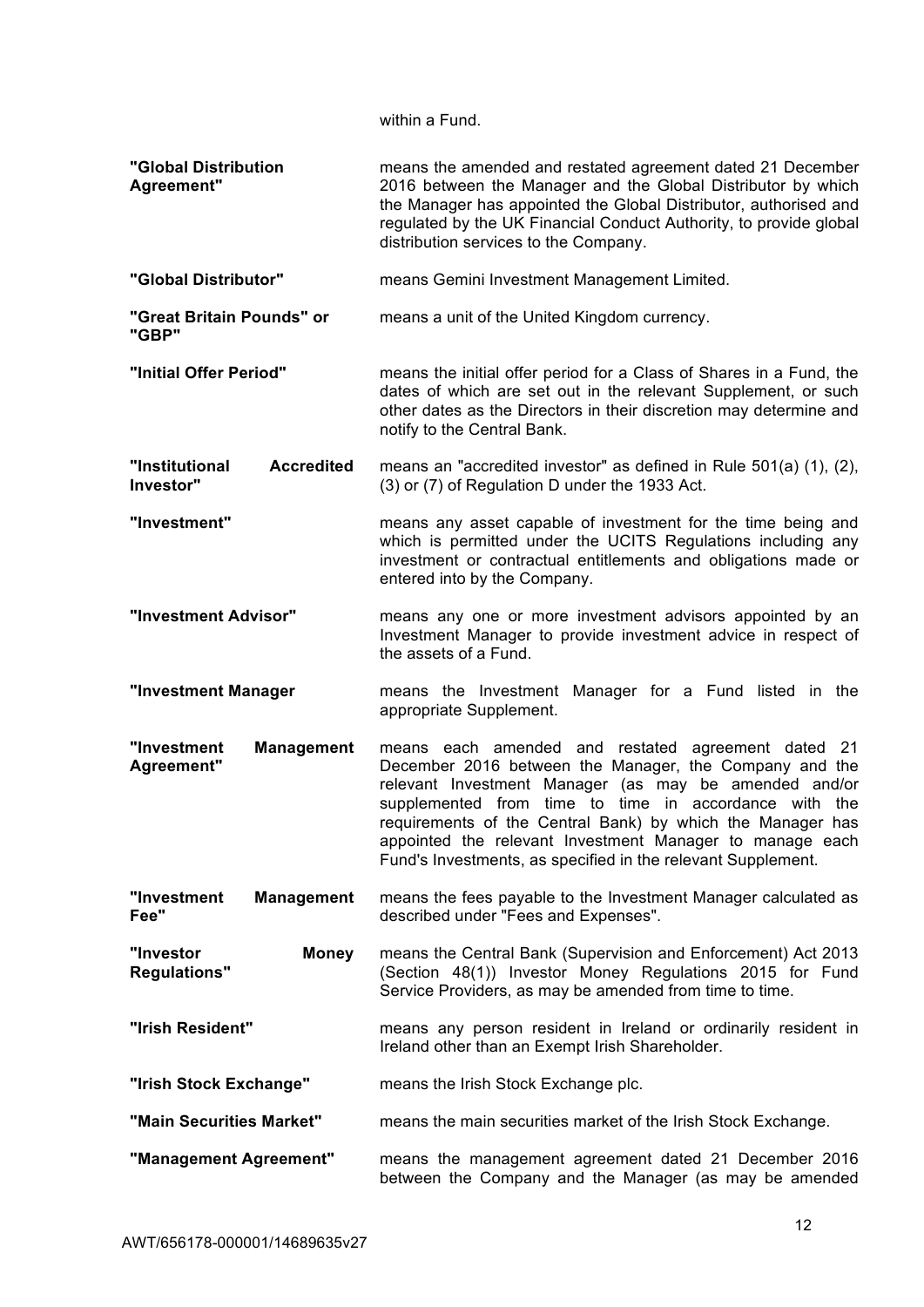within a Fund.

| | |
|---|---|
| **"Global Distribution Agreement"** | means the amended and restated agreement dated 21 December 2016 between the Manager and the Global Distributor by which the Manager has appointed the Global Distributor, authorised and regulated by the UK Financial Conduct Authority, to provide global distribution services to the Company. |
| **"Global Distributor"** | means Gemini Investment Management Limited. |
| **"Great Britain Pounds" or "GBP"** | means a unit of the United Kingdom currency. |
| **"Initial Offer Period"** | means the initial offer period for a Class of Shares in a Fund, the dates of which are set out in the relevant Supplement, or such other dates as the Directors in their discretion may determine and notify to the Central Bank. |
| **"Institutional Accredited Investor"** | means an "accredited investor" as defined in Rule 501(a) (1), (2), (3) or (7) of Regulation D under the 1933 Act. |
| **"Investment"** | means any asset capable of investment for the time being and which is permitted under the UCITS Regulations including any investment or contractual entitlements and obligations made or entered into by the Company. |
| **"Investment Advisor"** | means any one or more investment advisors appointed by an Investment Manager to provide investment advice in respect of the assets of a Fund. |
| **"Investment Manager** | means the Investment Manager for a Fund listed in the appropriate Supplement. |
| **"Investment Management Agreement"** | means each amended and restated agreement dated 21 December 2016 between the Manager, the Company and the relevant Investment Manager (as may be amended and/or supplemented from time to time in accordance with the requirements of the Central Bank) by which the Manager has appointed the relevant Investment Manager to manage each Fund's Investments, as specified in the relevant Supplement. |
| **"Investment Management Fee"** | means the fees payable to the Investment Manager calculated as described under "Fees and Expenses". |
| **"Investor Money Regulations"** | means the Central Bank (Supervision and Enforcement) Act 2013 (Section 48(1)) Investor Money Regulations 2015 for Fund Service Providers, as may be amended from time to time. |
| **"Irish Resident"** | means any person resident in Ireland or ordinarily resident in Ireland other than an Exempt Irish Shareholder. |
| **"Irish Stock Exchange"** | means the Irish Stock Exchange plc. |
| **"Main Securities Market"** | means the main securities market of the Irish Stock Exchange. |
| **"Management Agreement"** | means the management agreement dated 21 December 2016 between the Company and the Manager (as may be amended |

AWT/656178-000001/14689635v27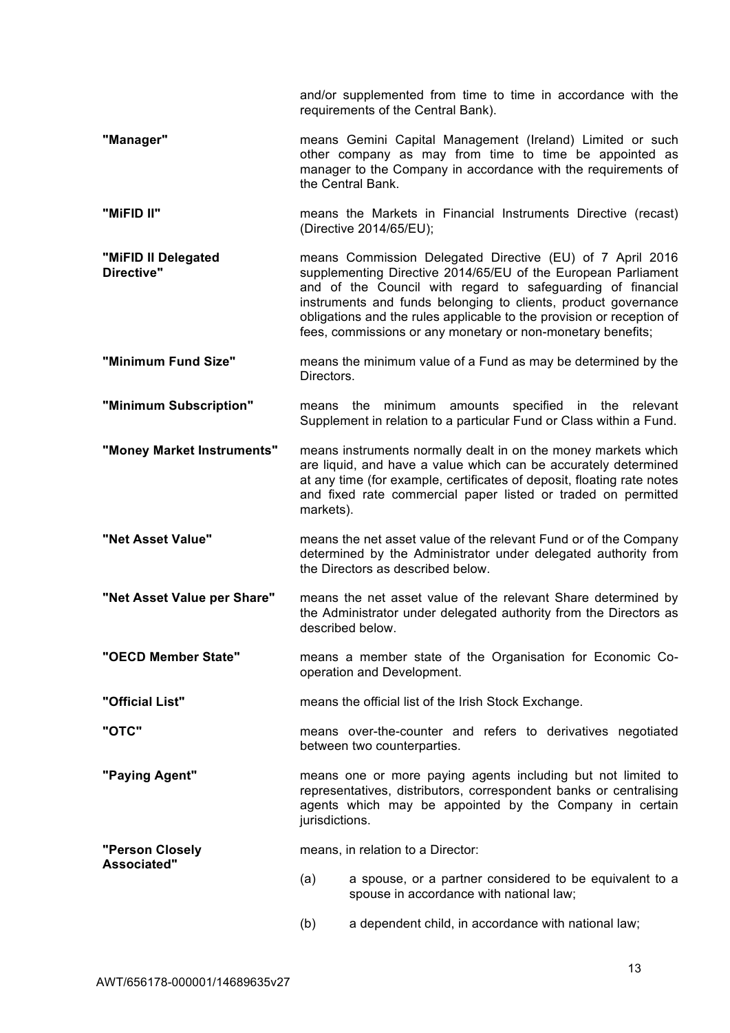and/or supplemented from time to time in accordance with the requirements of the Central Bank).

**"Manager"** means Gemini Capital Management (Ireland) Limited or such other company as may from time to time be appointed as manager to the Company in accordance with the requirements of the Central Bank.

**"MiFID II"** means the Markets in Financial Instruments Directive (recast) (Directive 2014/65/EU);

**"MiFID II Delegated Directive"** means Commission Delegated Directive (EU) of 7 April 2016 supplementing Directive 2014/65/EU of the European Parliament and of the Council with regard to safeguarding of financial instruments and funds belonging to clients, product governance obligations and the rules applicable to the provision or reception of fees, commissions or any monetary or non-monetary benefits;

**"Minimum Fund Size"** means the minimum value of a Fund as may be determined by the Directors.

**"Minimum Subscription"** means the minimum amounts specified in the relevant Supplement in relation to a particular Fund or Class within a Fund.

**"Money Market Instruments"** means instruments normally dealt in on the money markets which are liquid, and have a value which can be accurately determined at any time (for example, certificates of deposit, floating rate notes and fixed rate commercial paper listed or traded on permitted markets).

**"Net Asset Value"** means the net asset value of the relevant Fund or of the Company determined by the Administrator under delegated authority from the Directors as described below.

**"Net Asset Value per Share"** means the net asset value of the relevant Share determined by the Administrator under delegated authority from the Directors as described below.

**"OECD Member State"** means a member state of the Organisation for Economic Co-operation and Development.

**"Official List"** means the official list of the Irish Stock Exchange.

**"OTC"** means over-the-counter and refers to derivatives negotiated between two counterparties.

**"Paying Agent"** means one or more paying agents including but not limited to representatives, distributors, correspondent banks or centralising agents which may be appointed by the Company in certain jurisdictions.

**"Person Closely Associated"** means, in relation to a Director:

(a) a spouse, or a partner considered to be equivalent to a spouse in accordance with national law;

(b) a dependent child, in accordance with national law;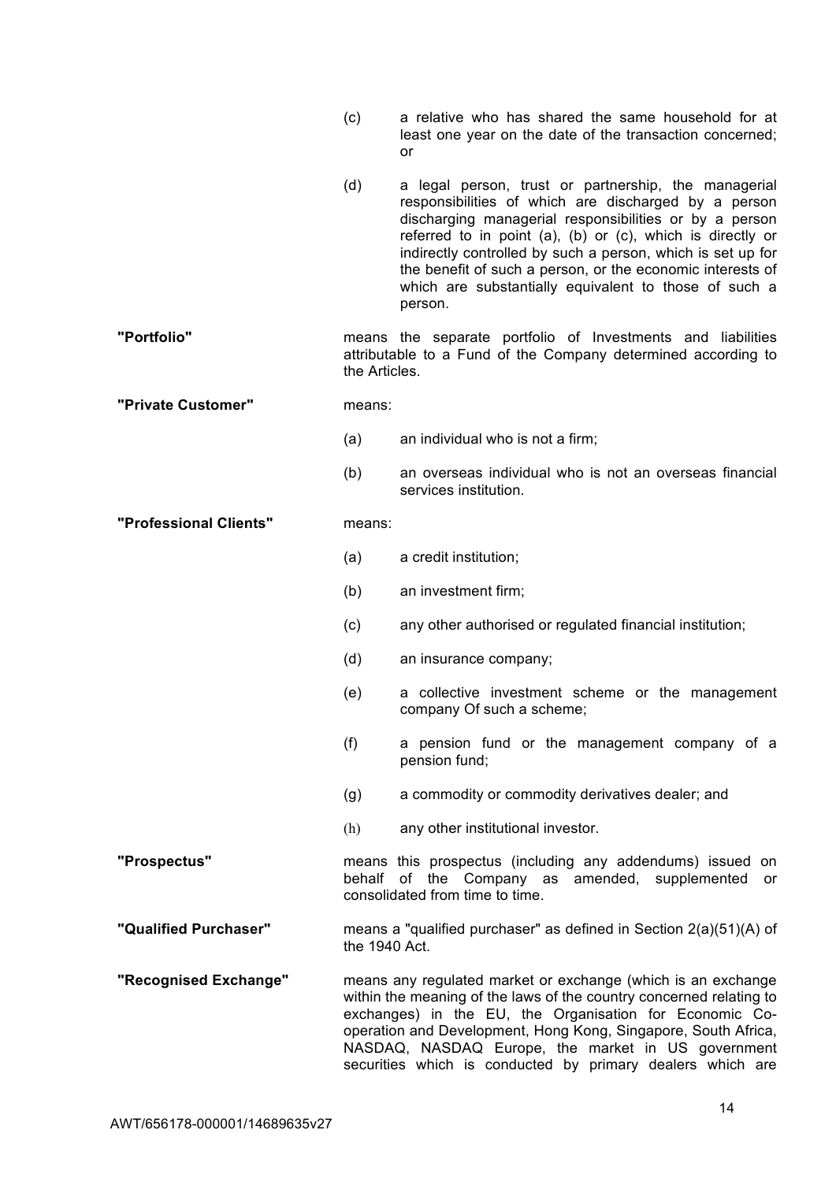(c) a relative who has shared the same household for at least one year on the date of the transaction concerned; or

(d) a legal person, trust or partnership, the managerial responsibilities of which are discharged by a person discharging managerial responsibilities or by a person referred to in point (a), (b) or (c), which is directly or indirectly controlled by such a person, which is set up for the benefit of such a person, or the economic interests of which are substantially equivalent to those of such a person.

**"Portfolio"** means the separate portfolio of Investments and liabilities attributable to a Fund of the Company determined according to the Articles.

**"Private Customer"** means:

(a) an individual who is not a firm;

(b) an overseas individual who is not an overseas financial services institution.

**"Professional Clients"** means:

(a) a credit institution;

(b) an investment firm;

(c) any other authorised or regulated financial institution;

(d) an insurance company;

(e) a collective investment scheme or the management company Of such a scheme;

(f) a pension fund or the management company of a pension fund;

(g) a commodity or commodity derivatives dealer; and

(h) any other institutional investor.

**"Prospectus"** means this prospectus (including any addendums) issued on behalf of the Company as amended, supplemented or consolidated from time to time.

**"Qualified Purchaser"** means a "qualified purchaser" as defined in Section 2(a)(51)(A) of the 1940 Act.

**"Recognised Exchange"** means any regulated market or exchange (which is an exchange within the meaning of the laws of the country concerned relating to exchanges) in the EU, the Organisation for Economic Co-operation and Development, Hong Kong, Singapore, South Africa, NASDAQ, NASDAQ Europe, the market in US government securities which is conducted by primary dealers which are

AWT/656178-000001/14689635v27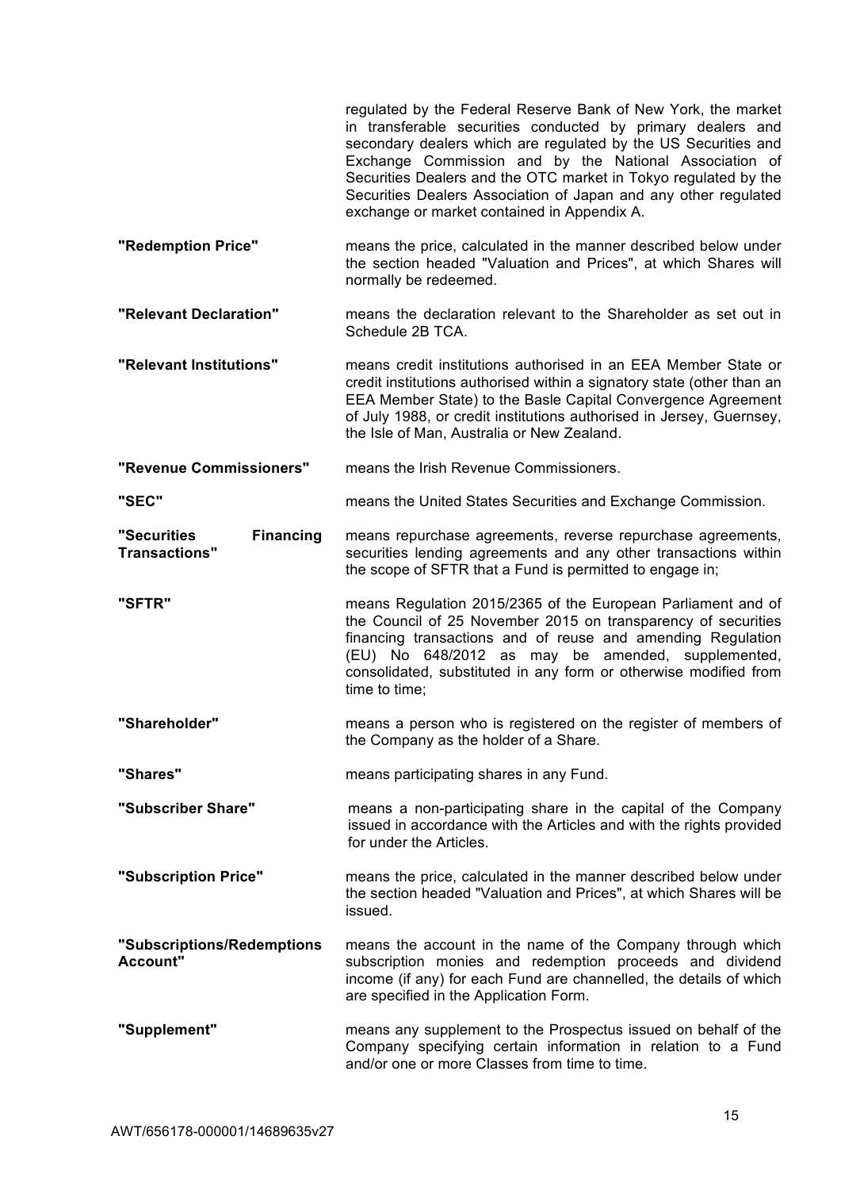regulated by the Federal Reserve Bank of New York, the market in transferable securities conducted by primary dealers and secondary dealers which are regulated by the US Securities and Exchange Commission and by the National Association of Securities Dealers and the OTC market in Tokyo regulated by the Securities Dealers Association of Japan and any other regulated exchange or market contained in Appendix A.

**"Redemption Price"** means the price, calculated in the manner described below under the section headed "Valuation and Prices", at which Shares will normally be redeemed.

**"Relevant Declaration"** means the declaration relevant to the Shareholder as set out in Schedule 2B TCA.

**"Relevant Institutions"** means credit institutions authorised in an EEA Member State or credit institutions authorised within a signatory state (other than an EEA Member State) to the Basle Capital Convergence Agreement of July 1988, or credit institutions authorised in Jersey, Guernsey, the Isle of Man, Australia or New Zealand.

**"Revenue Commissioners"** means the Irish Revenue Commissioners.

**"SEC"** means the United States Securities and Exchange Commission.

**"Securities Financing Transactions"** means repurchase agreements, reverse repurchase agreements, securities lending agreements and any other transactions within the scope of SFTR that a Fund is permitted to engage in;

**"SFTR"** means Regulation 2015/2365 of the European Parliament and of the Council of 25 November 2015 on transparency of securities financing transactions and of reuse and amending Regulation (EU) No 648/2012 as may be amended, supplemented, consolidated, substituted in any form or otherwise modified from time to time;

**"Shareholder"** means a person who is registered on the register of members of the Company as the holder of a Share.

**"Shares"** means participating shares in any Fund.

**"Subscriber Share"** means a non-participating share in the capital of the Company issued in accordance with the Articles and with the rights provided for under the Articles.

**"Subscription Price"** means the price, calculated in the manner described below under the section headed "Valuation and Prices", at which Shares will be issued.

**"Subscriptions/Redemptions Account"** means the account in the name of the Company through which subscription monies and redemption proceeds and dividend income (if any) for each Fund are channelled, the details of which are specified in the Application Form.

**"Supplement"** means any supplement to the Prospectus issued on behalf of the Company specifying certain information in relation to a Fund and/or one or more Classes from time to time.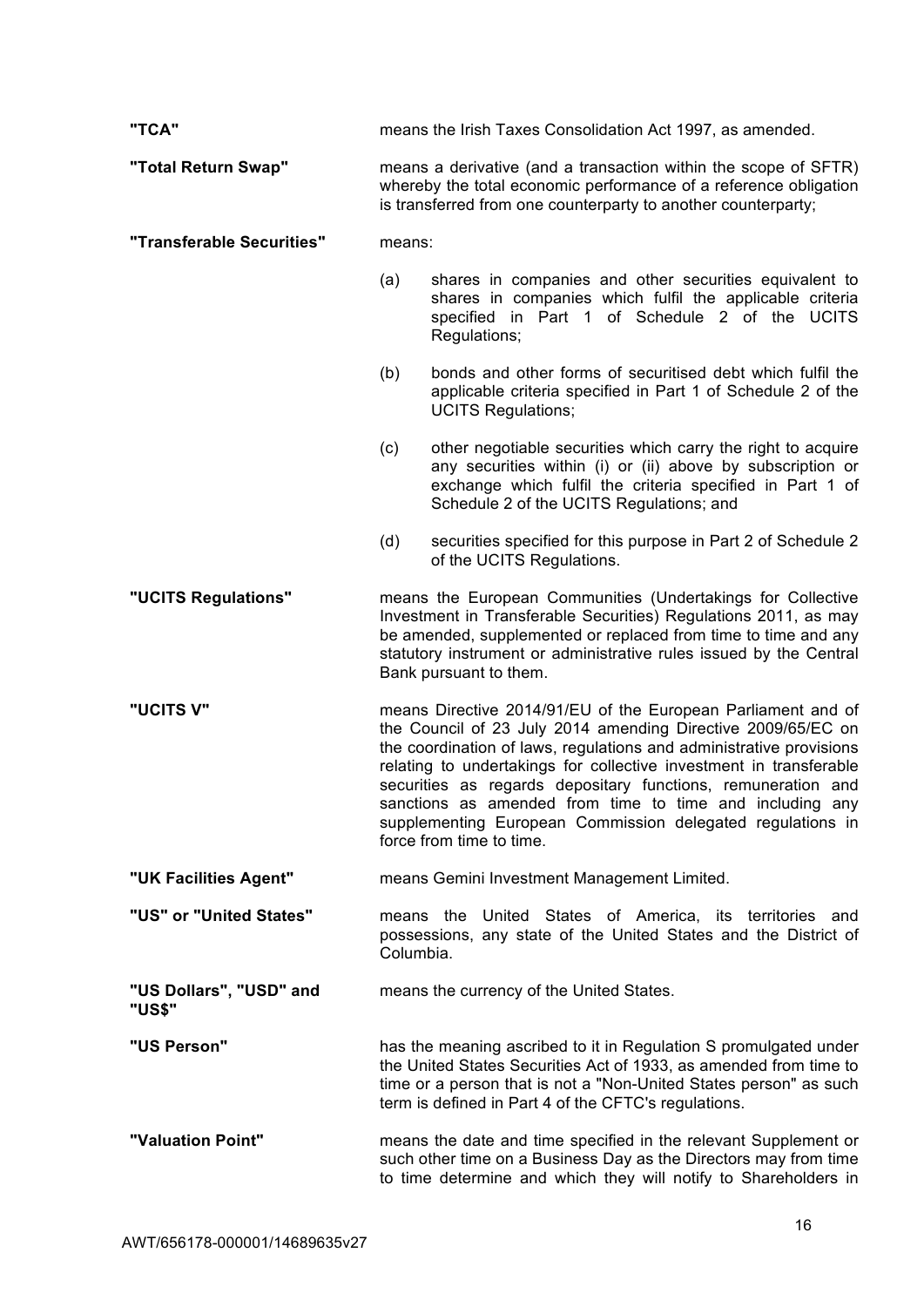**"TCA"** means the Irish Taxes Consolidation Act 1997, as amended.

**"Total Return Swap"** means a derivative (and a transaction within the scope of SFTR) whereby the total economic performance of a reference obligation is transferred from one counterparty to another counterparty;

**"Transferable Securities"** means:

(a) shares in companies and other securities equivalent to shares in companies which fulfil the applicable criteria specified in Part 1 of Schedule 2 of the UCITS Regulations;

(b) bonds and other forms of securitised debt which fulfil the applicable criteria specified in Part 1 of Schedule 2 of the UCITS Regulations;

(c) other negotiable securities which carry the right to acquire any securities within (i) or (ii) above by subscription or exchange which fulfil the criteria specified in Part 1 of Schedule 2 of the UCITS Regulations; and

(d) securities specified for this purpose in Part 2 of Schedule 2 of the UCITS Regulations.

**"UCITS Regulations"** means the European Communities (Undertakings for Collective Investment in Transferable Securities) Regulations 2011, as may be amended, supplemented or replaced from time to time and any statutory instrument or administrative rules issued by the Central Bank pursuant to them.

**"UCITS V"** means Directive 2014/91/EU of the European Parliament and of the Council of 23 July 2014 amending Directive 2009/65/EC on the coordination of laws, regulations and administrative provisions relating to undertakings for collective investment in transferable securities as regards depositary functions, remuneration and sanctions as amended from time to time and including any supplementing European Commission delegated regulations in force from time to time.

**"UK Facilities Agent"** means Gemini Investment Management Limited.

**"US" or "United States"** means the United States of America, its territories and possessions, any state of the United States and the District of Columbia.

**"US Dollars", "USD" and "US$"** means the currency of the United States.

**"US Person"** has the meaning ascribed to it in Regulation S promulgated under the United States Securities Act of 1933, as amended from time to time or a person that is not a "Non-United States person" as such term is defined in Part 4 of the CFTC's regulations.

**"Valuation Point"** means the date and time specified in the relevant Supplement or such other time on a Business Day as the Directors may from time to time determine and which they will notify to Shareholders in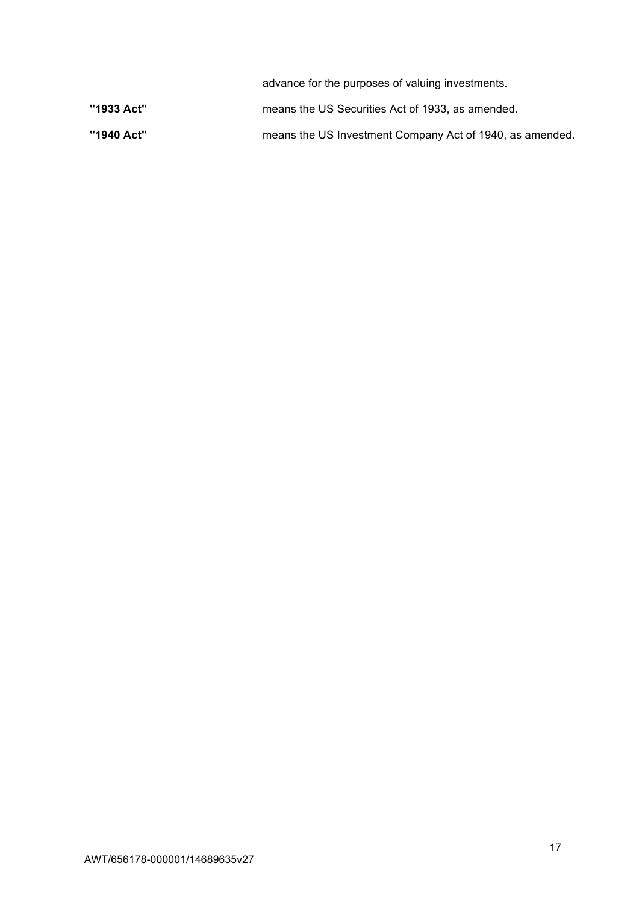advance for the purposes of valuing investments.

| | |
|---|---|
| **"1933 Act"** | means the US Securities Act of 1933, as amended. |
| **"1940 Act"** | means the US Investment Company Act of 1940, as amended. |

AWT/656178-000001/14689635v27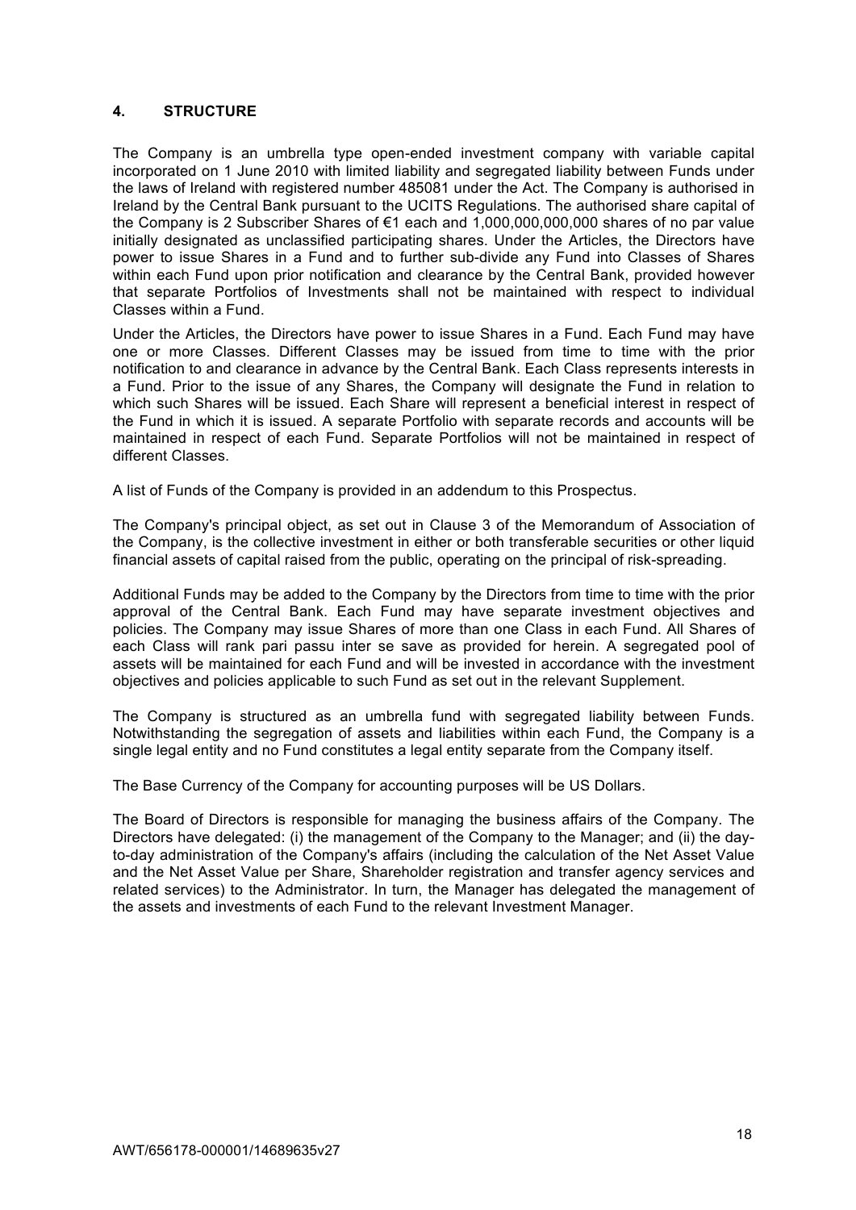## 4. STRUCTURE

The Company is an umbrella type open-ended investment company with variable capital incorporated on 1 June 2010 with limited liability and segregated liability between Funds under the laws of Ireland with registered number 485081 under the Act. The Company is authorised in Ireland by the Central Bank pursuant to the UCITS Regulations. The authorised share capital of the Company is 2 Subscriber Shares of €1 each and 1,000,000,000,000 shares of no par value initially designated as unclassified participating shares. Under the Articles, the Directors have power to issue Shares in a Fund and to further sub-divide any Fund into Classes of Shares within each Fund upon prior notification and clearance by the Central Bank, provided however that separate Portfolios of Investments shall not be maintained with respect to individual Classes within a Fund.

Under the Articles, the Directors have power to issue Shares in a Fund. Each Fund may have one or more Classes. Different Classes may be issued from time to time with the prior notification to and clearance in advance by the Central Bank. Each Class represents interests in a Fund. Prior to the issue of any Shares, the Company will designate the Fund in relation to which such Shares will be issued. Each Share will represent a beneficial interest in respect of the Fund in which it is issued. A separate Portfolio with separate records and accounts will be maintained in respect of each Fund. Separate Portfolios will not be maintained in respect of different Classes.

A list of Funds of the Company is provided in an addendum to this Prospectus.

The Company's principal object, as set out in Clause 3 of the Memorandum of Association of the Company, is the collective investment in either or both transferable securities or other liquid financial assets of capital raised from the public, operating on the principal of risk-spreading.

Additional Funds may be added to the Company by the Directors from time to time with the prior approval of the Central Bank. Each Fund may have separate investment objectives and policies. The Company may issue Shares of more than one Class in each Fund. All Shares of each Class will rank pari passu inter se save as provided for herein. A segregated pool of assets will be maintained for each Fund and will be invested in accordance with the investment objectives and policies applicable to such Fund as set out in the relevant Supplement.

The Company is structured as an umbrella fund with segregated liability between Funds. Notwithstanding the segregation of assets and liabilities within each Fund, the Company is a single legal entity and no Fund constitutes a legal entity separate from the Company itself.

The Base Currency of the Company for accounting purposes will be US Dollars.

The Board of Directors is responsible for managing the business affairs of the Company. The Directors have delegated: (i) the management of the Company to the Manager; and (ii) the day-to-day administration of the Company's affairs (including the calculation of the Net Asset Value and the Net Asset Value per Share, Shareholder registration and transfer agency services and related services) to the Administrator. In turn, the Manager has delegated the management of the assets and investments of each Fund to the relevant Investment Manager.

AWT/656178-000001/14689635v27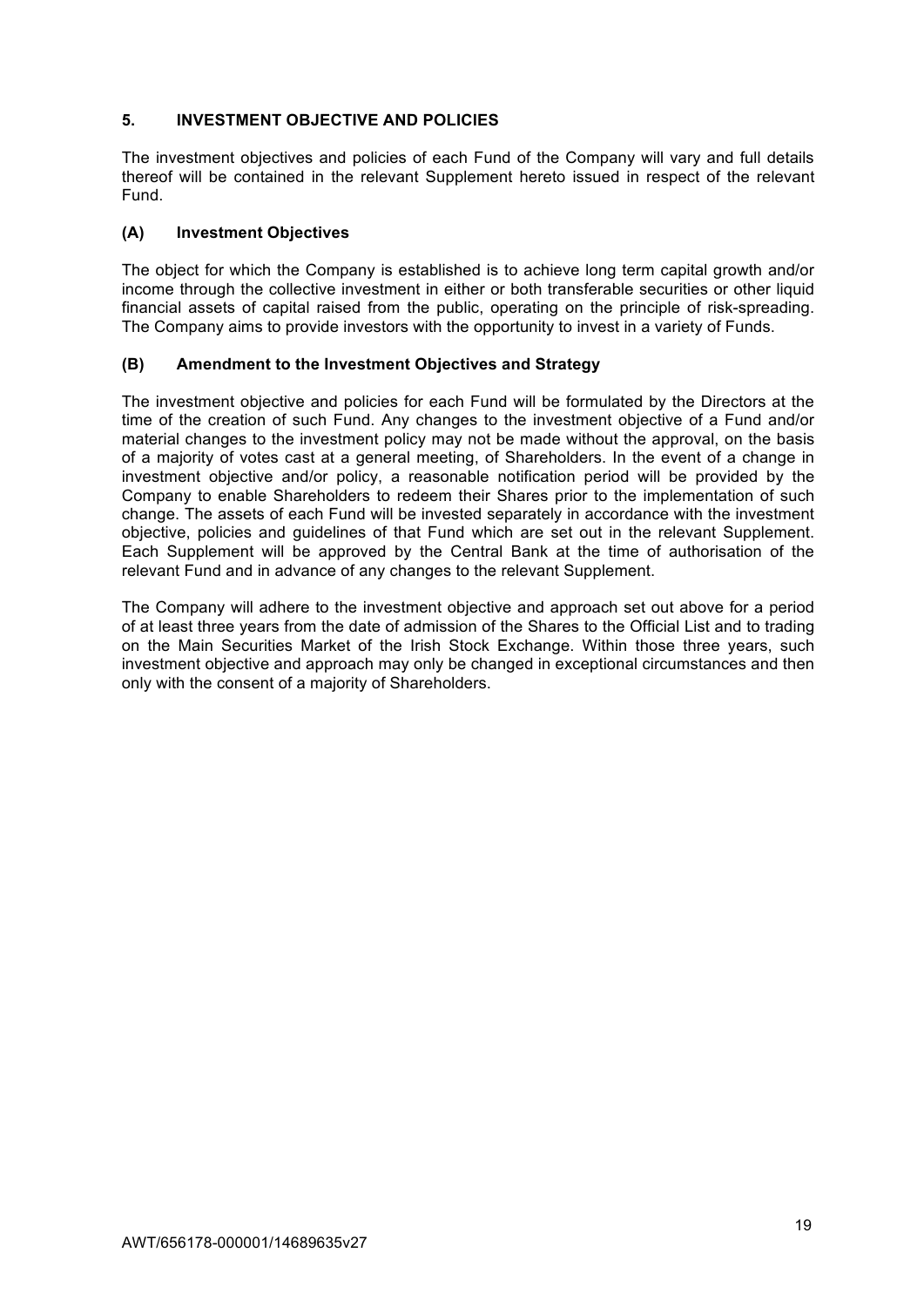## 5. INVESTMENT OBJECTIVE AND POLICIES

The investment objectives and policies of each Fund of the Company will vary and full details thereof will be contained in the relevant Supplement hereto issued in respect of the relevant Fund.

### (A) Investment Objectives

The object for which the Company is established is to achieve long term capital growth and/or income through the collective investment in either or both transferable securities or other liquid financial assets of capital raised from the public, operating on the principle of risk-spreading. The Company aims to provide investors with the opportunity to invest in a variety of Funds.

### (B) Amendment to the Investment Objectives and Strategy

The investment objective and policies for each Fund will be formulated by the Directors at the time of the creation of such Fund. Any changes to the investment objective of a Fund and/or material changes to the investment policy may not be made without the approval, on the basis of a majority of votes cast at a general meeting, of Shareholders. In the event of a change in investment objective and/or policy, a reasonable notification period will be provided by the Company to enable Shareholders to redeem their Shares prior to the implementation of such change. The assets of each Fund will be invested separately in accordance with the investment objective, policies and guidelines of that Fund which are set out in the relevant Supplement. Each Supplement will be approved by the Central Bank at the time of authorisation of the relevant Fund and in advance of any changes to the relevant Supplement.

The Company will adhere to the investment objective and approach set out above for a period of at least three years from the date of admission of the Shares to the Official List and to trading on the Main Securities Market of the Irish Stock Exchange. Within those three years, such investment objective and approach may only be changed in exceptional circumstances and then only with the consent of a majority of Shareholders.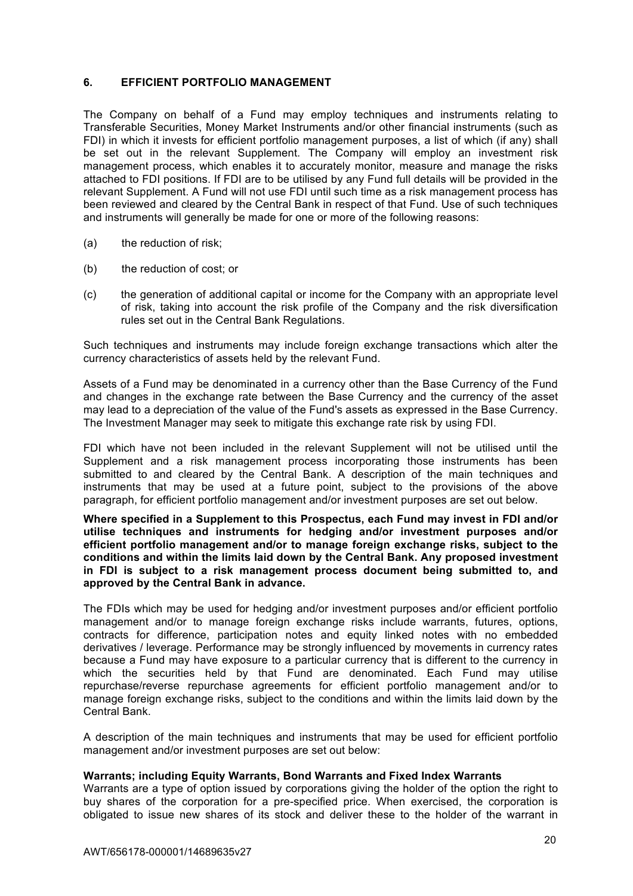## 6. EFFICIENT PORTFOLIO MANAGEMENT

The Company on behalf of a Fund may employ techniques and instruments relating to Transferable Securities, Money Market Instruments and/or other financial instruments (such as FDI) in which it invests for efficient portfolio management purposes, a list of which (if any) shall be set out in the relevant Supplement. The Company will employ an investment risk management process, which enables it to accurately monitor, measure and manage the risks attached to FDI positions. If FDI are to be utilised by any Fund full details will be provided in the relevant Supplement. A Fund will not use FDI until such time as a risk management process has been reviewed and cleared by the Central Bank in respect of that Fund. Use of such techniques and instruments will generally be made for one or more of the following reasons:

(a) the reduction of risk;

(b) the reduction of cost; or

(c) the generation of additional capital or income for the Company with an appropriate level of risk, taking into account the risk profile of the Company and the risk diversification rules set out in the Central Bank Regulations.

Such techniques and instruments may include foreign exchange transactions which alter the currency characteristics of assets held by the relevant Fund.

Assets of a Fund may be denominated in a currency other than the Base Currency of the Fund and changes in the exchange rate between the Base Currency and the currency of the asset may lead to a depreciation of the value of the Fund's assets as expressed in the Base Currency. The Investment Manager may seek to mitigate this exchange rate risk by using FDI.

FDI which have not been included in the relevant Supplement will not be utilised until the Supplement and a risk management process incorporating those instruments has been submitted to and cleared by the Central Bank. A description of the main techniques and instruments that may be used at a future point, subject to the provisions of the above paragraph, for efficient portfolio management and/or investment purposes are set out below.

**Where specified in a Supplement to this Prospectus, each Fund may invest in FDI and/or utilise techniques and instruments for hedging and/or investment purposes and/or efficient portfolio management and/or to manage foreign exchange risks, subject to the conditions and within the limits laid down by the Central Bank. Any proposed investment in FDI is subject to a risk management process document being submitted to, and approved by the Central Bank in advance.**

The FDIs which may be used for hedging and/or investment purposes and/or efficient portfolio management and/or to manage foreign exchange risks include warrants, futures, options, contracts for difference, participation notes and equity linked notes with no embedded derivatives / leverage. Performance may be strongly influenced by movements in currency rates because a Fund may have exposure to a particular currency that is different to the currency in which the securities held by that Fund are denominated. Each Fund may utilise repurchase/reverse repurchase agreements for efficient portfolio management and/or to manage foreign exchange risks, subject to the conditions and within the limits laid down by the Central Bank.

A description of the main techniques and instruments that may be used for efficient portfolio management and/or investment purposes are set out below:

**Warrants; including Equity Warrants, Bond Warrants and Fixed Index Warrants**

Warrants are a type of option issued by corporations giving the holder of the option the right to buy shares of the corporation for a pre-specified price. When exercised, the corporation is obligated to issue new shares of its stock and deliver these to the holder of the warrant in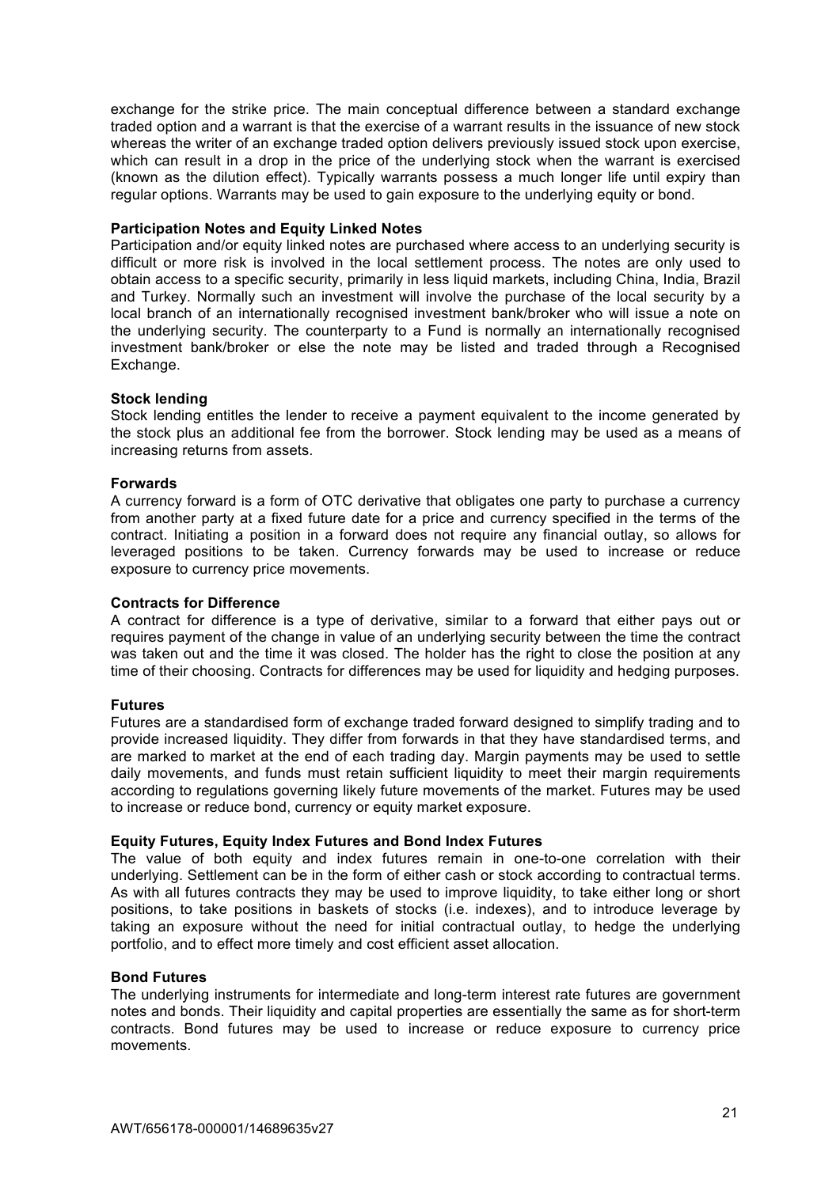exchange for the strike price. The main conceptual difference between a standard exchange traded option and a warrant is that the exercise of a warrant results in the issuance of new stock whereas the writer of an exchange traded option delivers previously issued stock upon exercise, which can result in a drop in the price of the underlying stock when the warrant is exercised (known as the dilution effect). Typically warrants possess a much longer life until expiry than regular options. Warrants may be used to gain exposure to the underlying equity or bond.

**Participation Notes and Equity Linked Notes**

Participation and/or equity linked notes are purchased where access to an underlying security is difficult or more risk is involved in the local settlement process. The notes are only used to obtain access to a specific security, primarily in less liquid markets, including China, India, Brazil and Turkey. Normally such an investment will involve the purchase of the local security by a local branch of an internationally recognised investment bank/broker who will issue a note on the underlying security. The counterparty to a Fund is normally an internationally recognised investment bank/broker or else the note may be listed and traded through a Recognised Exchange.

**Stock lending**

Stock lending entitles the lender to receive a payment equivalent to the income generated by the stock plus an additional fee from the borrower. Stock lending may be used as a means of increasing returns from assets.

**Forwards**

A currency forward is a form of OTC derivative that obligates one party to purchase a currency from another party at a fixed future date for a price and currency specified in the terms of the contract. Initiating a position in a forward does not require any financial outlay, so allows for leveraged positions to be taken. Currency forwards may be used to increase or reduce exposure to currency price movements.

**Contracts for Difference**

A contract for difference is a type of derivative, similar to a forward that either pays out or requires payment of the change in value of an underlying security between the time the contract was taken out and the time it was closed. The holder has the right to close the position at any time of their choosing. Contracts for differences may be used for liquidity and hedging purposes.

**Futures**

Futures are a standardised form of exchange traded forward designed to simplify trading and to provide increased liquidity. They differ from forwards in that they have standardised terms, and are marked to market at the end of each trading day. Margin payments may be used to settle daily movements, and funds must retain sufficient liquidity to meet their margin requirements according to regulations governing likely future movements of the market. Futures may be used to increase or reduce bond, currency or equity market exposure.

**Equity Futures, Equity Index Futures and Bond Index Futures**

The value of both equity and index futures remain in one-to-one correlation with their underlying. Settlement can be in the form of either cash or stock according to contractual terms. As with all futures contracts they may be used to improve liquidity, to take either long or short positions, to take positions in baskets of stocks (i.e. indexes), and to introduce leverage by taking an exposure without the need for initial contractual outlay, to hedge the underlying portfolio, and to effect more timely and cost efficient asset allocation.

**Bond Futures**

The underlying instruments for intermediate and long-term interest rate futures are government notes and bonds. Their liquidity and capital properties are essentially the same as for short-term contracts. Bond futures may be used to increase or reduce exposure to currency price movements.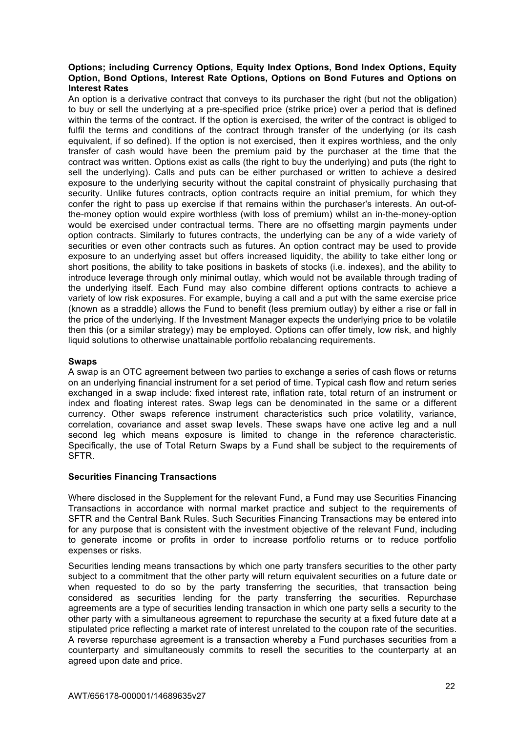**Options; including Currency Options, Equity Index Options, Bond Index Options, Equity Option, Bond Options, Interest Rate Options, Options on Bond Futures and Options on Interest Rates**

An option is a derivative contract that conveys to its purchaser the right (but not the obligation) to buy or sell the underlying at a pre-specified price (strike price) over a period that is defined within the terms of the contract. If the option is exercised, the writer of the contract is obliged to fulfil the terms and conditions of the contract through transfer of the underlying (or its cash equivalent, if so defined). If the option is not exercised, then it expires worthless, and the only transfer of cash would have been the premium paid by the purchaser at the time that the contract was written. Options exist as calls (the right to buy the underlying) and puts (the right to sell the underlying). Calls and puts can be either purchased or written to achieve a desired exposure to the underlying security without the capital constraint of physically purchasing that security. Unlike futures contracts, option contracts require an initial premium, for which they confer the right to pass up exercise if that remains within the purchaser's interests. An out-of-the-money option would expire worthless (with loss of premium) whilst an in-the-money-option would be exercised under contractual terms. There are no offsetting margin payments under option contracts. Similarly to futures contracts, the underlying can be any of a wide variety of securities or even other contracts such as futures. An option contract may be used to provide exposure to an underlying asset but offers increased liquidity, the ability to take either long or short positions, the ability to take positions in baskets of stocks (i.e. indexes), and the ability to introduce leverage through only minimal outlay, which would not be available through trading of the underlying itself. Each Fund may also combine different options contracts to achieve a variety of low risk exposures. For example, buying a call and a put with the same exercise price (known as a straddle) allows the Fund to benefit (less premium outlay) by either a rise or fall in the price of the underlying. If the Investment Manager expects the underlying price to be volatile then this (or a similar strategy) may be employed. Options can offer timely, low risk, and highly liquid solutions to otherwise unattainable portfolio rebalancing requirements.

**Swaps**

A swap is an OTC agreement between two parties to exchange a series of cash flows or returns on an underlying financial instrument for a set period of time. Typical cash flow and return series exchanged in a swap include: fixed interest rate, inflation rate, total return of an instrument or index and floating interest rates. Swap legs can be denominated in the same or a different currency. Other swaps reference instrument characteristics such price volatility, variance, correlation, covariance and asset swap levels. These swaps have one active leg and a null second leg which means exposure is limited to change in the reference characteristic. Specifically, the use of Total Return Swaps by a Fund shall be subject to the requirements of SFTR.

**Securities Financing Transactions**

Where disclosed in the Supplement for the relevant Fund, a Fund may use Securities Financing Transactions in accordance with normal market practice and subject to the requirements of SFTR and the Central Bank Rules. Such Securities Financing Transactions may be entered into for any purpose that is consistent with the investment objective of the relevant Fund, including to generate income or profits in order to increase portfolio returns or to reduce portfolio expenses or risks.

Securities lending means transactions by which one party transfers securities to the other party subject to a commitment that the other party will return equivalent securities on a future date or when requested to do so by the party transferring the securities, that transaction being considered as securities lending for the party transferring the securities. Repurchase agreements are a type of securities lending transaction in which one party sells a security to the other party with a simultaneous agreement to repurchase the security at a fixed future date at a stipulated price reflecting a market rate of interest unrelated to the coupon rate of the securities. A reverse repurchase agreement is a transaction whereby a Fund purchases securities from a counterparty and simultaneously commits to resell the securities to the counterparty at an agreed upon date and price.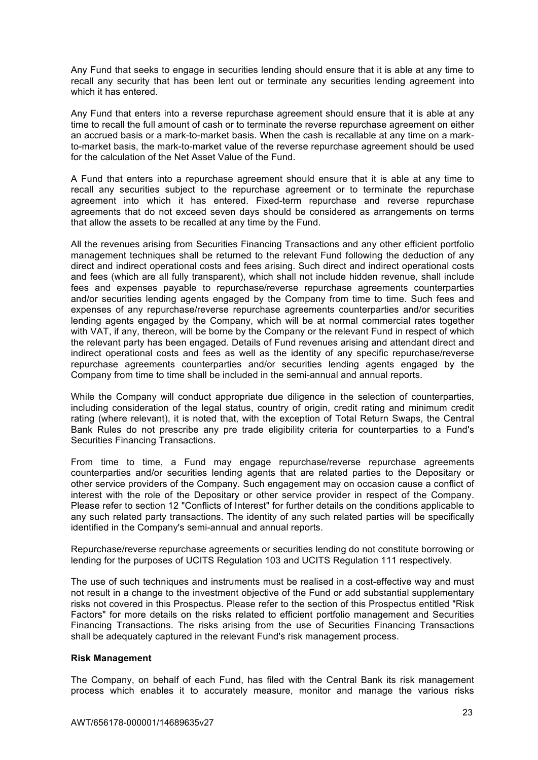Any Fund that seeks to engage in securities lending should ensure that it is able at any time to recall any security that has been lent out or terminate any securities lending agreement into which it has entered.

Any Fund that enters into a reverse repurchase agreement should ensure that it is able at any time to recall the full amount of cash or to terminate the reverse repurchase agreement on either an accrued basis or a mark-to-market basis. When the cash is recallable at any time on a mark-to-market basis, the mark-to-market value of the reverse repurchase agreement should be used for the calculation of the Net Asset Value of the Fund.

A Fund that enters into a repurchase agreement should ensure that it is able at any time to recall any securities subject to the repurchase agreement or to terminate the repurchase agreement into which it has entered. Fixed-term repurchase and reverse repurchase agreements that do not exceed seven days should be considered as arrangements on terms that allow the assets to be recalled at any time by the Fund.

All the revenues arising from Securities Financing Transactions and any other efficient portfolio management techniques shall be returned to the relevant Fund following the deduction of any direct and indirect operational costs and fees arising. Such direct and indirect operational costs and fees (which are all fully transparent), which shall not include hidden revenue, shall include fees and expenses payable to repurchase/reverse repurchase agreements counterparties and/or securities lending agents engaged by the Company from time to time. Such fees and expenses of any repurchase/reverse repurchase agreements counterparties and/or securities lending agents engaged by the Company, which will be at normal commercial rates together with VAT, if any, thereon, will be borne by the Company or the relevant Fund in respect of which the relevant party has been engaged. Details of Fund revenues arising and attendant direct and indirect operational costs and fees as well as the identity of any specific repurchase/reverse repurchase agreements counterparties and/or securities lending agents engaged by the Company from time to time shall be included in the semi-annual and annual reports.

While the Company will conduct appropriate due diligence in the selection of counterparties, including consideration of the legal status, country of origin, credit rating and minimum credit rating (where relevant), it is noted that, with the exception of Total Return Swaps, the Central Bank Rules do not prescribe any pre trade eligibility criteria for counterparties to a Fund's Securities Financing Transactions.

From time to time, a Fund may engage repurchase/reverse repurchase agreements counterparties and/or securities lending agents that are related parties to the Depositary or other service providers of the Company. Such engagement may on occasion cause a conflict of interest with the role of the Depositary or other service provider in respect of the Company. Please refer to section 12 "Conflicts of Interest" for further details on the conditions applicable to any such related party transactions. The identity of any such related parties will be specifically identified in the Company's semi-annual and annual reports.

Repurchase/reverse repurchase agreements or securities lending do not constitute borrowing or lending for the purposes of UCITS Regulation 103 and UCITS Regulation 111 respectively.

The use of such techniques and instruments must be realised in a cost-effective way and must not result in a change to the investment objective of the Fund or add substantial supplementary risks not covered in this Prospectus. Please refer to the section of this Prospectus entitled "Risk Factors" for more details on the risks related to efficient portfolio management and Securities Financing Transactions. The risks arising from the use of Securities Financing Transactions shall be adequately captured in the relevant Fund's risk management process.

**Risk Management**

The Company, on behalf of each Fund, has filed with the Central Bank its risk management process which enables it to accurately measure, monitor and manage the various risks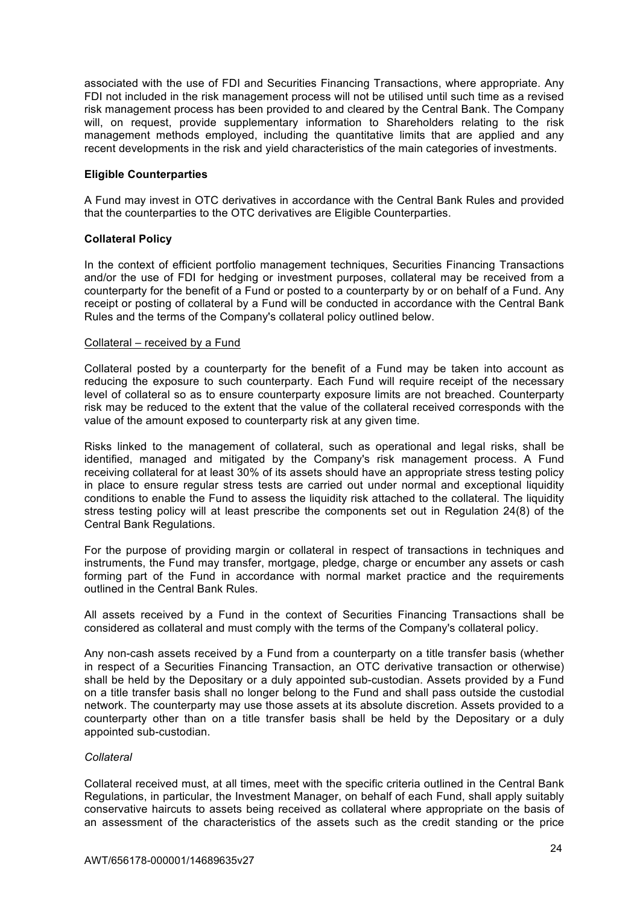associated with the use of FDI and Securities Financing Transactions, where appropriate. Any FDI not included in the risk management process will not be utilised until such time as a revised risk management process has been provided to and cleared by the Central Bank. The Company will, on request, provide supplementary information to Shareholders relating to the risk management methods employed, including the quantitative limits that are applied and any recent developments in the risk and yield characteristics of the main categories of investments.

**Eligible Counterparties**

A Fund may invest in OTC derivatives in accordance with the Central Bank Rules and provided that the counterparties to the OTC derivatives are Eligible Counterparties.

**Collateral Policy**

In the context of efficient portfolio management techniques, Securities Financing Transactions and/or the use of FDI for hedging or investment purposes, collateral may be received from a counterparty for the benefit of a Fund or posted to a counterparty by or on behalf of a Fund. Any receipt or posting of collateral by a Fund will be conducted in accordance with the Central Bank Rules and the terms of the Company's collateral policy outlined below.

Collateral – received by a Fund

Collateral posted by a counterparty for the benefit of a Fund may be taken into account as reducing the exposure to such counterparty. Each Fund will require receipt of the necessary level of collateral so as to ensure counterparty exposure limits are not breached. Counterparty risk may be reduced to the extent that the value of the collateral received corresponds with the value of the amount exposed to counterparty risk at any given time.

Risks linked to the management of collateral, such as operational and legal risks, shall be identified, managed and mitigated by the Company's risk management process. A Fund receiving collateral for at least 30% of its assets should have an appropriate stress testing policy in place to ensure regular stress tests are carried out under normal and exceptional liquidity conditions to enable the Fund to assess the liquidity risk attached to the collateral. The liquidity stress testing policy will at least prescribe the components set out in Regulation 24(8) of the Central Bank Regulations.

For the purpose of providing margin or collateral in respect of transactions in techniques and instruments, the Fund may transfer, mortgage, pledge, charge or encumber any assets or cash forming part of the Fund in accordance with normal market practice and the requirements outlined in the Central Bank Rules.

All assets received by a Fund in the context of Securities Financing Transactions shall be considered as collateral and must comply with the terms of the Company's collateral policy.

Any non-cash assets received by a Fund from a counterparty on a title transfer basis (whether in respect of a Securities Financing Transaction, an OTC derivative transaction or otherwise) shall be held by the Depositary or a duly appointed sub-custodian. Assets provided by a Fund on a title transfer basis shall no longer belong to the Fund and shall pass outside the custodial network. The counterparty may use those assets at its absolute discretion. Assets provided to a counterparty other than on a title transfer basis shall be held by the Depositary or a duly appointed sub-custodian.

*Collateral*

Collateral received must, at all times, meet with the specific criteria outlined in the Central Bank Regulations, in particular, the Investment Manager, on behalf of each Fund, shall apply suitably conservative haircuts to assets being received as collateral where appropriate on the basis of an assessment of the characteristics of the assets such as the credit standing or the price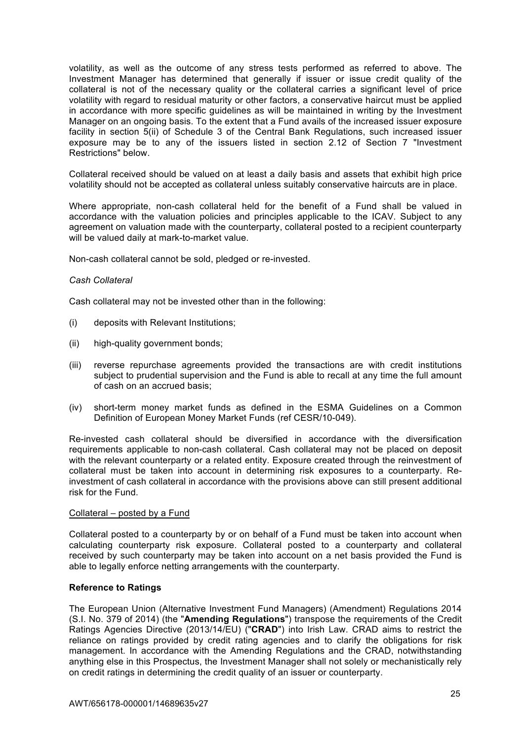volatility, as well as the outcome of any stress tests performed as referred to above. The Investment Manager has determined that generally if issuer or issue credit quality of the collateral is not of the necessary quality or the collateral carries a significant level of price volatility with regard to residual maturity or other factors, a conservative haircut must be applied in accordance with more specific guidelines as will be maintained in writing by the Investment Manager on an ongoing basis. To the extent that a Fund avails of the increased issuer exposure facility in section 5(ii) of Schedule 3 of the Central Bank Regulations, such increased issuer exposure may be to any of the issuers listed in section 2.12 of Section 7 "Investment Restrictions" below.

Collateral received should be valued on at least a daily basis and assets that exhibit high price volatility should not be accepted as collateral unless suitably conservative haircuts are in place.

Where appropriate, non-cash collateral held for the benefit of a Fund shall be valued in accordance with the valuation policies and principles applicable to the ICAV. Subject to any agreement on valuation made with the counterparty, collateral posted to a recipient counterparty will be valued daily at mark-to-market value.

Non-cash collateral cannot be sold, pledged or re-invested.

*Cash Collateral*

Cash collateral may not be invested other than in the following:

(i) deposits with Relevant Institutions;

(ii) high-quality government bonds;

(iii) reverse repurchase agreements provided the transactions are with credit institutions subject to prudential supervision and the Fund is able to recall at any time the full amount of cash on an accrued basis;

(iv) short-term money market funds as defined in the ESMA Guidelines on a Common Definition of European Money Market Funds (ref CESR/10-049).

Re-invested cash collateral should be diversified in accordance with the diversification requirements applicable to non-cash collateral. Cash collateral may not be placed on deposit with the relevant counterparty or a related entity. Exposure created through the reinvestment of collateral must be taken into account in determining risk exposures to a counterparty. Re-investment of cash collateral in accordance with the provisions above can still present additional risk for the Fund.

<u>Collateral – posted by a Fund</u>

Collateral posted to a counterparty by or on behalf of a Fund must be taken into account when calculating counterparty risk exposure. Collateral posted to a counterparty and collateral received by such counterparty may be taken into account on a net basis provided the Fund is able to legally enforce netting arrangements with the counterparty.

**Reference to Ratings**

The European Union (Alternative Investment Fund Managers) (Amendment) Regulations 2014 (S.I. No. 379 of 2014) (the "**Amending Regulations**") transpose the requirements of the Credit Ratings Agencies Directive (2013/14/EU) ("**CRAD**") into Irish Law. CRAD aims to restrict the reliance on ratings provided by credit rating agencies and to clarify the obligations for risk management. In accordance with the Amending Regulations and the CRAD, notwithstanding anything else in this Prospectus, the Investment Manager shall not solely or mechanistically rely on credit ratings in determining the credit quality of an issuer or counterparty.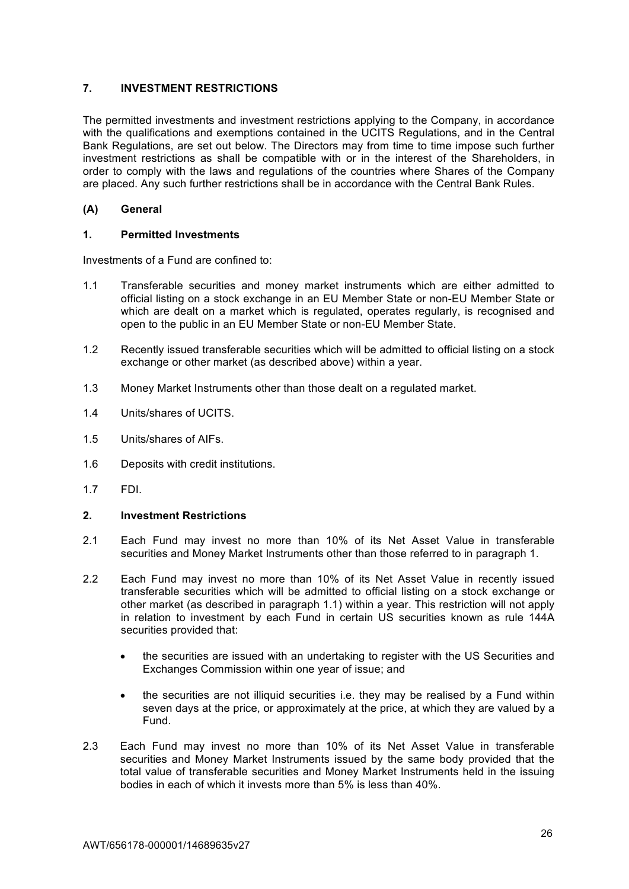## 7. INVESTMENT RESTRICTIONS

The permitted investments and investment restrictions applying to the Company, in accordance with the qualifications and exemptions contained in the UCITS Regulations, and in the Central Bank Regulations, are set out below. The Directors may from time to time impose such further investment restrictions as shall be compatible with or in the interest of the Shareholders, in order to comply with the laws and regulations of the countries where Shares of the Company are placed. Any such further restrictions shall be in accordance with the Central Bank Rules.

### (A) General

### 1. Permitted Investments

Investments of a Fund are confined to:

1.1 Transferable securities and money market instruments which are either admitted to official listing on a stock exchange in an EU Member State or non-EU Member State or which are dealt on a market which is regulated, operates regularly, is recognised and open to the public in an EU Member State or non-EU Member State.

1.2 Recently issued transferable securities which will be admitted to official listing on a stock exchange or other market (as described above) within a year.

1.3 Money Market Instruments other than those dealt on a regulated market.

1.4 Units/shares of UCITS.

1.5 Units/shares of AIFs.

1.6 Deposits with credit institutions.

1.7 FDI.

### 2. Investment Restrictions

2.1 Each Fund may invest no more than 10% of its Net Asset Value in transferable securities and Money Market Instruments other than those referred to in paragraph 1.

2.2 Each Fund may invest no more than 10% of its Net Asset Value in recently issued transferable securities which will be admitted to official listing on a stock exchange or other market (as described in paragraph 1.1) within a year. This restriction will not apply in relation to investment by each Fund in certain US securities known as rule 144A securities provided that:

- the securities are issued with an undertaking to register with the US Securities and Exchanges Commission within one year of issue; and
- the securities are not illiquid securities i.e. they may be realised by a Fund within seven days at the price, or approximately at the price, at which they are valued by a Fund.

2.3 Each Fund may invest no more than 10% of its Net Asset Value in transferable securities and Money Market Instruments issued by the same body provided that the total value of transferable securities and Money Market Instruments held in the issuing bodies in each of which it invests more than 5% is less than 40%.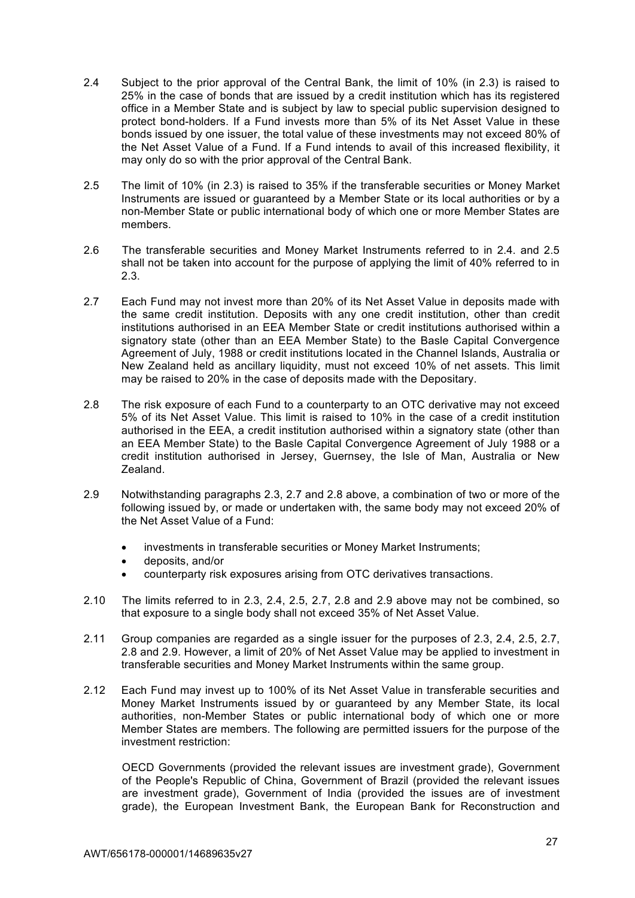2.4 Subject to the prior approval of the Central Bank, the limit of 10% (in 2.3) is raised to 25% in the case of bonds that are issued by a credit institution which has its registered office in a Member State and is subject by law to special public supervision designed to protect bond-holders. If a Fund invests more than 5% of its Net Asset Value in these bonds issued by one issuer, the total value of these investments may not exceed 80% of the Net Asset Value of a Fund. If a Fund intends to avail of this increased flexibility, it may only do so with the prior approval of the Central Bank.

2.5 The limit of 10% (in 2.3) is raised to 35% if the transferable securities or Money Market Instruments are issued or guaranteed by a Member State or its local authorities or by a non-Member State or public international body of which one or more Member States are members.

2.6 The transferable securities and Money Market Instruments referred to in 2.4. and 2.5 shall not be taken into account for the purpose of applying the limit of 40% referred to in 2.3.

2.7 Each Fund may not invest more than 20% of its Net Asset Value in deposits made with the same credit institution. Deposits with any one credit institution, other than credit institutions authorised in an EEA Member State or credit institutions authorised within a signatory state (other than an EEA Member State) to the Basle Capital Convergence Agreement of July, 1988 or credit institutions located in the Channel Islands, Australia or New Zealand held as ancillary liquidity, must not exceed 10% of net assets. This limit may be raised to 20% in the case of deposits made with the Depositary.

2.8 The risk exposure of each Fund to a counterparty to an OTC derivative may not exceed 5% of its Net Asset Value. This limit is raised to 10% in the case of a credit institution authorised in the EEA, a credit institution authorised within a signatory state (other than an EEA Member State) to the Basle Capital Convergence Agreement of July 1988 or a credit institution authorised in Jersey, Guernsey, the Isle of Man, Australia or New Zealand.

2.9 Notwithstanding paragraphs 2.3, 2.7 and 2.8 above, a combination of two or more of the following issued by, or made or undertaken with, the same body may not exceed 20% of the Net Asset Value of a Fund:

- investments in transferable securities or Money Market Instruments;
- deposits, and/or
- counterparty risk exposures arising from OTC derivatives transactions.

2.10 The limits referred to in 2.3, 2.4, 2.5, 2.7, 2.8 and 2.9 above may not be combined, so that exposure to a single body shall not exceed 35% of Net Asset Value.

2.11 Group companies are regarded as a single issuer for the purposes of 2.3, 2.4, 2.5, 2.7, 2.8 and 2.9. However, a limit of 20% of Net Asset Value may be applied to investment in transferable securities and Money Market Instruments within the same group.

2.12 Each Fund may invest up to 100% of its Net Asset Value in transferable securities and Money Market Instruments issued by or guaranteed by any Member State, its local authorities, non-Member States or public international body of which one or more Member States are members. The following are permitted issuers for the purpose of the investment restriction:

OECD Governments (provided the relevant issues are investment grade), Government of the People's Republic of China, Government of Brazil (provided the relevant issues are investment grade), Government of India (provided the issues are of investment grade), the European Investment Bank, the European Bank for Reconstruction and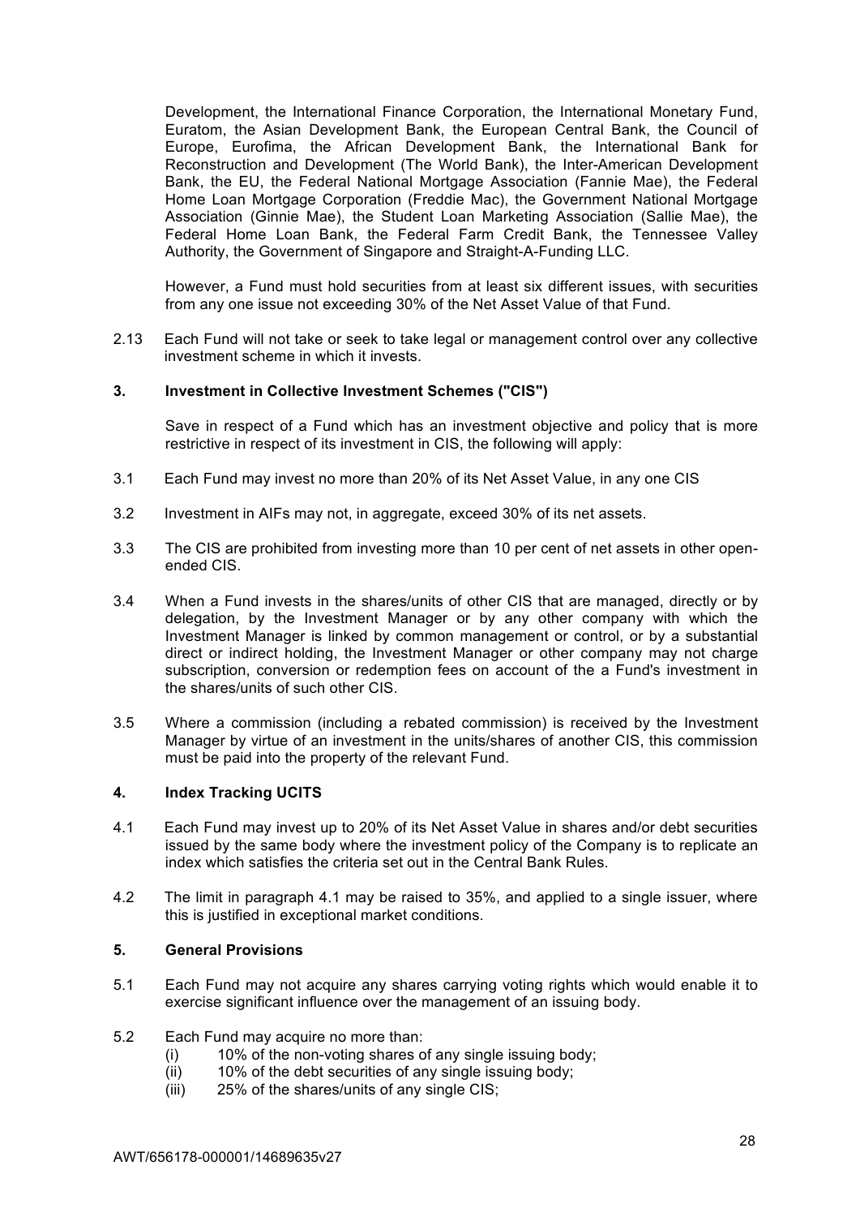Development, the International Finance Corporation, the International Monetary Fund, Euratom, the Asian Development Bank, the European Central Bank, the Council of Europe, Eurofima, the African Development Bank, the International Bank for Reconstruction and Development (The World Bank), the Inter-American Development Bank, the EU, the Federal National Mortgage Association (Fannie Mae), the Federal Home Loan Mortgage Corporation (Freddie Mac), the Government National Mortgage Association (Ginnie Mae), the Student Loan Marketing Association (Sallie Mae), the Federal Home Loan Bank, the Federal Farm Credit Bank, the Tennessee Valley Authority, the Government of Singapore and Straight-A-Funding LLC.

However, a Fund must hold securities from at least six different issues, with securities from any one issue not exceeding 30% of the Net Asset Value of that Fund.

2.13 Each Fund will not take or seek to take legal or management control over any collective investment scheme in which it invests.

### 3. Investment in Collective Investment Schemes ("CIS")

Save in respect of a Fund which has an investment objective and policy that is more restrictive in respect of its investment in CIS, the following will apply:

3.1 Each Fund may invest no more than 20% of its Net Asset Value, in any one CIS

3.2 Investment in AIFs may not, in aggregate, exceed 30% of its net assets.

3.3 The CIS are prohibited from investing more than 10 per cent of net assets in other open-ended CIS.

3.4 When a Fund invests in the shares/units of other CIS that are managed, directly or by delegation, by the Investment Manager or by any other company with which the Investment Manager is linked by common management or control, or by a substantial direct or indirect holding, the Investment Manager or other company may not charge subscription, conversion or redemption fees on account of the a Fund's investment in the shares/units of such other CIS.

3.5 Where a commission (including a rebated commission) is received by the Investment Manager by virtue of an investment in the units/shares of another CIS, this commission must be paid into the property of the relevant Fund.

### 4. Index Tracking UCITS

4.1 Each Fund may invest up to 20% of its Net Asset Value in shares and/or debt securities issued by the same body where the investment policy of the Company is to replicate an index which satisfies the criteria set out in the Central Bank Rules.

4.2 The limit in paragraph 4.1 may be raised to 35%, and applied to a single issuer, where this is justified in exceptional market conditions.

### 5. General Provisions

5.1 Each Fund may not acquire any shares carrying voting rights which would enable it to exercise significant influence over the management of an issuing body.

5.2 Each Fund may acquire no more than:

- (i) 10% of the non-voting shares of any single issuing body;
- (ii) 10% of the debt securities of any single issuing body;
- (iii) 25% of the shares/units of any single CIS;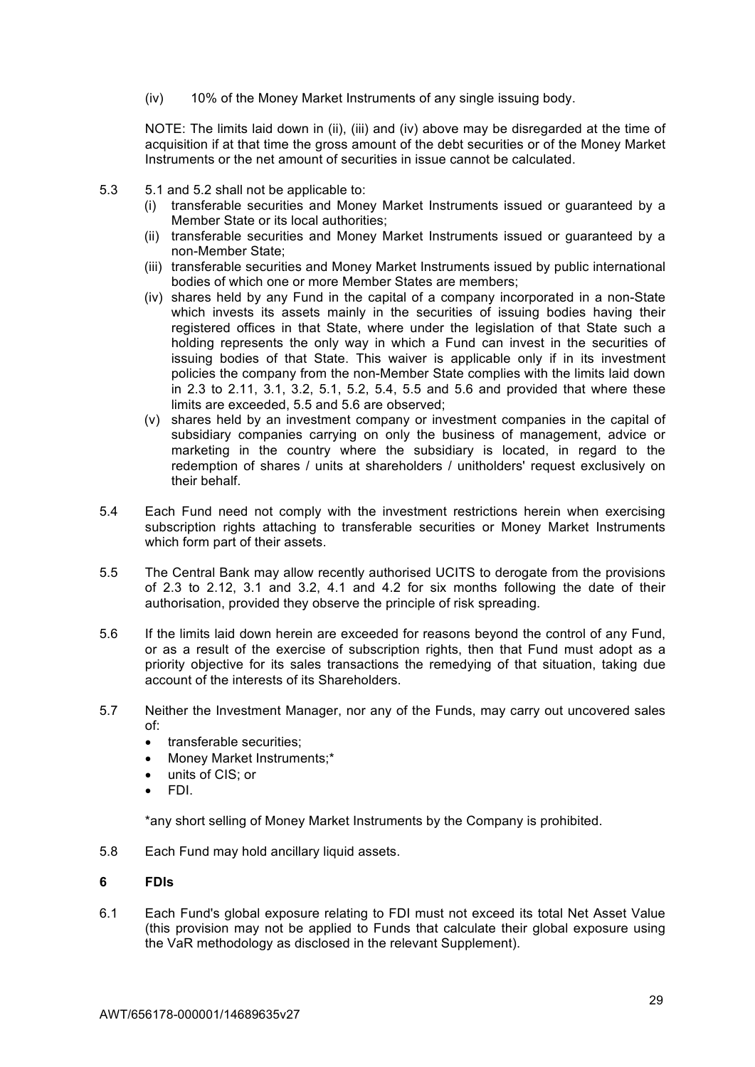(iv) 10% of the Money Market Instruments of any single issuing body.

NOTE: The limits laid down in (ii), (iii) and (iv) above may be disregarded at the time of acquisition if at that time the gross amount of the debt securities or of the Money Market Instruments or the net amount of securities in issue cannot be calculated.

5.3 5.1 and 5.2 shall not be applicable to:

(i) transferable securities and Money Market Instruments issued or guaranteed by a Member State or its local authorities;

(ii) transferable securities and Money Market Instruments issued or guaranteed by a non-Member State;

(iii) transferable securities and Money Market Instruments issued by public international bodies of which one or more Member States are members;

(iv) shares held by any Fund in the capital of a company incorporated in a non-State which invests its assets mainly in the securities of issuing bodies having their registered offices in that State, where under the legislation of that State such a holding represents the only way in which a Fund can invest in the securities of issuing bodies of that State. This waiver is applicable only if in its investment policies the company from the non-Member State complies with the limits laid down in 2.3 to 2.11, 3.1, 3.2, 5.1, 5.2, 5.4, 5.5 and 5.6 and provided that where these limits are exceeded, 5.5 and 5.6 are observed;

(v) shares held by an investment company or investment companies in the capital of subsidiary companies carrying on only the business of management, advice or marketing in the country where the subsidiary is located, in regard to the redemption of shares / units at shareholders / unitholders' request exclusively on their behalf.

5.4 Each Fund need not comply with the investment restrictions herein when exercising subscription rights attaching to transferable securities or Money Market Instruments which form part of their assets.

5.5 The Central Bank may allow recently authorised UCITS to derogate from the provisions of 2.3 to 2.12, 3.1 and 3.2, 4.1 and 4.2 for six months following the date of their authorisation, provided they observe the principle of risk spreading.

5.6 If the limits laid down herein are exceeded for reasons beyond the control of any Fund, or as a result of the exercise of subscription rights, then that Fund must adopt as a priority objective for its sales transactions the remedying of that situation, taking due account of the interests of its Shareholders.

5.7 Neither the Investment Manager, nor any of the Funds, may carry out uncovered sales of:

- transferable securities;
- Money Market Instruments;*
- units of CIS; or
- FDI.

*any short selling of Money Market Instruments by the Company is prohibited.

5.8 Each Fund may hold ancillary liquid assets.

**6 FDIs**

6.1 Each Fund's global exposure relating to FDI must not exceed its total Net Asset Value (this provision may not be applied to Funds that calculate their global exposure using the VaR methodology as disclosed in the relevant Supplement).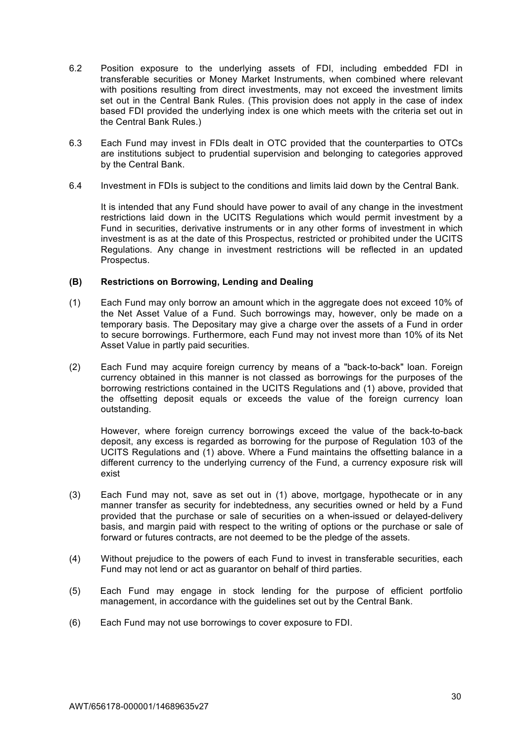6.2 Position exposure to the underlying assets of FDI, including embedded FDI in transferable securities or Money Market Instruments, when combined where relevant with positions resulting from direct investments, may not exceed the investment limits set out in the Central Bank Rules. (This provision does not apply in the case of index based FDI provided the underlying index is one which meets with the criteria set out in the Central Bank Rules.)

6.3 Each Fund may invest in FDIs dealt in OTC provided that the counterparties to OTCs are institutions subject to prudential supervision and belonging to categories approved by the Central Bank.

6.4 Investment in FDIs is subject to the conditions and limits laid down by the Central Bank.

It is intended that any Fund should have power to avail of any change in the investment restrictions laid down in the UCITS Regulations which would permit investment by a Fund in securities, derivative instruments or in any other forms of investment in which investment is as at the date of this Prospectus, restricted or prohibited under the UCITS Regulations. Any change in investment restrictions will be reflected in an updated Prospectus.

**(B) Restrictions on Borrowing, Lending and Dealing**

(1) Each Fund may only borrow an amount which in the aggregate does not exceed 10% of the Net Asset Value of a Fund. Such borrowings may, however, only be made on a temporary basis. The Depositary may give a charge over the assets of a Fund in order to secure borrowings. Furthermore, each Fund may not invest more than 10% of its Net Asset Value in partly paid securities.

(2) Each Fund may acquire foreign currency by means of a "back-to-back" loan. Foreign currency obtained in this manner is not classed as borrowings for the purposes of the borrowing restrictions contained in the UCITS Regulations and (1) above, provided that the offsetting deposit equals or exceeds the value of the foreign currency loan outstanding.

However, where foreign currency borrowings exceed the value of the back-to-back deposit, any excess is regarded as borrowing for the purpose of Regulation 103 of the UCITS Regulations and (1) above. Where a Fund maintains the offsetting balance in a different currency to the underlying currency of the Fund, a currency exposure risk will exist

(3) Each Fund may not, save as set out in (1) above, mortgage, hypothecate or in any manner transfer as security for indebtedness, any securities owned or held by a Fund provided that the purchase or sale of securities on a when-issued or delayed-delivery basis, and margin paid with respect to the writing of options or the purchase or sale of forward or futures contracts, are not deemed to be the pledge of the assets.

(4) Without prejudice to the powers of each Fund to invest in transferable securities, each Fund may not lend or act as guarantor on behalf of third parties.

(5) Each Fund may engage in stock lending for the purpose of efficient portfolio management, in accordance with the guidelines set out by the Central Bank.

(6) Each Fund may not use borrowings to cover exposure to FDI.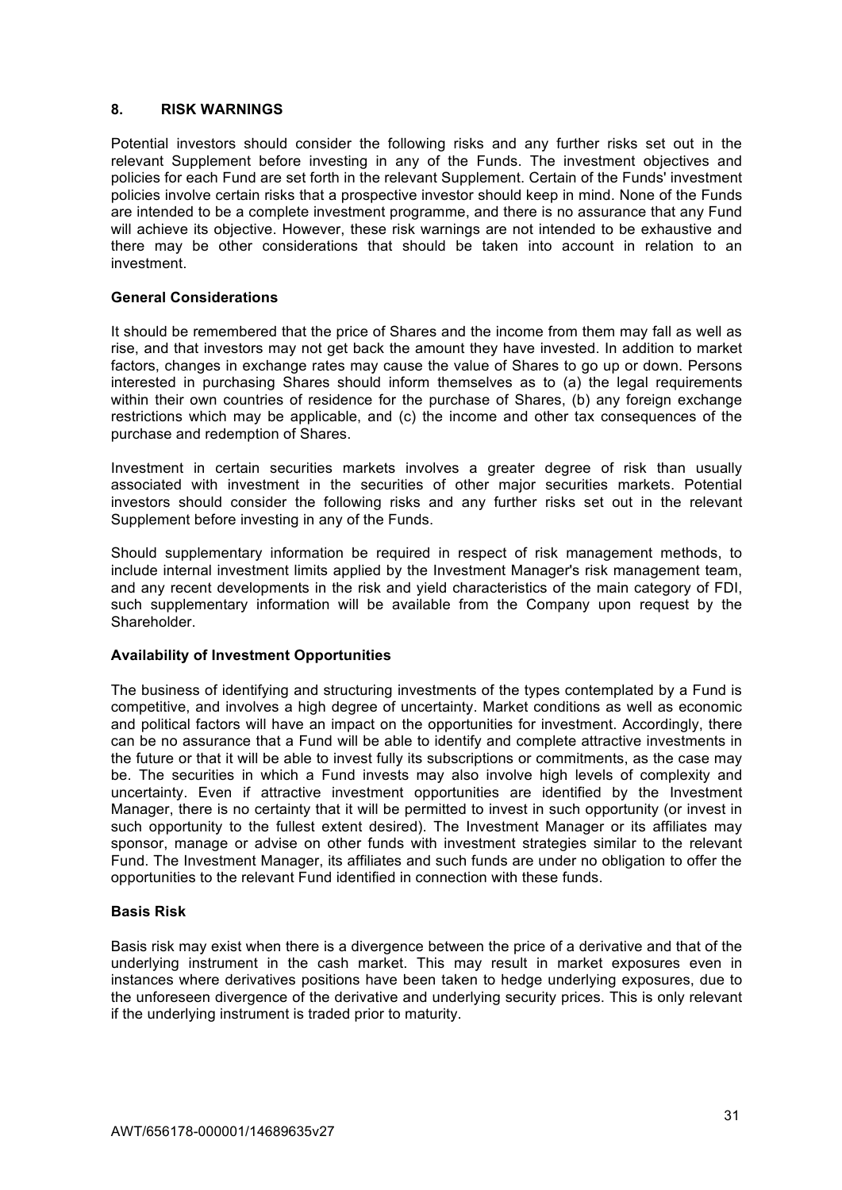## 8. RISK WARNINGS

Potential investors should consider the following risks and any further risks set out in the relevant Supplement before investing in any of the Funds. The investment objectives and policies for each Fund are set forth in the relevant Supplement. Certain of the Funds' investment policies involve certain risks that a prospective investor should keep in mind. None of the Funds are intended to be a complete investment programme, and there is no assurance that any Fund will achieve its objective. However, these risk warnings are not intended to be exhaustive and there may be other considerations that should be taken into account in relation to an investment.

### General Considerations

It should be remembered that the price of Shares and the income from them may fall as well as rise, and that investors may not get back the amount they have invested. In addition to market factors, changes in exchange rates may cause the value of Shares to go up or down. Persons interested in purchasing Shares should inform themselves as to (a) the legal requirements within their own countries of residence for the purchase of Shares, (b) any foreign exchange restrictions which may be applicable, and (c) the income and other tax consequences of the purchase and redemption of Shares.

Investment in certain securities markets involves a greater degree of risk than usually associated with investment in the securities of other major securities markets. Potential investors should consider the following risks and any further risks set out in the relevant Supplement before investing in any of the Funds.

Should supplementary information be required in respect of risk management methods, to include internal investment limits applied by the Investment Manager's risk management team, and any recent developments in the risk and yield characteristics of the main category of FDI, such supplementary information will be available from the Company upon request by the Shareholder.

### Availability of Investment Opportunities

The business of identifying and structuring investments of the types contemplated by a Fund is competitive, and involves a high degree of uncertainty. Market conditions as well as economic and political factors will have an impact on the opportunities for investment. Accordingly, there can be no assurance that a Fund will be able to identify and complete attractive investments in the future or that it will be able to invest fully its subscriptions or commitments, as the case may be. The securities in which a Fund invests may also involve high levels of complexity and uncertainty. Even if attractive investment opportunities are identified by the Investment Manager, there is no certainty that it will be permitted to invest in such opportunity (or invest in such opportunity to the fullest extent desired). The Investment Manager or its affiliates may sponsor, manage or advise on other funds with investment strategies similar to the relevant Fund. The Investment Manager, its affiliates and such funds are under no obligation to offer the opportunities to the relevant Fund identified in connection with these funds.

### Basis Risk

Basis risk may exist when there is a divergence between the price of a derivative and that of the underlying instrument in the cash market. This may result in market exposures even in instances where derivatives positions have been taken to hedge underlying exposures, due to the unforeseen divergence of the derivative and underlying security prices. This is only relevant if the underlying instrument is traded prior to maturity.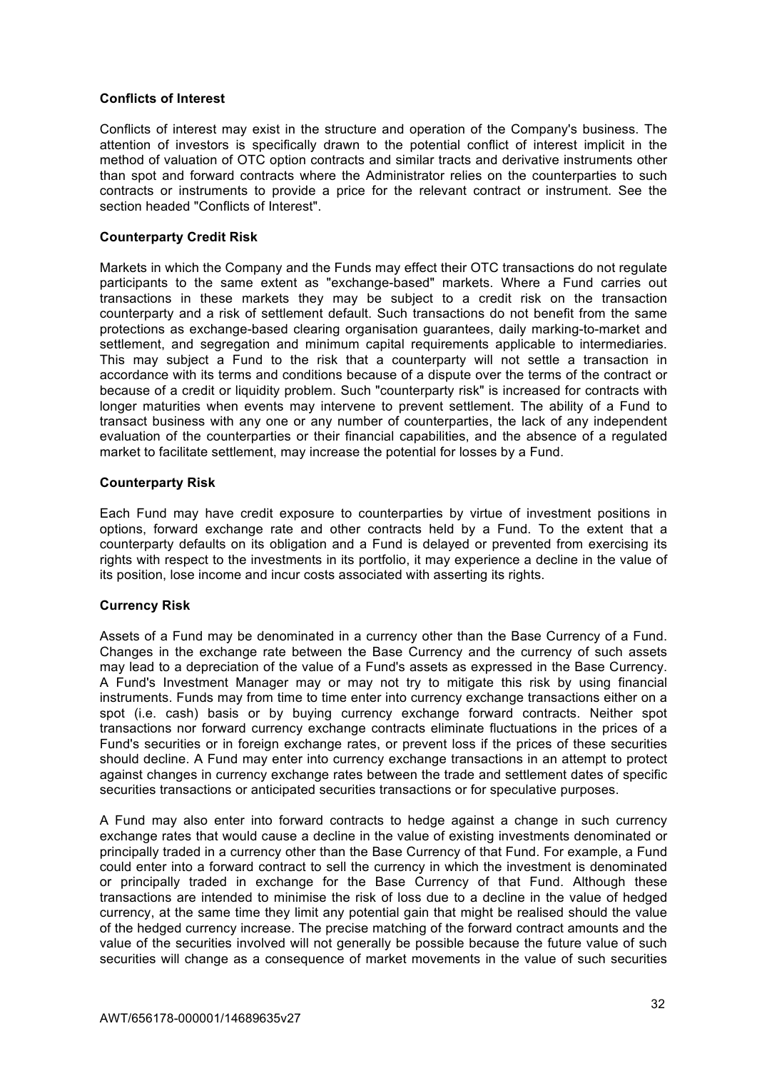**Conflicts of Interest**

Conflicts of interest may exist in the structure and operation of the Company's business. The attention of investors is specifically drawn to the potential conflict of interest implicit in the method of valuation of OTC option contracts and similar tracts and derivative instruments other than spot and forward contracts where the Administrator relies on the counterparties to such contracts or instruments to provide a price for the relevant contract or instrument. See the section headed "Conflicts of Interest".

**Counterparty Credit Risk**

Markets in which the Company and the Funds may effect their OTC transactions do not regulate participants to the same extent as "exchange-based" markets. Where a Fund carries out transactions in these markets they may be subject to a credit risk on the transaction counterparty and a risk of settlement default. Such transactions do not benefit from the same protections as exchange-based clearing organisation guarantees, daily marking-to-market and settlement, and segregation and minimum capital requirements applicable to intermediaries. This may subject a Fund to the risk that a counterparty will not settle a transaction in accordance with its terms and conditions because of a dispute over the terms of the contract or because of a credit or liquidity problem. Such "counterparty risk" is increased for contracts with longer maturities when events may intervene to prevent settlement. The ability of a Fund to transact business with any one or any number of counterparties, the lack of any independent evaluation of the counterparties or their financial capabilities, and the absence of a regulated market to facilitate settlement, may increase the potential for losses by a Fund.

**Counterparty Risk**

Each Fund may have credit exposure to counterparties by virtue of investment positions in options, forward exchange rate and other contracts held by a Fund. To the extent that a counterparty defaults on its obligation and a Fund is delayed or prevented from exercising its rights with respect to the investments in its portfolio, it may experience a decline in the value of its position, lose income and incur costs associated with asserting its rights.

**Currency Risk**

Assets of a Fund may be denominated in a currency other than the Base Currency of a Fund. Changes in the exchange rate between the Base Currency and the currency of such assets may lead to a depreciation of the value of a Fund's assets as expressed in the Base Currency. A Fund's Investment Manager may or may not try to mitigate this risk by using financial instruments. Funds may from time to time enter into currency exchange transactions either on a spot (i.e. cash) basis or by buying currency exchange forward contracts. Neither spot transactions nor forward currency exchange contracts eliminate fluctuations in the prices of a Fund's securities or in foreign exchange rates, or prevent loss if the prices of these securities should decline. A Fund may enter into currency exchange transactions in an attempt to protect against changes in currency exchange rates between the trade and settlement dates of specific securities transactions or anticipated securities transactions or for speculative purposes.

A Fund may also enter into forward contracts to hedge against a change in such currency exchange rates that would cause a decline in the value of existing investments denominated or principally traded in a currency other than the Base Currency of that Fund. For example, a Fund could enter into a forward contract to sell the currency in which the investment is denominated or principally traded in exchange for the Base Currency of that Fund. Although these transactions are intended to minimise the risk of loss due to a decline in the value of hedged currency, at the same time they limit any potential gain that might be realised should the value of the hedged currency increase. The precise matching of the forward contract amounts and the value of the securities involved will not generally be possible because the future value of such securities will change as a consequence of market movements in the value of such securities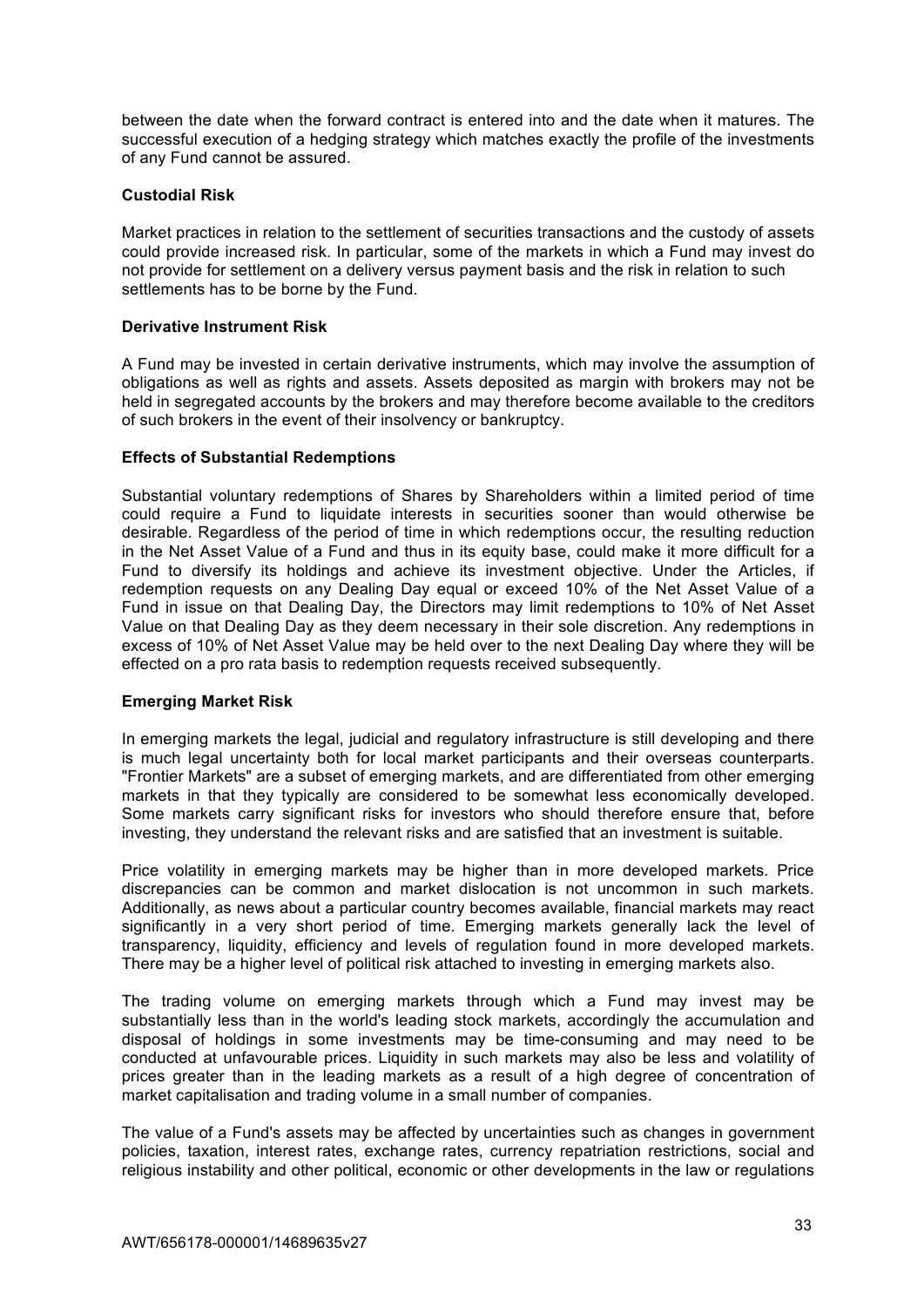between the date when the forward contract is entered into and the date when it matures. The successful execution of a hedging strategy which matches exactly the profile of the investments of any Fund cannot be assured.

**Custodial Risk**

Market practices in relation to the settlement of securities transactions and the custody of assets could provide increased risk. In particular, some of the markets in which a Fund may invest do not provide for settlement on a delivery versus payment basis and the risk in relation to such settlements has to be borne by the Fund.

**Derivative Instrument Risk**

A Fund may be invested in certain derivative instruments, which may involve the assumption of obligations as well as rights and assets. Assets deposited as margin with brokers may not be held in segregated accounts by the brokers and may therefore become available to the creditors of such brokers in the event of their insolvency or bankruptcy.

**Effects of Substantial Redemptions**

Substantial voluntary redemptions of Shares by Shareholders within a limited period of time could require a Fund to liquidate interests in securities sooner than would otherwise be desirable. Regardless of the period of time in which redemptions occur, the resulting reduction in the Net Asset Value of a Fund and thus in its equity base, could make it more difficult for a Fund to diversify its holdings and achieve its investment objective. Under the Articles, if redemption requests on any Dealing Day equal or exceed 10% of the Net Asset Value of a Fund in issue on that Dealing Day, the Directors may limit redemptions to 10% of Net Asset Value on that Dealing Day as they deem necessary in their sole discretion. Any redemptions in excess of 10% of Net Asset Value may be held over to the next Dealing Day where they will be effected on a pro rata basis to redemption requests received subsequently.

**Emerging Market Risk**

In emerging markets the legal, judicial and regulatory infrastructure is still developing and there is much legal uncertainty both for local market participants and their overseas counterparts. "Frontier Markets" are a subset of emerging markets, and are differentiated from other emerging markets in that they typically are considered to be somewhat less economically developed. Some markets carry significant risks for investors who should therefore ensure that, before investing, they understand the relevant risks and are satisfied that an investment is suitable.

Price volatility in emerging markets may be higher than in more developed markets. Price discrepancies can be common and market dislocation is not uncommon in such markets. Additionally, as news about a particular country becomes available, financial markets may react significantly in a very short period of time. Emerging markets generally lack the level of transparency, liquidity, efficiency and levels of regulation found in more developed markets. There may be a higher level of political risk attached to investing in emerging markets also.

The trading volume on emerging markets through which a Fund may invest may be substantially less than in the world's leading stock markets, accordingly the accumulation and disposal of holdings in some investments may be time-consuming and may need to be conducted at unfavourable prices. Liquidity in such markets may also be less and volatility of prices greater than in the leading markets as a result of a high degree of concentration of market capitalisation and trading volume in a small number of companies.

The value of a Fund's assets may be affected by uncertainties such as changes in government policies, taxation, interest rates, exchange rates, currency repatriation restrictions, social and religious instability and other political, economic or other developments in the law or regulations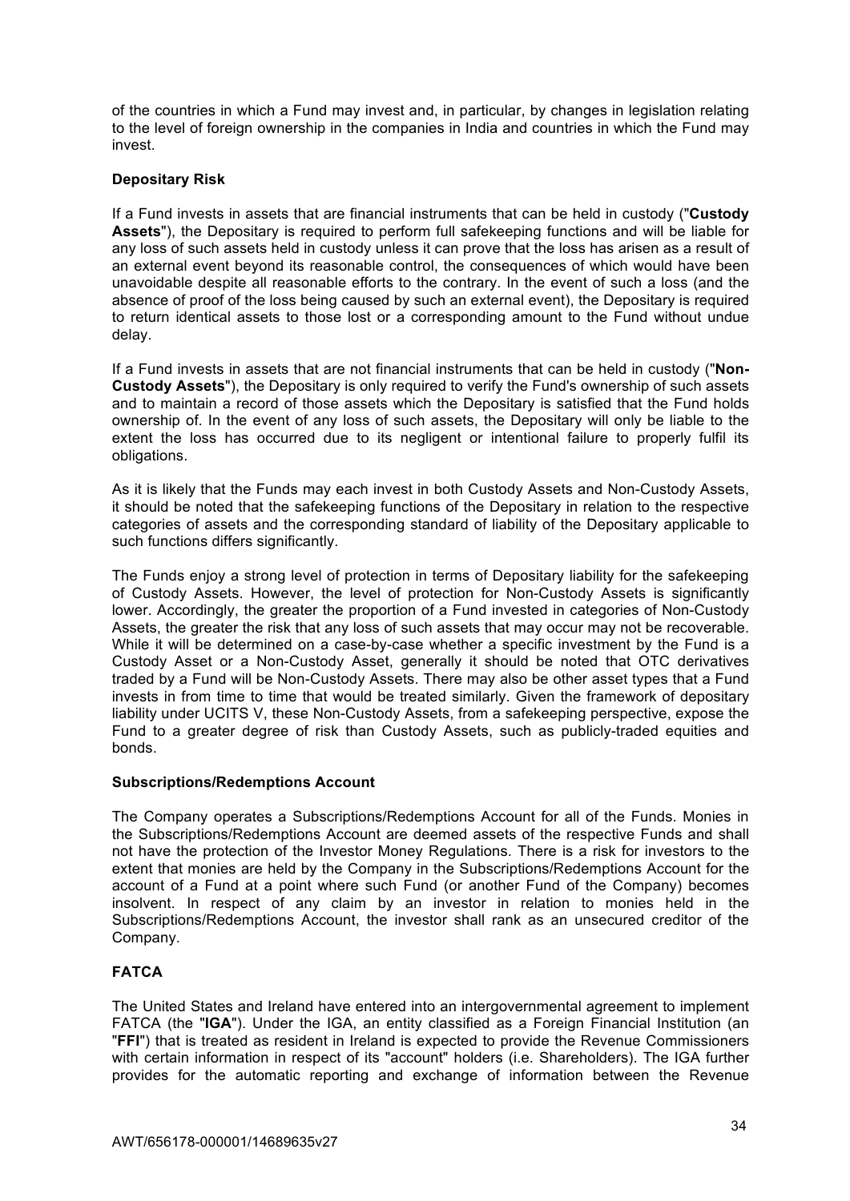of the countries in which a Fund may invest and, in particular, by changes in legislation relating to the level of foreign ownership in the companies in India and countries in which the Fund may invest.

**Depositary Risk**

If a Fund invests in assets that are financial instruments that can be held in custody ("**Custody Assets**"), the Depositary is required to perform full safekeeping functions and will be liable for any loss of such assets held in custody unless it can prove that the loss has arisen as a result of an external event beyond its reasonable control, the consequences of which would have been unavoidable despite all reasonable efforts to the contrary. In the event of such a loss (and the absence of proof of the loss being caused by such an external event), the Depositary is required to return identical assets to those lost or a corresponding amount to the Fund without undue delay.

If a Fund invests in assets that are not financial instruments that can be held in custody ("**Non-Custody Assets**"), the Depositary is only required to verify the Fund's ownership of such assets and to maintain a record of those assets which the Depositary is satisfied that the Fund holds ownership of. In the event of any loss of such assets, the Depositary will only be liable to the extent the loss has occurred due to its negligent or intentional failure to properly fulfil its obligations.

As it is likely that the Funds may each invest in both Custody Assets and Non-Custody Assets, it should be noted that the safekeeping functions of the Depositary in relation to the respective categories of assets and the corresponding standard of liability of the Depositary applicable to such functions differs significantly.

The Funds enjoy a strong level of protection in terms of Depositary liability for the safekeeping of Custody Assets. However, the level of protection for Non-Custody Assets is significantly lower. Accordingly, the greater the proportion of a Fund invested in categories of Non-Custody Assets, the greater the risk that any loss of such assets that may occur may not be recoverable. While it will be determined on a case-by-case whether a specific investment by the Fund is a Custody Asset or a Non-Custody Asset, generally it should be noted that OTC derivatives traded by a Fund will be Non-Custody Assets. There may also be other asset types that a Fund invests in from time to time that would be treated similarly. Given the framework of depositary liability under UCITS V, these Non-Custody Assets, from a safekeeping perspective, expose the Fund to a greater degree of risk than Custody Assets, such as publicly-traded equities and bonds.

**Subscriptions/Redemptions Account**

The Company operates a Subscriptions/Redemptions Account for all of the Funds. Monies in the Subscriptions/Redemptions Account are deemed assets of the respective Funds and shall not have the protection of the Investor Money Regulations. There is a risk for investors to the extent that monies are held by the Company in the Subscriptions/Redemptions Account for the account of a Fund at a point where such Fund (or another Fund of the Company) becomes insolvent. In respect of any claim by an investor in relation to monies held in the Subscriptions/Redemptions Account, the investor shall rank as an unsecured creditor of the Company.

**FATCA**

The United States and Ireland have entered into an intergovernmental agreement to implement FATCA (the "**IGA**"). Under the IGA, an entity classified as a Foreign Financial Institution (an "**FFI**") that is treated as resident in Ireland is expected to provide the Revenue Commissioners with certain information in respect of its "account" holders (i.e. Shareholders). The IGA further provides for the automatic reporting and exchange of information between the Revenue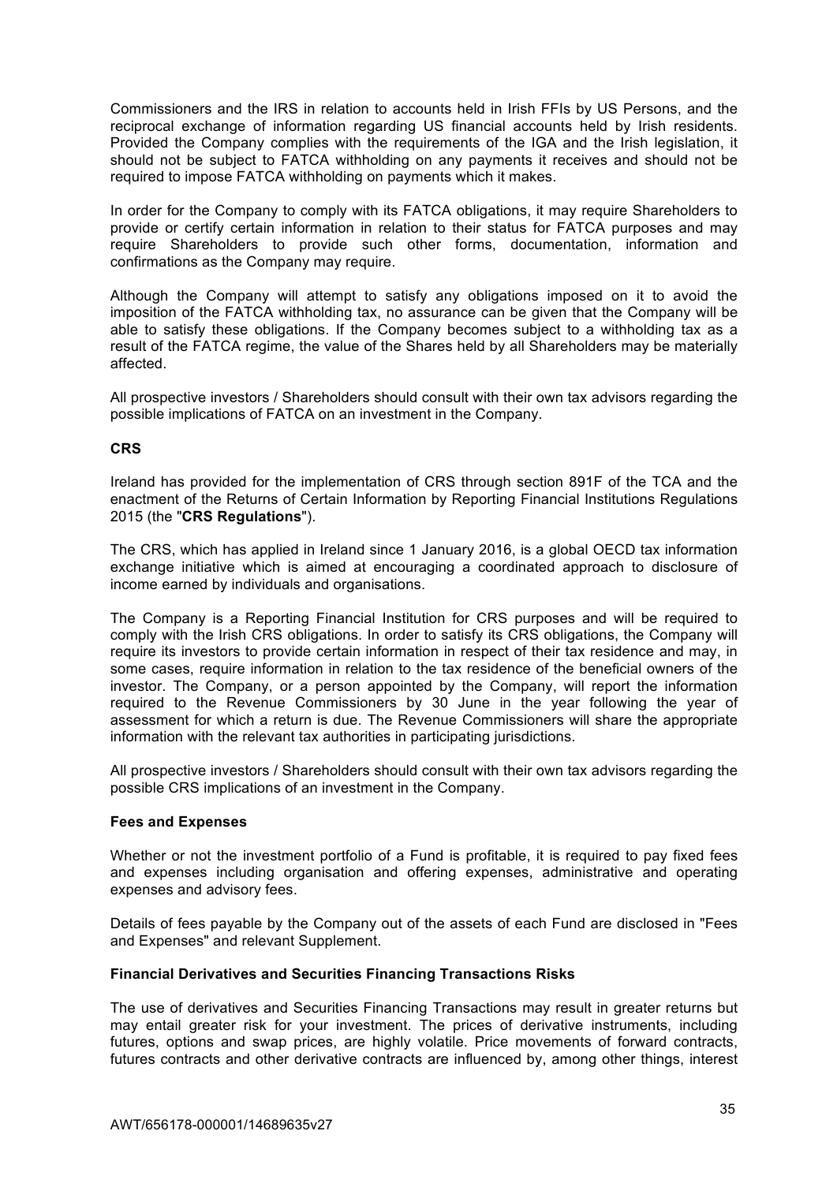Commissioners and the IRS in relation to accounts held in Irish FFIs by US Persons, and the reciprocal exchange of information regarding US financial accounts held by Irish residents. Provided the Company complies with the requirements of the IGA and the Irish legislation, it should not be subject to FATCA withholding on any payments it receives and should not be required to impose FATCA withholding on payments which it makes.

In order for the Company to comply with its FATCA obligations, it may require Shareholders to provide or certify certain information in relation to their status for FATCA purposes and may require Shareholders to provide such other forms, documentation, information and confirmations as the Company may require.

Although the Company will attempt to satisfy any obligations imposed on it to avoid the imposition of the FATCA withholding tax, no assurance can be given that the Company will be able to satisfy these obligations. If the Company becomes subject to a withholding tax as a result of the FATCA regime, the value of the Shares held by all Shareholders may be materially affected.

All prospective investors / Shareholders should consult with their own tax advisors regarding the possible implications of FATCA on an investment in the Company.

**CRS**

Ireland has provided for the implementation of CRS through section 891F of the TCA and the enactment of the Returns of Certain Information by Reporting Financial Institutions Regulations 2015 (the "**CRS Regulations**").

The CRS, which has applied in Ireland since 1 January 2016, is a global OECD tax information exchange initiative which is aimed at encouraging a coordinated approach to disclosure of income earned by individuals and organisations.

The Company is a Reporting Financial Institution for CRS purposes and will be required to comply with the Irish CRS obligations. In order to satisfy its CRS obligations, the Company will require its investors to provide certain information in respect of their tax residence and may, in some cases, require information in relation to the tax residence of the beneficial owners of the investor. The Company, or a person appointed by the Company, will report the information required to the Revenue Commissioners by 30 June in the year following the year of assessment for which a return is due. The Revenue Commissioners will share the appropriate information with the relevant tax authorities in participating jurisdictions.

All prospective investors / Shareholders should consult with their own tax advisors regarding the possible CRS implications of an investment in the Company.

**Fees and Expenses**

Whether or not the investment portfolio of a Fund is profitable, it is required to pay fixed fees and expenses including organisation and offering expenses, administrative and operating expenses and advisory fees.

Details of fees payable by the Company out of the assets of each Fund are disclosed in "Fees and Expenses" and relevant Supplement.

**Financial Derivatives and Securities Financing Transactions Risks**

The use of derivatives and Securities Financing Transactions may result in greater returns but may entail greater risk for your investment. The prices of derivative instruments, including futures, options and swap prices, are highly volatile. Price movements of forward contracts, futures contracts and other derivative contracts are influenced by, among other things, interest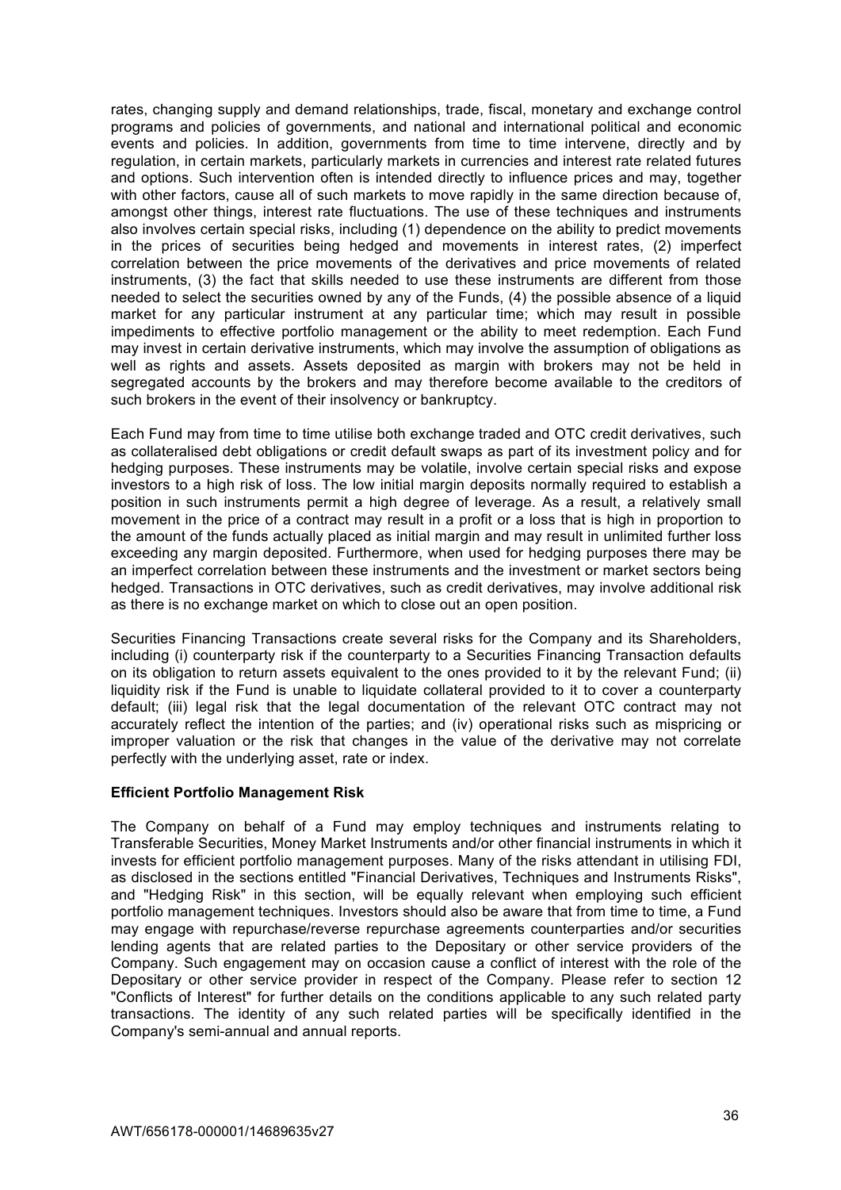rates, changing supply and demand relationships, trade, fiscal, monetary and exchange control programs and policies of governments, and national and international political and economic events and policies. In addition, governments from time to time intervene, directly and by regulation, in certain markets, particularly markets in currencies and interest rate related futures and options. Such intervention often is intended directly to influence prices and may, together with other factors, cause all of such markets to move rapidly in the same direction because of, amongst other things, interest rate fluctuations. The use of these techniques and instruments also involves certain special risks, including (1) dependence on the ability to predict movements in the prices of securities being hedged and movements in interest rates, (2) imperfect correlation between the price movements of the derivatives and price movements of related instruments, (3) the fact that skills needed to use these instruments are different from those needed to select the securities owned by any of the Funds, (4) the possible absence of a liquid market for any particular instrument at any particular time; which may result in possible impediments to effective portfolio management or the ability to meet redemption. Each Fund may invest in certain derivative instruments, which may involve the assumption of obligations as well as rights and assets. Assets deposited as margin with brokers may not be held in segregated accounts by the brokers and may therefore become available to the creditors of such brokers in the event of their insolvency or bankruptcy.

Each Fund may from time to time utilise both exchange traded and OTC credit derivatives, such as collateralised debt obligations or credit default swaps as part of its investment policy and for hedging purposes. These instruments may be volatile, involve certain special risks and expose investors to a high risk of loss. The low initial margin deposits normally required to establish a position in such instruments permit a high degree of leverage. As a result, a relatively small movement in the price of a contract may result in a profit or a loss that is high in proportion to the amount of the funds actually placed as initial margin and may result in unlimited further loss exceeding any margin deposited. Furthermore, when used for hedging purposes there may be an imperfect correlation between these instruments and the investment or market sectors being hedged. Transactions in OTC derivatives, such as credit derivatives, may involve additional risk as there is no exchange market on which to close out an open position.

Securities Financing Transactions create several risks for the Company and its Shareholders, including (i) counterparty risk if the counterparty to a Securities Financing Transaction defaults on its obligation to return assets equivalent to the ones provided to it by the relevant Fund; (ii) liquidity risk if the Fund is unable to liquidate collateral provided to it to cover a counterparty default; (iii) legal risk that the legal documentation of the relevant OTC contract may not accurately reflect the intention of the parties; and (iv) operational risks such as mispricing or improper valuation or the risk that changes in the value of the derivative may not correlate perfectly with the underlying asset, rate or index.

**Efficient Portfolio Management Risk**

The Company on behalf of a Fund may employ techniques and instruments relating to Transferable Securities, Money Market Instruments and/or other financial instruments in which it invests for efficient portfolio management purposes. Many of the risks attendant in utilising FDI, as disclosed in the sections entitled "Financial Derivatives, Techniques and Instruments Risks", and "Hedging Risk" in this section, will be equally relevant when employing such efficient portfolio management techniques. Investors should also be aware that from time to time, a Fund may engage with repurchase/reverse repurchase agreements counterparties and/or securities lending agents that are related parties to the Depositary or other service providers of the Company. Such engagement may on occasion cause a conflict of interest with the role of the Depositary or other service provider in respect of the Company. Please refer to section 12 "Conflicts of Interest" for further details on the conditions applicable to any such related party transactions. The identity of any such related parties will be specifically identified in the Company's semi-annual and annual reports.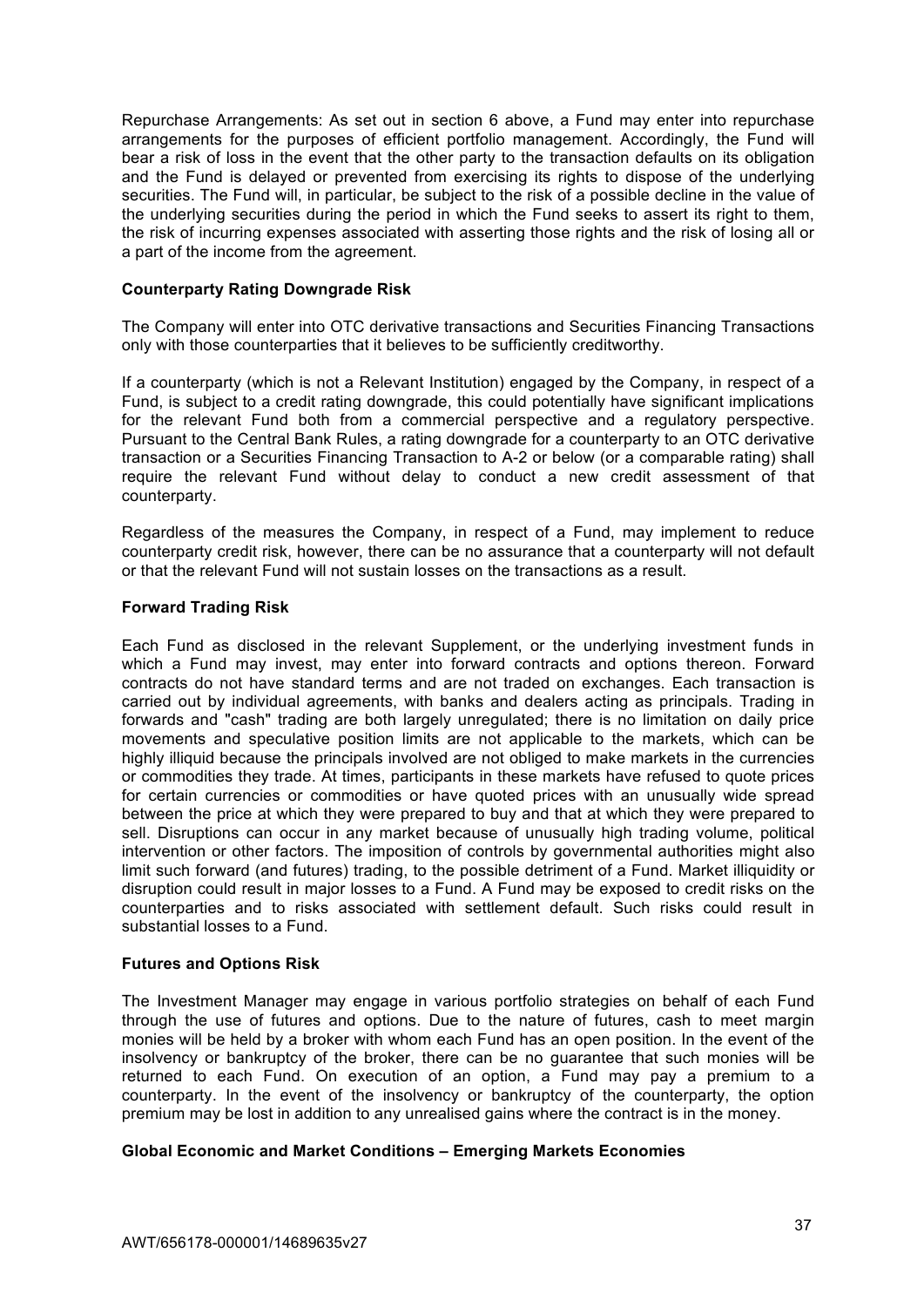Repurchase Arrangements: As set out in section 6 above, a Fund may enter into repurchase arrangements for the purposes of efficient portfolio management. Accordingly, the Fund will bear a risk of loss in the event that the other party to the transaction defaults on its obligation and the Fund is delayed or prevented from exercising its rights to dispose of the underlying securities. The Fund will, in particular, be subject to the risk of a possible decline in the value of the underlying securities during the period in which the Fund seeks to assert its right to them, the risk of incurring expenses associated with asserting those rights and the risk of losing all or a part of the income from the agreement.

**Counterparty Rating Downgrade Risk**

The Company will enter into OTC derivative transactions and Securities Financing Transactions only with those counterparties that it believes to be sufficiently creditworthy.

If a counterparty (which is not a Relevant Institution) engaged by the Company, in respect of a Fund, is subject to a credit rating downgrade, this could potentially have significant implications for the relevant Fund both from a commercial perspective and a regulatory perspective. Pursuant to the Central Bank Rules, a rating downgrade for a counterparty to an OTC derivative transaction or a Securities Financing Transaction to A-2 or below (or a comparable rating) shall require the relevant Fund without delay to conduct a new credit assessment of that counterparty.

Regardless of the measures the Company, in respect of a Fund, may implement to reduce counterparty credit risk, however, there can be no assurance that a counterparty will not default or that the relevant Fund will not sustain losses on the transactions as a result.

**Forward Trading Risk**

Each Fund as disclosed in the relevant Supplement, or the underlying investment funds in which a Fund may invest, may enter into forward contracts and options thereon. Forward contracts do not have standard terms and are not traded on exchanges. Each transaction is carried out by individual agreements, with banks and dealers acting as principals. Trading in forwards and "cash" trading are both largely unregulated; there is no limitation on daily price movements and speculative position limits are not applicable to the markets, which can be highly illiquid because the principals involved are not obliged to make markets in the currencies or commodities they trade. At times, participants in these markets have refused to quote prices for certain currencies or commodities or have quoted prices with an unusually wide spread between the price at which they were prepared to buy and that at which they were prepared to sell. Disruptions can occur in any market because of unusually high trading volume, political intervention or other factors. The imposition of controls by governmental authorities might also limit such forward (and futures) trading, to the possible detriment of a Fund. Market illiquidity or disruption could result in major losses to a Fund. A Fund may be exposed to credit risks on the counterparties and to risks associated with settlement default. Such risks could result in substantial losses to a Fund.

**Futures and Options Risk**

The Investment Manager may engage in various portfolio strategies on behalf of each Fund through the use of futures and options. Due to the nature of futures, cash to meet margin monies will be held by a broker with whom each Fund has an open position. In the event of the insolvency or bankruptcy of the broker, there can be no guarantee that such monies will be returned to each Fund. On execution of an option, a Fund may pay a premium to a counterparty. In the event of the insolvency or bankruptcy of the counterparty, the option premium may be lost in addition to any unrealised gains where the contract is in the money.

**Global Economic and Market Conditions – Emerging Markets Economies**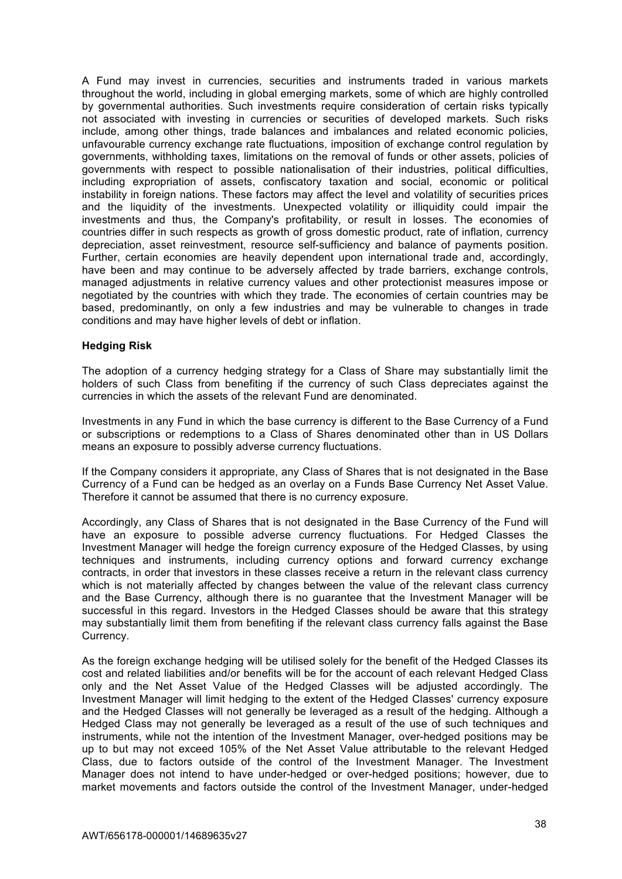A Fund may invest in currencies, securities and instruments traded in various markets throughout the world, including in global emerging markets, some of which are highly controlled by governmental authorities. Such investments require consideration of certain risks typically not associated with investing in currencies or securities of developed markets. Such risks include, among other things, trade balances and imbalances and related economic policies, unfavourable currency exchange rate fluctuations, imposition of exchange control regulation by governments, withholding taxes, limitations on the removal of funds or other assets, policies of governments with respect to possible nationalisation of their industries, political difficulties, including expropriation of assets, confiscatory taxation and social, economic or political instability in foreign nations. These factors may affect the level and volatility of securities prices and the liquidity of the investments. Unexpected volatility or illiquidity could impair the investments and thus, the Company's profitability, or result in losses. The economies of countries differ in such respects as growth of gross domestic product, rate of inflation, currency depreciation, asset reinvestment, resource self-sufficiency and balance of payments position. Further, certain economies are heavily dependent upon international trade and, accordingly, have been and may continue to be adversely affected by trade barriers, exchange controls, managed adjustments in relative currency values and other protectionist measures impose or negotiated by the countries with which they trade. The economies of certain countries may be based, predominantly, on only a few industries and may be vulnerable to changes in trade conditions and may have higher levels of debt or inflation.

**Hedging Risk**

The adoption of a currency hedging strategy for a Class of Share may substantially limit the holders of such Class from benefiting if the currency of such Class depreciates against the currencies in which the assets of the relevant Fund are denominated.

Investments in any Fund in which the base currency is different to the Base Currency of a Fund or subscriptions or redemptions to a Class of Shares denominated other than in US Dollars means an exposure to possibly adverse currency fluctuations.

If the Company considers it appropriate, any Class of Shares that is not designated in the Base Currency of a Fund can be hedged as an overlay on a Funds Base Currency Net Asset Value. Therefore it cannot be assumed that there is no currency exposure.

Accordingly, any Class of Shares that is not designated in the Base Currency of the Fund will have an exposure to possible adverse currency fluctuations. For Hedged Classes the Investment Manager will hedge the foreign currency exposure of the Hedged Classes, by using techniques and instruments, including currency options and forward currency exchange contracts, in order that investors in these classes receive a return in the relevant class currency which is not materially affected by changes between the value of the relevant class currency and the Base Currency, although there is no guarantee that the Investment Manager will be successful in this regard. Investors in the Hedged Classes should be aware that this strategy may substantially limit them from benefiting if the relevant class currency falls against the Base Currency.

As the foreign exchange hedging will be utilised solely for the benefit of the Hedged Classes its cost and related liabilities and/or benefits will be for the account of each relevant Hedged Class only and the Net Asset Value of the Hedged Classes will be adjusted accordingly. The Investment Manager will limit hedging to the extent of the Hedged Classes' currency exposure and the Hedged Classes will not generally be leveraged as a result of the hedging. Although a Hedged Class may not generally be leveraged as a result of the use of such techniques and instruments, while not the intention of the Investment Manager, over-hedged positions may be up to but may not exceed 105% of the Net Asset Value attributable to the relevant Hedged Class, due to factors outside of the control of the Investment Manager. The Investment Manager does not intend to have under-hedged or over-hedged positions; however, due to market movements and factors outside the control of the Investment Manager, under-hedged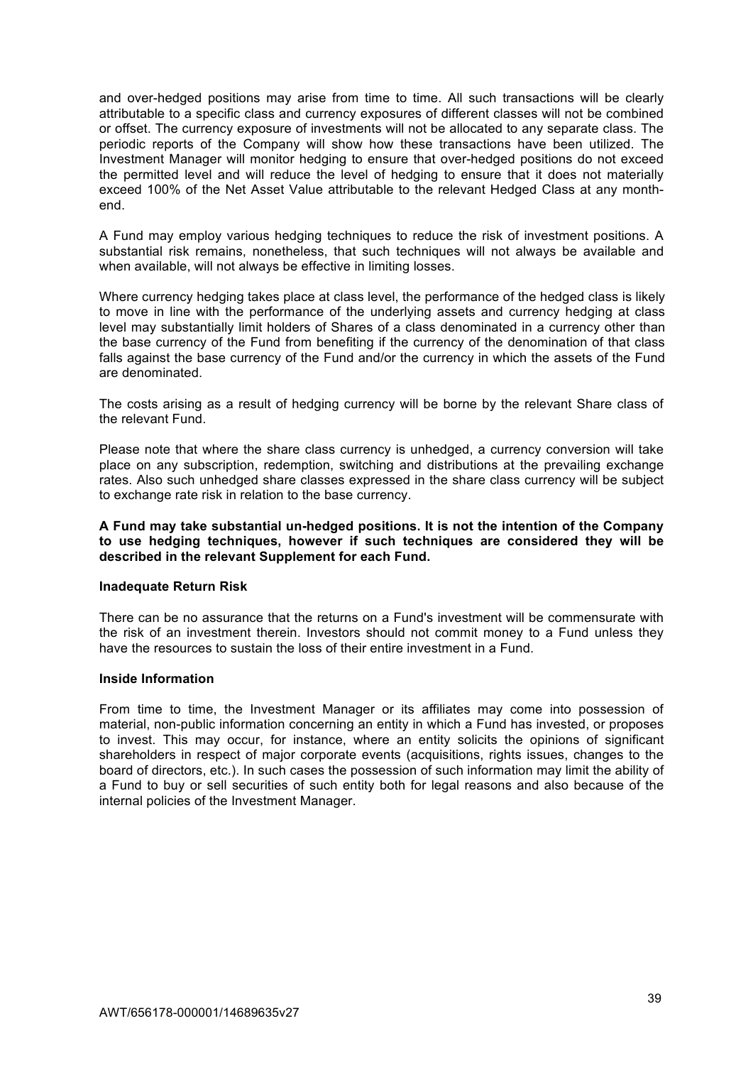and over-hedged positions may arise from time to time. All such transactions will be clearly attributable to a specific class and currency exposures of different classes will not be combined or offset. The currency exposure of investments will not be allocated to any separate class. The periodic reports of the Company will show how these transactions have been utilized. The Investment Manager will monitor hedging to ensure that over-hedged positions do not exceed the permitted level and will reduce the level of hedging to ensure that it does not materially exceed 100% of the Net Asset Value attributable to the relevant Hedged Class at any month-end.

A Fund may employ various hedging techniques to reduce the risk of investment positions. A substantial risk remains, nonetheless, that such techniques will not always be available and when available, will not always be effective in limiting losses.

Where currency hedging takes place at class level, the performance of the hedged class is likely to move in line with the performance of the underlying assets and currency hedging at class level may substantially limit holders of Shares of a class denominated in a currency other than the base currency of the Fund from benefiting if the currency of the denomination of that class falls against the base currency of the Fund and/or the currency in which the assets of the Fund are denominated.

The costs arising as a result of hedging currency will be borne by the relevant Share class of the relevant Fund.

Please note that where the share class currency is unhedged, a currency conversion will take place on any subscription, redemption, switching and distributions at the prevailing exchange rates. Also such unhedged share classes expressed in the share class currency will be subject to exchange rate risk in relation to the base currency.

**A Fund may take substantial un-hedged positions. It is not the intention of the Company to use hedging techniques, however if such techniques are considered they will be described in the relevant Supplement for each Fund.**

**Inadequate Return Risk**

There can be no assurance that the returns on a Fund's investment will be commensurate with the risk of an investment therein. Investors should not commit money to a Fund unless they have the resources to sustain the loss of their entire investment in a Fund.

**Inside Information**

From time to time, the Investment Manager or its affiliates may come into possession of material, non-public information concerning an entity in which a Fund has invested, or proposes to invest. This may occur, for instance, where an entity solicits the opinions of significant shareholders in respect of major corporate events (acquisitions, rights issues, changes to the board of directors, etc.). In such cases the possession of such information may limit the ability of a Fund to buy or sell securities of such entity both for legal reasons and also because of the internal policies of the Investment Manager.

AWT/656178-000001/14689635v27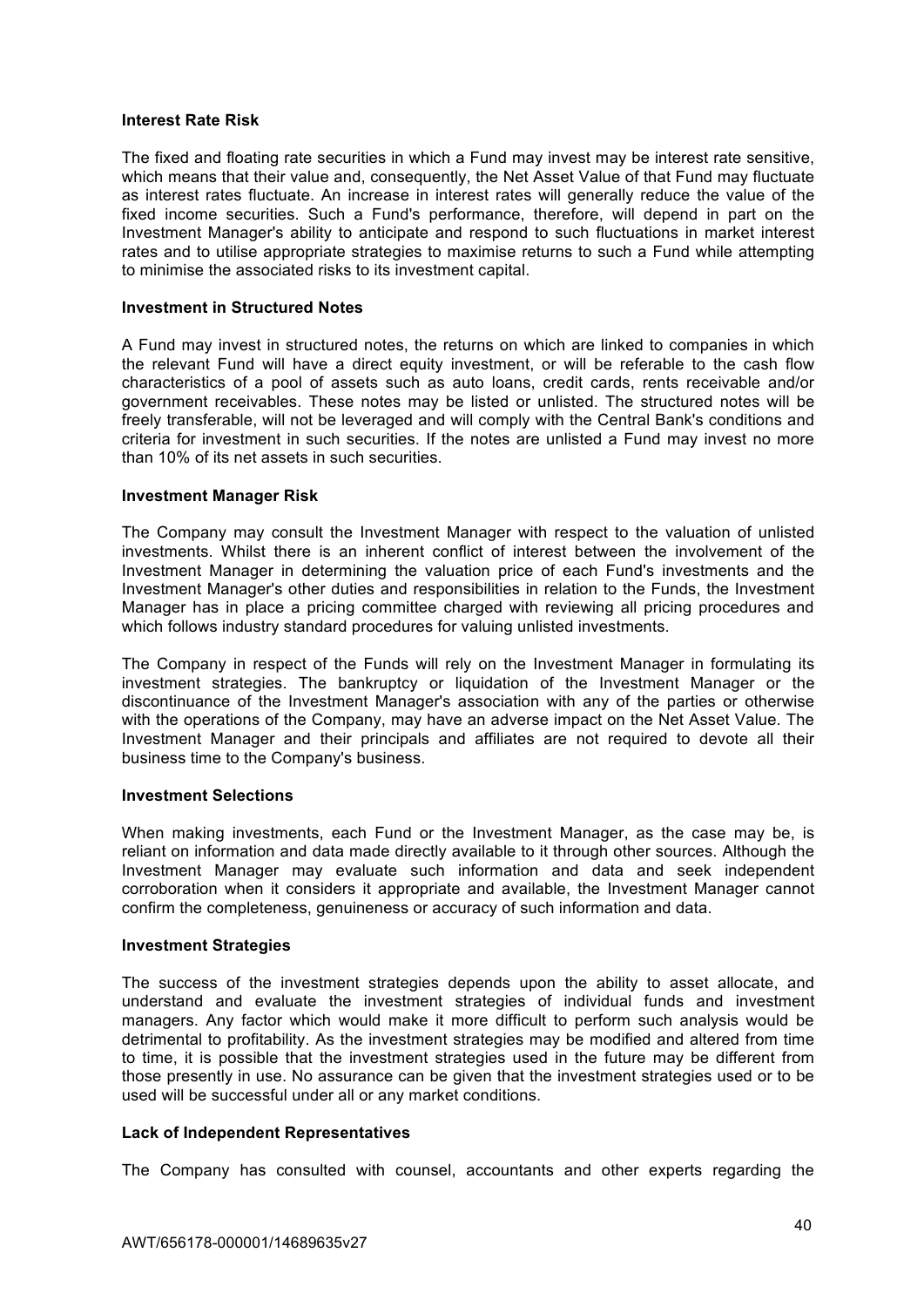**Interest Rate Risk**

The fixed and floating rate securities in which a Fund may invest may be interest rate sensitive, which means that their value and, consequently, the Net Asset Value of that Fund may fluctuate as interest rates fluctuate. An increase in interest rates will generally reduce the value of the fixed income securities. Such a Fund's performance, therefore, will depend in part on the Investment Manager's ability to anticipate and respond to such fluctuations in market interest rates and to utilise appropriate strategies to maximise returns to such a Fund while attempting to minimise the associated risks to its investment capital.

**Investment in Structured Notes**

A Fund may invest in structured notes, the returns on which are linked to companies in which the relevant Fund will have a direct equity investment, or will be referable to the cash flow characteristics of a pool of assets such as auto loans, credit cards, rents receivable and/or government receivables. These notes may be listed or unlisted. The structured notes will be freely transferable, will not be leveraged and will comply with the Central Bank's conditions and criteria for investment in such securities. If the notes are unlisted a Fund may invest no more than 10% of its net assets in such securities.

**Investment Manager Risk**

The Company may consult the Investment Manager with respect to the valuation of unlisted investments. Whilst there is an inherent conflict of interest between the involvement of the Investment Manager in determining the valuation price of each Fund's investments and the Investment Manager's other duties and responsibilities in relation to the Funds, the Investment Manager has in place a pricing committee charged with reviewing all pricing procedures and which follows industry standard procedures for valuing unlisted investments.

The Company in respect of the Funds will rely on the Investment Manager in formulating its investment strategies. The bankruptcy or liquidation of the Investment Manager or the discontinuance of the Investment Manager's association with any of the parties or otherwise with the operations of the Company, may have an adverse impact on the Net Asset Value. The Investment Manager and their principals and affiliates are not required to devote all their business time to the Company's business.

**Investment Selections**

When making investments, each Fund or the Investment Manager, as the case may be, is reliant on information and data made directly available to it through other sources. Although the Investment Manager may evaluate such information and data and seek independent corroboration when it considers it appropriate and available, the Investment Manager cannot confirm the completeness, genuineness or accuracy of such information and data.

**Investment Strategies**

The success of the investment strategies depends upon the ability to asset allocate, and understand and evaluate the investment strategies of individual funds and investment managers. Any factor which would make it more difficult to perform such analysis would be detrimental to profitability. As the investment strategies may be modified and altered from time to time, it is possible that the investment strategies used in the future may be different from those presently in use. No assurance can be given that the investment strategies used or to be used will be successful under all or any market conditions.

**Lack of Independent Representatives**

The Company has consulted with counsel, accountants and other experts regarding the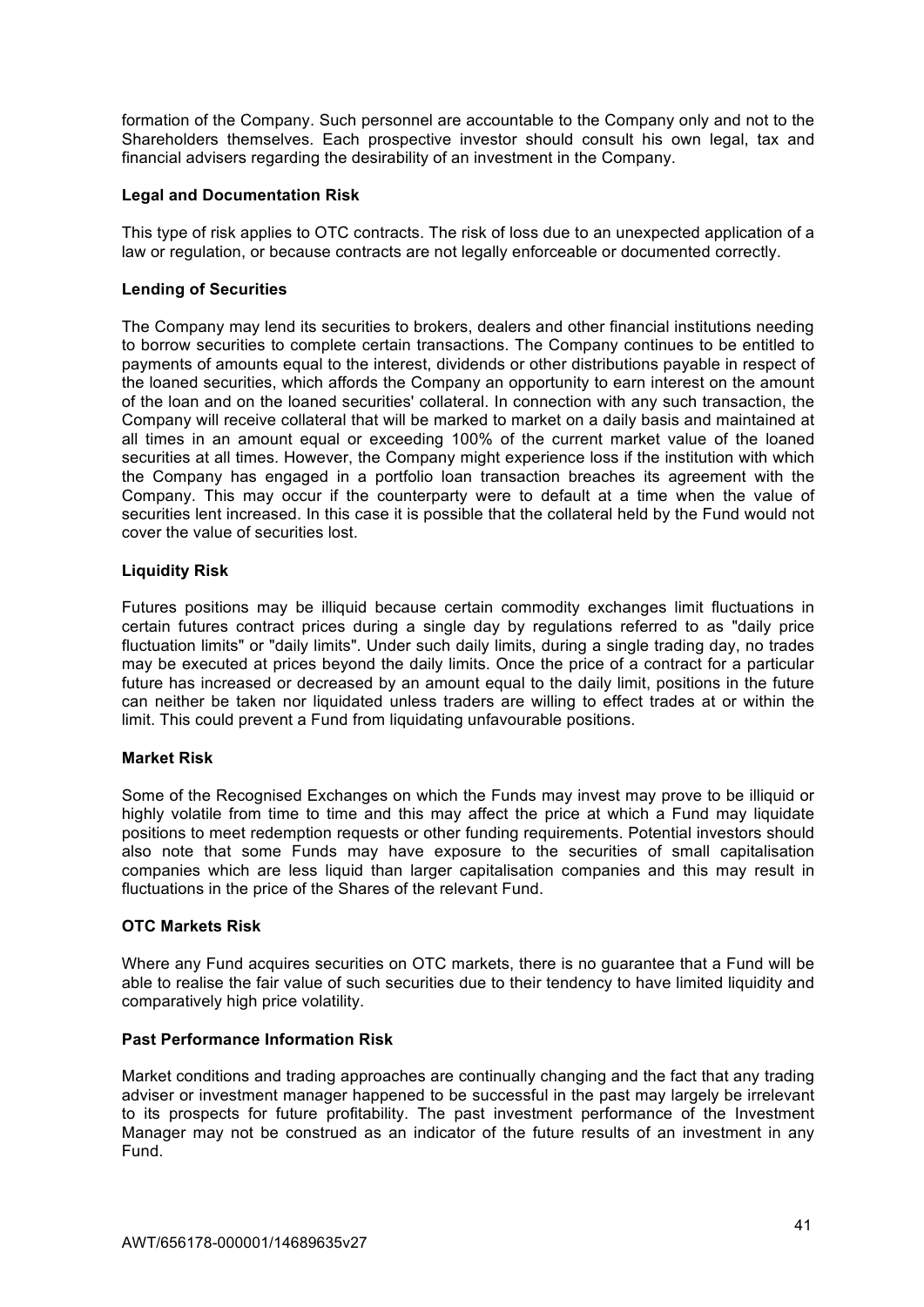formation of the Company. Such personnel are accountable to the Company only and not to the Shareholders themselves. Each prospective investor should consult his own legal, tax and financial advisers regarding the desirability of an investment in the Company.

**Legal and Documentation Risk**

This type of risk applies to OTC contracts. The risk of loss due to an unexpected application of a law or regulation, or because contracts are not legally enforceable or documented correctly.

**Lending of Securities**

The Company may lend its securities to brokers, dealers and other financial institutions needing to borrow securities to complete certain transactions. The Company continues to be entitled to payments of amounts equal to the interest, dividends or other distributions payable in respect of the loaned securities, which affords the Company an opportunity to earn interest on the amount of the loan and on the loaned securities' collateral. In connection with any such transaction, the Company will receive collateral that will be marked to market on a daily basis and maintained at all times in an amount equal or exceeding 100% of the current market value of the loaned securities at all times. However, the Company might experience loss if the institution with which the Company has engaged in a portfolio loan transaction breaches its agreement with the Company. This may occur if the counterparty were to default at a time when the value of securities lent increased. In this case it is possible that the collateral held by the Fund would not cover the value of securities lost.

**Liquidity Risk**

Futures positions may be illiquid because certain commodity exchanges limit fluctuations in certain futures contract prices during a single day by regulations referred to as "daily price fluctuation limits" or "daily limits". Under such daily limits, during a single trading day, no trades may be executed at prices beyond the daily limits. Once the price of a contract for a particular future has increased or decreased by an amount equal to the daily limit, positions in the future can neither be taken nor liquidated unless traders are willing to effect trades at or within the limit. This could prevent a Fund from liquidating unfavourable positions.

**Market Risk**

Some of the Recognised Exchanges on which the Funds may invest may prove to be illiquid or highly volatile from time to time and this may affect the price at which a Fund may liquidate positions to meet redemption requests or other funding requirements. Potential investors should also note that some Funds may have exposure to the securities of small capitalisation companies which are less liquid than larger capitalisation companies and this may result in fluctuations in the price of the Shares of the relevant Fund.

**OTC Markets Risk**

Where any Fund acquires securities on OTC markets, there is no guarantee that a Fund will be able to realise the fair value of such securities due to their tendency to have limited liquidity and comparatively high price volatility.

**Past Performance Information Risk**

Market conditions and trading approaches are continually changing and the fact that any trading adviser or investment manager happened to be successful in the past may largely be irrelevant to its prospects for future profitability. The past investment performance of the Investment Manager may not be construed as an indicator of the future results of an investment in any Fund.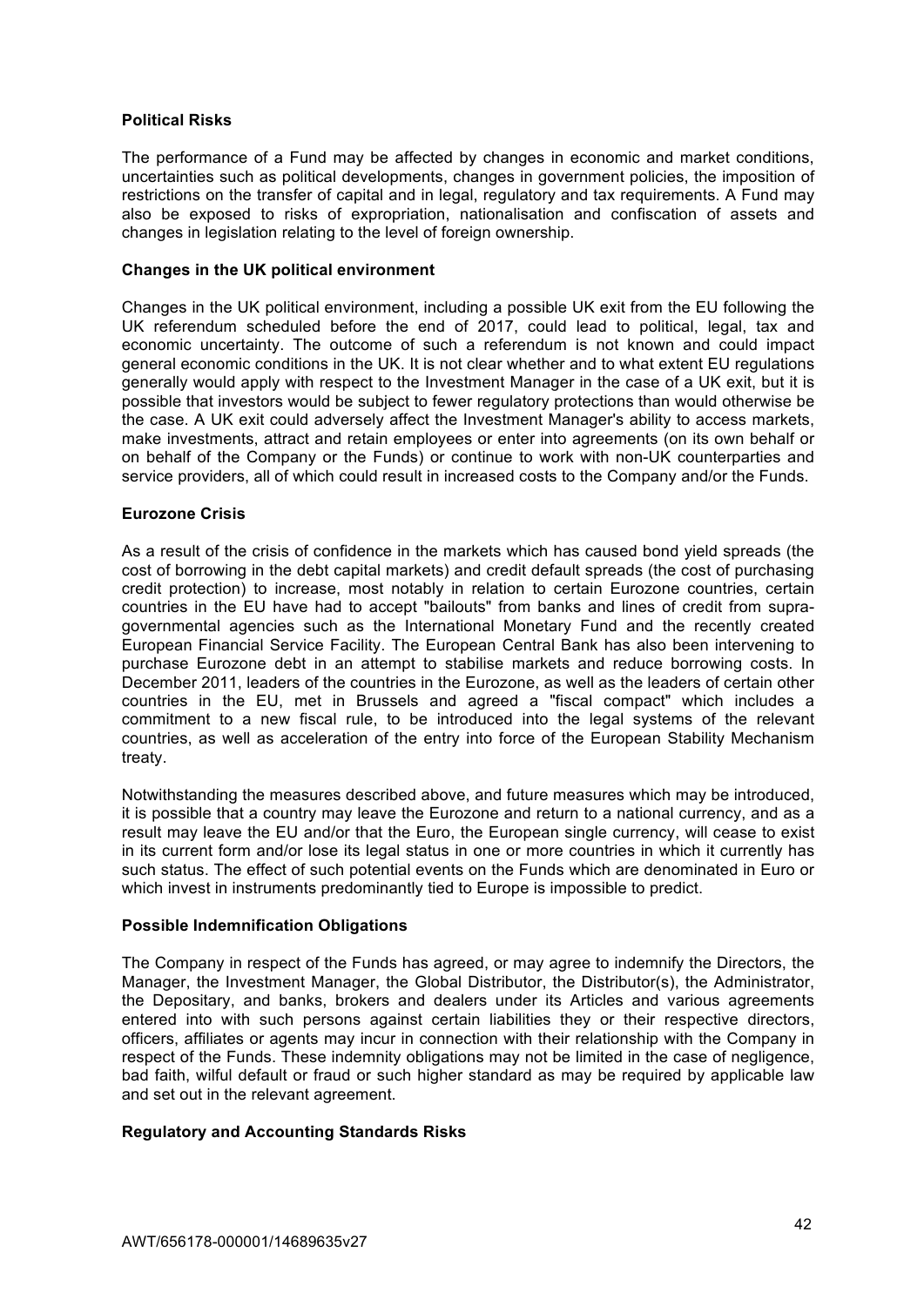### Political Risks

The performance of a Fund may be affected by changes in economic and market conditions, uncertainties such as political developments, changes in government policies, the imposition of restrictions on the transfer of capital and in legal, regulatory and tax requirements. A Fund may also be exposed to risks of expropriation, nationalisation and confiscation of assets and changes in legislation relating to the level of foreign ownership.

### Changes in the UK political environment

Changes in the UK political environment, including a possible UK exit from the EU following the UK referendum scheduled before the end of 2017, could lead to political, legal, tax and economic uncertainty. The outcome of such a referendum is not known and could impact general economic conditions in the UK. It is not clear whether and to what extent EU regulations generally would apply with respect to the Investment Manager in the case of a UK exit, but it is possible that investors would be subject to fewer regulatory protections than would otherwise be the case. A UK exit could adversely affect the Investment Manager's ability to access markets, make investments, attract and retain employees or enter into agreements (on its own behalf or on behalf of the Company or the Funds) or continue to work with non-UK counterparties and service providers, all of which could result in increased costs to the Company and/or the Funds.

### Eurozone Crisis

As a result of the crisis of confidence in the markets which has caused bond yield spreads (the cost of borrowing in the debt capital markets) and credit default spreads (the cost of purchasing credit protection) to increase, most notably in relation to certain Eurozone countries, certain countries in the EU have had to accept "bailouts" from banks and lines of credit from supra-governmental agencies such as the International Monetary Fund and the recently created European Financial Service Facility. The European Central Bank has also been intervening to purchase Eurozone debt in an attempt to stabilise markets and reduce borrowing costs. In December 2011, leaders of the countries in the Eurozone, as well as the leaders of certain other countries in the EU, met in Brussels and agreed a "fiscal compact" which includes a commitment to a new fiscal rule, to be introduced into the legal systems of the relevant countries, as well as acceleration of the entry into force of the European Stability Mechanism treaty.

Notwithstanding the measures described above, and future measures which may be introduced, it is possible that a country may leave the Eurozone and return to a national currency, and as a result may leave the EU and/or that the Euro, the European single currency, will cease to exist in its current form and/or lose its legal status in one or more countries in which it currently has such status. The effect of such potential events on the Funds which are denominated in Euro or which invest in instruments predominantly tied to Europe is impossible to predict.

### Possible Indemnification Obligations

The Company in respect of the Funds has agreed, or may agree to indemnify the Directors, the Manager, the Investment Manager, the Global Distributor, the Distributor(s), the Administrator, the Depositary, and banks, brokers and dealers under its Articles and various agreements entered into with such persons against certain liabilities they or their respective directors, officers, affiliates or agents may incur in connection with their relationship with the Company in respect of the Funds. These indemnity obligations may not be limited in the case of negligence, bad faith, wilful default or fraud or such higher standard as may be required by applicable law and set out in the relevant agreement.

### Regulatory and Accounting Standards Risks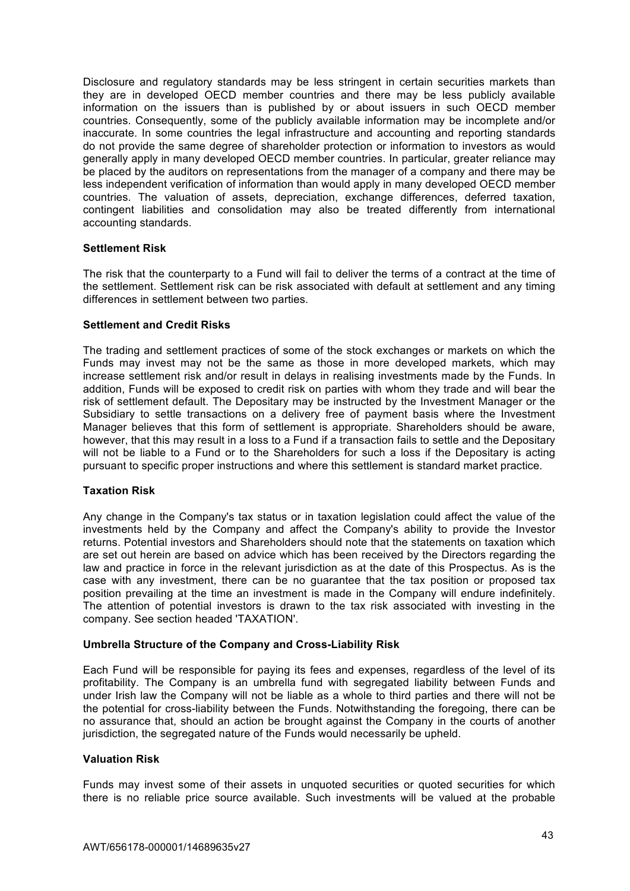Disclosure and regulatory standards may be less stringent in certain securities markets than they are in developed OECD member countries and there may be less publicly available information on the issuers than is published by or about issuers in such OECD member countries. Consequently, some of the publicly available information may be incomplete and/or inaccurate. In some countries the legal infrastructure and accounting and reporting standards do not provide the same degree of shareholder protection or information to investors as would generally apply in many developed OECD member countries. In particular, greater reliance may be placed by the auditors on representations from the manager of a company and there may be less independent verification of information than would apply in many developed OECD member countries. The valuation of assets, depreciation, exchange differences, deferred taxation, contingent liabilities and consolidation may also be treated differently from international accounting standards.

**Settlement Risk**

The risk that the counterparty to a Fund will fail to deliver the terms of a contract at the time of the settlement. Settlement risk can be risk associated with default at settlement and any timing differences in settlement between two parties.

**Settlement and Credit Risks**

The trading and settlement practices of some of the stock exchanges or markets on which the Funds may invest may not be the same as those in more developed markets, which may increase settlement risk and/or result in delays in realising investments made by the Funds. In addition, Funds will be exposed to credit risk on parties with whom they trade and will bear the risk of settlement default. The Depositary may be instructed by the Investment Manager or the Subsidiary to settle transactions on a delivery free of payment basis where the Investment Manager believes that this form of settlement is appropriate. Shareholders should be aware, however, that this may result in a loss to a Fund if a transaction fails to settle and the Depositary will not be liable to a Fund or to the Shareholders for such a loss if the Depositary is acting pursuant to specific proper instructions and where this settlement is standard market practice.

**Taxation Risk**

Any change in the Company's tax status or in taxation legislation could affect the value of the investments held by the Company and affect the Company's ability to provide the Investor returns. Potential investors and Shareholders should note that the statements on taxation which are set out herein are based on advice which has been received by the Directors regarding the law and practice in force in the relevant jurisdiction as at the date of this Prospectus. As is the case with any investment, there can be no guarantee that the tax position or proposed tax position prevailing at the time an investment is made in the Company will endure indefinitely. The attention of potential investors is drawn to the tax risk associated with investing in the company. See section headed 'TAXATION'.

**Umbrella Structure of the Company and Cross-Liability Risk**

Each Fund will be responsible for paying its fees and expenses, regardless of the level of its profitability. The Company is an umbrella fund with segregated liability between Funds and under Irish law the Company will not be liable as a whole to third parties and there will not be the potential for cross-liability between the Funds. Notwithstanding the foregoing, there can be no assurance that, should an action be brought against the Company in the courts of another jurisdiction, the segregated nature of the Funds would necessarily be upheld.

**Valuation Risk**

Funds may invest some of their assets in unquoted securities or quoted securities for which there is no reliable price source available. Such investments will be valued at the probable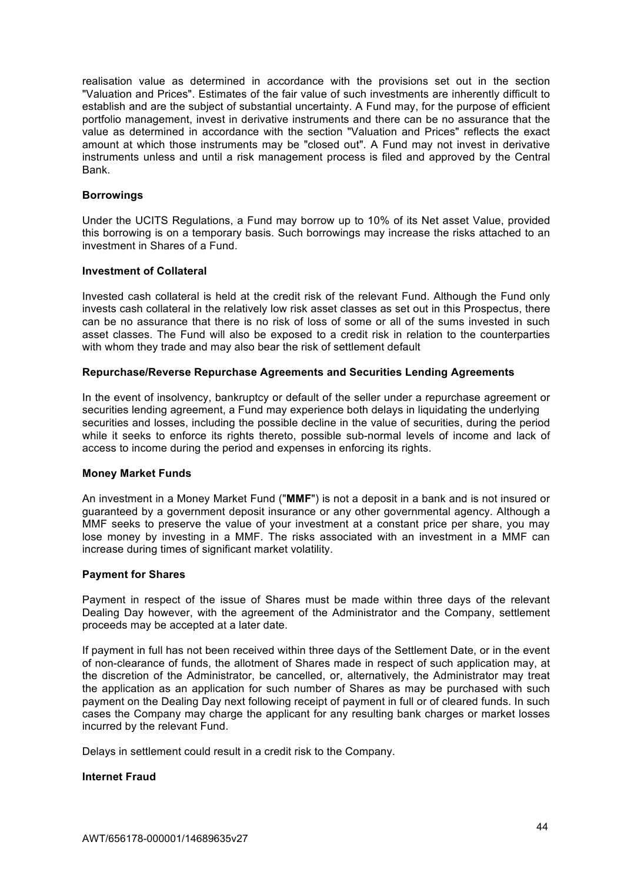realisation value as determined in accordance with the provisions set out in the section "Valuation and Prices". Estimates of the fair value of such investments are inherently difficult to establish and are the subject of substantial uncertainty. A Fund may, for the purpose of efficient portfolio management, invest in derivative instruments and there can be no assurance that the value as determined in accordance with the section "Valuation and Prices" reflects the exact amount at which those instruments may be "closed out". A Fund may not invest in derivative instruments unless and until a risk management process is filed and approved by the Central Bank.

**Borrowings**

Under the UCITS Regulations, a Fund may borrow up to 10% of its Net asset Value, provided this borrowing is on a temporary basis. Such borrowings may increase the risks attached to an investment in Shares of a Fund.

**Investment of Collateral**

Invested cash collateral is held at the credit risk of the relevant Fund. Although the Fund only invests cash collateral in the relatively low risk asset classes as set out in this Prospectus, there can be no assurance that there is no risk of loss of some or all of the sums invested in such asset classes. The Fund will also be exposed to a credit risk in relation to the counterparties with whom they trade and may also bear the risk of settlement default

**Repurchase/Reverse Repurchase Agreements and Securities Lending Agreements**

In the event of insolvency, bankruptcy or default of the seller under a repurchase agreement or securities lending agreement, a Fund may experience both delays in liquidating the underlying securities and losses, including the possible decline in the value of securities, during the period while it seeks to enforce its rights thereto, possible sub-normal levels of income and lack of access to income during the period and expenses in enforcing its rights.

**Money Market Funds**

An investment in a Money Market Fund ("**MMF**") is not a deposit in a bank and is not insured or guaranteed by a government deposit insurance or any other governmental agency. Although a MMF seeks to preserve the value of your investment at a constant price per share, you may lose money by investing in a MMF. The risks associated with an investment in a MMF can increase during times of significant market volatility.

**Payment for Shares**

Payment in respect of the issue of Shares must be made within three days of the relevant Dealing Day however, with the agreement of the Administrator and the Company, settlement proceeds may be accepted at a later date.

If payment in full has not been received within three days of the Settlement Date, or in the event of non-clearance of funds, the allotment of Shares made in respect of such application may, at the discretion of the Administrator, be cancelled, or, alternatively, the Administrator may treat the application as an application for such number of Shares as may be purchased with such payment on the Dealing Day next following receipt of payment in full or of cleared funds. In such cases the Company may charge the applicant for any resulting bank charges or market losses incurred by the relevant Fund.

Delays in settlement could result in a credit risk to the Company.

**Internet Fraud**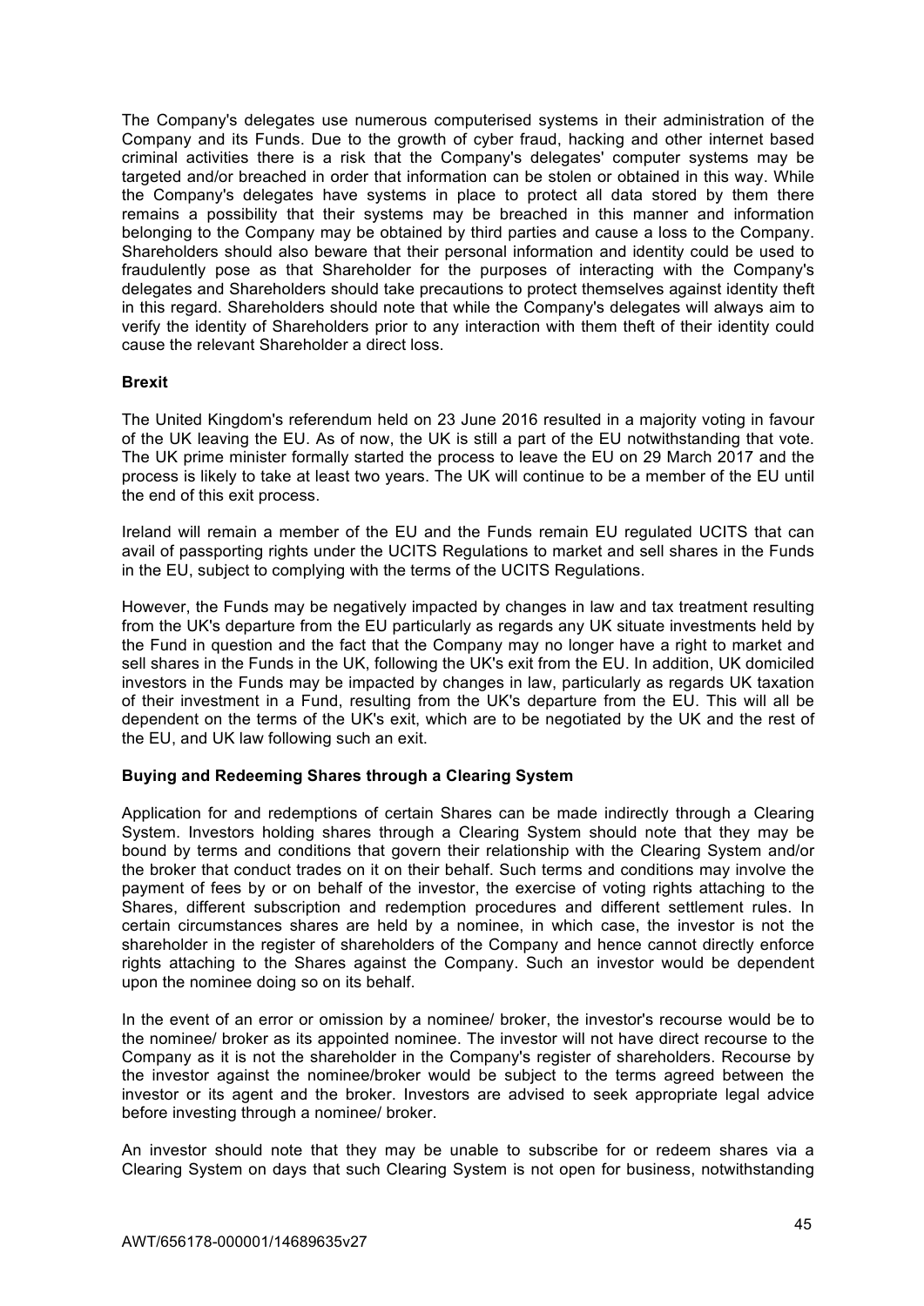The Company's delegates use numerous computerised systems in their administration of the Company and its Funds. Due to the growth of cyber fraud, hacking and other internet based criminal activities there is a risk that the Company's delegates' computer systems may be targeted and/or breached in order that information can be stolen or obtained in this way. While the Company's delegates have systems in place to protect all data stored by them there remains a possibility that their systems may be breached in this manner and information belonging to the Company may be obtained by third parties and cause a loss to the Company. Shareholders should also beware that their personal information and identity could be used to fraudulently pose as that Shareholder for the purposes of interacting with the Company's delegates and Shareholders should take precautions to protect themselves against identity theft in this regard. Shareholders should note that while the Company's delegates will always aim to verify the identity of Shareholders prior to any interaction with them theft of their identity could cause the relevant Shareholder a direct loss.

**Brexit**

The United Kingdom's referendum held on 23 June 2016 resulted in a majority voting in favour of the UK leaving the EU. As of now, the UK is still a part of the EU notwithstanding that vote. The UK prime minister formally started the process to leave the EU on 29 March 2017 and the process is likely to take at least two years. The UK will continue to be a member of the EU until the end of this exit process.

Ireland will remain a member of the EU and the Funds remain EU regulated UCITS that can avail of passporting rights under the UCITS Regulations to market and sell shares in the Funds in the EU, subject to complying with the terms of the UCITS Regulations.

However, the Funds may be negatively impacted by changes in law and tax treatment resulting from the UK's departure from the EU particularly as regards any UK situate investments held by the Fund in question and the fact that the Company may no longer have a right to market and sell shares in the Funds in the UK, following the UK's exit from the EU. In addition, UK domiciled investors in the Funds may be impacted by changes in law, particularly as regards UK taxation of their investment in a Fund, resulting from the UK's departure from the EU. This will all be dependent on the terms of the UK's exit, which are to be negotiated by the UK and the rest of the EU, and UK law following such an exit.

**Buying and Redeeming Shares through a Clearing System**

Application for and redemptions of certain Shares can be made indirectly through a Clearing System. Investors holding shares through a Clearing System should note that they may be bound by terms and conditions that govern their relationship with the Clearing System and/or the broker that conduct trades on it on their behalf. Such terms and conditions may involve the payment of fees by or on behalf of the investor, the exercise of voting rights attaching to the Shares, different subscription and redemption procedures and different settlement rules. In certain circumstances shares are held by a nominee, in which case, the investor is not the shareholder in the register of shareholders of the Company and hence cannot directly enforce rights attaching to the Shares against the Company. Such an investor would be dependent upon the nominee doing so on its behalf.

In the event of an error or omission by a nominee/ broker, the investor's recourse would be to the nominee/ broker as its appointed nominee. The investor will not have direct recourse to the Company as it is not the shareholder in the Company's register of shareholders. Recourse by the investor against the nominee/broker would be subject to the terms agreed between the investor or its agent and the broker. Investors are advised to seek appropriate legal advice before investing through a nominee/ broker.

An investor should note that they may be unable to subscribe for or redeem shares via a Clearing System on days that such Clearing System is not open for business, notwithstanding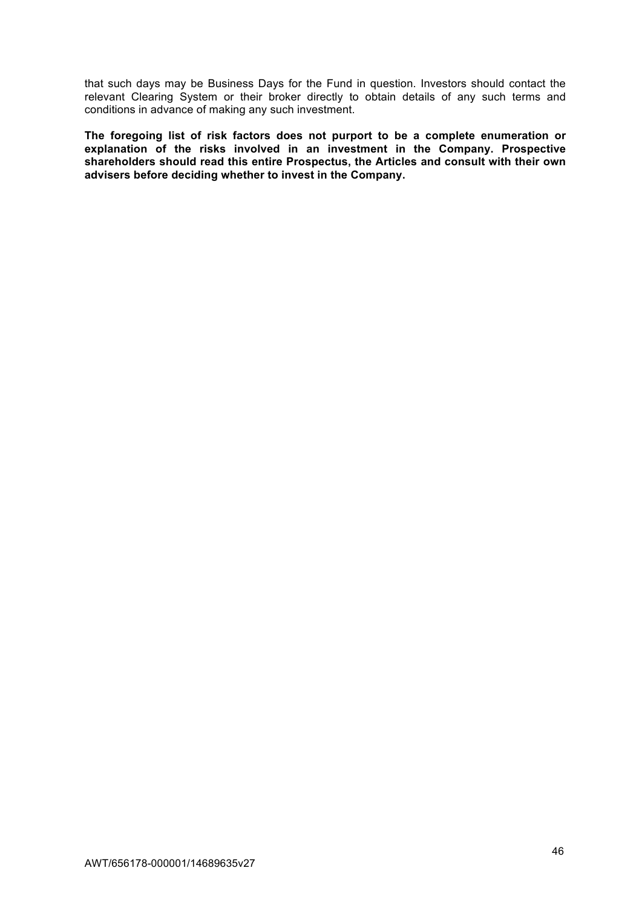that such days may be Business Days for the Fund in question. Investors should contact the relevant Clearing System or their broker directly to obtain details of any such terms and conditions in advance of making any such investment.

**The foregoing list of risk factors does not purport to be a complete enumeration or explanation of the risks involved in an investment in the Company. Prospective shareholders should read this entire Prospectus, the Articles and consult with their own advisers before deciding whether to invest in the Company.**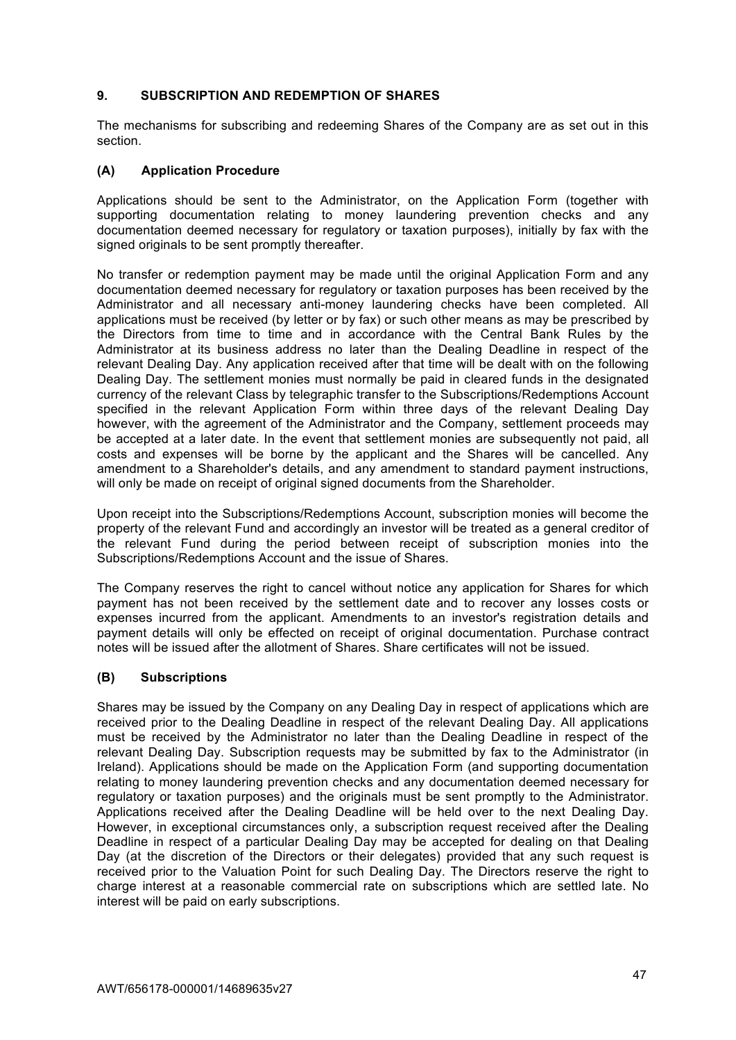## 9. SUBSCRIPTION AND REDEMPTION OF SHARES

The mechanisms for subscribing and redeeming Shares of the Company are as set out in this section.

### (A) Application Procedure

Applications should be sent to the Administrator, on the Application Form (together with supporting documentation relating to money laundering prevention checks and any documentation deemed necessary for regulatory or taxation purposes), initially by fax with the signed originals to be sent promptly thereafter.

No transfer or redemption payment may be made until the original Application Form and any documentation deemed necessary for regulatory or taxation purposes has been received by the Administrator and all necessary anti-money laundering checks have been completed. All applications must be received (by letter or by fax) or such other means as may be prescribed by the Directors from time to time and in accordance with the Central Bank Rules by the Administrator at its business address no later than the Dealing Deadline in respect of the relevant Dealing Day. Any application received after that time will be dealt with on the following Dealing Day. The settlement monies must normally be paid in cleared funds in the designated currency of the relevant Class by telegraphic transfer to the Subscriptions/Redemptions Account specified in the relevant Application Form within three days of the relevant Dealing Day however, with the agreement of the Administrator and the Company, settlement proceeds may be accepted at a later date. In the event that settlement monies are subsequently not paid, all costs and expenses will be borne by the applicant and the Shares will be cancelled. Any amendment to a Shareholder's details, and any amendment to standard payment instructions, will only be made on receipt of original signed documents from the Shareholder.

Upon receipt into the Subscriptions/Redemptions Account, subscription monies will become the property of the relevant Fund and accordingly an investor will be treated as a general creditor of the relevant Fund during the period between receipt of subscription monies into the Subscriptions/Redemptions Account and the issue of Shares.

The Company reserves the right to cancel without notice any application for Shares for which payment has not been received by the settlement date and to recover any losses costs or expenses incurred from the applicant. Amendments to an investor's registration details and payment details will only be effected on receipt of original documentation. Purchase contract notes will be issued after the allotment of Shares. Share certificates will not be issued.

### (B) Subscriptions

Shares may be issued by the Company on any Dealing Day in respect of applications which are received prior to the Dealing Deadline in respect of the relevant Dealing Day. All applications must be received by the Administrator no later than the Dealing Deadline in respect of the relevant Dealing Day. Subscription requests may be submitted by fax to the Administrator (in Ireland). Applications should be made on the Application Form (and supporting documentation relating to money laundering prevention checks and any documentation deemed necessary for regulatory or taxation purposes) and the originals must be sent promptly to the Administrator. Applications received after the Dealing Deadline will be held over to the next Dealing Day. However, in exceptional circumstances only, a subscription request received after the Dealing Deadline in respect of a particular Dealing Day may be accepted for dealing on that Dealing Day (at the discretion of the Directors or their delegates) provided that any such request is received prior to the Valuation Point for such Dealing Day. The Directors reserve the right to charge interest at a reasonable commercial rate on subscriptions which are settled late. No interest will be paid on early subscriptions.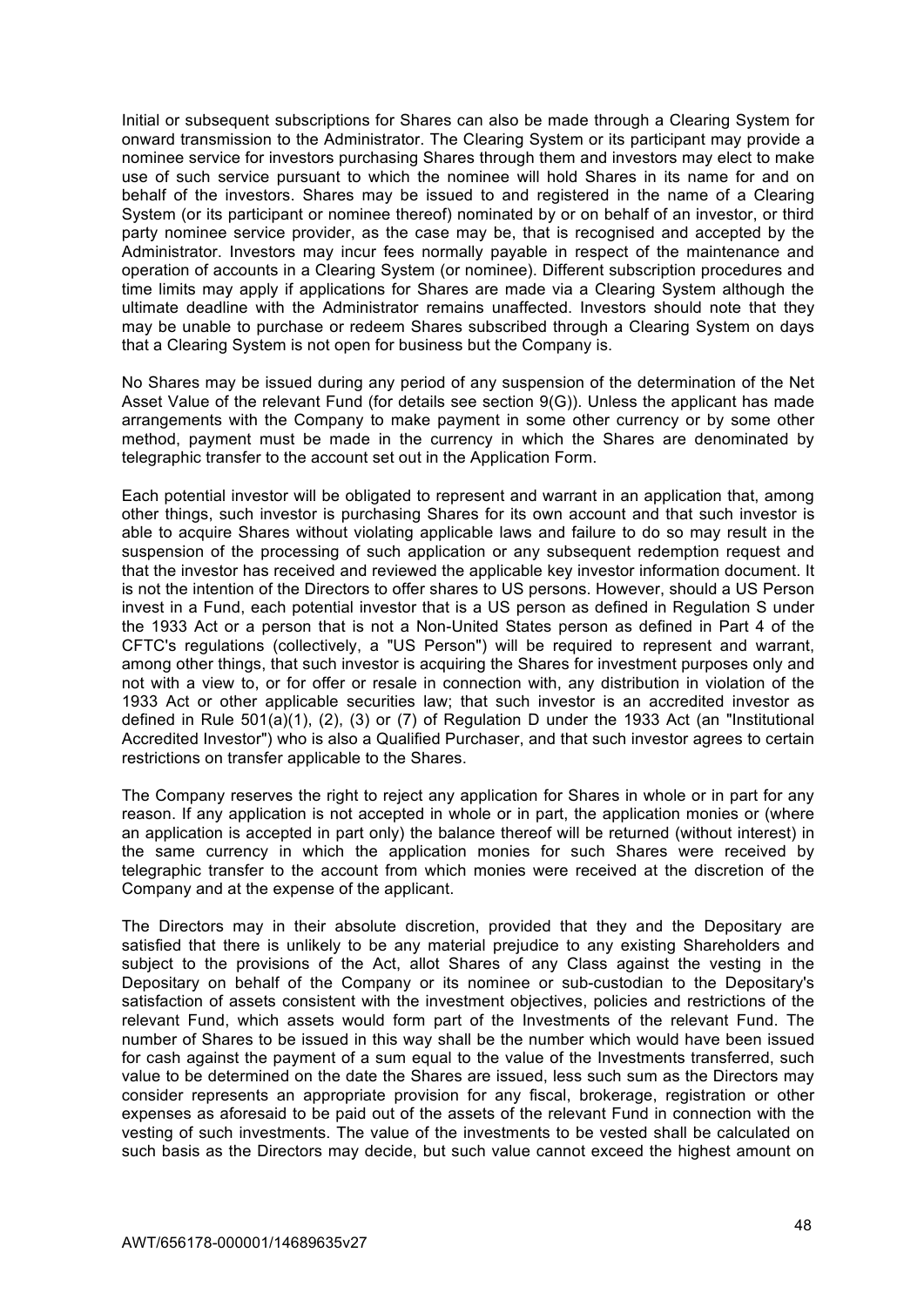Initial or subsequent subscriptions for Shares can also be made through a Clearing System for onward transmission to the Administrator. The Clearing System or its participant may provide a nominee service for investors purchasing Shares through them and investors may elect to make use of such service pursuant to which the nominee will hold Shares in its name for and on behalf of the investors. Shares may be issued to and registered in the name of a Clearing System (or its participant or nominee thereof) nominated by or on behalf of an investor, or third party nominee service provider, as the case may be, that is recognised and accepted by the Administrator. Investors may incur fees normally payable in respect of the maintenance and operation of accounts in a Clearing System (or nominee). Different subscription procedures and time limits may apply if applications for Shares are made via a Clearing System although the ultimate deadline with the Administrator remains unaffected. Investors should note that they may be unable to purchase or redeem Shares subscribed through a Clearing System on days that a Clearing System is not open for business but the Company is.

No Shares may be issued during any period of any suspension of the determination of the Net Asset Value of the relevant Fund (for details see section 9(G)). Unless the applicant has made arrangements with the Company to make payment in some other currency or by some other method, payment must be made in the currency in which the Shares are denominated by telegraphic transfer to the account set out in the Application Form.

Each potential investor will be obligated to represent and warrant in an application that, among other things, such investor is purchasing Shares for its own account and that such investor is able to acquire Shares without violating applicable laws and failure to do so may result in the suspension of the processing of such application or any subsequent redemption request and that the investor has received and reviewed the applicable key investor information document. It is not the intention of the Directors to offer shares to US persons. However, should a US Person invest in a Fund, each potential investor that is a US person as defined in Regulation S under the 1933 Act or a person that is not a Non-United States person as defined in Part 4 of the CFTC's regulations (collectively, a "US Person") will be required to represent and warrant, among other things, that such investor is acquiring the Shares for investment purposes only and not with a view to, or for offer or resale in connection with, any distribution in violation of the 1933 Act or other applicable securities law; that such investor is an accredited investor as defined in Rule 501(a)(1), (2), (3) or (7) of Regulation D under the 1933 Act (an "Institutional Accredited Investor") who is also a Qualified Purchaser, and that such investor agrees to certain restrictions on transfer applicable to the Shares.

The Company reserves the right to reject any application for Shares in whole or in part for any reason. If any application is not accepted in whole or in part, the application monies or (where an application is accepted in part only) the balance thereof will be returned (without interest) in the same currency in which the application monies for such Shares were received by telegraphic transfer to the account from which monies were received at the discretion of the Company and at the expense of the applicant.

The Directors may in their absolute discretion, provided that they and the Depositary are satisfied that there is unlikely to be any material prejudice to any existing Shareholders and subject to the provisions of the Act, allot Shares of any Class against the vesting in the Depositary on behalf of the Company or its nominee or sub-custodian to the Depositary's satisfaction of assets consistent with the investment objectives, policies and restrictions of the relevant Fund, which assets would form part of the Investments of the relevant Fund. The number of Shares to be issued in this way shall be the number which would have been issued for cash against the payment of a sum equal to the value of the Investments transferred, such value to be determined on the date the Shares are issued, less such sum as the Directors may consider represents an appropriate provision for any fiscal, brokerage, registration or other expenses as aforesaid to be paid out of the assets of the relevant Fund in connection with the vesting of such investments. The value of the investments to be vested shall be calculated on such basis as the Directors may decide, but such value cannot exceed the highest amount on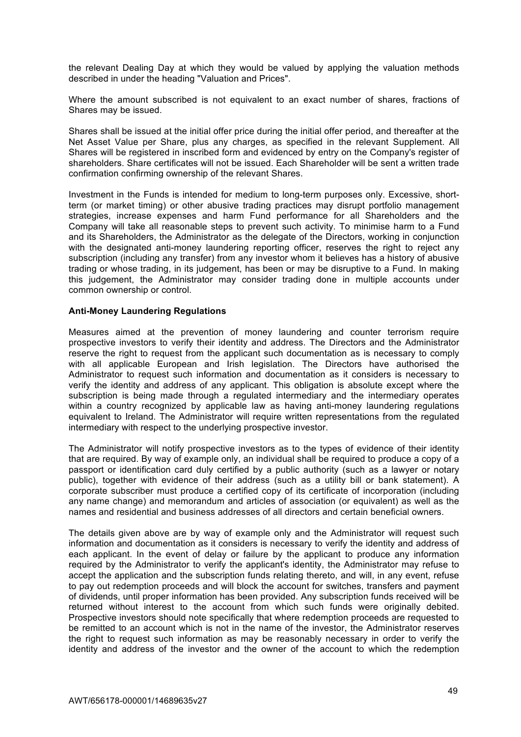the relevant Dealing Day at which they would be valued by applying the valuation methods described in under the heading "Valuation and Prices".

Where the amount subscribed is not equivalent to an exact number of shares, fractions of Shares may be issued.

Shares shall be issued at the initial offer price during the initial offer period, and thereafter at the Net Asset Value per Share, plus any charges, as specified in the relevant Supplement. All Shares will be registered in inscribed form and evidenced by entry on the Company's register of shareholders. Share certificates will not be issued. Each Shareholder will be sent a written trade confirmation confirming ownership of the relevant Shares.

Investment in the Funds is intended for medium to long-term purposes only. Excessive, short-term (or market timing) or other abusive trading practices may disrupt portfolio management strategies, increase expenses and harm Fund performance for all Shareholders and the Company will take all reasonable steps to prevent such activity. To minimise harm to a Fund and its Shareholders, the Administrator as the delegate of the Directors, working in conjunction with the designated anti-money laundering reporting officer, reserves the right to reject any subscription (including any transfer) from any investor whom it believes has a history of abusive trading or whose trading, in its judgement, has been or may be disruptive to a Fund. In making this judgement, the Administrator may consider trading done in multiple accounts under common ownership or control.

**Anti-Money Laundering Regulations**

Measures aimed at the prevention of money laundering and counter terrorism require prospective investors to verify their identity and address. The Directors and the Administrator reserve the right to request from the applicant such documentation as is necessary to comply with all applicable European and Irish legislation. The Directors have authorised the Administrator to request such information and documentation as it considers is necessary to verify the identity and address of any applicant. This obligation is absolute except where the subscription is being made through a regulated intermediary and the intermediary operates within a country recognized by applicable law as having anti-money laundering regulations equivalent to Ireland. The Administrator will require written representations from the regulated intermediary with respect to the underlying prospective investor.

The Administrator will notify prospective investors as to the types of evidence of their identity that are required. By way of example only, an individual shall be required to produce a copy of a passport or identification card duly certified by a public authority (such as a lawyer or notary public), together with evidence of their address (such as a utility bill or bank statement). A corporate subscriber must produce a certified copy of its certificate of incorporation (including any name change) and memorandum and articles of association (or equivalent) as well as the names and residential and business addresses of all directors and certain beneficial owners.

The details given above are by way of example only and the Administrator will request such information and documentation as it considers is necessary to verify the identity and address of each applicant. In the event of delay or failure by the applicant to produce any information required by the Administrator to verify the applicant's identity, the Administrator may refuse to accept the application and the subscription funds relating thereto, and will, in any event, refuse to pay out redemption proceeds and will block the account for switches, transfers and payment of dividends, until proper information has been provided. Any subscription funds received will be returned without interest to the account from which such funds were originally debited. Prospective investors should note specifically that where redemption proceeds are requested to be remitted to an account which is not in the name of the investor, the Administrator reserves the right to request such information as may be reasonably necessary in order to verify the identity and address of the investor and the owner of the account to which the redemption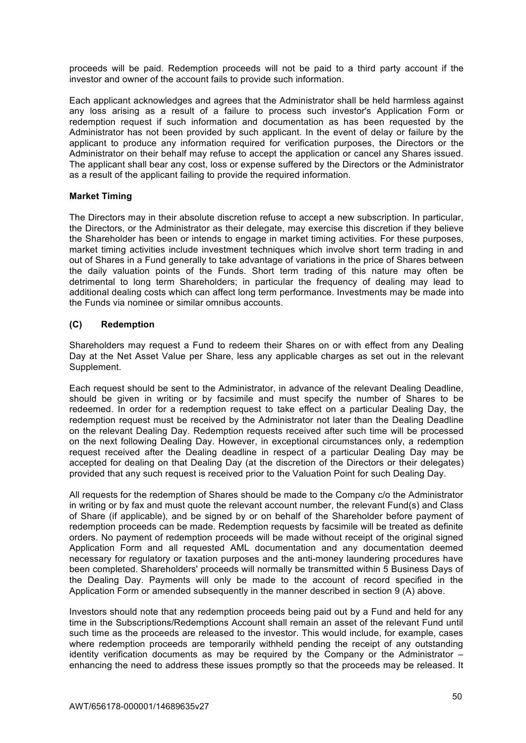proceeds will be paid. Redemption proceeds will not be paid to a third party account if the investor and owner of the account fails to provide such information.

Each applicant acknowledges and agrees that the Administrator shall be held harmless against any loss arising as a result of a failure to process such investor's Application Form or redemption request if such information and documentation as has been requested by the Administrator has not been provided by such applicant. In the event of delay or failure by the applicant to produce any information required for verification purposes, the Directors or the Administrator on their behalf may refuse to accept the application or cancel any Shares issued. The applicant shall bear any cost, loss or expense suffered by the Directors or the Administrator as a result of the applicant failing to provide the required information.

**Market Timing**

The Directors may in their absolute discretion refuse to accept a new subscription. In particular, the Directors, or the Administrator as their delegate, may exercise this discretion if they believe the Shareholder has been or intends to engage in market timing activities. For these purposes, market timing activities include investment techniques which involve short term trading in and out of Shares in a Fund generally to take advantage of variations in the price of Shares between the daily valuation points of the Funds. Short term trading of this nature may often be detrimental to long term Shareholders; in particular the frequency of dealing may lead to additional dealing costs which can affect long term performance. Investments may be made into the Funds via nominee or similar omnibus accounts.

### (C) Redemption

Shareholders may request a Fund to redeem their Shares on or with effect from any Dealing Day at the Net Asset Value per Share, less any applicable charges as set out in the relevant Supplement.

Each request should be sent to the Administrator, in advance of the relevant Dealing Deadline, should be given in writing or by facsimile and must specify the number of Shares to be redeemed. In order for a redemption request to take effect on a particular Dealing Day, the redemption request must be received by the Administrator not later than the Dealing Deadline on the relevant Dealing Day. Redemption requests received after such time will be processed on the next following Dealing Day. However, in exceptional circumstances only, a redemption request received after the Dealing deadline in respect of a particular Dealing Day may be accepted for dealing on that Dealing Day (at the discretion of the Directors or their delegates) provided that any such request is received prior to the Valuation Point for such Dealing Day.

All requests for the redemption of Shares should be made to the Company c/o the Administrator in writing or by fax and must quote the relevant account number, the relevant Fund(s) and Class of Share (if applicable), and be signed by or on behalf of the Shareholder before payment of redemption proceeds can be made. Redemption requests by facsimile will be treated as definite orders. No payment of redemption proceeds will be made without receipt of the original signed Application Form and all requested AML documentation and any documentation deemed necessary for regulatory or taxation purposes and the anti-money laundering procedures have been completed. Shareholders' proceeds will normally be transmitted within 5 Business Days of the Dealing Day. Payments will only be made to the account of record specified in the Application Form or amended subsequently in the manner described in section 9 (A) above.

Investors should note that any redemption proceeds being paid out by a Fund and held for any time in the Subscriptions/Redemptions Account shall remain an asset of the relevant Fund until such time as the proceeds are released to the investor. This would include, for example, cases where redemption proceeds are temporarily withheld pending the receipt of any outstanding identity verification documents as may be required by the Company or the Administrator – enhancing the need to address these issues promptly so that the proceeds may be released. It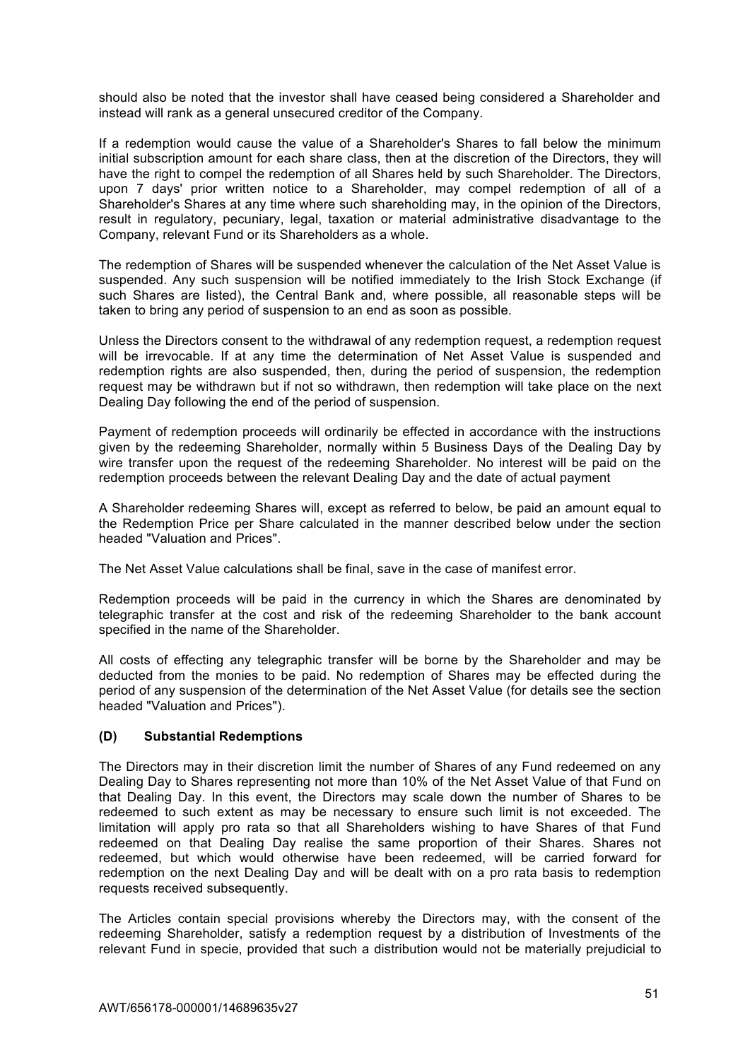should also be noted that the investor shall have ceased being considered a Shareholder and instead will rank as a general unsecured creditor of the Company.

If a redemption would cause the value of a Shareholder's Shares to fall below the minimum initial subscription amount for each share class, then at the discretion of the Directors, they will have the right to compel the redemption of all Shares held by such Shareholder. The Directors, upon 7 days' prior written notice to a Shareholder, may compel redemption of all of a Shareholder's Shares at any time where such shareholding may, in the opinion of the Directors, result in regulatory, pecuniary, legal, taxation or material administrative disadvantage to the Company, relevant Fund or its Shareholders as a whole.

The redemption of Shares will be suspended whenever the calculation of the Net Asset Value is suspended. Any such suspension will be notified immediately to the Irish Stock Exchange (if such Shares are listed), the Central Bank and, where possible, all reasonable steps will be taken to bring any period of suspension to an end as soon as possible.

Unless the Directors consent to the withdrawal of any redemption request, a redemption request will be irrevocable. If at any time the determination of Net Asset Value is suspended and redemption rights are also suspended, then, during the period of suspension, the redemption request may be withdrawn but if not so withdrawn, then redemption will take place on the next Dealing Day following the end of the period of suspension.

Payment of redemption proceeds will ordinarily be effected in accordance with the instructions given by the redeeming Shareholder, normally within 5 Business Days of the Dealing Day by wire transfer upon the request of the redeeming Shareholder. No interest will be paid on the redemption proceeds between the relevant Dealing Day and the date of actual payment

A Shareholder redeeming Shares will, except as referred to below, be paid an amount equal to the Redemption Price per Share calculated in the manner described below under the section headed "Valuation and Prices".

The Net Asset Value calculations shall be final, save in the case of manifest error.

Redemption proceeds will be paid in the currency in which the Shares are denominated by telegraphic transfer at the cost and risk of the redeeming Shareholder to the bank account specified in the name of the Shareholder.

All costs of effecting any telegraphic transfer will be borne by the Shareholder and may be deducted from the monies to be paid. No redemption of Shares may be effected during the period of any suspension of the determination of the Net Asset Value (for details see the section headed "Valuation and Prices").

### (D) Substantial Redemptions

The Directors may in their discretion limit the number of Shares of any Fund redeemed on any Dealing Day to Shares representing not more than 10% of the Net Asset Value of that Fund on that Dealing Day. In this event, the Directors may scale down the number of Shares to be redeemed to such extent as may be necessary to ensure such limit is not exceeded. The limitation will apply pro rata so that all Shareholders wishing to have Shares of that Fund redeemed on that Dealing Day realise the same proportion of their Shares. Shares not redeemed, but which would otherwise have been redeemed, will be carried forward for redemption on the next Dealing Day and will be dealt with on a pro rata basis to redemption requests received subsequently.

The Articles contain special provisions whereby the Directors may, with the consent of the redeeming Shareholder, satisfy a redemption request by a distribution of Investments of the relevant Fund in specie, provided that such a distribution would not be materially prejudicial to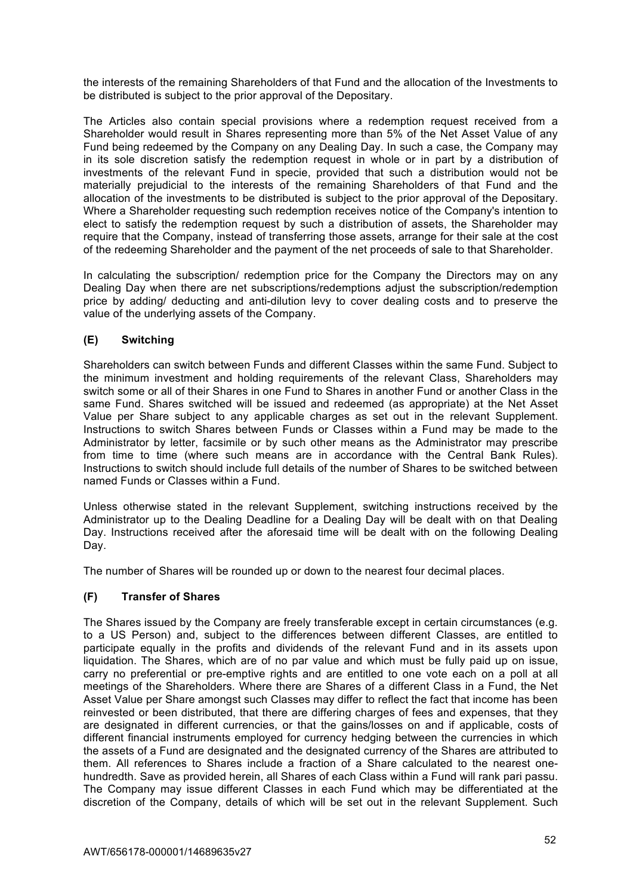the interests of the remaining Shareholders of that Fund and the allocation of the Investments to be distributed is subject to the prior approval of the Depositary.

The Articles also contain special provisions where a redemption request received from a Shareholder would result in Shares representing more than 5% of the Net Asset Value of any Fund being redeemed by the Company on any Dealing Day. In such a case, the Company may in its sole discretion satisfy the redemption request in whole or in part by a distribution of investments of the relevant Fund in specie, provided that such a distribution would not be materially prejudicial to the interests of the remaining Shareholders of that Fund and the allocation of the investments to be distributed is subject to the prior approval of the Depositary. Where a Shareholder requesting such redemption receives notice of the Company's intention to elect to satisfy the redemption request by such a distribution of assets, the Shareholder may require that the Company, instead of transferring those assets, arrange for their sale at the cost of the redeeming Shareholder and the payment of the net proceeds of sale to that Shareholder.

In calculating the subscription/ redemption price for the Company the Directors may on any Dealing Day when there are net subscriptions/redemptions adjust the subscription/redemption price by adding/ deducting and anti-dilution levy to cover dealing costs and to preserve the value of the underlying assets of the Company.

### (E) Switching

Shareholders can switch between Funds and different Classes within the same Fund. Subject to the minimum investment and holding requirements of the relevant Class, Shareholders may switch some or all of their Shares in one Fund to Shares in another Fund or another Class in the same Fund. Shares switched will be issued and redeemed (as appropriate) at the Net Asset Value per Share subject to any applicable charges as set out in the relevant Supplement. Instructions to switch Shares between Funds or Classes within a Fund may be made to the Administrator by letter, facsimile or by such other means as the Administrator may prescribe from time to time (where such means are in accordance with the Central Bank Rules). Instructions to switch should include full details of the number of Shares to be switched between named Funds or Classes within a Fund.

Unless otherwise stated in the relevant Supplement, switching instructions received by the Administrator up to the Dealing Deadline for a Dealing Day will be dealt with on that Dealing Day. Instructions received after the aforesaid time will be dealt with on the following Dealing Day.

The number of Shares will be rounded up or down to the nearest four decimal places.

### (F) Transfer of Shares

The Shares issued by the Company are freely transferable except in certain circumstances (e.g. to a US Person) and, subject to the differences between different Classes, are entitled to participate equally in the profits and dividends of the relevant Fund and in its assets upon liquidation. The Shares, which are of no par value and which must be fully paid up on issue, carry no preferential or pre-emptive rights and are entitled to one vote each on a poll at all meetings of the Shareholders. Where there are Shares of a different Class in a Fund, the Net Asset Value per Share amongst such Classes may differ to reflect the fact that income has been reinvested or been distributed, that there are differing charges of fees and expenses, that they are designated in different currencies, or that the gains/losses on and if applicable, costs of different financial instruments employed for currency hedging between the currencies in which the assets of a Fund are designated and the designated currency of the Shares are attributed to them. All references to Shares include a fraction of a Share calculated to the nearest one-hundredth. Save as provided herein, all Shares of each Class within a Fund will rank pari passu. The Company may issue different Classes in each Fund which may be differentiated at the discretion of the Company, details of which will be set out in the relevant Supplement. Such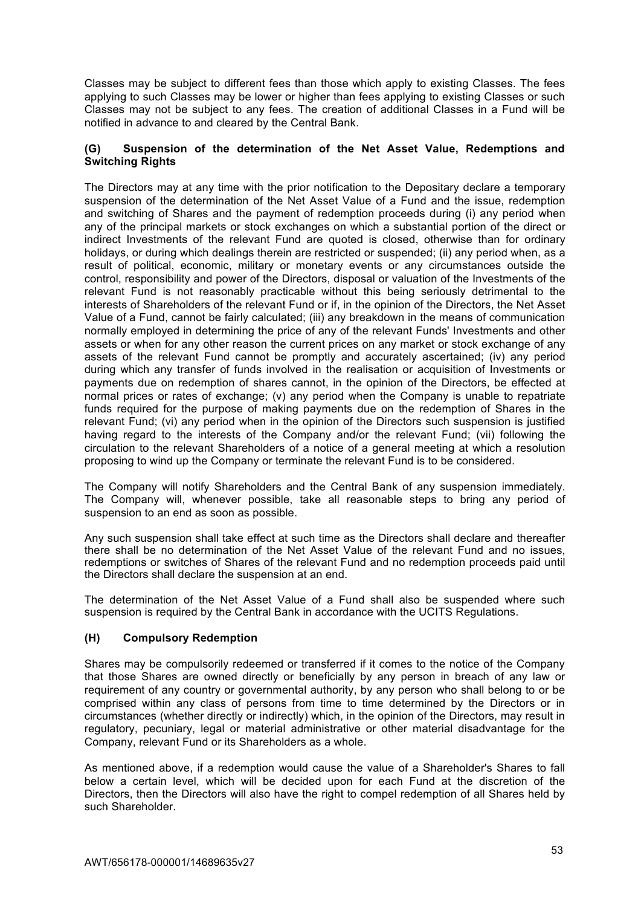Classes may be subject to different fees than those which apply to existing Classes. The fees applying to such Classes may be lower or higher than fees applying to existing Classes or such Classes may not be subject to any fees. The creation of additional Classes in a Fund will be notified in advance to and cleared by the Central Bank.

### (G) Suspension of the determination of the Net Asset Value, Redemptions and Switching Rights

The Directors may at any time with the prior notification to the Depositary declare a temporary suspension of the determination of the Net Asset Value of a Fund and the issue, redemption and switching of Shares and the payment of redemption proceeds during (i) any period when any of the principal markets or stock exchanges on which a substantial portion of the direct or indirect Investments of the relevant Fund are quoted is closed, otherwise than for ordinary holidays, or during which dealings therein are restricted or suspended; (ii) any period when, as a result of political, economic, military or monetary events or any circumstances outside the control, responsibility and power of the Directors, disposal or valuation of the Investments of the relevant Fund is not reasonably practicable without this being seriously detrimental to the interests of Shareholders of the relevant Fund or if, in the opinion of the Directors, the Net Asset Value of a Fund, cannot be fairly calculated; (iii) any breakdown in the means of communication normally employed in determining the price of any of the relevant Funds' Investments and other assets or when for any other reason the current prices on any market or stock exchange of any assets of the relevant Fund cannot be promptly and accurately ascertained; (iv) any period during which any transfer of funds involved in the realisation or acquisition of Investments or payments due on redemption of shares cannot, in the opinion of the Directors, be effected at normal prices or rates of exchange; (v) any period when the Company is unable to repatriate funds required for the purpose of making payments due on the redemption of Shares in the relevant Fund; (vi) any period when in the opinion of the Directors such suspension is justified having regard to the interests of the Company and/or the relevant Fund; (vii) following the circulation to the relevant Shareholders of a notice of a general meeting at which a resolution proposing to wind up the Company or terminate the relevant Fund is to be considered.

The Company will notify Shareholders and the Central Bank of any suspension immediately. The Company will, whenever possible, take all reasonable steps to bring any period of suspension to an end as soon as possible.

Any such suspension shall take effect at such time as the Directors shall declare and thereafter there shall be no determination of the Net Asset Value of the relevant Fund and no issues, redemptions or switches of Shares of the relevant Fund and no redemption proceeds paid until the Directors shall declare the suspension at an end.

The determination of the Net Asset Value of a Fund shall also be suspended where such suspension is required by the Central Bank in accordance with the UCITS Regulations.

### (H) Compulsory Redemption

Shares may be compulsorily redeemed or transferred if it comes to the notice of the Company that those Shares are owned directly or beneficially by any person in breach of any law or requirement of any country or governmental authority, by any person who shall belong to or be comprised within any class of persons from time to time determined by the Directors or in circumstances (whether directly or indirectly) which, in the opinion of the Directors, may result in regulatory, pecuniary, legal or material administrative or other material disadvantage for the Company, relevant Fund or its Shareholders as a whole.

As mentioned above, if a redemption would cause the value of a Shareholder's Shares to fall below a certain level, which will be decided upon for each Fund at the discretion of the Directors, then the Directors will also have the right to compel redemption of all Shares held by such Shareholder.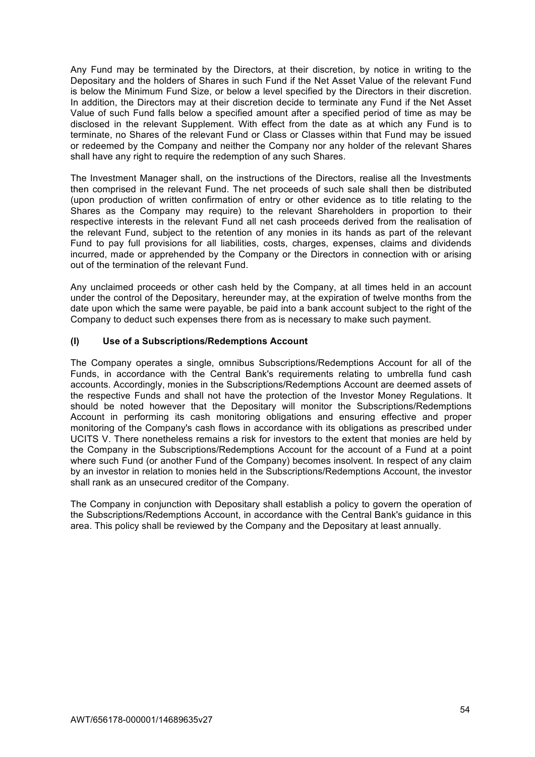Any Fund may be terminated by the Directors, at their discretion, by notice in writing to the Depositary and the holders of Shares in such Fund if the Net Asset Value of the relevant Fund is below the Minimum Fund Size, or below a level specified by the Directors in their discretion. In addition, the Directors may at their discretion decide to terminate any Fund if the Net Asset Value of such Fund falls below a specified amount after a specified period of time as may be disclosed in the relevant Supplement. With effect from the date as at which any Fund is to terminate, no Shares of the relevant Fund or Class or Classes within that Fund may be issued or redeemed by the Company and neither the Company nor any holder of the relevant Shares shall have any right to require the redemption of any such Shares.

The Investment Manager shall, on the instructions of the Directors, realise all the Investments then comprised in the relevant Fund. The net proceeds of such sale shall then be distributed (upon production of written confirmation of entry or other evidence as to title relating to the Shares as the Company may require) to the relevant Shareholders in proportion to their respective interests in the relevant Fund all net cash proceeds derived from the realisation of the relevant Fund, subject to the retention of any monies in its hands as part of the relevant Fund to pay full provisions for all liabilities, costs, charges, expenses, claims and dividends incurred, made or apprehended by the Company or the Directors in connection with or arising out of the termination of the relevant Fund.

Any unclaimed proceeds or other cash held by the Company, at all times held in an account under the control of the Depositary, hereunder may, at the expiration of twelve months from the date upon which the same were payable, be paid into a bank account subject to the right of the Company to deduct such expenses there from as is necessary to make such payment.

**(I) Use of a Subscriptions/Redemptions Account**

The Company operates a single, omnibus Subscriptions/Redemptions Account for all of the Funds, in accordance with the Central Bank's requirements relating to umbrella fund cash accounts. Accordingly, monies in the Subscriptions/Redemptions Account are deemed assets of the respective Funds and shall not have the protection of the Investor Money Regulations. It should be noted however that the Depositary will monitor the Subscriptions/Redemptions Account in performing its cash monitoring obligations and ensuring effective and proper monitoring of the Company's cash flows in accordance with its obligations as prescribed under UCITS V. There nonetheless remains a risk for investors to the extent that monies are held by the Company in the Subscriptions/Redemptions Account for the account of a Fund at a point where such Fund (or another Fund of the Company) becomes insolvent. In respect of any claim by an investor in relation to monies held in the Subscriptions/Redemptions Account, the investor shall rank as an unsecured creditor of the Company.

The Company in conjunction with Depositary shall establish a policy to govern the operation of the Subscriptions/Redemptions Account, in accordance with the Central Bank's guidance in this area. This policy shall be reviewed by the Company and the Depositary at least annually.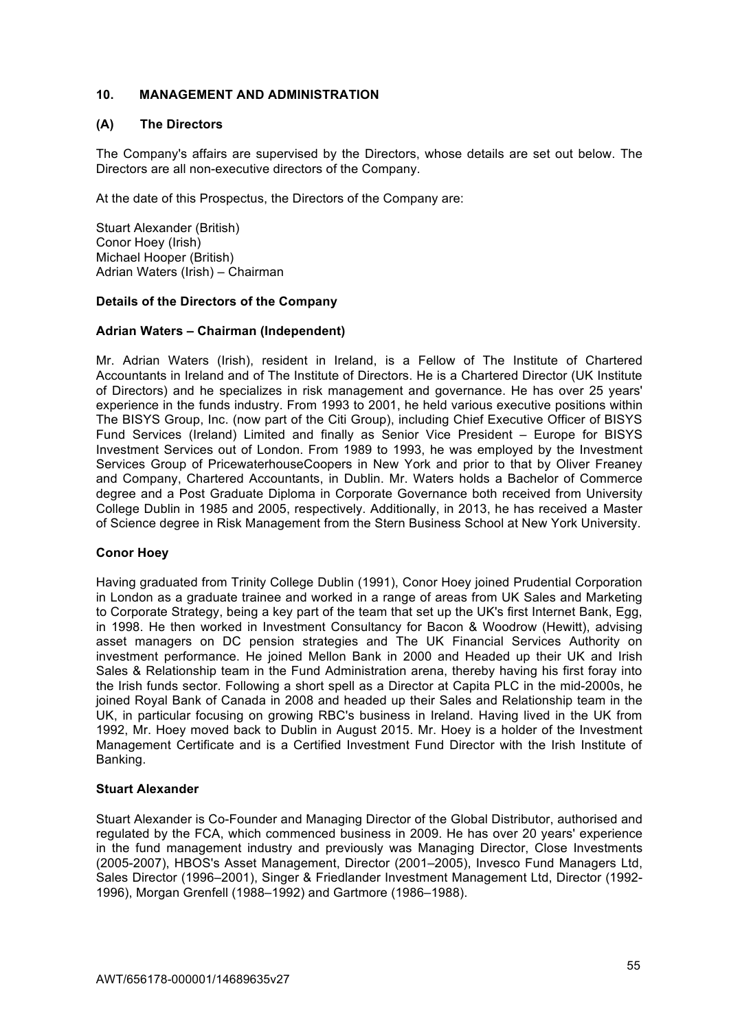## 10. MANAGEMENT AND ADMINISTRATION

### (A) The Directors

The Company's affairs are supervised by the Directors, whose details are set out below. The Directors are all non-executive directors of the Company.

At the date of this Prospectus, the Directors of the Company are:

Stuart Alexander (British)
Conor Hoey (Irish)
Michael Hooper (British)
Adrian Waters (Irish) – Chairman

**Details of the Directors of the Company**

**Adrian Waters – Chairman (Independent)**

Mr. Adrian Waters (Irish), resident in Ireland, is a Fellow of The Institute of Chartered Accountants in Ireland and of The Institute of Directors. He is a Chartered Director (UK Institute of Directors) and he specializes in risk management and governance. He has over 25 years' experience in the funds industry. From 1993 to 2001, he held various executive positions within The BISYS Group, Inc. (now part of the Citi Group), including Chief Executive Officer of BISYS Fund Services (Ireland) Limited and finally as Senior Vice President – Europe for BISYS Investment Services out of London. From 1989 to 1993, he was employed by the Investment Services Group of PricewaterhouseCoopers in New York and prior to that by Oliver Freaney and Company, Chartered Accountants, in Dublin. Mr. Waters holds a Bachelor of Commerce degree and a Post Graduate Diploma in Corporate Governance both received from University College Dublin in 1985 and 2005, respectively. Additionally, in 2013, he has received a Master of Science degree in Risk Management from the Stern Business School at New York University.

**Conor Hoey**

Having graduated from Trinity College Dublin (1991), Conor Hoey joined Prudential Corporation in London as a graduate trainee and worked in a range of areas from UK Sales and Marketing to Corporate Strategy, being a key part of the team that set up the UK's first Internet Bank, Egg, in 1998. He then worked in Investment Consultancy for Bacon & Woodrow (Hewitt), advising asset managers on DC pension strategies and The UK Financial Services Authority on investment performance. He joined Mellon Bank in 2000 and Headed up their UK and Irish Sales & Relationship team in the Fund Administration arena, thereby having his first foray into the Irish funds sector. Following a short spell as a Director at Capita PLC in the mid-2000s, he joined Royal Bank of Canada in 2008 and headed up their Sales and Relationship team in the UK, in particular focusing on growing RBC's business in Ireland. Having lived in the UK from 1992, Mr. Hoey moved back to Dublin in August 2015. Mr. Hoey is a holder of the Investment Management Certificate and is a Certified Investment Fund Director with the Irish Institute of Banking.

**Stuart Alexander**

Stuart Alexander is Co-Founder and Managing Director of the Global Distributor, authorised and regulated by the FCA, which commenced business in 2009. He has over 20 years' experience in the fund management industry and previously was Managing Director, Close Investments (2005-2007), HBOS's Asset Management, Director (2001–2005), Invesco Fund Managers Ltd, Sales Director (1996–2001), Singer & Friedlander Investment Management Ltd, Director (1992-1996), Morgan Grenfell (1988–1992) and Gartmore (1986–1988).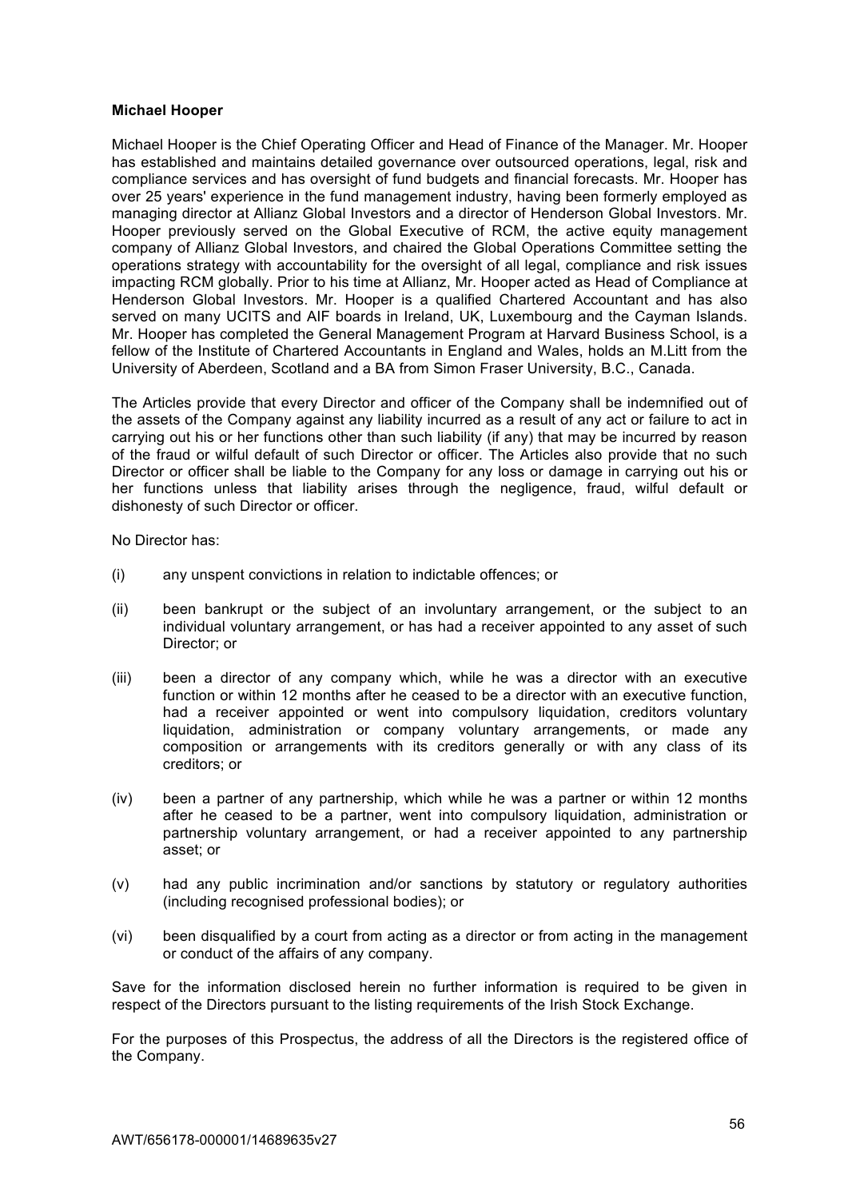**Michael Hooper**

Michael Hooper is the Chief Operating Officer and Head of Finance of the Manager. Mr. Hooper has established and maintains detailed governance over outsourced operations, legal, risk and compliance services and has oversight of fund budgets and financial forecasts. Mr. Hooper has over 25 years' experience in the fund management industry, having been formerly employed as managing director at Allianz Global Investors and a director of Henderson Global Investors. Mr. Hooper previously served on the Global Executive of RCM, the active equity management company of Allianz Global Investors, and chaired the Global Operations Committee setting the operations strategy with accountability for the oversight of all legal, compliance and risk issues impacting RCM globally. Prior to his time at Allianz, Mr. Hooper acted as Head of Compliance at Henderson Global Investors. Mr. Hooper is a qualified Chartered Accountant and has also served on many UCITS and AIF boards in Ireland, UK, Luxembourg and the Cayman Islands. Mr. Hooper has completed the General Management Program at Harvard Business School, is a fellow of the Institute of Chartered Accountants in England and Wales, holds an M.Litt from the University of Aberdeen, Scotland and a BA from Simon Fraser University, B.C., Canada.

The Articles provide that every Director and officer of the Company shall be indemnified out of the assets of the Company against any liability incurred as a result of any act or failure to act in carrying out his or her functions other than such liability (if any) that may be incurred by reason of the fraud or wilful default of such Director or officer. The Articles also provide that no such Director or officer shall be liable to the Company for any loss or damage in carrying out his or her functions unless that liability arises through the negligence, fraud, wilful default or dishonesty of such Director or officer.

No Director has:

(i) any unspent convictions in relation to indictable offences; or

(ii) been bankrupt or the subject of an involuntary arrangement, or the subject to an individual voluntary arrangement, or has had a receiver appointed to any asset of such Director; or

(iii) been a director of any company which, while he was a director with an executive function or within 12 months after he ceased to be a director with an executive function, had a receiver appointed or went into compulsory liquidation, creditors voluntary liquidation, administration or company voluntary arrangements, or made any composition or arrangements with its creditors generally or with any class of its creditors; or

(iv) been a partner of any partnership, which while he was a partner or within 12 months after he ceased to be a partner, went into compulsory liquidation, administration or partnership voluntary arrangement, or had a receiver appointed to any partnership asset; or

(v) had any public incrimination and/or sanctions by statutory or regulatory authorities (including recognised professional bodies); or

(vi) been disqualified by a court from acting as a director or from acting in the management or conduct of the affairs of any company.

Save for the information disclosed herein no further information is required to be given in respect of the Directors pursuant to the listing requirements of the Irish Stock Exchange.

For the purposes of this Prospectus, the address of all the Directors is the registered office of the Company.

AWT/656178-000001/14689635v27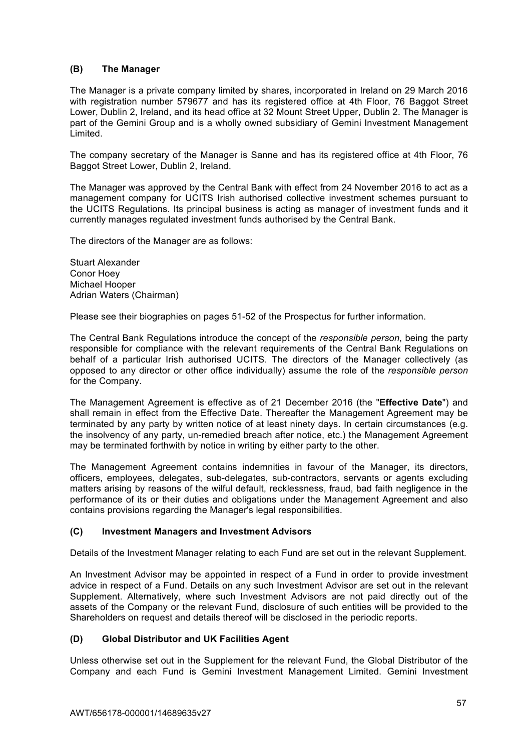### (B) The Manager

The Manager is a private company limited by shares, incorporated in Ireland on 29 March 2016 with registration number 579677 and has its registered office at 4th Floor, 76 Baggot Street Lower, Dublin 2, Ireland, and its head office at 32 Mount Street Upper, Dublin 2. The Manager is part of the Gemini Group and is a wholly owned subsidiary of Gemini Investment Management Limited.

The company secretary of the Manager is Sanne and has its registered office at 4th Floor, 76 Baggot Street Lower, Dublin 2, Ireland.

The Manager was approved by the Central Bank with effect from 24 November 2016 to act as a management company for UCITS Irish authorised collective investment schemes pursuant to the UCITS Regulations. Its principal business is acting as manager of investment funds and it currently manages regulated investment funds authorised by the Central Bank.

The directors of the Manager are as follows:

Stuart Alexander
Conor Hoey
Michael Hooper
Adrian Waters (Chairman)

Please see their biographies on pages 51-52 of the Prospectus for further information.

The Central Bank Regulations introduce the concept of the *responsible person*, being the party responsible for compliance with the relevant requirements of the Central Bank Regulations on behalf of a particular Irish authorised UCITS. The directors of the Manager collectively (as opposed to any director or other office individually) assume the role of the *responsible person* for the Company.

The Management Agreement is effective as of 21 December 2016 (the "**Effective Date**") and shall remain in effect from the Effective Date. Thereafter the Management Agreement may be terminated by any party by written notice of at least ninety days. In certain circumstances (e.g. the insolvency of any party, un-remedied breach after notice, etc.) the Management Agreement may be terminated forthwith by notice in writing by either party to the other.

The Management Agreement contains indemnities in favour of the Manager, its directors, officers, employees, delegates, sub-delegates, sub-contractors, servants or agents excluding matters arising by reasons of the wilful default, recklessness, fraud, bad faith negligence in the performance of its or their duties and obligations under the Management Agreement and also contains provisions regarding the Manager's legal responsibilities.

### (C) Investment Managers and Investment Advisors

Details of the Investment Manager relating to each Fund are set out in the relevant Supplement.

An Investment Advisor may be appointed in respect of a Fund in order to provide investment advice in respect of a Fund. Details on any such Investment Advisor are set out in the relevant Supplement. Alternatively, where such Investment Advisors are not paid directly out of the assets of the Company or the relevant Fund, disclosure of such entities will be provided to the Shareholders on request and details thereof will be disclosed in the periodic reports.

### (D) Global Distributor and UK Facilities Agent

Unless otherwise set out in the Supplement for the relevant Fund, the Global Distributor of the Company and each Fund is Gemini Investment Management Limited. Gemini Investment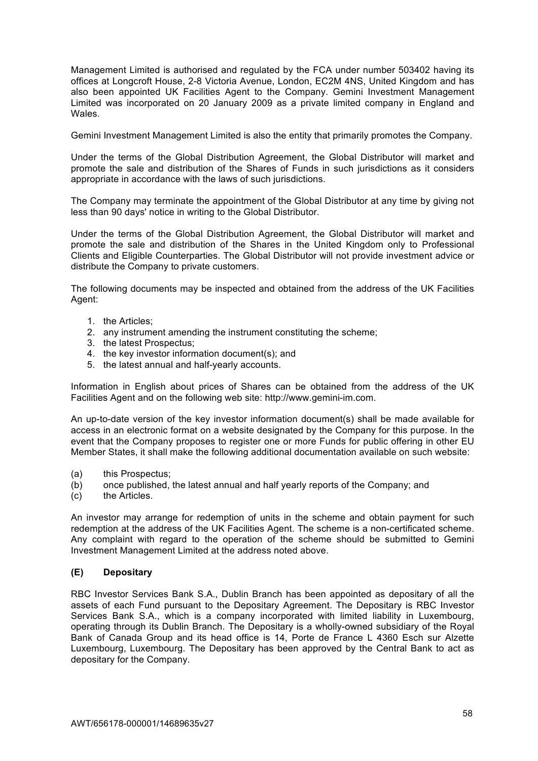Management Limited is authorised and regulated by the FCA under number 503402 having its offices at Longcroft House, 2-8 Victoria Avenue, London, EC2M 4NS, United Kingdom and has also been appointed UK Facilities Agent to the Company. Gemini Investment Management Limited was incorporated on 20 January 2009 as a private limited company in England and Wales.

Gemini Investment Management Limited is also the entity that primarily promotes the Company.

Under the terms of the Global Distribution Agreement, the Global Distributor will market and promote the sale and distribution of the Shares of Funds in such jurisdictions as it considers appropriate in accordance with the laws of such jurisdictions.

The Company may terminate the appointment of the Global Distributor at any time by giving not less than 90 days' notice in writing to the Global Distributor.

Under the terms of the Global Distribution Agreement, the Global Distributor will market and promote the sale and distribution of the Shares in the United Kingdom only to Professional Clients and Eligible Counterparties. The Global Distributor will not provide investment advice or distribute the Company to private customers.

The following documents may be inspected and obtained from the address of the UK Facilities Agent:

1. the Articles;
2. any instrument amending the instrument constituting the scheme;
3. the latest Prospectus;
4. the key investor information document(s); and
5. the latest annual and half-yearly accounts.

Information in English about prices of Shares can be obtained from the address of the UK Facilities Agent and on the following web site: http://www.gemini-im.com.

An up-to-date version of the key investor information document(s) shall be made available for access in an electronic format on a website designated by the Company for this purpose. In the event that the Company proposes to register one or more Funds for public offering in other EU Member States, it shall make the following additional documentation available on such website:

(a) this Prospectus;
(b) once published, the latest annual and half yearly reports of the Company; and
(c) the Articles.

An investor may arrange for redemption of units in the scheme and obtain payment for such redemption at the address of the UK Facilities Agent. The scheme is a non-certificated scheme. Any complaint with regard to the operation of the scheme should be submitted to Gemini Investment Management Limited at the address noted above.

### (E) Depositary

RBC Investor Services Bank S.A., Dublin Branch has been appointed as depositary of all the assets of each Fund pursuant to the Depositary Agreement. The Depositary is RBC Investor Services Bank S.A., which is a company incorporated with limited liability in Luxembourg, operating through its Dublin Branch. The Depositary is a wholly-owned subsidiary of the Royal Bank of Canada Group and its head office is 14, Porte de France L 4360 Esch sur Alzette Luxembourg, Luxembourg. The Depositary has been approved by the Central Bank to act as depositary for the Company.

AWT/656178-000001/14689635v27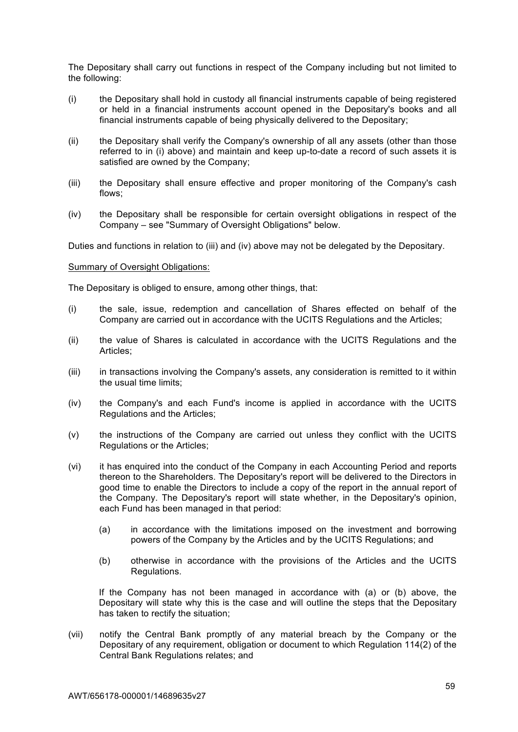The Depositary shall carry out functions in respect of the Company including but not limited to the following:

(i) the Depositary shall hold in custody all financial instruments capable of being registered or held in a financial instruments account opened in the Depositary's books and all financial instruments capable of being physically delivered to the Depositary;

(ii) the Depositary shall verify the Company's ownership of all any assets (other than those referred to in (i) above) and maintain and keep up-to-date a record of such assets it is satisfied are owned by the Company;

(iii) the Depositary shall ensure effective and proper monitoring of the Company's cash flows;

(iv) the Depositary shall be responsible for certain oversight obligations in respect of the Company – see "Summary of Oversight Obligations" below.

Duties and functions in relation to (iii) and (iv) above may not be delegated by the Depositary.

Summary of Oversight Obligations:

The Depositary is obliged to ensure, among other things, that:

(i) the sale, issue, redemption and cancellation of Shares effected on behalf of the Company are carried out in accordance with the UCITS Regulations and the Articles;

(ii) the value of Shares is calculated in accordance with the UCITS Regulations and the Articles;

(iii) in transactions involving the Company's assets, any consideration is remitted to it within the usual time limits;

(iv) the Company's and each Fund's income is applied in accordance with the UCITS Regulations and the Articles;

(v) the instructions of the Company are carried out unless they conflict with the UCITS Regulations or the Articles;

(vi) it has enquired into the conduct of the Company in each Accounting Period and reports thereon to the Shareholders. The Depositary's report will be delivered to the Directors in good time to enable the Directors to include a copy of the report in the annual report of the Company. The Depositary's report will state whether, in the Depositary's opinion, each Fund has been managed in that period:

   (a) in accordance with the limitations imposed on the investment and borrowing powers of the Company by the Articles and by the UCITS Regulations; and

   (b) otherwise in accordance with the provisions of the Articles and the UCITS Regulations.

   If the Company has not been managed in accordance with (a) or (b) above, the Depositary will state why this is the case and will outline the steps that the Depositary has taken to rectify the situation;

(vii) notify the Central Bank promptly of any material breach by the Company or the Depositary of any requirement, obligation or document to which Regulation 114(2) of the Central Bank Regulations relates; and

AWT/656178-000001/14689635v27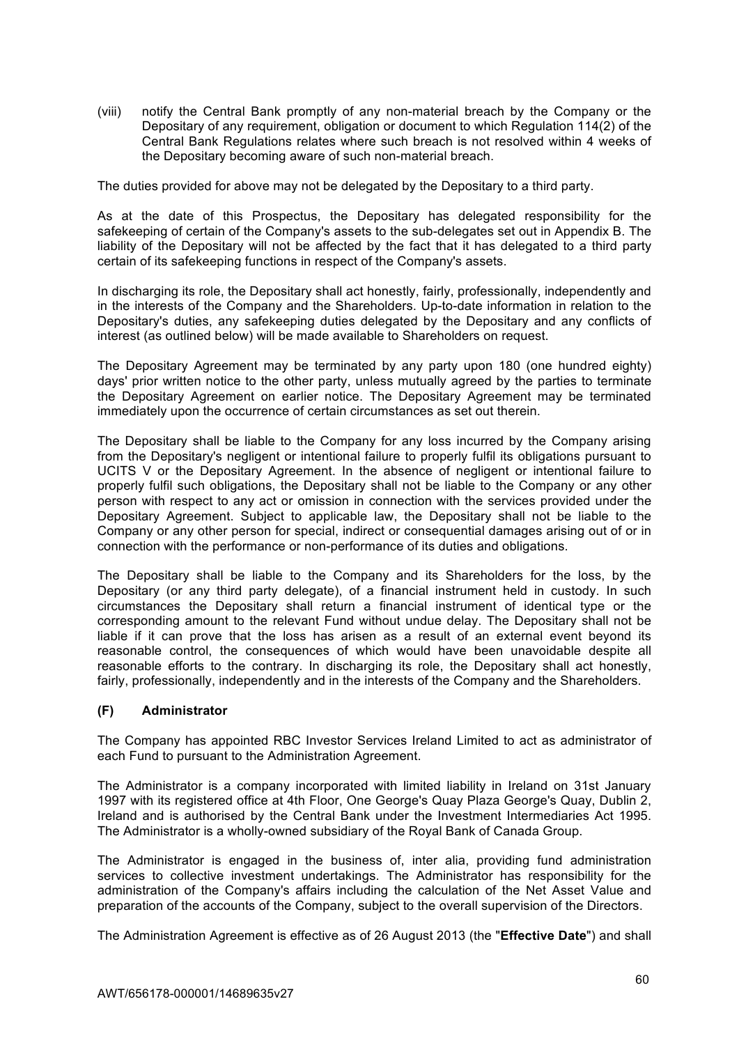(viii) notify the Central Bank promptly of any non-material breach by the Company or the Depositary of any requirement, obligation or document to which Regulation 114(2) of the Central Bank Regulations relates where such breach is not resolved within 4 weeks of the Depositary becoming aware of such non-material breach.

The duties provided for above may not be delegated by the Depositary to a third party.

As at the date of this Prospectus, the Depositary has delegated responsibility for the safekeeping of certain of the Company's assets to the sub-delegates set out in Appendix B. The liability of the Depositary will not be affected by the fact that it has delegated to a third party certain of its safekeeping functions in respect of the Company's assets.

In discharging its role, the Depositary shall act honestly, fairly, professionally, independently and in the interests of the Company and the Shareholders. Up-to-date information in relation to the Depositary's duties, any safekeeping duties delegated by the Depositary and any conflicts of interest (as outlined below) will be made available to Shareholders on request.

The Depositary Agreement may be terminated by any party upon 180 (one hundred eighty) days' prior written notice to the other party, unless mutually agreed by the parties to terminate the Depositary Agreement on earlier notice. The Depositary Agreement may be terminated immediately upon the occurrence of certain circumstances as set out therein.

The Depositary shall be liable to the Company for any loss incurred by the Company arising from the Depositary's negligent or intentional failure to properly fulfil its obligations pursuant to UCITS V or the Depositary Agreement. In the absence of negligent or intentional failure to properly fulfil such obligations, the Depositary shall not be liable to the Company or any other person with respect to any act or omission in connection with the services provided under the Depositary Agreement. Subject to applicable law, the Depositary shall not be liable to the Company or any other person for special, indirect or consequential damages arising out of or in connection with the performance or non-performance of its duties and obligations.

The Depositary shall be liable to the Company and its Shareholders for the loss, by the Depositary (or any third party delegate), of a financial instrument held in custody. In such circumstances the Depositary shall return a financial instrument of identical type or the corresponding amount to the relevant Fund without undue delay. The Depositary shall not be liable if it can prove that the loss has arisen as a result of an external event beyond its reasonable control, the consequences of which would have been unavoidable despite all reasonable efforts to the contrary. In discharging its role, the Depositary shall act honestly, fairly, professionally, independently and in the interests of the Company and the Shareholders.

### (F) Administrator

The Company has appointed RBC Investor Services Ireland Limited to act as administrator of each Fund to pursuant to the Administration Agreement.

The Administrator is a company incorporated with limited liability in Ireland on 31st January 1997 with its registered office at 4th Floor, One George's Quay Plaza George's Quay, Dublin 2, Ireland and is authorised by the Central Bank under the Investment Intermediaries Act 1995. The Administrator is a wholly-owned subsidiary of the Royal Bank of Canada Group.

The Administrator is engaged in the business of, inter alia, providing fund administration services to collective investment undertakings. The Administrator has responsibility for the administration of the Company's affairs including the calculation of the Net Asset Value and preparation of the accounts of the Company, subject to the overall supervision of the Directors.

The Administration Agreement is effective as of 26 August 2013 (the "**Effective Date**") and shall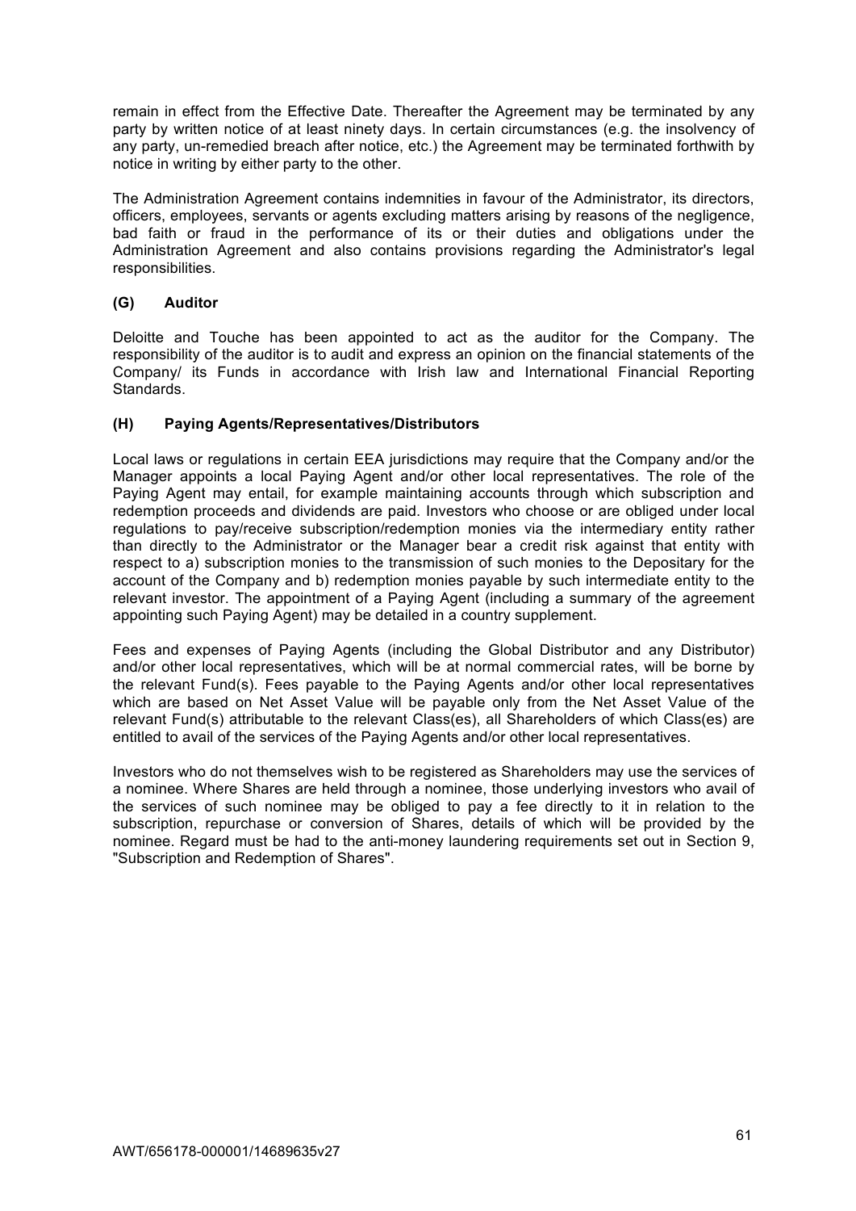remain in effect from the Effective Date. Thereafter the Agreement may be terminated by any party by written notice of at least ninety days. In certain circumstances (e.g. the insolvency of any party, un-remedied breach after notice, etc.) the Agreement may be terminated forthwith by notice in writing by either party to the other.

The Administration Agreement contains indemnities in favour of the Administrator, its directors, officers, employees, servants or agents excluding matters arising by reasons of the negligence, bad faith or fraud in the performance of its or their duties and obligations under the Administration Agreement and also contains provisions regarding the Administrator's legal responsibilities.

### (G) Auditor

Deloitte and Touche has been appointed to act as the auditor for the Company. The responsibility of the auditor is to audit and express an opinion on the financial statements of the Company/ its Funds in accordance with Irish law and International Financial Reporting Standards.

### (H) Paying Agents/Representatives/Distributors

Local laws or regulations in certain EEA jurisdictions may require that the Company and/or the Manager appoints a local Paying Agent and/or other local representatives. The role of the Paying Agent may entail, for example maintaining accounts through which subscription and redemption proceeds and dividends are paid. Investors who choose or are obliged under local regulations to pay/receive subscription/redemption monies via the intermediary entity rather than directly to the Administrator or the Manager bear a credit risk against that entity with respect to a) subscription monies to the transmission of such monies to the Depositary for the account of the Company and b) redemption monies payable by such intermediate entity to the relevant investor. The appointment of a Paying Agent (including a summary of the agreement appointing such Paying Agent) may be detailed in a country supplement.

Fees and expenses of Paying Agents (including the Global Distributor and any Distributor) and/or other local representatives, which will be at normal commercial rates, will be borne by the relevant Fund(s). Fees payable to the Paying Agents and/or other local representatives which are based on Net Asset Value will be payable only from the Net Asset Value of the relevant Fund(s) attributable to the relevant Class(es), all Shareholders of which Class(es) are entitled to avail of the services of the Paying Agents and/or other local representatives.

Investors who do not themselves wish to be registered as Shareholders may use the services of a nominee. Where Shares are held through a nominee, those underlying investors who avail of the services of such nominee may be obliged to pay a fee directly to it in relation to the subscription, repurchase or conversion of Shares, details of which will be provided by the nominee. Regard must be had to the anti-money laundering requirements set out in Section 9, "Subscription and Redemption of Shares".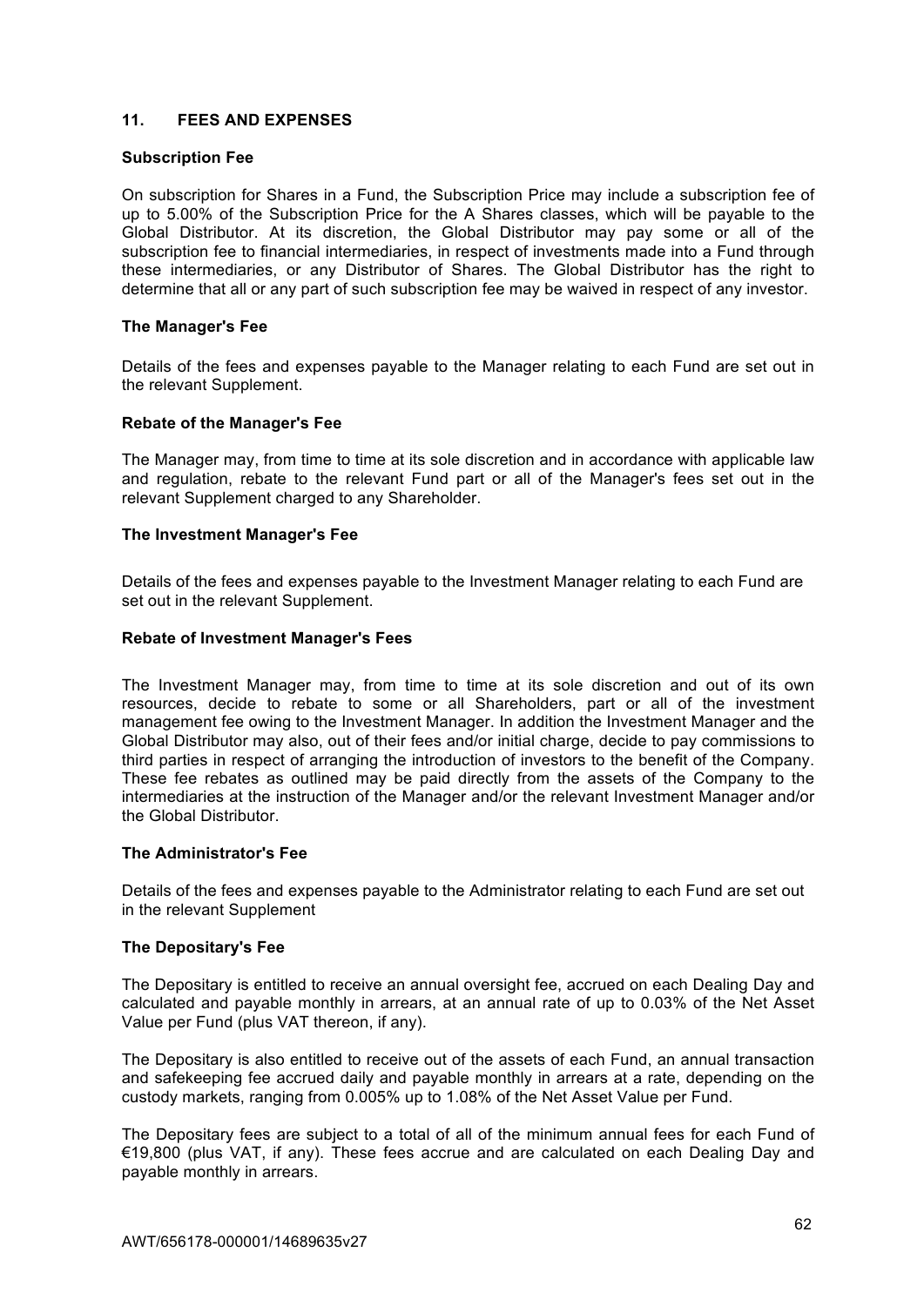## 11. FEES AND EXPENSES

### Subscription Fee

On subscription for Shares in a Fund, the Subscription Price may include a subscription fee of up to 5.00% of the Subscription Price for the A Shares classes, which will be payable to the Global Distributor. At its discretion, the Global Distributor may pay some or all of the subscription fee to financial intermediaries, in respect of investments made into a Fund through these intermediaries, or any Distributor of Shares. The Global Distributor has the right to determine that all or any part of such subscription fee may be waived in respect of any investor.

### The Manager's Fee

Details of the fees and expenses payable to the Manager relating to each Fund are set out in the relevant Supplement.

### Rebate of the Manager's Fee

The Manager may, from time to time at its sole discretion and in accordance with applicable law and regulation, rebate to the relevant Fund part or all of the Manager's fees set out in the relevant Supplement charged to any Shareholder.

### The Investment Manager's Fee

Details of the fees and expenses payable to the Investment Manager relating to each Fund are set out in the relevant Supplement.

### Rebate of Investment Manager's Fees

The Investment Manager may, from time to time at its sole discretion and out of its own resources, decide to rebate to some or all Shareholders, part or all of the investment management fee owing to the Investment Manager. In addition the Investment Manager and the Global Distributor may also, out of their fees and/or initial charge, decide to pay commissions to third parties in respect of arranging the introduction of investors to the benefit of the Company. These fee rebates as outlined may be paid directly from the assets of the Company to the intermediaries at the instruction of the Manager and/or the relevant Investment Manager and/or the Global Distributor.

### The Administrator's Fee

Details of the fees and expenses payable to the Administrator relating to each Fund are set out in the relevant Supplement

### The Depositary's Fee

The Depositary is entitled to receive an annual oversight fee, accrued on each Dealing Day and calculated and payable monthly in arrears, at an annual rate of up to 0.03% of the Net Asset Value per Fund (plus VAT thereon, if any).

The Depositary is also entitled to receive out of the assets of each Fund, an annual transaction and safekeeping fee accrued daily and payable monthly in arrears at a rate, depending on the custody markets, ranging from 0.005% up to 1.08% of the Net Asset Value per Fund.

The Depositary fees are subject to a total of all of the minimum annual fees for each Fund of €19,800 (plus VAT, if any). These fees accrue and are calculated on each Dealing Day and payable monthly in arrears.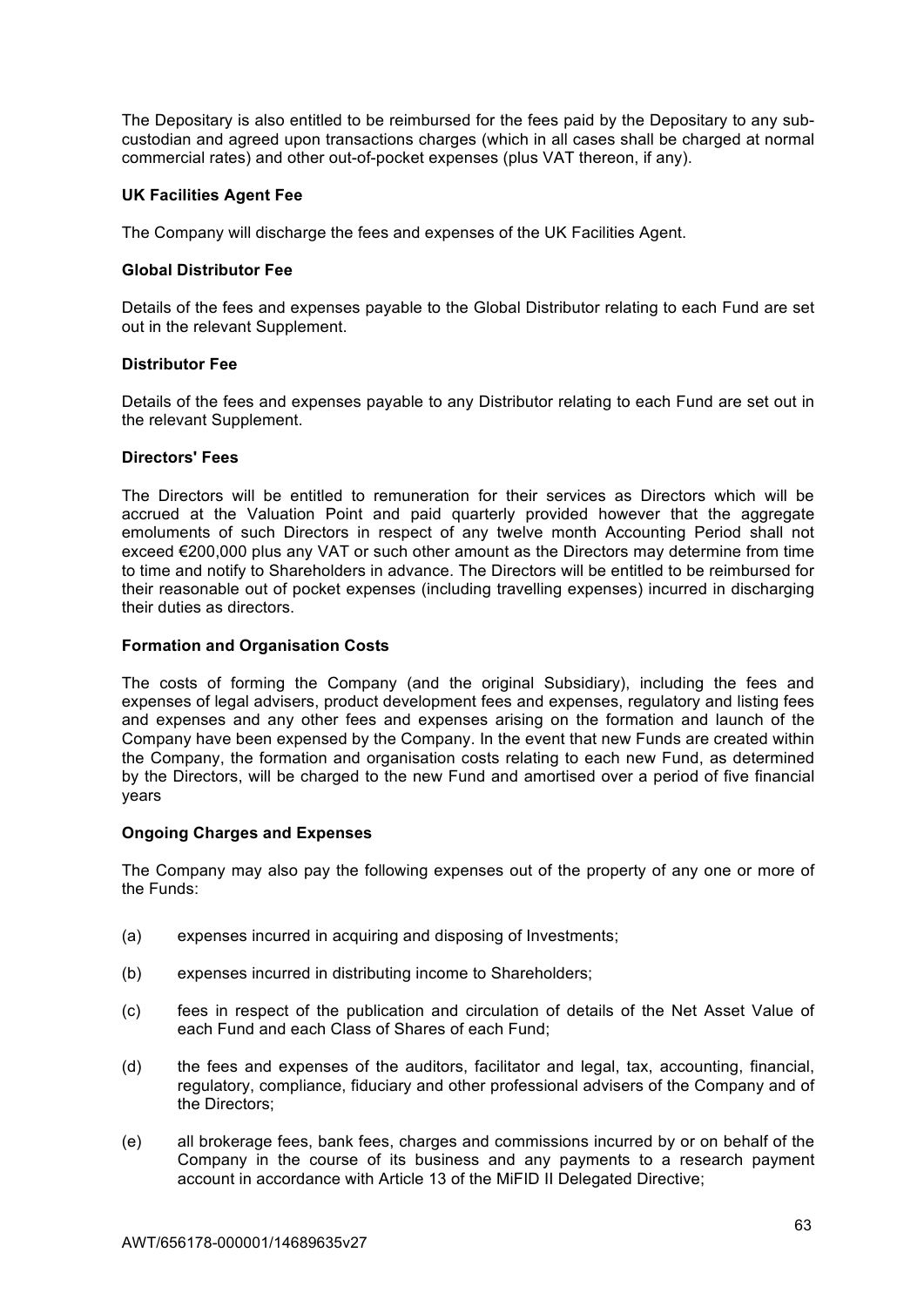The Depositary is also entitled to be reimbursed for the fees paid by the Depositary to any sub-custodian and agreed upon transactions charges (which in all cases shall be charged at normal commercial rates) and other out-of-pocket expenses (plus VAT thereon, if any).

**UK Facilities Agent Fee**

The Company will discharge the fees and expenses of the UK Facilities Agent.

**Global Distributor Fee**

Details of the fees and expenses payable to the Global Distributor relating to each Fund are set out in the relevant Supplement.

**Distributor Fee**

Details of the fees and expenses payable to any Distributor relating to each Fund are set out in the relevant Supplement.

**Directors' Fees**

The Directors will be entitled to remuneration for their services as Directors which will be accrued at the Valuation Point and paid quarterly provided however that the aggregate emoluments of such Directors in respect of any twelve month Accounting Period shall not exceed €200,000 plus any VAT or such other amount as the Directors may determine from time to time and notify to Shareholders in advance. The Directors will be entitled to be reimbursed for their reasonable out of pocket expenses (including travelling expenses) incurred in discharging their duties as directors.

**Formation and Organisation Costs**

The costs of forming the Company (and the original Subsidiary), including the fees and expenses of legal advisers, product development fees and expenses, regulatory and listing fees and expenses and any other fees and expenses arising on the formation and launch of the Company have been expensed by the Company. In the event that new Funds are created within the Company, the formation and organisation costs relating to each new Fund, as determined by the Directors, will be charged to the new Fund and amortised over a period of five financial years

**Ongoing Charges and Expenses**

The Company may also pay the following expenses out of the property of any one or more of the Funds:

(a) expenses incurred in acquiring and disposing of Investments;

(b) expenses incurred in distributing income to Shareholders;

(c) fees in respect of the publication and circulation of details of the Net Asset Value of each Fund and each Class of Shares of each Fund;

(d) the fees and expenses of the auditors, facilitator and legal, tax, accounting, financial, regulatory, compliance, fiduciary and other professional advisers of the Company and of the Directors;

(e) all brokerage fees, bank fees, charges and commissions incurred by or on behalf of the Company in the course of its business and any payments to a research payment account in accordance with Article 13 of the MiFID II Delegated Directive;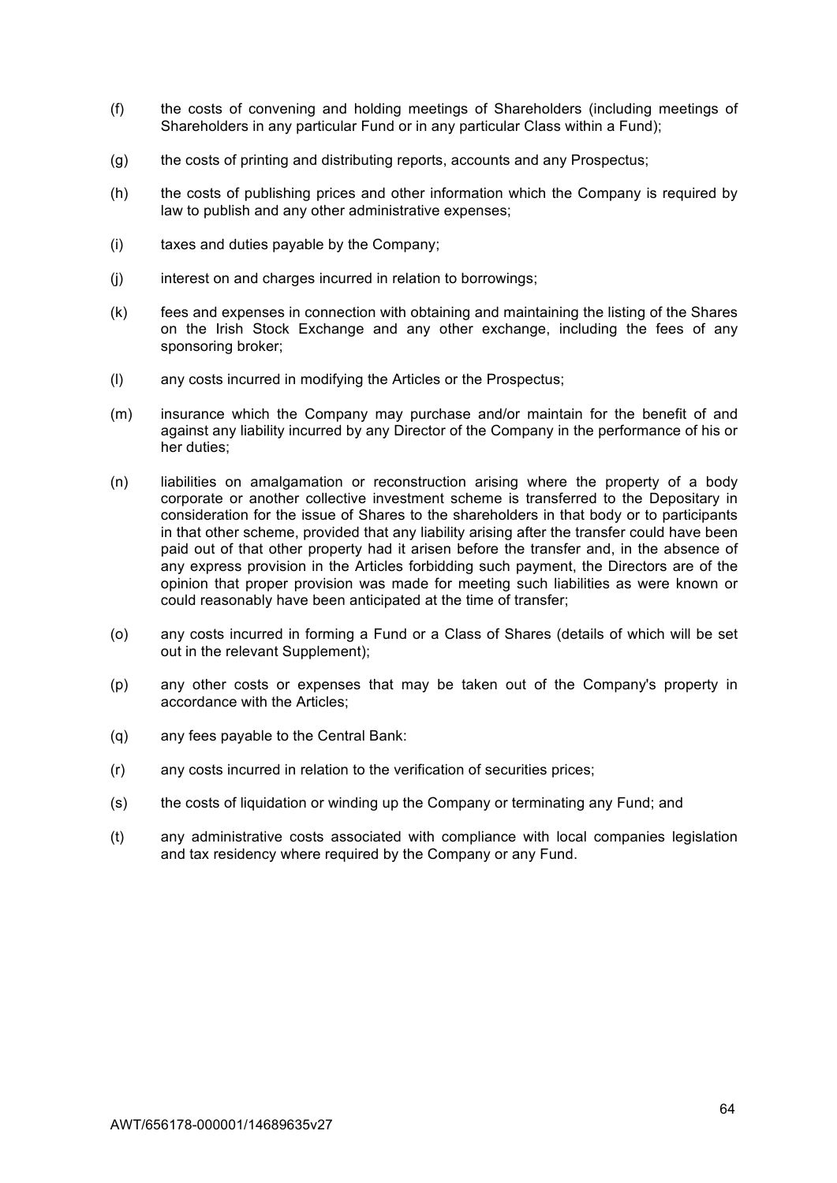(f) the costs of convening and holding meetings of Shareholders (including meetings of Shareholders in any particular Fund or in any particular Class within a Fund);

(g) the costs of printing and distributing reports, accounts and any Prospectus;

(h) the costs of publishing prices and other information which the Company is required by law to publish and any other administrative expenses;

(i) taxes and duties payable by the Company;

(j) interest on and charges incurred in relation to borrowings;

(k) fees and expenses in connection with obtaining and maintaining the listing of the Shares on the Irish Stock Exchange and any other exchange, including the fees of any sponsoring broker;

(l) any costs incurred in modifying the Articles or the Prospectus;

(m) insurance which the Company may purchase and/or maintain for the benefit of and against any liability incurred by any Director of the Company in the performance of his or her duties;

(n) liabilities on amalgamation or reconstruction arising where the property of a body corporate or another collective investment scheme is transferred to the Depositary in consideration for the issue of Shares to the shareholders in that body or to participants in that other scheme, provided that any liability arising after the transfer could have been paid out of that other property had it arisen before the transfer and, in the absence of any express provision in the Articles forbidding such payment, the Directors are of the opinion that proper provision was made for meeting such liabilities as were known or could reasonably have been anticipated at the time of transfer;

(o) any costs incurred in forming a Fund or a Class of Shares (details of which will be set out in the relevant Supplement);

(p) any other costs or expenses that may be taken out of the Company's property in accordance with the Articles;

(q) any fees payable to the Central Bank:

(r) any costs incurred in relation to the verification of securities prices;

(s) the costs of liquidation or winding up the Company or terminating any Fund; and

(t) any administrative costs associated with compliance with local companies legislation and tax residency where required by the Company or any Fund.

AWT/656178-000001/14689635v27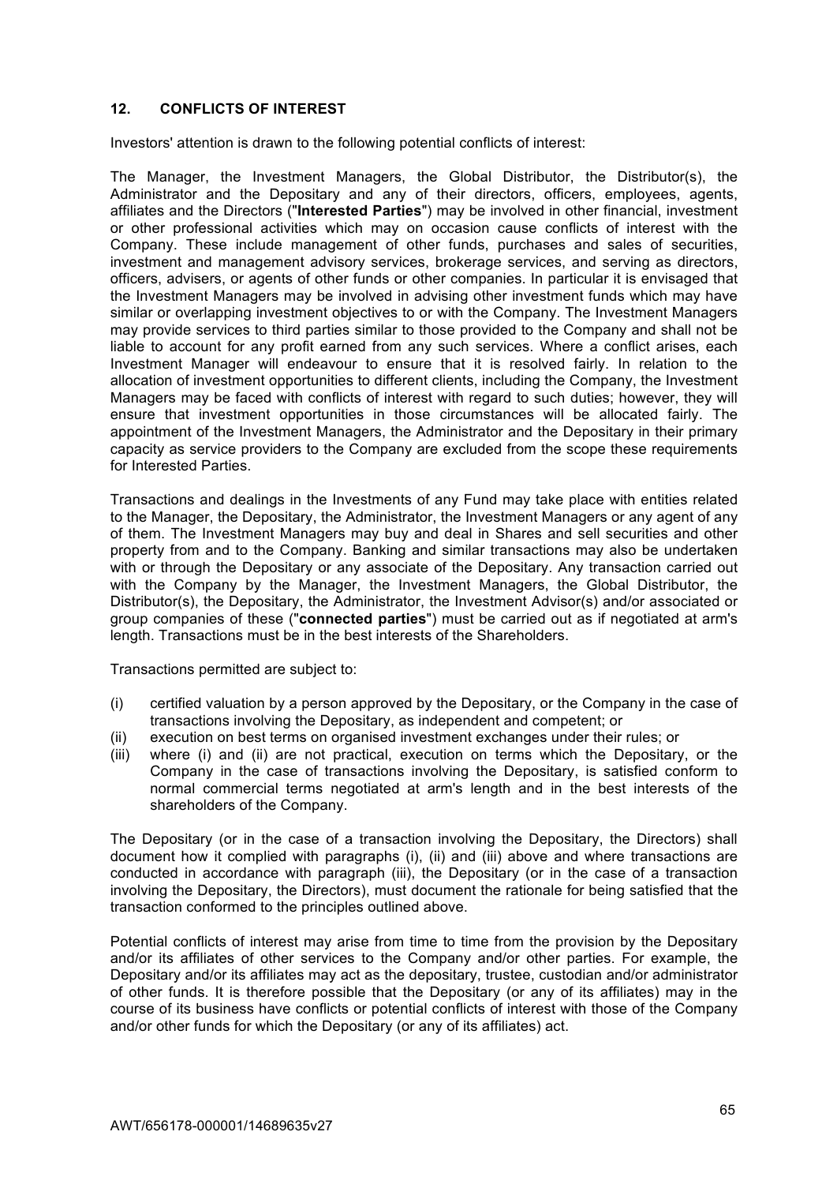## 12. CONFLICTS OF INTEREST

Investors' attention is drawn to the following potential conflicts of interest:

The Manager, the Investment Managers, the Global Distributor, the Distributor(s), the Administrator and the Depositary and any of their directors, officers, employees, agents, affiliates and the Directors ("**Interested Parties**") may be involved in other financial, investment or other professional activities which may on occasion cause conflicts of interest with the Company. These include management of other funds, purchases and sales of securities, investment and management advisory services, brokerage services, and serving as directors, officers, advisers, or agents of other funds or other companies. In particular it is envisaged that the Investment Managers may be involved in advising other investment funds which may have similar or overlapping investment objectives to or with the Company. The Investment Managers may provide services to third parties similar to those provided to the Company and shall not be liable to account for any profit earned from any such services. Where a conflict arises, each Investment Manager will endeavour to ensure that it is resolved fairly. In relation to the allocation of investment opportunities to different clients, including the Company, the Investment Managers may be faced with conflicts of interest with regard to such duties; however, they will ensure that investment opportunities in those circumstances will be allocated fairly. The appointment of the Investment Managers, the Administrator and the Depositary in their primary capacity as service providers to the Company are excluded from the scope these requirements for Interested Parties.

Transactions and dealings in the Investments of any Fund may take place with entities related to the Manager, the Depositary, the Administrator, the Investment Managers or any agent of any of them. The Investment Managers may buy and deal in Shares and sell securities and other property from and to the Company. Banking and similar transactions may also be undertaken with or through the Depositary or any associate of the Depositary. Any transaction carried out with the Company by the Manager, the Investment Managers, the Global Distributor, the Distributor(s), the Depositary, the Administrator, the Investment Advisor(s) and/or associated or group companies of these ("**connected parties**") must be carried out as if negotiated at arm's length. Transactions must be in the best interests of the Shareholders.

Transactions permitted are subject to:

(i) certified valuation by a person approved by the Depositary, or the Company in the case of transactions involving the Depositary, as independent and competent; or

(ii) execution on best terms on organised investment exchanges under their rules; or

(iii) where (i) and (ii) are not practical, execution on terms which the Depositary, or the Company in the case of transactions involving the Depositary, is satisfied conform to normal commercial terms negotiated at arm's length and in the best interests of the shareholders of the Company.

The Depositary (or in the case of a transaction involving the Depositary, the Directors) shall document how it complied with paragraphs (i), (ii) and (iii) above and where transactions are conducted in accordance with paragraph (iii), the Depositary (or in the case of a transaction involving the Depositary, the Directors), must document the rationale for being satisfied that the transaction conformed to the principles outlined above.

Potential conflicts of interest may arise from time to time from the provision by the Depositary and/or its affiliates of other services to the Company and/or other parties. For example, the Depositary and/or its affiliates may act as the depositary, trustee, custodian and/or administrator of other funds. It is therefore possible that the Depositary (or any of its affiliates) may in the course of its business have conflicts or potential conflicts of interest with those of the Company and/or other funds for which the Depositary (or any of its affiliates) act.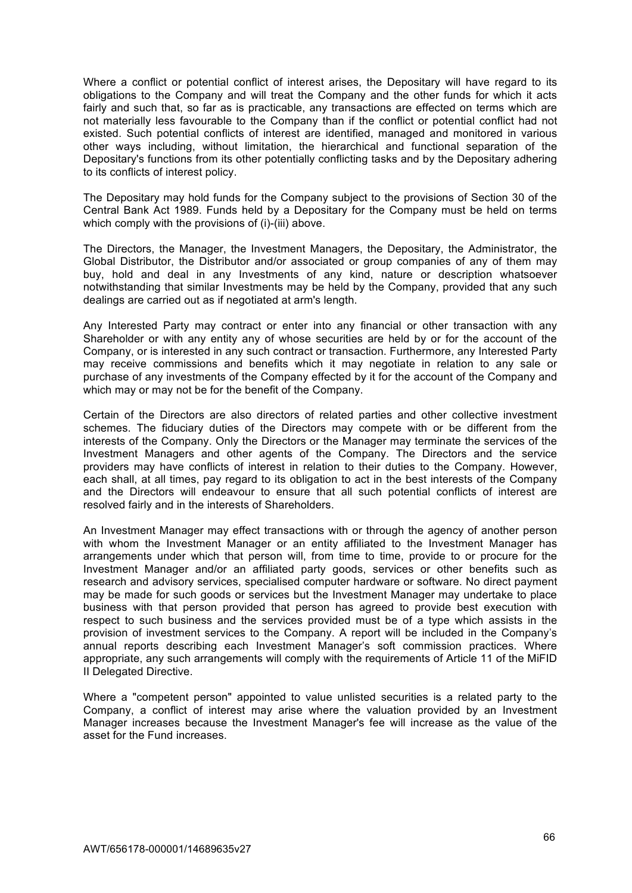Where a conflict or potential conflict of interest arises, the Depositary will have regard to its obligations to the Company and will treat the Company and the other funds for which it acts fairly and such that, so far as is practicable, any transactions are effected on terms which are not materially less favourable to the Company than if the conflict or potential conflict had not existed. Such potential conflicts of interest are identified, managed and monitored in various other ways including, without limitation, the hierarchical and functional separation of the Depositary's functions from its other potentially conflicting tasks and by the Depositary adhering to its conflicts of interest policy.

The Depositary may hold funds for the Company subject to the provisions of Section 30 of the Central Bank Act 1989. Funds held by a Depositary for the Company must be held on terms which comply with the provisions of (i)-(iii) above.

The Directors, the Manager, the Investment Managers, the Depositary, the Administrator, the Global Distributor, the Distributor and/or associated or group companies of any of them may buy, hold and deal in any Investments of any kind, nature or description whatsoever notwithstanding that similar Investments may be held by the Company, provided that any such dealings are carried out as if negotiated at arm's length.

Any Interested Party may contract or enter into any financial or other transaction with any Shareholder or with any entity any of whose securities are held by or for the account of the Company, or is interested in any such contract or transaction. Furthermore, any Interested Party may receive commissions and benefits which it may negotiate in relation to any sale or purchase of any investments of the Company effected by it for the account of the Company and which may or may not be for the benefit of the Company.

Certain of the Directors are also directors of related parties and other collective investment schemes. The fiduciary duties of the Directors may compete with or be different from the interests of the Company. Only the Directors or the Manager may terminate the services of the Investment Managers and other agents of the Company. The Directors and the service providers may have conflicts of interest in relation to their duties to the Company. However, each shall, at all times, pay regard to its obligation to act in the best interests of the Company and the Directors will endeavour to ensure that all such potential conflicts of interest are resolved fairly and in the interests of Shareholders.

An Investment Manager may effect transactions with or through the agency of another person with whom the Investment Manager or an entity affiliated to the Investment Manager has arrangements under which that person will, from time to time, provide to or procure for the Investment Manager and/or an affiliated party goods, services or other benefits such as research and advisory services, specialised computer hardware or software. No direct payment may be made for such goods or services but the Investment Manager may undertake to place business with that person provided that person has agreed to provide best execution with respect to such business and the services provided must be of a type which assists in the provision of investment services to the Company. A report will be included in the Company's annual reports describing each Investment Manager's soft commission practices. Where appropriate, any such arrangements will comply with the requirements of Article 11 of the MiFID II Delegated Directive.

Where a "competent person" appointed to value unlisted securities is a related party to the Company, a conflict of interest may arise where the valuation provided by an Investment Manager increases because the Investment Manager's fee will increase as the value of the asset for the Fund increases.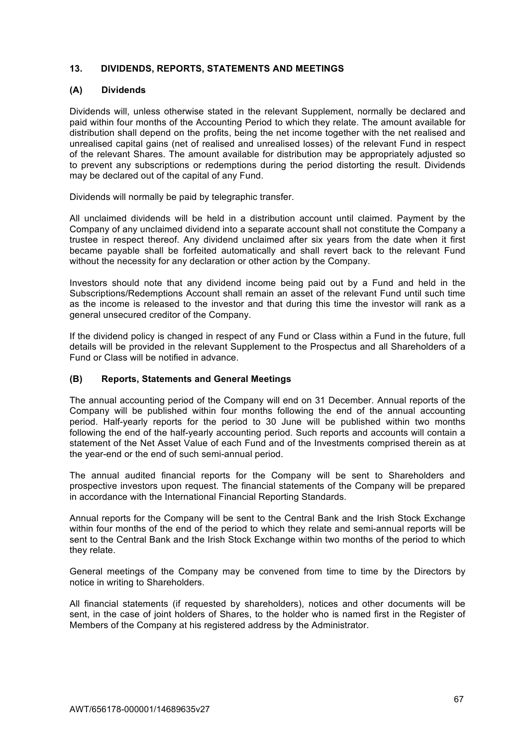## 13. DIVIDENDS, REPORTS, STATEMENTS AND MEETINGS

### (A) Dividends

Dividends will, unless otherwise stated in the relevant Supplement, normally be declared and paid within four months of the Accounting Period to which they relate. The amount available for distribution shall depend on the profits, being the net income together with the net realised and unrealised capital gains (net of realised and unrealised losses) of the relevant Fund in respect of the relevant Shares. The amount available for distribution may be appropriately adjusted so to prevent any subscriptions or redemptions during the period distorting the result. Dividends may be declared out of the capital of any Fund.

Dividends will normally be paid by telegraphic transfer.

All unclaimed dividends will be held in a distribution account until claimed. Payment by the Company of any unclaimed dividend into a separate account shall not constitute the Company a trustee in respect thereof. Any dividend unclaimed after six years from the date when it first became payable shall be forfeited automatically and shall revert back to the relevant Fund without the necessity for any declaration or other action by the Company.

Investors should note that any dividend income being paid out by a Fund and held in the Subscriptions/Redemptions Account shall remain an asset of the relevant Fund until such time as the income is released to the investor and that during this time the investor will rank as a general unsecured creditor of the Company.

If the dividend policy is changed in respect of any Fund or Class within a Fund in the future, full details will be provided in the relevant Supplement to the Prospectus and all Shareholders of a Fund or Class will be notified in advance.

### (B) Reports, Statements and General Meetings

The annual accounting period of the Company will end on 31 December. Annual reports of the Company will be published within four months following the end of the annual accounting period. Half-yearly reports for the period to 30 June will be published within two months following the end of the half-yearly accounting period. Such reports and accounts will contain a statement of the Net Asset Value of each Fund and of the Investments comprised therein as at the year-end or the end of such semi-annual period.

The annual audited financial reports for the Company will be sent to Shareholders and prospective investors upon request. The financial statements of the Company will be prepared in accordance with the International Financial Reporting Standards.

Annual reports for the Company will be sent to the Central Bank and the Irish Stock Exchange within four months of the end of the period to which they relate and semi-annual reports will be sent to the Central Bank and the Irish Stock Exchange within two months of the period to which they relate.

General meetings of the Company may be convened from time to time by the Directors by notice in writing to Shareholders.

All financial statements (if requested by shareholders), notices and other documents will be sent, in the case of joint holders of Shares, to the holder who is named first in the Register of Members of the Company at his registered address by the Administrator.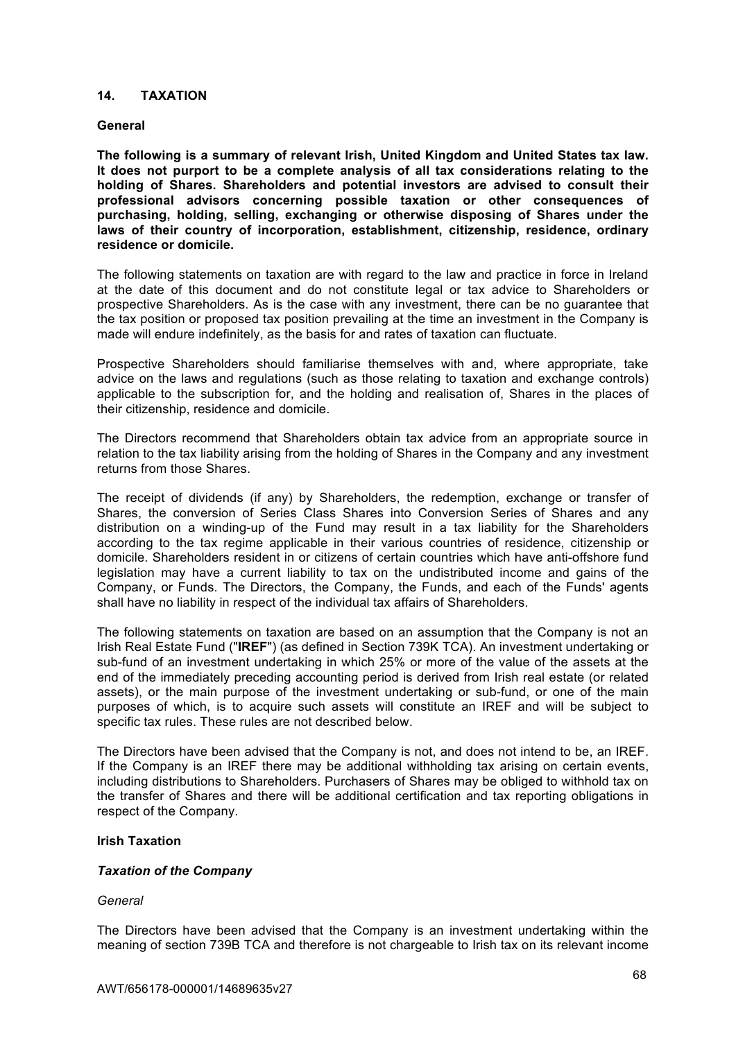## 14. TAXATION

### General

**The following is a summary of relevant Irish, United Kingdom and United States tax law. It does not purport to be a complete analysis of all tax considerations relating to the holding of Shares. Shareholders and potential investors are advised to consult their professional advisors concerning possible taxation or other consequences of purchasing, holding, selling, exchanging or otherwise disposing of Shares under the laws of their country of incorporation, establishment, citizenship, residence, ordinary residence or domicile.**

The following statements on taxation are with regard to the law and practice in force in Ireland at the date of this document and do not constitute legal or tax advice to Shareholders or prospective Shareholders. As is the case with any investment, there can be no guarantee that the tax position or proposed tax position prevailing at the time an investment in the Company is made will endure indefinitely, as the basis for and rates of taxation can fluctuate.

Prospective Shareholders should familiarise themselves with and, where appropriate, take advice on the laws and regulations (such as those relating to taxation and exchange controls) applicable to the subscription for, and the holding and realisation of, Shares in the places of their citizenship, residence and domicile.

The Directors recommend that Shareholders obtain tax advice from an appropriate source in relation to the tax liability arising from the holding of Shares in the Company and any investment returns from those Shares.

The receipt of dividends (if any) by Shareholders, the redemption, exchange or transfer of Shares, the conversion of Series Class Shares into Conversion Series of Shares and any distribution on a winding-up of the Fund may result in a tax liability for the Shareholders according to the tax regime applicable in their various countries of residence, citizenship or domicile. Shareholders resident in or citizens of certain countries which have anti-offshore fund legislation may have a current liability to tax on the undistributed income and gains of the Company, or Funds. The Directors, the Company, the Funds, and each of the Funds' agents shall have no liability in respect of the individual tax affairs of Shareholders.

The following statements on taxation are based on an assumption that the Company is not an Irish Real Estate Fund ("**IREF**") (as defined in Section 739K TCA). An investment undertaking or sub-fund of an investment undertaking in which 25% or more of the value of the assets at the end of the immediately preceding accounting period is derived from Irish real estate (or related assets), or the main purpose of the investment undertaking or sub-fund, or one of the main purposes of which, is to acquire such assets will constitute an IREF and will be subject to specific tax rules. These rules are not described below.

The Directors have been advised that the Company is not, and does not intend to be, an IREF. If the Company is an IREF there may be additional withholding tax arising on certain events, including distributions to Shareholders. Purchasers of Shares may be obliged to withhold tax on the transfer of Shares and there will be additional certification and tax reporting obligations in respect of the Company.

### Irish Taxation

#### *Taxation of the Company*

*General*

The Directors have been advised that the Company is an investment undertaking within the meaning of section 739B TCA and therefore is not chargeable to Irish tax on its relevant income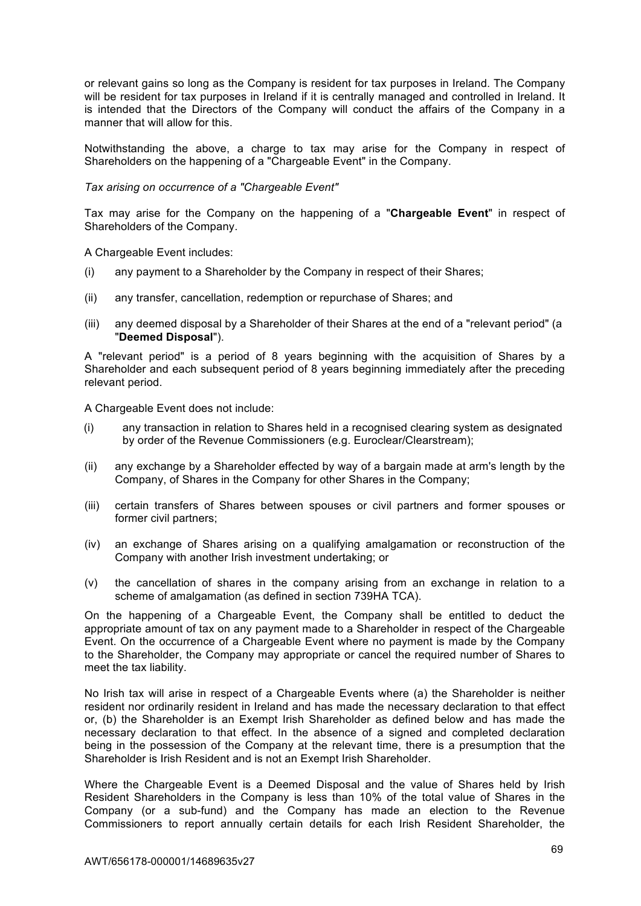or relevant gains so long as the Company is resident for tax purposes in Ireland. The Company will be resident for tax purposes in Ireland if it is centrally managed and controlled in Ireland. It is intended that the Directors of the Company will conduct the affairs of the Company in a manner that will allow for this.

Notwithstanding the above, a charge to tax may arise for the Company in respect of Shareholders on the happening of a "Chargeable Event" in the Company.

*Tax arising on occurrence of a "Chargeable Event"*

Tax may arise for the Company on the happening of a "**Chargeable Event**" in respect of Shareholders of the Company.

A Chargeable Event includes:

(i) any payment to a Shareholder by the Company in respect of their Shares;

(ii) any transfer, cancellation, redemption or repurchase of Shares; and

(iii) any deemed disposal by a Shareholder of their Shares at the end of a "relevant period" (a "**Deemed Disposal**").

A "relevant period" is a period of 8 years beginning with the acquisition of Shares by a Shareholder and each subsequent period of 8 years beginning immediately after the preceding relevant period.

A Chargeable Event does not include:

(i) any transaction in relation to Shares held in a recognised clearing system as designated by order of the Revenue Commissioners (e.g. Euroclear/Clearstream);

(ii) any exchange by a Shareholder effected by way of a bargain made at arm's length by the Company, of Shares in the Company for other Shares in the Company;

(iii) certain transfers of Shares between spouses or civil partners and former spouses or former civil partners;

(iv) an exchange of Shares arising on a qualifying amalgamation or reconstruction of the Company with another Irish investment undertaking; or

(v) the cancellation of shares in the company arising from an exchange in relation to a scheme of amalgamation (as defined in section 739HA TCA).

On the happening of a Chargeable Event, the Company shall be entitled to deduct the appropriate amount of tax on any payment made to a Shareholder in respect of the Chargeable Event. On the occurrence of a Chargeable Event where no payment is made by the Company to the Shareholder, the Company may appropriate or cancel the required number of Shares to meet the tax liability.

No Irish tax will arise in respect of a Chargeable Events where (a) the Shareholder is neither resident nor ordinarily resident in Ireland and has made the necessary declaration to that effect or, (b) the Shareholder is an Exempt Irish Shareholder as defined below and has made the necessary declaration to that effect. In the absence of a signed and completed declaration being in the possession of the Company at the relevant time, there is a presumption that the Shareholder is Irish Resident and is not an Exempt Irish Shareholder.

Where the Chargeable Event is a Deemed Disposal and the value of Shares held by Irish Resident Shareholders in the Company is less than 10% of the total value of Shares in the Company (or a sub-fund) and the Company has made an election to the Revenue Commissioners to report annually certain details for each Irish Resident Shareholder, the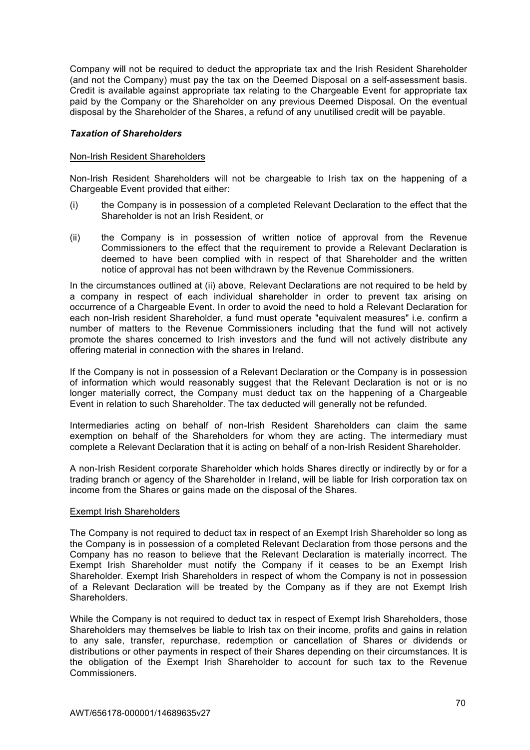Company will not be required to deduct the appropriate tax and the Irish Resident Shareholder (and not the Company) must pay the tax on the Deemed Disposal on a self-assessment basis. Credit is available against appropriate tax relating to the Chargeable Event for appropriate tax paid by the Company or the Shareholder on any previous Deemed Disposal. On the eventual disposal by the Shareholder of the Shares, a refund of any unutilised credit will be payable.

### *Taxation of Shareholders*

Non-Irish Resident Shareholders

Non-Irish Resident Shareholders will not be chargeable to Irish tax on the happening of a Chargeable Event provided that either:

(i) the Company is in possession of a completed Relevant Declaration to the effect that the Shareholder is not an Irish Resident, or

(ii) the Company is in possession of written notice of approval from the Revenue Commissioners to the effect that the requirement to provide a Relevant Declaration is deemed to have been complied with in respect of that Shareholder and the written notice of approval has not been withdrawn by the Revenue Commissioners.

In the circumstances outlined at (ii) above, Relevant Declarations are not required to be held by a company in respect of each individual shareholder in order to prevent tax arising on occurrence of a Chargeable Event. In order to avoid the need to hold a Relevant Declaration for each non-Irish resident Shareholder, a fund must operate "equivalent measures" i.e. confirm a number of matters to the Revenue Commissioners including that the fund will not actively promote the shares concerned to Irish investors and the fund will not actively distribute any offering material in connection with the shares in Ireland.

If the Company is not in possession of a Relevant Declaration or the Company is in possession of information which would reasonably suggest that the Relevant Declaration is not or is no longer materially correct, the Company must deduct tax on the happening of a Chargeable Event in relation to such Shareholder. The tax deducted will generally not be refunded.

Intermediaries acting on behalf of non-Irish Resident Shareholders can claim the same exemption on behalf of the Shareholders for whom they are acting. The intermediary must complete a Relevant Declaration that it is acting on behalf of a non-Irish Resident Shareholder.

A non-Irish Resident corporate Shareholder which holds Shares directly or indirectly by or for a trading branch or agency of the Shareholder in Ireland, will be liable for Irish corporation tax on income from the Shares or gains made on the disposal of the Shares.

Exempt Irish Shareholders

The Company is not required to deduct tax in respect of an Exempt Irish Shareholder so long as the Company is in possession of a completed Relevant Declaration from those persons and the Company has no reason to believe that the Relevant Declaration is materially incorrect. The Exempt Irish Shareholder must notify the Company if it ceases to be an Exempt Irish Shareholder. Exempt Irish Shareholders in respect of whom the Company is not in possession of a Relevant Declaration will be treated by the Company as if they are not Exempt Irish Shareholders.

While the Company is not required to deduct tax in respect of Exempt Irish Shareholders, those Shareholders may themselves be liable to Irish tax on their income, profits and gains in relation to any sale, transfer, repurchase, redemption or cancellation of Shares or dividends or distributions or other payments in respect of their Shares depending on their circumstances. It is the obligation of the Exempt Irish Shareholder to account for such tax to the Revenue Commissioners.

AWT/656178-000001/14689635v27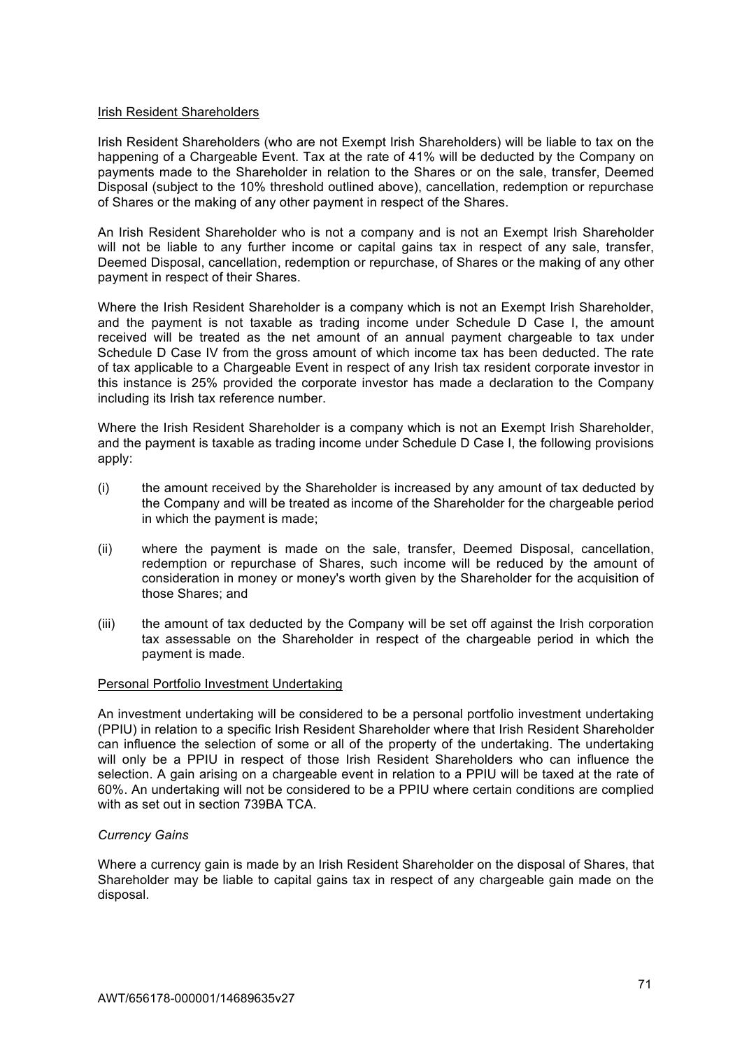Irish Resident Shareholders

Irish Resident Shareholders (who are not Exempt Irish Shareholders) will be liable to tax on the happening of a Chargeable Event. Tax at the rate of 41% will be deducted by the Company on payments made to the Shareholder in relation to the Shares or on the sale, transfer, Deemed Disposal (subject to the 10% threshold outlined above), cancellation, redemption or repurchase of Shares or the making of any other payment in respect of the Shares.

An Irish Resident Shareholder who is not a company and is not an Exempt Irish Shareholder will not be liable to any further income or capital gains tax in respect of any sale, transfer, Deemed Disposal, cancellation, redemption or repurchase, of Shares or the making of any other payment in respect of their Shares.

Where the Irish Resident Shareholder is a company which is not an Exempt Irish Shareholder, and the payment is not taxable as trading income under Schedule D Case I, the amount received will be treated as the net amount of an annual payment chargeable to tax under Schedule D Case IV from the gross amount of which income tax has been deducted. The rate of tax applicable to a Chargeable Event in respect of any Irish tax resident corporate investor in this instance is 25% provided the corporate investor has made a declaration to the Company including its Irish tax reference number.

Where the Irish Resident Shareholder is a company which is not an Exempt Irish Shareholder, and the payment is taxable as trading income under Schedule D Case I, the following provisions apply:

(i) the amount received by the Shareholder is increased by any amount of tax deducted by the Company and will be treated as income of the Shareholder for the chargeable period in which the payment is made;

(ii) where the payment is made on the sale, transfer, Deemed Disposal, cancellation, redemption or repurchase of Shares, such income will be reduced by the amount of consideration in money or money's worth given by the Shareholder for the acquisition of those Shares; and

(iii) the amount of tax deducted by the Company will be set off against the Irish corporation tax assessable on the Shareholder in respect of the chargeable period in which the payment is made.

Personal Portfolio Investment Undertaking

An investment undertaking will be considered to be a personal portfolio investment undertaking (PPIU) in relation to a specific Irish Resident Shareholder where that Irish Resident Shareholder can influence the selection of some or all of the property of the undertaking. The undertaking will only be a PPIU in respect of those Irish Resident Shareholders who can influence the selection. A gain arising on a chargeable event in relation to a PPIU will be taxed at the rate of 60%. An undertaking will not be considered to be a PPIU where certain conditions are complied with as set out in section 739BA TCA.

*Currency Gains*

Where a currency gain is made by an Irish Resident Shareholder on the disposal of Shares, that Shareholder may be liable to capital gains tax in respect of any chargeable gain made on the disposal.

AWT/656178-000001/14689635v27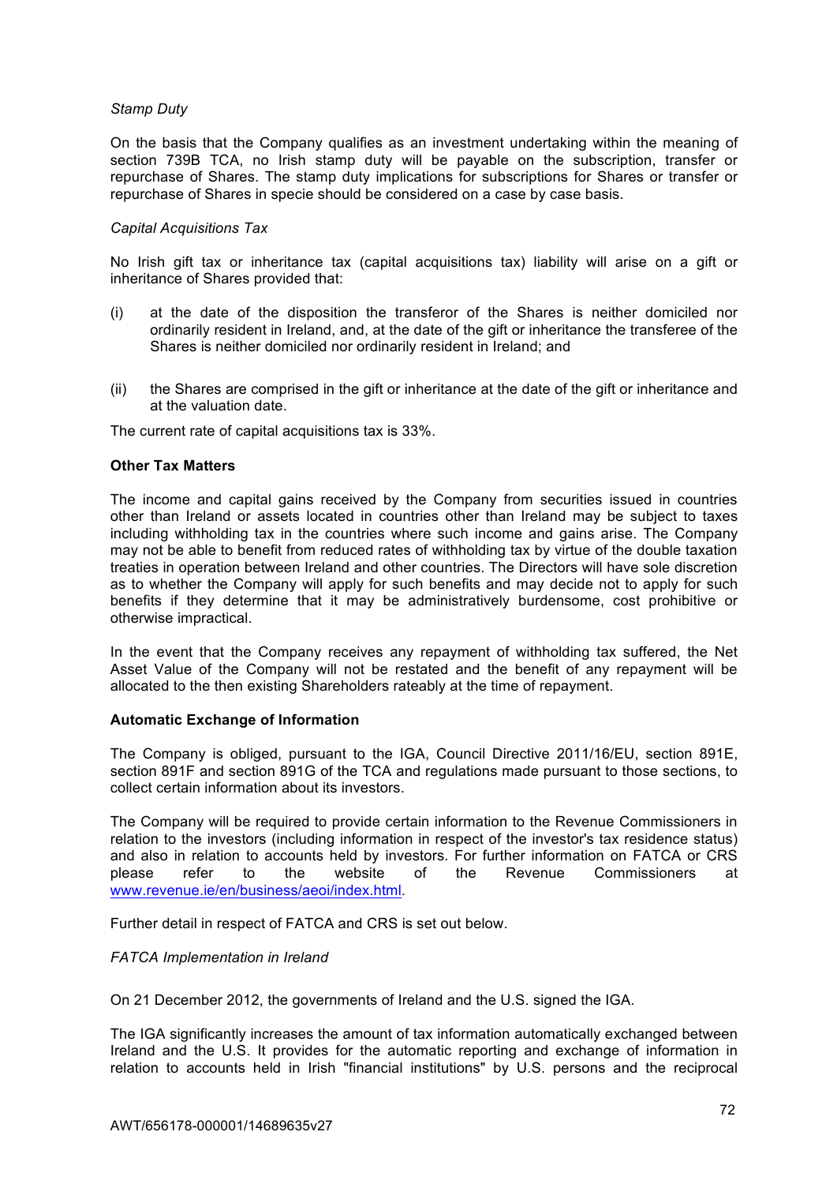*Stamp Duty*

On the basis that the Company qualifies as an investment undertaking within the meaning of section 739B TCA, no Irish stamp duty will be payable on the subscription, transfer or repurchase of Shares. The stamp duty implications for subscriptions for Shares or transfer or repurchase of Shares in specie should be considered on a case by case basis.

*Capital Acquisitions Tax*

No Irish gift tax or inheritance tax (capital acquisitions tax) liability will arise on a gift or inheritance of Shares provided that:

(i) at the date of the disposition the transferor of the Shares is neither domiciled nor ordinarily resident in Ireland, and, at the date of the gift or inheritance the transferee of the Shares is neither domiciled nor ordinarily resident in Ireland; and

(ii) the Shares are comprised in the gift or inheritance at the date of the gift or inheritance and at the valuation date.

The current rate of capital acquisitions tax is 33%.

**Other Tax Matters**

The income and capital gains received by the Company from securities issued in countries other than Ireland or assets located in countries other than Ireland may be subject to taxes including withholding tax in the countries where such income and gains arise. The Company may not be able to benefit from reduced rates of withholding tax by virtue of the double taxation treaties in operation between Ireland and other countries. The Directors will have sole discretion as to whether the Company will apply for such benefits and may decide not to apply for such benefits if they determine that it may be administratively burdensome, cost prohibitive or otherwise impractical.

In the event that the Company receives any repayment of withholding tax suffered, the Net Asset Value of the Company will not be restated and the benefit of any repayment will be allocated to the then existing Shareholders rateably at the time of repayment.

**Automatic Exchange of Information**

The Company is obliged, pursuant to the IGA, Council Directive 2011/16/EU, section 891E, section 891F and section 891G of the TCA and regulations made pursuant to those sections, to collect certain information about its investors.

The Company will be required to provide certain information to the Revenue Commissioners in relation to the investors (including information in respect of the investor's tax residence status) and also in relation to accounts held by investors. For further information on FATCA or CRS please refer to the website of the Revenue Commissioners at www.revenue.ie/en/business/aeoi/index.html.

Further detail in respect of FATCA and CRS is set out below.

*FATCA Implementation in Ireland*

On 21 December 2012, the governments of Ireland and the U.S. signed the IGA.

The IGA significantly increases the amount of tax information automatically exchanged between Ireland and the U.S. It provides for the automatic reporting and exchange of information in relation to accounts held in Irish "financial institutions" by U.S. persons and the reciprocal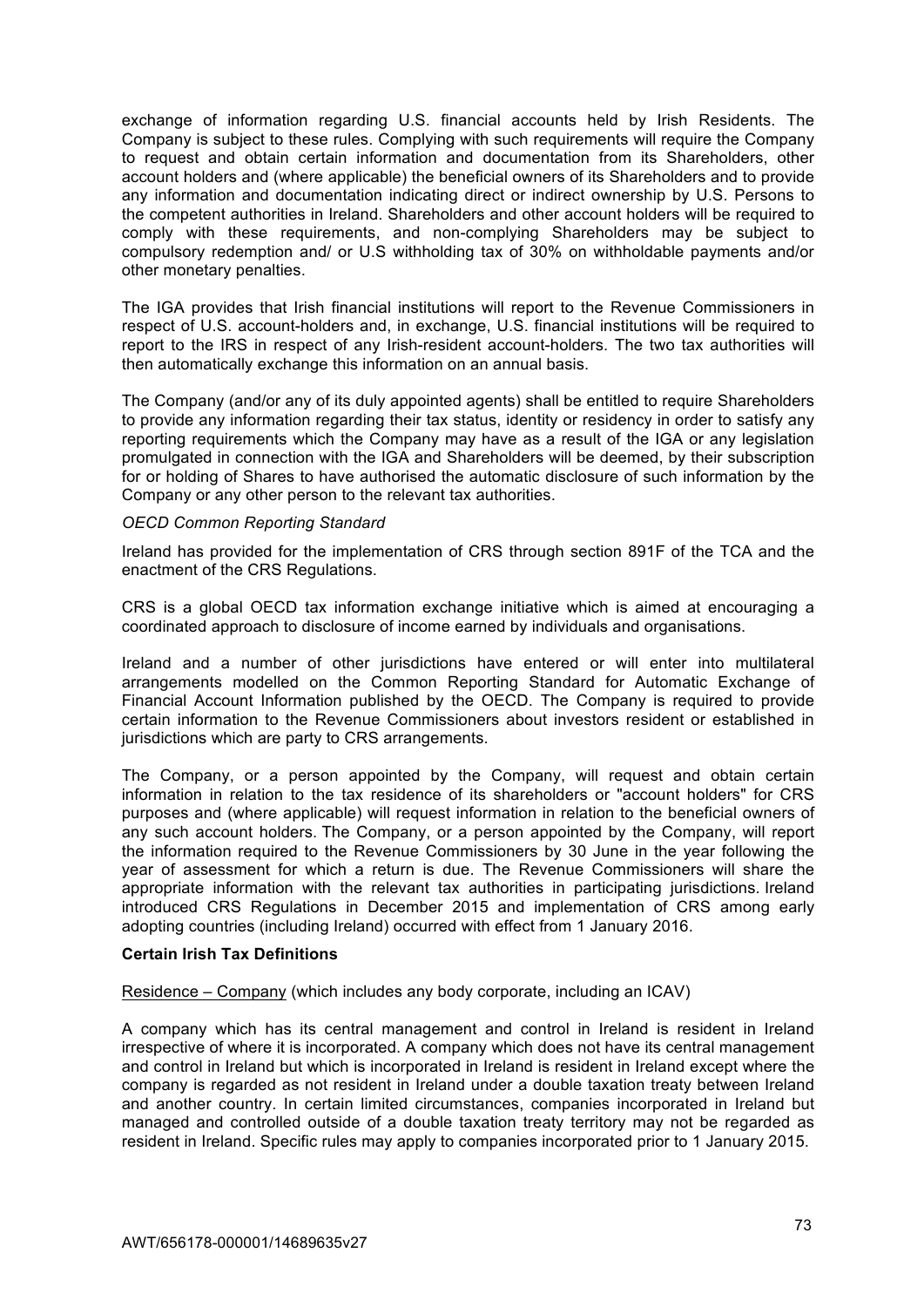exchange of information regarding U.S. financial accounts held by Irish Residents. The Company is subject to these rules. Complying with such requirements will require the Company to request and obtain certain information and documentation from its Shareholders, other account holders and (where applicable) the beneficial owners of its Shareholders and to provide any information and documentation indicating direct or indirect ownership by U.S. Persons to the competent authorities in Ireland. Shareholders and other account holders will be required to comply with these requirements, and non-complying Shareholders may be subject to compulsory redemption and/ or U.S withholding tax of 30% on withholdable payments and/or other monetary penalties.

The IGA provides that Irish financial institutions will report to the Revenue Commissioners in respect of U.S. account-holders and, in exchange, U.S. financial institutions will be required to report to the IRS in respect of any Irish-resident account-holders. The two tax authorities will then automatically exchange this information on an annual basis.

The Company (and/or any of its duly appointed agents) shall be entitled to require Shareholders to provide any information regarding their tax status, identity or residency in order to satisfy any reporting requirements which the Company may have as a result of the IGA or any legislation promulgated in connection with the IGA and Shareholders will be deemed, by their subscription for or holding of Shares to have authorised the automatic disclosure of such information by the Company or any other person to the relevant tax authorities.

*OECD Common Reporting Standard*

Ireland has provided for the implementation of CRS through section 891F of the TCA and the enactment of the CRS Regulations.

CRS is a global OECD tax information exchange initiative which is aimed at encouraging a coordinated approach to disclosure of income earned by individuals and organisations.

Ireland and a number of other jurisdictions have entered or will enter into multilateral arrangements modelled on the Common Reporting Standard for Automatic Exchange of Financial Account Information published by the OECD. The Company is required to provide certain information to the Revenue Commissioners about investors resident or established in jurisdictions which are party to CRS arrangements.

The Company, or a person appointed by the Company, will request and obtain certain information in relation to the tax residence of its shareholders or "account holders" for CRS purposes and (where applicable) will request information in relation to the beneficial owners of any such account holders. The Company, or a person appointed by the Company, will report the information required to the Revenue Commissioners by 30 June in the year following the year of assessment for which a return is due. The Revenue Commissioners will share the appropriate information with the relevant tax authorities in participating jurisdictions. Ireland introduced CRS Regulations in December 2015 and implementation of CRS among early adopting countries (including Ireland) occurred with effect from 1 January 2016.

**Certain Irish Tax Definitions**

<u>Residence – Company</u> (which includes any body corporate, including an ICAV)

A company which has its central management and control in Ireland is resident in Ireland irrespective of where it is incorporated. A company which does not have its central management and control in Ireland but which is incorporated in Ireland is resident in Ireland except where the company is regarded as not resident in Ireland under a double taxation treaty between Ireland and another country. In certain limited circumstances, companies incorporated in Ireland but managed and controlled outside of a double taxation treaty territory may not be regarded as resident in Ireland. Specific rules may apply to companies incorporated prior to 1 January 2015.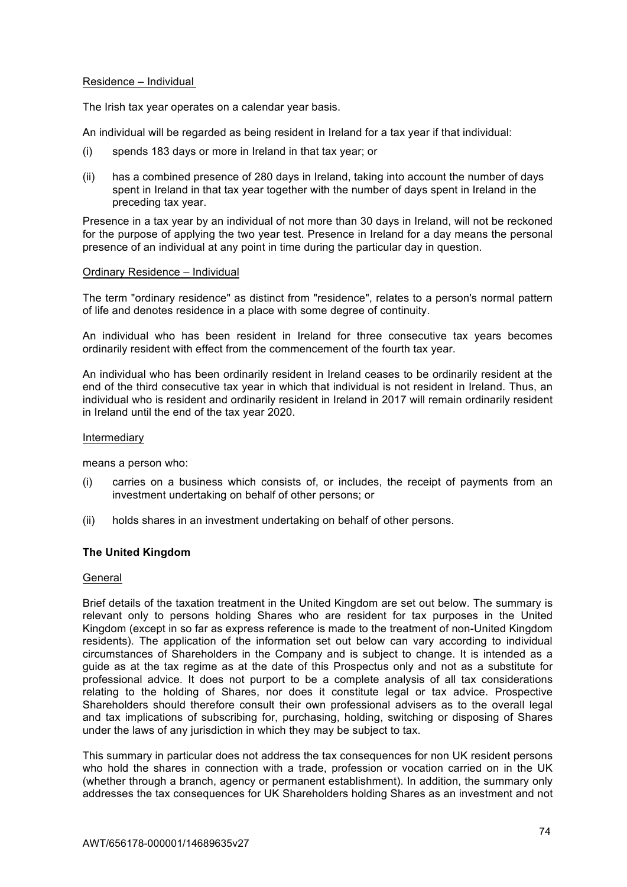Residence – Individual

The Irish tax year operates on a calendar year basis.

An individual will be regarded as being resident in Ireland for a tax year if that individual:

(i) spends 183 days or more in Ireland in that tax year; or

(ii) has a combined presence of 280 days in Ireland, taking into account the number of days spent in Ireland in that tax year together with the number of days spent in Ireland in the preceding tax year.

Presence in a tax year by an individual of not more than 30 days in Ireland, will not be reckoned for the purpose of applying the two year test. Presence in Ireland for a day means the personal presence of an individual at any point in time during the particular day in question.

Ordinary Residence – Individual

The term "ordinary residence" as distinct from "residence", relates to a person's normal pattern of life and denotes residence in a place with some degree of continuity.

An individual who has been resident in Ireland for three consecutive tax years becomes ordinarily resident with effect from the commencement of the fourth tax year.

An individual who has been ordinarily resident in Ireland ceases to be ordinarily resident at the end of the third consecutive tax year in which that individual is not resident in Ireland. Thus, an individual who is resident and ordinarily resident in Ireland in 2017 will remain ordinarily resident in Ireland until the end of the tax year 2020.

Intermediary

means a person who:

(i) carries on a business which consists of, or includes, the receipt of payments from an investment undertaking on behalf of other persons; or

(ii) holds shares in an investment undertaking on behalf of other persons.

## The United Kingdom

General

Brief details of the taxation treatment in the United Kingdom are set out below. The summary is relevant only to persons holding Shares who are resident for tax purposes in the United Kingdom (except in so far as express reference is made to the treatment of non-United Kingdom residents). The application of the information set out below can vary according to individual circumstances of Shareholders in the Company and is subject to change. It is intended as a guide as at the tax regime as at the date of this Prospectus only and not as a substitute for professional advice. It does not purport to be a complete analysis of all tax considerations relating to the holding of Shares, nor does it constitute legal or tax advice. Prospective Shareholders should therefore consult their own professional advisers as to the overall legal and tax implications of subscribing for, purchasing, holding, switching or disposing of Shares under the laws of any jurisdiction in which they may be subject to tax.

This summary in particular does not address the tax consequences for non UK resident persons who hold the shares in connection with a trade, profession or vocation carried on in the UK (whether through a branch, agency or permanent establishment). In addition, the summary only addresses the tax consequences for UK Shareholders holding Shares as an investment and not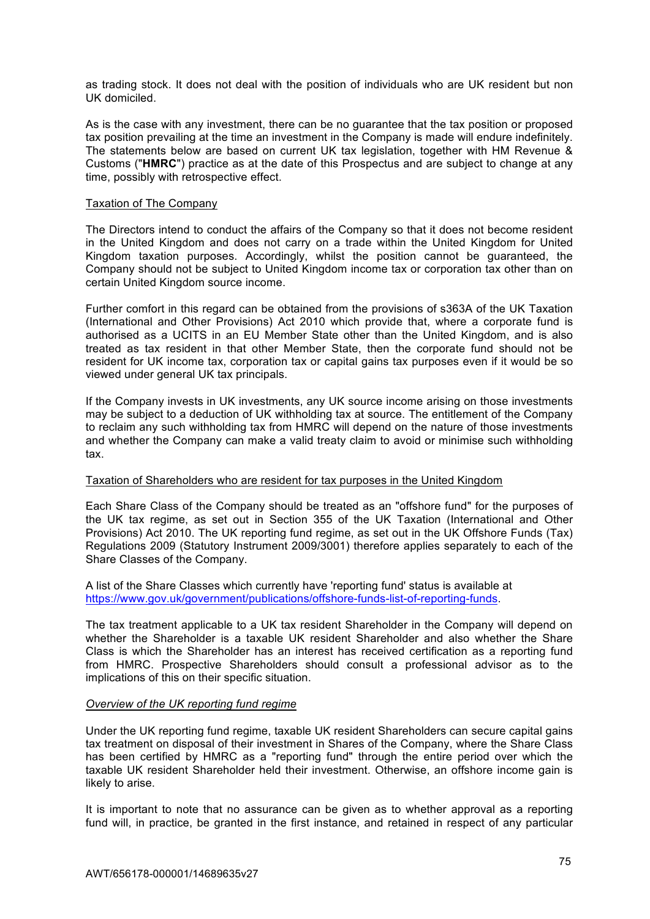as trading stock. It does not deal with the position of individuals who are UK resident but non UK domiciled.

As is the case with any investment, there can be no guarantee that the tax position or proposed tax position prevailing at the time an investment in the Company is made will endure indefinitely. The statements below are based on current UK tax legislation, together with HM Revenue & Customs ("**HMRC**") practice as at the date of this Prospectus and are subject to change at any time, possibly with retrospective effect.

Taxation of The Company

The Directors intend to conduct the affairs of the Company so that it does not become resident in the United Kingdom and does not carry on a trade within the United Kingdom for United Kingdom taxation purposes. Accordingly, whilst the position cannot be guaranteed, the Company should not be subject to United Kingdom income tax or corporation tax other than on certain United Kingdom source income.

Further comfort in this regard can be obtained from the provisions of s363A of the UK Taxation (International and Other Provisions) Act 2010 which provide that, where a corporate fund is authorised as a UCITS in an EU Member State other than the United Kingdom, and is also treated as tax resident in that other Member State, then the corporate fund should not be resident for UK income tax, corporation tax or capital gains tax purposes even if it would be so viewed under general UK tax principals.

If the Company invests in UK investments, any UK source income arising on those investments may be subject to a deduction of UK withholding tax at source. The entitlement of the Company to reclaim any such withholding tax from HMRC will depend on the nature of those investments and whether the Company can make a valid treaty claim to avoid or minimise such withholding tax.

Taxation of Shareholders who are resident for tax purposes in the United Kingdom

Each Share Class of the Company should be treated as an "offshore fund" for the purposes of the UK tax regime, as set out in Section 355 of the UK Taxation (International and Other Provisions) Act 2010. The UK reporting fund regime, as set out in the UK Offshore Funds (Tax) Regulations 2009 (Statutory Instrument 2009/3001) therefore applies separately to each of the Share Classes of the Company.

A list of the Share Classes which currently have 'reporting fund' status is available at https://www.gov.uk/government/publications/offshore-funds-list-of-reporting-funds.

The tax treatment applicable to a UK tax resident Shareholder in the Company will depend on whether the Shareholder is a taxable UK resident Shareholder and also whether the Share Class is which the Shareholder has an interest has received certification as a reporting fund from HMRC. Prospective Shareholders should consult a professional advisor as to the implications of this on their specific situation.

*Overview of the UK reporting fund regime*

Under the UK reporting fund regime, taxable UK resident Shareholders can secure capital gains tax treatment on disposal of their investment in Shares of the Company, where the Share Class has been certified by HMRC as a "reporting fund" through the entire period over which the taxable UK resident Shareholder held their investment. Otherwise, an offshore income gain is likely to arise.

It is important to note that no assurance can be given as to whether approval as a reporting fund will, in practice, be granted in the first instance, and retained in respect of any particular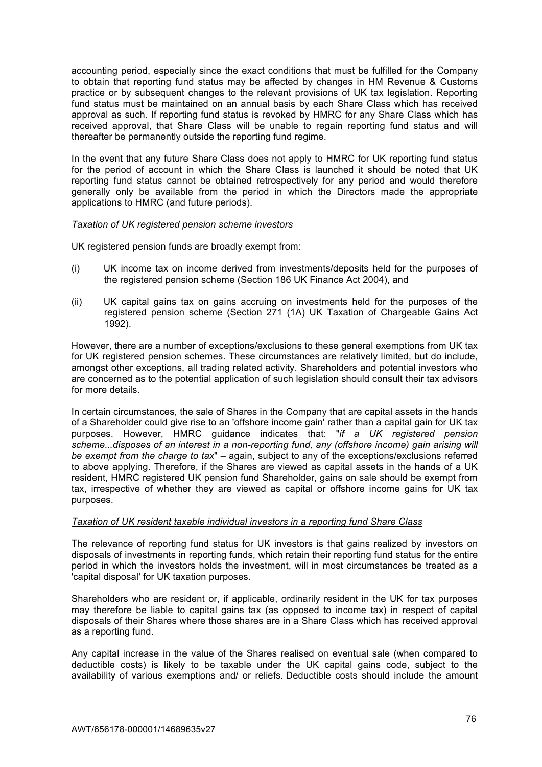accounting period, especially since the exact conditions that must be fulfilled for the Company to obtain that reporting fund status may be affected by changes in HM Revenue & Customs practice or by subsequent changes to the relevant provisions of UK tax legislation. Reporting fund status must be maintained on an annual basis by each Share Class which has received approval as such. If reporting fund status is revoked by HMRC for any Share Class which has received approval, that Share Class will be unable to regain reporting fund status and will thereafter be permanently outside the reporting fund regime.

In the event that any future Share Class does not apply to HMRC for UK reporting fund status for the period of account in which the Share Class is launched it should be noted that UK reporting fund status cannot be obtained retrospectively for any period and would therefore generally only be available from the period in which the Directors made the appropriate applications to HMRC (and future periods).

*Taxation of UK registered pension scheme investors*

UK registered pension funds are broadly exempt from:

(i) UK income tax on income derived from investments/deposits held for the purposes of the registered pension scheme (Section 186 UK Finance Act 2004), and

(ii) UK capital gains tax on gains accruing on investments held for the purposes of the registered pension scheme (Section 271 (1A) UK Taxation of Chargeable Gains Act 1992).

However, there are a number of exceptions/exclusions to these general exemptions from UK tax for UK registered pension schemes. These circumstances are relatively limited, but do include, amongst other exceptions, all trading related activity. Shareholders and potential investors who are concerned as to the potential application of such legislation should consult their tax advisors for more details.

In certain circumstances, the sale of Shares in the Company that are capital assets in the hands of a Shareholder could give rise to an 'offshore income gain' rather than a capital gain for UK tax purposes. However, HMRC guidance indicates that: "*if a UK registered pension scheme...disposes of an interest in a non-reporting fund, any (offshore income) gain arising will be exempt from the charge to tax*" – again, subject to any of the exceptions/exclusions referred to above applying. Therefore, if the Shares are viewed as capital assets in the hands of a UK resident, HMRC registered UK pension fund Shareholder, gains on sale should be exempt from tax, irrespective of whether they are viewed as capital or offshore income gains for UK tax purposes.

*Taxation of UK resident taxable individual investors in a reporting fund Share Class*

The relevance of reporting fund status for UK investors is that gains realized by investors on disposals of investments in reporting funds, which retain their reporting fund status for the entire period in which the investors holds the investment, will in most circumstances be treated as a 'capital disposal' for UK taxation purposes.

Shareholders who are resident or, if applicable, ordinarily resident in the UK for tax purposes may therefore be liable to capital gains tax (as opposed to income tax) in respect of capital disposals of their Shares where those shares are in a Share Class which has received approval as a reporting fund.

Any capital increase in the value of the Shares realised on eventual sale (when compared to deductible costs) is likely to be taxable under the UK capital gains code, subject to the availability of various exemptions and/ or reliefs. Deductible costs should include the amount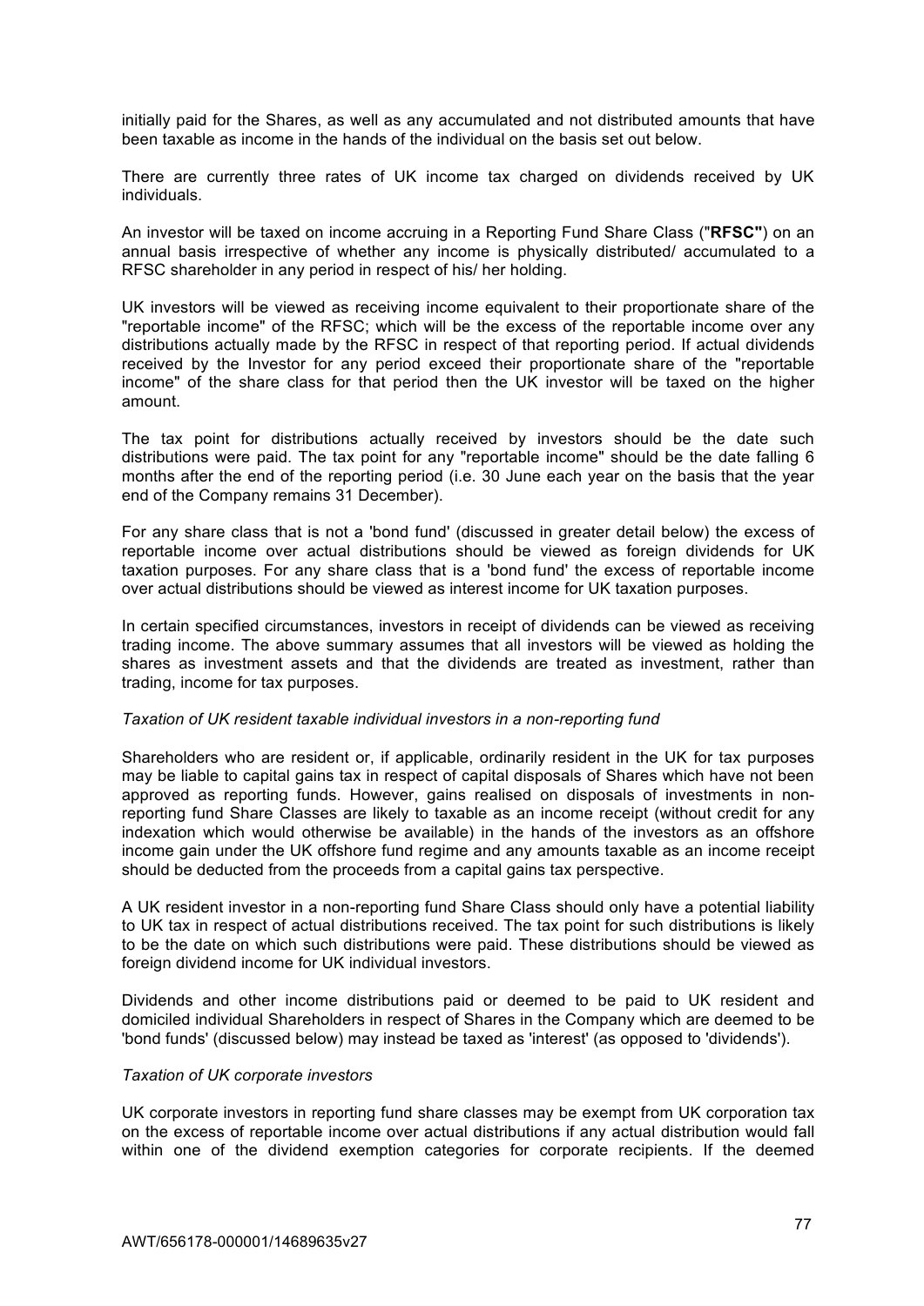initially paid for the Shares, as well as any accumulated and not distributed amounts that have been taxable as income in the hands of the individual on the basis set out below.

There are currently three rates of UK income tax charged on dividends received by UK individuals.

An investor will be taxed on income accruing in a Reporting Fund Share Class ("**RFSC"**) on an annual basis irrespective of whether any income is physically distributed/ accumulated to a RFSC shareholder in any period in respect of his/ her holding.

UK investors will be viewed as receiving income equivalent to their proportionate share of the "reportable income" of the RFSC; which will be the excess of the reportable income over any distributions actually made by the RFSC in respect of that reporting period. If actual dividends received by the Investor for any period exceed their proportionate share of the "reportable income" of the share class for that period then the UK investor will be taxed on the higher amount.

The tax point for distributions actually received by investors should be the date such distributions were paid. The tax point for any "reportable income" should be the date falling 6 months after the end of the reporting period (i.e. 30 June each year on the basis that the year end of the Company remains 31 December).

For any share class that is not a 'bond fund' (discussed in greater detail below) the excess of reportable income over actual distributions should be viewed as foreign dividends for UK taxation purposes. For any share class that is a 'bond fund' the excess of reportable income over actual distributions should be viewed as interest income for UK taxation purposes.

In certain specified circumstances, investors in receipt of dividends can be viewed as receiving trading income. The above summary assumes that all investors will be viewed as holding the shares as investment assets and that the dividends are treated as investment, rather than trading, income for tax purposes.

*Taxation of UK resident taxable individual investors in a non-reporting fund*

Shareholders who are resident or, if applicable, ordinarily resident in the UK for tax purposes may be liable to capital gains tax in respect of capital disposals of Shares which have not been approved as reporting funds. However, gains realised on disposals of investments in non-reporting fund Share Classes are likely to taxable as an income receipt (without credit for any indexation which would otherwise be available) in the hands of the investors as an offshore income gain under the UK offshore fund regime and any amounts taxable as an income receipt should be deducted from the proceeds from a capital gains tax perspective.

A UK resident investor in a non-reporting fund Share Class should only have a potential liability to UK tax in respect of actual distributions received. The tax point for such distributions is likely to be the date on which such distributions were paid. These distributions should be viewed as foreign dividend income for UK individual investors.

Dividends and other income distributions paid or deemed to be paid to UK resident and domiciled individual Shareholders in respect of Shares in the Company which are deemed to be 'bond funds' (discussed below) may instead be taxed as 'interest' (as opposed to 'dividends').

*Taxation of UK corporate investors*

UK corporate investors in reporting fund share classes may be exempt from UK corporation tax on the excess of reportable income over actual distributions if any actual distribution would fall within one of the dividend exemption categories for corporate recipients. If the deemed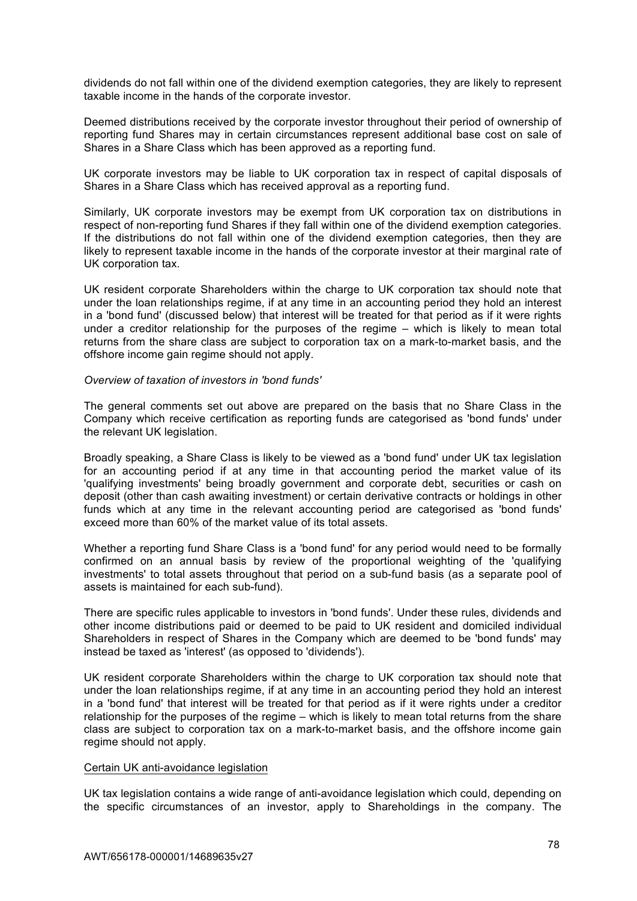dividends do not fall within one of the dividend exemption categories, they are likely to represent taxable income in the hands of the corporate investor.

Deemed distributions received by the corporate investor throughout their period of ownership of reporting fund Shares may in certain circumstances represent additional base cost on sale of Shares in a Share Class which has been approved as a reporting fund.

UK corporate investors may be liable to UK corporation tax in respect of capital disposals of Shares in a Share Class which has received approval as a reporting fund.

Similarly, UK corporate investors may be exempt from UK corporation tax on distributions in respect of non-reporting fund Shares if they fall within one of the dividend exemption categories. If the distributions do not fall within one of the dividend exemption categories, then they are likely to represent taxable income in the hands of the corporate investor at their marginal rate of UK corporation tax.

UK resident corporate Shareholders within the charge to UK corporation tax should note that under the loan relationships regime, if at any time in an accounting period they hold an interest in a 'bond fund' (discussed below) that interest will be treated for that period as if it were rights under a creditor relationship for the purposes of the regime – which is likely to mean total returns from the share class are subject to corporation tax on a mark-to-market basis, and the offshore income gain regime should not apply.

*Overview of taxation of investors in 'bond funds'*

The general comments set out above are prepared on the basis that no Share Class in the Company which receive certification as reporting funds are categorised as 'bond funds' under the relevant UK legislation.

Broadly speaking, a Share Class is likely to be viewed as a 'bond fund' under UK tax legislation for an accounting period if at any time in that accounting period the market value of its 'qualifying investments' being broadly government and corporate debt, securities or cash on deposit (other than cash awaiting investment) or certain derivative contracts or holdings in other funds which at any time in the relevant accounting period are categorised as 'bond funds' exceed more than 60% of the market value of its total assets.

Whether a reporting fund Share Class is a 'bond fund' for any period would need to be formally confirmed on an annual basis by review of the proportional weighting of the 'qualifying investments' to total assets throughout that period on a sub-fund basis (as a separate pool of assets is maintained for each sub-fund).

There are specific rules applicable to investors in 'bond funds'. Under these rules, dividends and other income distributions paid or deemed to be paid to UK resident and domiciled individual Shareholders in respect of Shares in the Company which are deemed to be 'bond funds' may instead be taxed as 'interest' (as opposed to 'dividends').

UK resident corporate Shareholders within the charge to UK corporation tax should note that under the loan relationships regime, if at any time in an accounting period they hold an interest in a 'bond fund' that interest will be treated for that period as if it were rights under a creditor relationship for the purposes of the regime – which is likely to mean total returns from the share class are subject to corporation tax on a mark-to-market basis, and the offshore income gain regime should not apply.

Certain UK anti-avoidance legislation

UK tax legislation contains a wide range of anti-avoidance legislation which could, depending on the specific circumstances of an investor, apply to Shareholdings in the company. The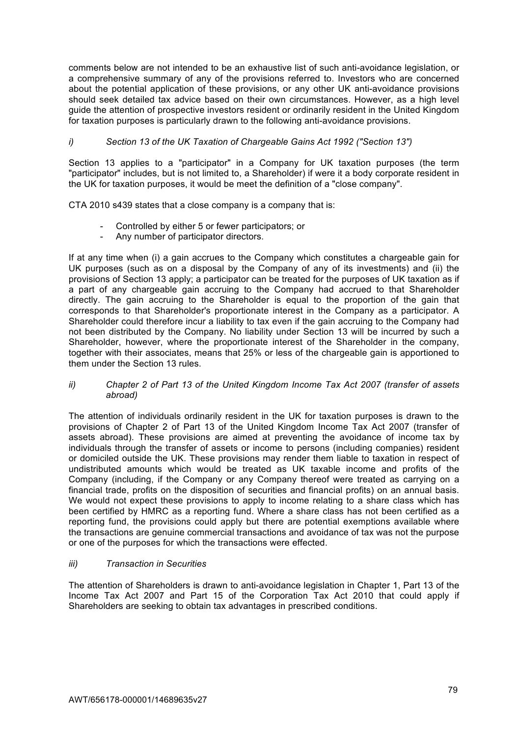comments below are not intended to be an exhaustive list of such anti-avoidance legislation, or a comprehensive summary of any of the provisions referred to. Investors who are concerned about the potential application of these provisions, or any other UK anti-avoidance provisions should seek detailed tax advice based on their own circumstances. However, as a high level guide the attention of prospective investors resident or ordinarily resident in the United Kingdom for taxation purposes is particularly drawn to the following anti-avoidance provisions.

*i) Section 13 of the UK Taxation of Chargeable Gains Act 1992 ("Section 13")*

Section 13 applies to a "participator" in a Company for UK taxation purposes (the term "participator" includes, but is not limited to, a Shareholder) if were it a body corporate resident in the UK for taxation purposes, it would be meet the definition of a "close company".

CTA 2010 s439 states that a close company is a company that is:

- Controlled by either 5 or fewer participators; or
- Any number of participator directors.

If at any time when (i) a gain accrues to the Company which constitutes a chargeable gain for UK purposes (such as on a disposal by the Company of any of its investments) and (ii) the provisions of Section 13 apply; a participator can be treated for the purposes of UK taxation as if a part of any chargeable gain accruing to the Company had accrued to that Shareholder directly. The gain accruing to the Shareholder is equal to the proportion of the gain that corresponds to that Shareholder's proportionate interest in the Company as a participator. A Shareholder could therefore incur a liability to tax even if the gain accruing to the Company had not been distributed by the Company. No liability under Section 13 will be incurred by such a Shareholder, however, where the proportionate interest of the Shareholder in the company, together with their associates, means that 25% or less of the chargeable gain is apportioned to them under the Section 13 rules.

*ii) Chapter 2 of Part 13 of the United Kingdom Income Tax Act 2007 (transfer of assets abroad)*

The attention of individuals ordinarily resident in the UK for taxation purposes is drawn to the provisions of Chapter 2 of Part 13 of the United Kingdom Income Tax Act 2007 (transfer of assets abroad). These provisions are aimed at preventing the avoidance of income tax by individuals through the transfer of assets or income to persons (including companies) resident or domiciled outside the UK. These provisions may render them liable to taxation in respect of undistributed amounts which would be treated as UK taxable income and profits of the Company (including, if the Company or any Company thereof were treated as carrying on a financial trade, profits on the disposition of securities and financial profits) on an annual basis. We would not expect these provisions to apply to income relating to a share class which has been certified by HMRC as a reporting fund. Where a share class has not been certified as a reporting fund, the provisions could apply but there are potential exemptions available where the transactions are genuine commercial transactions and avoidance of tax was not the purpose or one of the purposes for which the transactions were effected.

*iii) Transaction in Securities*

The attention of Shareholders is drawn to anti-avoidance legislation in Chapter 1, Part 13 of the Income Tax Act 2007 and Part 15 of the Corporation Tax Act 2010 that could apply if Shareholders are seeking to obtain tax advantages in prescribed conditions.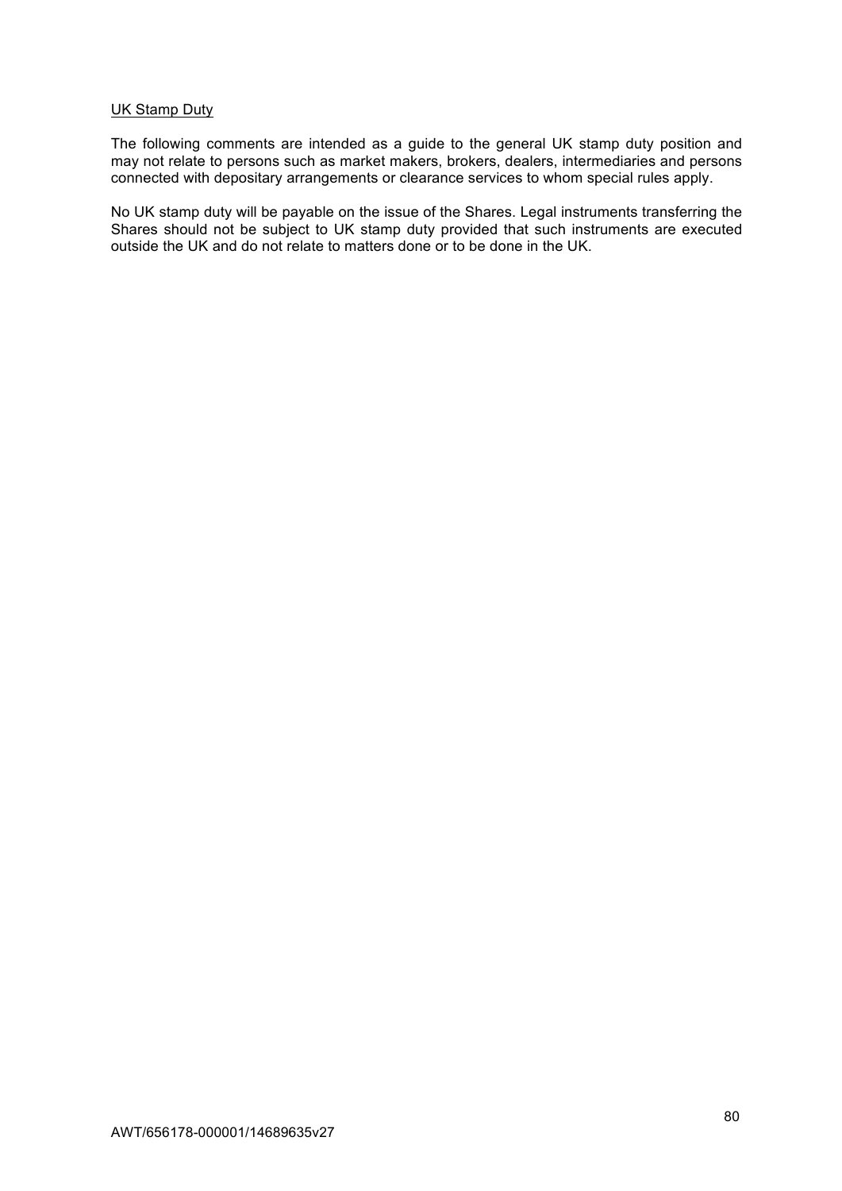UK Stamp Duty

The following comments are intended as a guide to the general UK stamp duty position and may not relate to persons such as market makers, brokers, dealers, intermediaries and persons connected with depositary arrangements or clearance services to whom special rules apply.

No UK stamp duty will be payable on the issue of the Shares. Legal instruments transferring the Shares should not be subject to UK stamp duty provided that such instruments are executed outside the UK and do not relate to matters done or to be done in the UK.

AWT/656178-000001/14689635v27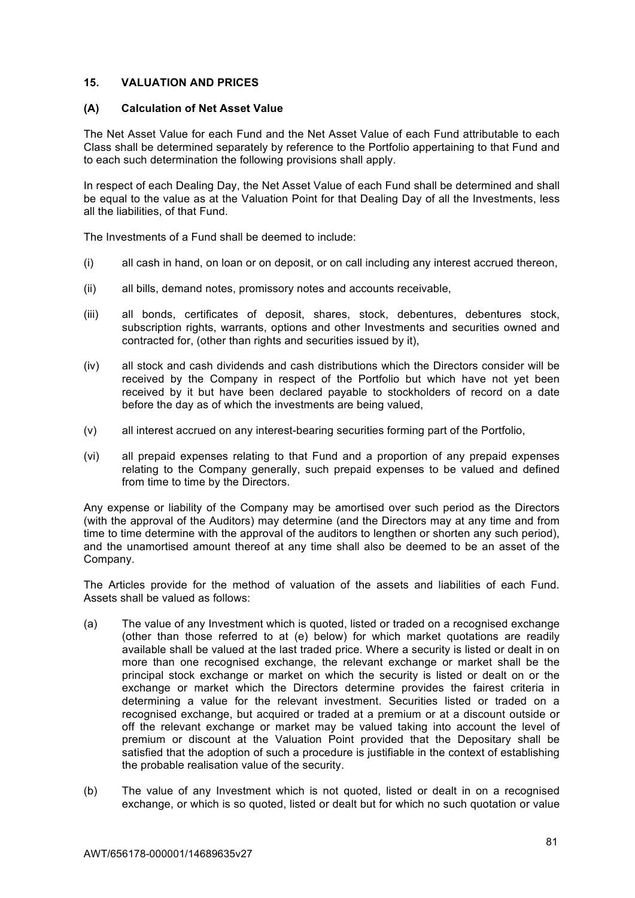## 15. VALUATION AND PRICES

### (A) Calculation of Net Asset Value

The Net Asset Value for each Fund and the Net Asset Value of each Fund attributable to each Class shall be determined separately by reference to the Portfolio appertaining to that Fund and to each such determination the following provisions shall apply.

In respect of each Dealing Day, the Net Asset Value of each Fund shall be determined and shall be equal to the value as at the Valuation Point for that Dealing Day of all the Investments, less all the liabilities, of that Fund.

The Investments of a Fund shall be deemed to include:

(i) all cash in hand, on loan or on deposit, or on call including any interest accrued thereon,

(ii) all bills, demand notes, promissory notes and accounts receivable,

(iii) all bonds, certificates of deposit, shares, stock, debentures, debentures stock, subscription rights, warrants, options and other Investments and securities owned and contracted for, (other than rights and securities issued by it),

(iv) all stock and cash dividends and cash distributions which the Directors consider will be received by the Company in respect of the Portfolio but which have not yet been received by it but have been declared payable to stockholders of record on a date before the day as of which the investments are being valued,

(v) all interest accrued on any interest-bearing securities forming part of the Portfolio,

(vi) all prepaid expenses relating to that Fund and a proportion of any prepaid expenses relating to the Company generally, such prepaid expenses to be valued and defined from time to time by the Directors.

Any expense or liability of the Company may be amortised over such period as the Directors (with the approval of the Auditors) may determine (and the Directors may at any time and from time to time determine with the approval of the auditors to lengthen or shorten any such period), and the unamortised amount thereof at any time shall also be deemed to be an asset of the Company.

The Articles provide for the method of valuation of the assets and liabilities of each Fund. Assets shall be valued as follows:

(a) The value of any Investment which is quoted, listed or traded on a recognised exchange (other than those referred to at (e) below) for which market quotations are readily available shall be valued at the last traded price. Where a security is listed or dealt in on more than one recognised exchange, the relevant exchange or market shall be the principal stock exchange or market on which the security is listed or dealt on or the exchange or market which the Directors determine provides the fairest criteria in determining a value for the relevant investment. Securities listed or traded on a recognised exchange, but acquired or traded at a premium or at a discount outside or off the relevant exchange or market may be valued taking into account the level of premium or discount at the Valuation Point provided that the Depositary shall be satisfied that the adoption of such a procedure is justifiable in the context of establishing the probable realisation value of the security.

(b) The value of any Investment which is not quoted, listed or dealt in on a recognised exchange, or which is so quoted, listed or dealt but for which no such quotation or value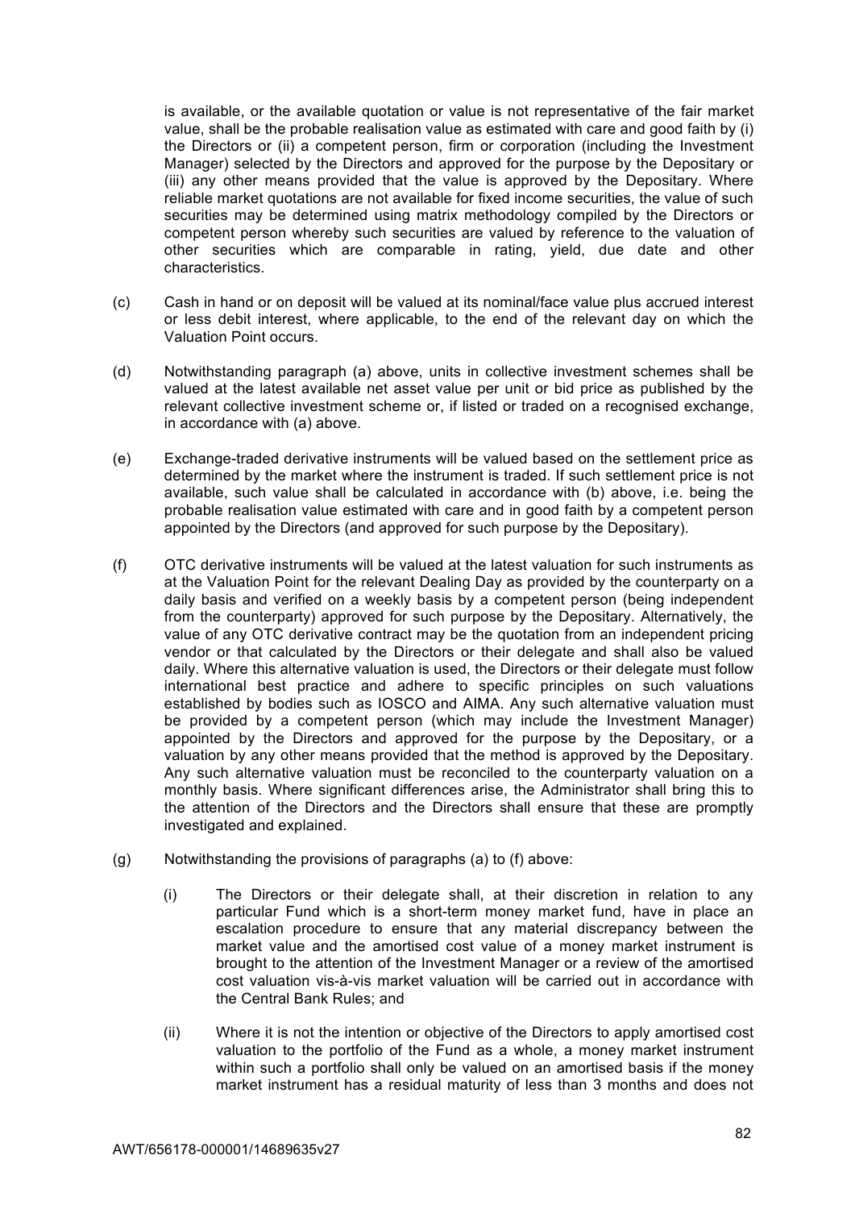is available, or the available quotation or value is not representative of the fair market value, shall be the probable realisation value as estimated with care and good faith by (i) the Directors or (ii) a competent person, firm or corporation (including the Investment Manager) selected by the Directors and approved for the purpose by the Depositary or (iii) any other means provided that the value is approved by the Depositary. Where reliable market quotations are not available for fixed income securities, the value of such securities may be determined using matrix methodology compiled by the Directors or competent person whereby such securities are valued by reference to the valuation of other securities which are comparable in rating, yield, due date and other characteristics.

(c) Cash in hand or on deposit will be valued at its nominal/face value plus accrued interest or less debit interest, where applicable, to the end of the relevant day on which the Valuation Point occurs.

(d) Notwithstanding paragraph (a) above, units in collective investment schemes shall be valued at the latest available net asset value per unit or bid price as published by the relevant collective investment scheme or, if listed or traded on a recognised exchange, in accordance with (a) above.

(e) Exchange-traded derivative instruments will be valued based on the settlement price as determined by the market where the instrument is traded. If such settlement price is not available, such value shall be calculated in accordance with (b) above, i.e. being the probable realisation value estimated with care and in good faith by a competent person appointed by the Directors (and approved for such purpose by the Depositary).

(f) OTC derivative instruments will be valued at the latest valuation for such instruments as at the Valuation Point for the relevant Dealing Day as provided by the counterparty on a daily basis and verified on a weekly basis by a competent person (being independent from the counterparty) approved for such purpose by the Depositary. Alternatively, the value of any OTC derivative contract may be the quotation from an independent pricing vendor or that calculated by the Directors or their delegate and shall also be valued daily. Where this alternative valuation is used, the Directors or their delegate must follow international best practice and adhere to specific principles on such valuations established by bodies such as IOSCO and AIMA. Any such alternative valuation must be provided by a competent person (which may include the Investment Manager) appointed by the Directors and approved for the purpose by the Depositary, or a valuation by any other means provided that the method is approved by the Depositary. Any such alternative valuation must be reconciled to the counterparty valuation on a monthly basis. Where significant differences arise, the Administrator shall bring this to the attention of the Directors and the Directors shall ensure that these are promptly investigated and explained.

(g) Notwithstanding the provisions of paragraphs (a) to (f) above:

  (i) The Directors or their delegate shall, at their discretion in relation to any particular Fund which is a short-term money market fund, have in place an escalation procedure to ensure that any material discrepancy between the market value and the amortised cost value of a money market instrument is brought to the attention of the Investment Manager or a review of the amortised cost valuation vis-à-vis market valuation will be carried out in accordance with the Central Bank Rules; and

  (ii) Where it is not the intention or objective of the Directors to apply amortised cost valuation to the portfolio of the Fund as a whole, a money market instrument within such a portfolio shall only be valued on an amortised basis if the money market instrument has a residual maturity of less than 3 months and does not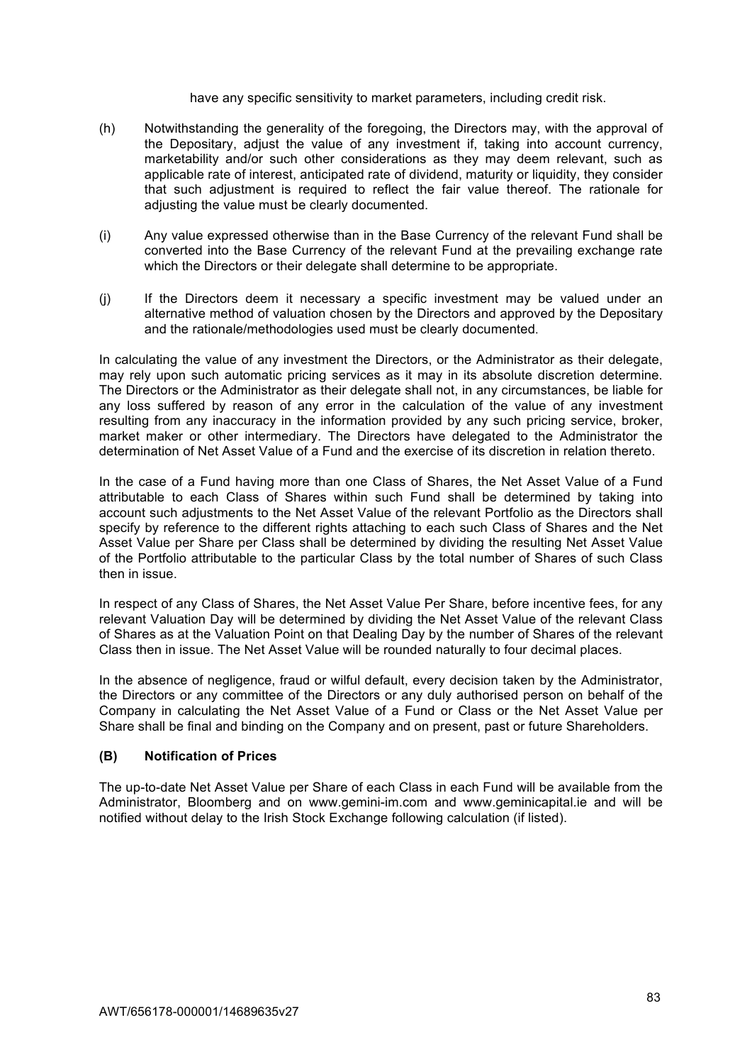have any specific sensitivity to market parameters, including credit risk.

(h) Notwithstanding the generality of the foregoing, the Directors may, with the approval of the Depositary, adjust the value of any investment if, taking into account currency, marketability and/or such other considerations as they may deem relevant, such as applicable rate of interest, anticipated rate of dividend, maturity or liquidity, they consider that such adjustment is required to reflect the fair value thereof. The rationale for adjusting the value must be clearly documented.

(i) Any value expressed otherwise than in the Base Currency of the relevant Fund shall be converted into the Base Currency of the relevant Fund at the prevailing exchange rate which the Directors or their delegate shall determine to be appropriate.

(j) If the Directors deem it necessary a specific investment may be valued under an alternative method of valuation chosen by the Directors and approved by the Depositary and the rationale/methodologies used must be clearly documented.

In calculating the value of any investment the Directors, or the Administrator as their delegate, may rely upon such automatic pricing services as it may in its absolute discretion determine. The Directors or the Administrator as their delegate shall not, in any circumstances, be liable for any loss suffered by reason of any error in the calculation of the value of any investment resulting from any inaccuracy in the information provided by any such pricing service, broker, market maker or other intermediary. The Directors have delegated to the Administrator the determination of Net Asset Value of a Fund and the exercise of its discretion in relation thereto.

In the case of a Fund having more than one Class of Shares, the Net Asset Value of a Fund attributable to each Class of Shares within such Fund shall be determined by taking into account such adjustments to the Net Asset Value of the relevant Portfolio as the Directors shall specify by reference to the different rights attaching to each such Class of Shares and the Net Asset Value per Share per Class shall be determined by dividing the resulting Net Asset Value of the Portfolio attributable to the particular Class by the total number of Shares of such Class then in issue.

In respect of any Class of Shares, the Net Asset Value Per Share, before incentive fees, for any relevant Valuation Day will be determined by dividing the Net Asset Value of the relevant Class of Shares as at the Valuation Point on that Dealing Day by the number of Shares of the relevant Class then in issue. The Net Asset Value will be rounded naturally to four decimal places.

In the absence of negligence, fraud or wilful default, every decision taken by the Administrator, the Directors or any committee of the Directors or any duly authorised person on behalf of the Company in calculating the Net Asset Value of a Fund or Class or the Net Asset Value per Share shall be final and binding on the Company and on present, past or future Shareholders.

### (B) Notification of Prices

The up-to-date Net Asset Value per Share of each Class in each Fund will be available from the Administrator, Bloomberg and on www.gemini-im.com and www.geminicapital.ie and will be notified without delay to the Irish Stock Exchange following calculation (if listed).

AWT/656178-000001/14689635v27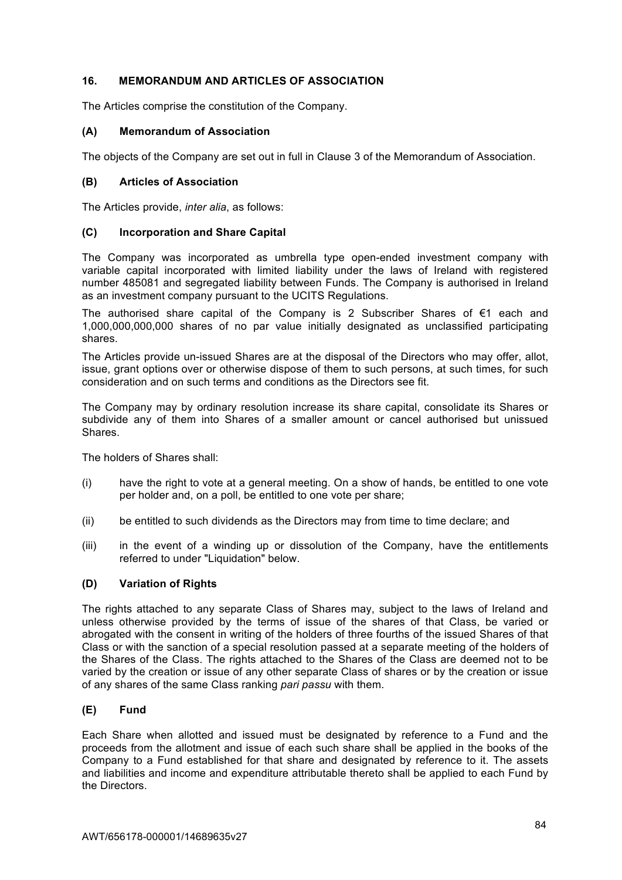## 16. MEMORANDUM AND ARTICLES OF ASSOCIATION

The Articles comprise the constitution of the Company.

### (A) Memorandum of Association

The objects of the Company are set out in full in Clause 3 of the Memorandum of Association.

### (B) Articles of Association

The Articles provide, *inter alia*, as follows:

### (C) Incorporation and Share Capital

The Company was incorporated as umbrella type open-ended investment company with variable capital incorporated with limited liability under the laws of Ireland with registered number 485081 and segregated liability between Funds. The Company is authorised in Ireland as an investment company pursuant to the UCITS Regulations.

The authorised share capital of the Company is 2 Subscriber Shares of €1 each and 1,000,000,000,000 shares of no par value initially designated as unclassified participating shares.

The Articles provide un-issued Shares are at the disposal of the Directors who may offer, allot, issue, grant options over or otherwise dispose of them to such persons, at such times, for such consideration and on such terms and conditions as the Directors see fit.

The Company may by ordinary resolution increase its share capital, consolidate its Shares or subdivide any of them into Shares of a smaller amount or cancel authorised but unissued Shares.

The holders of Shares shall:

(i) have the right to vote at a general meeting. On a show of hands, be entitled to one vote per holder and, on a poll, be entitled to one vote per share;

(ii) be entitled to such dividends as the Directors may from time to time declare; and

(iii) in the event of a winding up or dissolution of the Company, have the entitlements referred to under "Liquidation" below.

### (D) Variation of Rights

The rights attached to any separate Class of Shares may, subject to the laws of Ireland and unless otherwise provided by the terms of issue of the shares of that Class, be varied or abrogated with the consent in writing of the holders of three fourths of the issued Shares of that Class or with the sanction of a special resolution passed at a separate meeting of the holders of the Shares of the Class. The rights attached to the Shares of the Class are deemed not to be varied by the creation or issue of any other separate Class of shares or by the creation or issue of any shares of the same Class ranking *pari passu* with them.

### (E) Fund

Each Share when allotted and issued must be designated by reference to a Fund and the proceeds from the allotment and issue of each such share shall be applied in the books of the Company to a Fund established for that share and designated by reference to it. The assets and liabilities and income and expenditure attributable thereto shall be applied to each Fund by the Directors.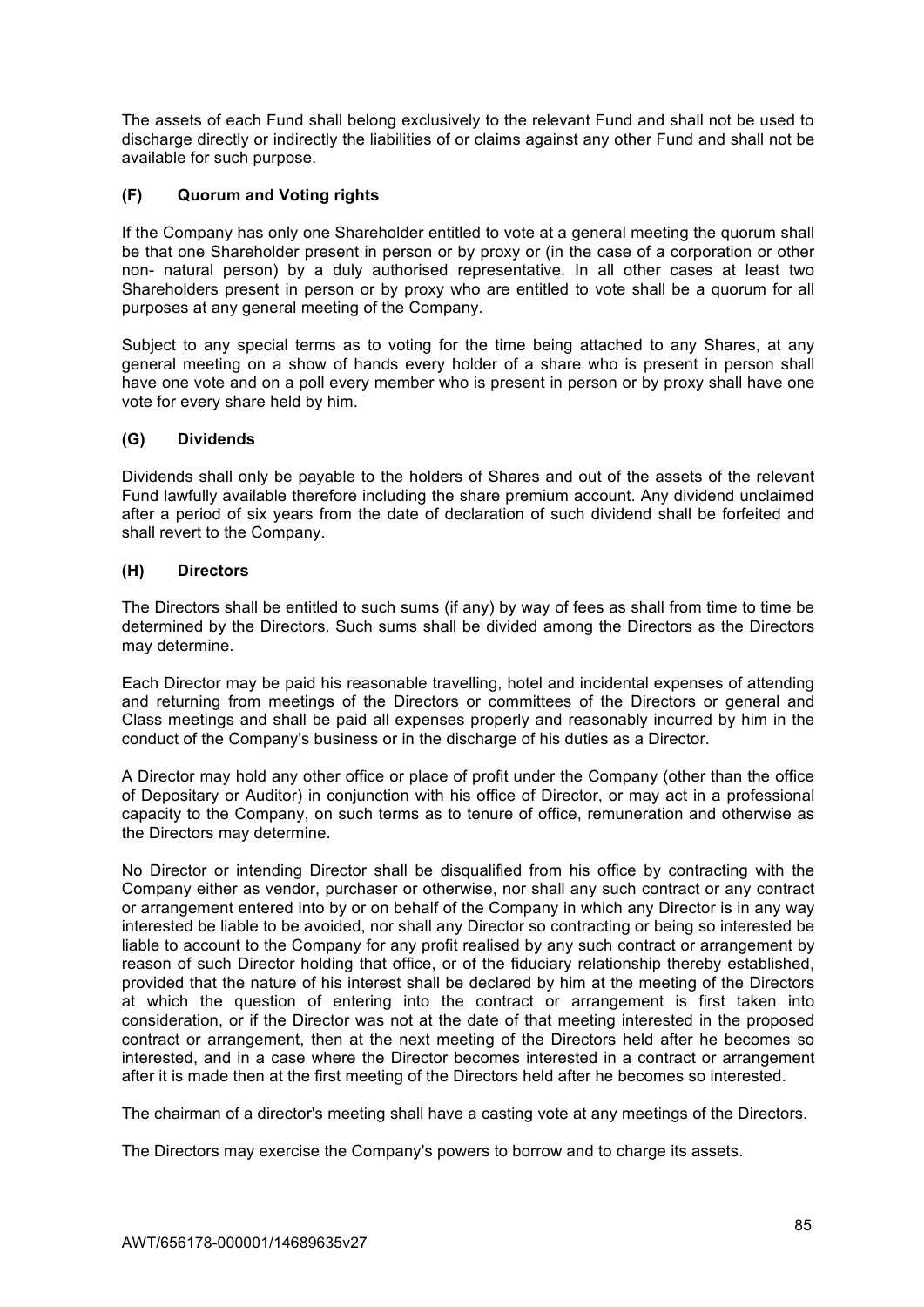The assets of each Fund shall belong exclusively to the relevant Fund and shall not be used to discharge directly or indirectly the liabilities of or claims against any other Fund and shall not be available for such purpose.

### (F) Quorum and Voting rights

If the Company has only one Shareholder entitled to vote at a general meeting the quorum shall be that one Shareholder present in person or by proxy or (in the case of a corporation or other non- natural person) by a duly authorised representative. In all other cases at least two Shareholders present in person or by proxy who are entitled to vote shall be a quorum for all purposes at any general meeting of the Company.

Subject to any special terms as to voting for the time being attached to any Shares, at any general meeting on a show of hands every holder of a share who is present in person shall have one vote and on a poll every member who is present in person or by proxy shall have one vote for every share held by him.

### (G) Dividends

Dividends shall only be payable to the holders of Shares and out of the assets of the relevant Fund lawfully available therefore including the share premium account. Any dividend unclaimed after a period of six years from the date of declaration of such dividend shall be forfeited and shall revert to the Company.

### (H) Directors

The Directors shall be entitled to such sums (if any) by way of fees as shall from time to time be determined by the Directors. Such sums shall be divided among the Directors as the Directors may determine.

Each Director may be paid his reasonable travelling, hotel and incidental expenses of attending and returning from meetings of the Directors or committees of the Directors or general and Class meetings and shall be paid all expenses properly and reasonably incurred by him in the conduct of the Company's business or in the discharge of his duties as a Director.

A Director may hold any other office or place of profit under the Company (other than the office of Depositary or Auditor) in conjunction with his office of Director, or may act in a professional capacity to the Company, on such terms as to tenure of office, remuneration and otherwise as the Directors may determine.

No Director or intending Director shall be disqualified from his office by contracting with the Company either as vendor, purchaser or otherwise, nor shall any such contract or any contract or arrangement entered into by or on behalf of the Company in which any Director is in any way interested be liable to be avoided, nor shall any Director so contracting or being so interested be liable to account to the Company for any profit realised by any such contract or arrangement by reason of such Director holding that office, or of the fiduciary relationship thereby established, provided that the nature of his interest shall be declared by him at the meeting of the Directors at which the question of entering into the contract or arrangement is first taken into consideration, or if the Director was not at the date of that meeting interested in the proposed contract or arrangement, then at the next meeting of the Directors held after he becomes so interested, and in a case where the Director becomes interested in a contract or arrangement after it is made then at the first meeting of the Directors held after he becomes so interested.

The chairman of a director's meeting shall have a casting vote at any meetings of the Directors.

The Directors may exercise the Company's powers to borrow and to charge its assets.

AWT/656178-000001/14689635v27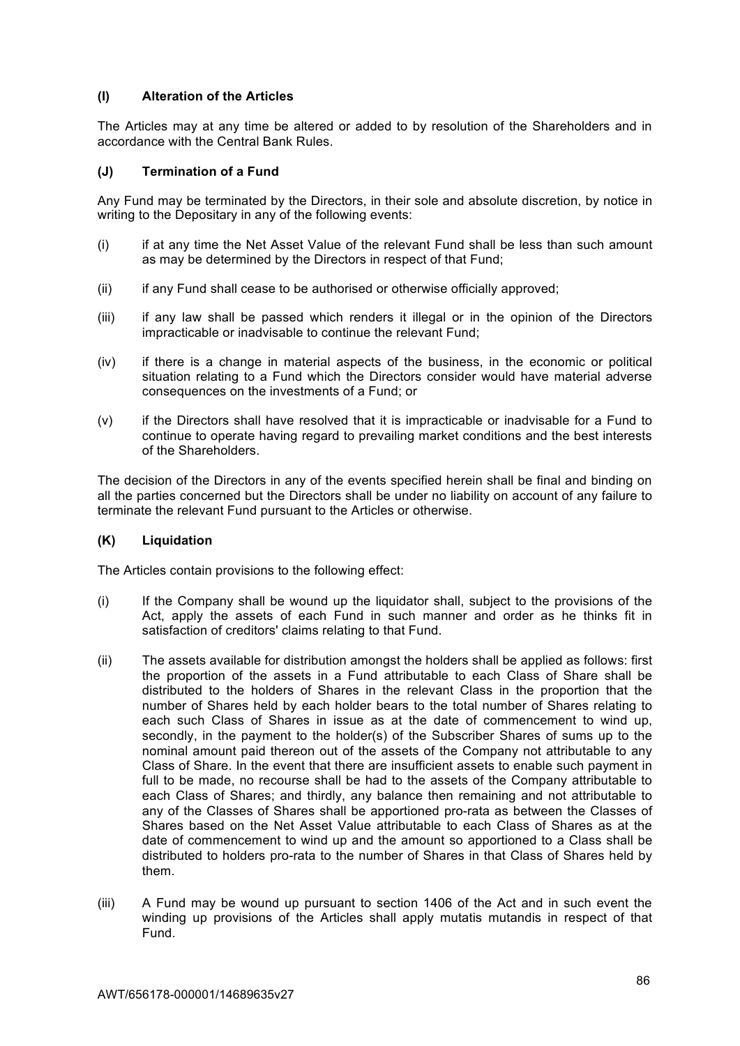### (I) Alteration of the Articles

The Articles may at any time be altered or added to by resolution of the Shareholders and in accordance with the Central Bank Rules.

### (J) Termination of a Fund

Any Fund may be terminated by the Directors, in their sole and absolute discretion, by notice in writing to the Depositary in any of the following events:

(i) if at any time the Net Asset Value of the relevant Fund shall be less than such amount as may be determined by the Directors in respect of that Fund;

(ii) if any Fund shall cease to be authorised or otherwise officially approved;

(iii) if any law shall be passed which renders it illegal or in the opinion of the Directors impracticable or inadvisable to continue the relevant Fund;

(iv) if there is a change in material aspects of the business, in the economic or political situation relating to a Fund which the Directors consider would have material adverse consequences on the investments of a Fund; or

(v) if the Directors shall have resolved that it is impracticable or inadvisable for a Fund to continue to operate having regard to prevailing market conditions and the best interests of the Shareholders.

The decision of the Directors in any of the events specified herein shall be final and binding on all the parties concerned but the Directors shall be under no liability on account of any failure to terminate the relevant Fund pursuant to the Articles or otherwise.

### (K) Liquidation

The Articles contain provisions to the following effect:

(i) If the Company shall be wound up the liquidator shall, subject to the provisions of the Act, apply the assets of each Fund in such manner and order as he thinks fit in satisfaction of creditors' claims relating to that Fund.

(ii) The assets available for distribution amongst the holders shall be applied as follows: first the proportion of the assets in a Fund attributable to each Class of Share shall be distributed to the holders of Shares in the relevant Class in the proportion that the number of Shares held by each holder bears to the total number of Shares relating to each such Class of Shares in issue as at the date of commencement to wind up, secondly, in the payment to the holder(s) of the Subscriber Shares of sums up to the nominal amount paid thereon out of the assets of the Company not attributable to any Class of Share. In the event that there are insufficient assets to enable such payment in full to be made, no recourse shall be had to the assets of the Company attributable to each Class of Shares; and thirdly, any balance then remaining and not attributable to any of the Classes of Shares shall be apportioned pro-rata as between the Classes of Shares based on the Net Asset Value attributable to each Class of Shares as at the date of commencement to wind up and the amount so apportioned to a Class shall be distributed to holders pro-rata to the number of Shares in that Class of Shares held by them.

(iii) A Fund may be wound up pursuant to section 1406 of the Act and in such event the winding up provisions of the Articles shall apply mutatis mutandis in respect of that Fund.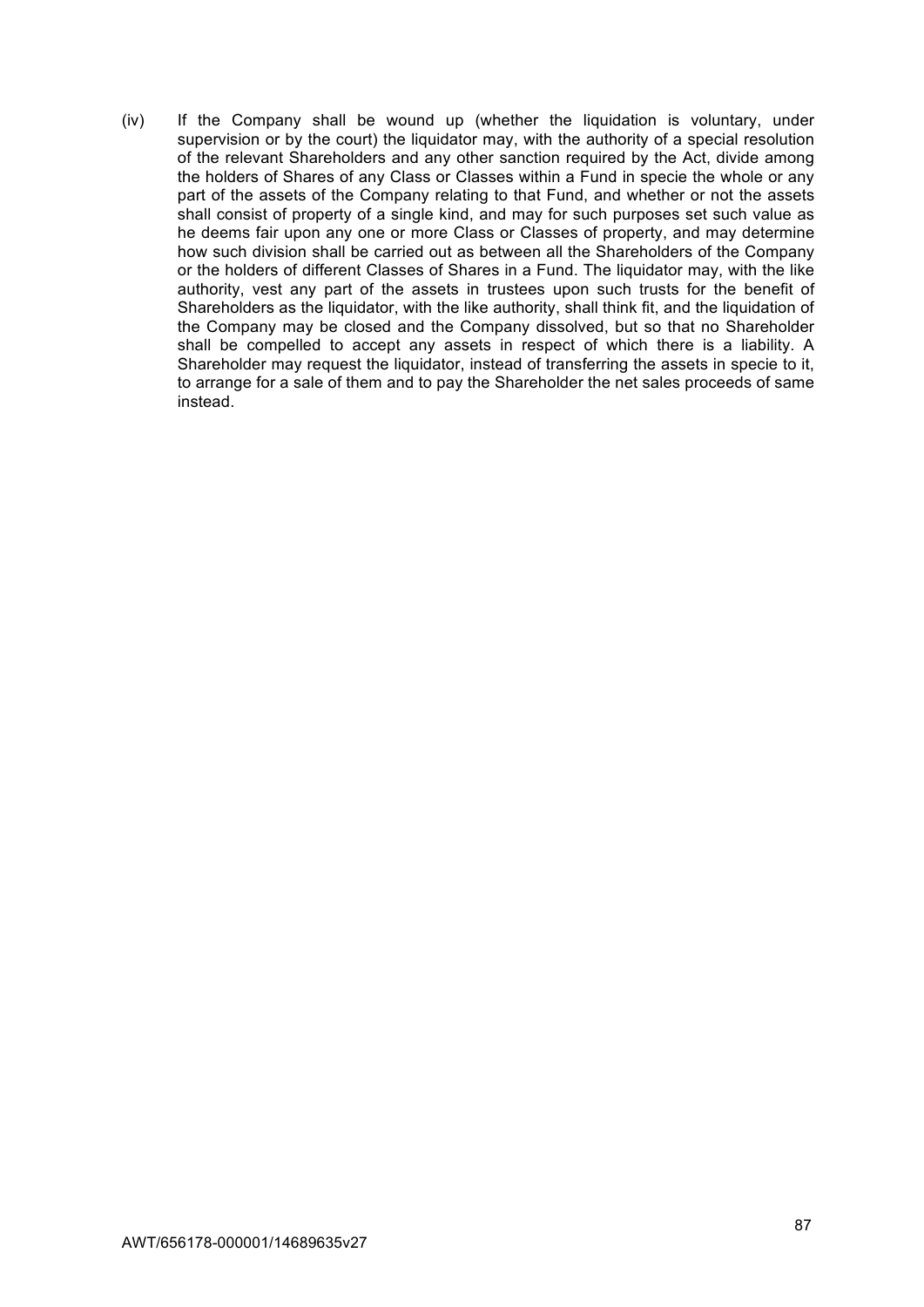(iv) If the Company shall be wound up (whether the liquidation is voluntary, under supervision or by the court) the liquidator may, with the authority of a special resolution of the relevant Shareholders and any other sanction required by the Act, divide among the holders of Shares of any Class or Classes within a Fund in specie the whole or any part of the assets of the Company relating to that Fund, and whether or not the assets shall consist of property of a single kind, and may for such purposes set such value as he deems fair upon any one or more Class or Classes of property, and may determine how such division shall be carried out as between all the Shareholders of the Company or the holders of different Classes of Shares in a Fund. The liquidator may, with the like authority, vest any part of the assets in trustees upon such trusts for the benefit of Shareholders as the liquidator, with the like authority, shall think fit, and the liquidation of the Company may be closed and the Company dissolved, but so that no Shareholder shall be compelled to accept any assets in respect of which there is a liability. A Shareholder may request the liquidator, instead of transferring the assets in specie to it, to arrange for a sale of them and to pay the Shareholder the net sales proceeds of same instead.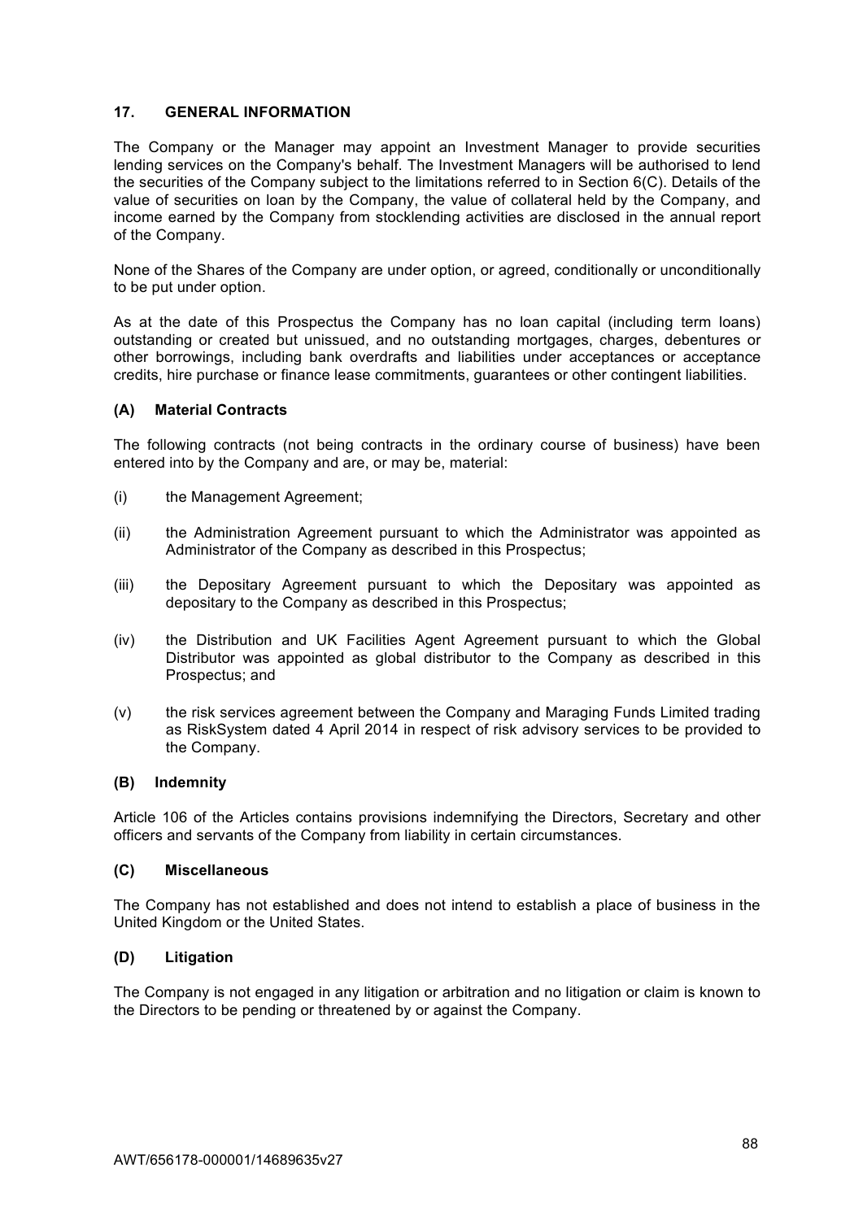## 17. GENERAL INFORMATION

The Company or the Manager may appoint an Investment Manager to provide securities lending services on the Company's behalf. The Investment Managers will be authorised to lend the securities of the Company subject to the limitations referred to in Section 6(C). Details of the value of securities on loan by the Company, the value of collateral held by the Company, and income earned by the Company from stocklending activities are disclosed in the annual report of the Company.

None of the Shares of the Company are under option, or agreed, conditionally or unconditionally to be put under option.

As at the date of this Prospectus the Company has no loan capital (including term loans) outstanding or created but unissued, and no outstanding mortgages, charges, debentures or other borrowings, including bank overdrafts and liabilities under acceptances or acceptance credits, hire purchase or finance lease commitments, guarantees or other contingent liabilities.

### (A) Material Contracts

The following contracts (not being contracts in the ordinary course of business) have been entered into by the Company and are, or may be, material:

(i) the Management Agreement;

(ii) the Administration Agreement pursuant to which the Administrator was appointed as Administrator of the Company as described in this Prospectus;

(iii) the Depositary Agreement pursuant to which the Depositary was appointed as depositary to the Company as described in this Prospectus;

(iv) the Distribution and UK Facilities Agent Agreement pursuant to which the Global Distributor was appointed as global distributor to the Company as described in this Prospectus; and

(v) the risk services agreement between the Company and Maraging Funds Limited trading as RiskSystem dated 4 April 2014 in respect of risk advisory services to be provided to the Company.

### (B) Indemnity

Article 106 of the Articles contains provisions indemnifying the Directors, Secretary and other officers and servants of the Company from liability in certain circumstances.

### (C) Miscellaneous

The Company has not established and does not intend to establish a place of business in the United Kingdom or the United States.

### (D) Litigation

The Company is not engaged in any litigation or arbitration and no litigation or claim is known to the Directors to be pending or threatened by or against the Company.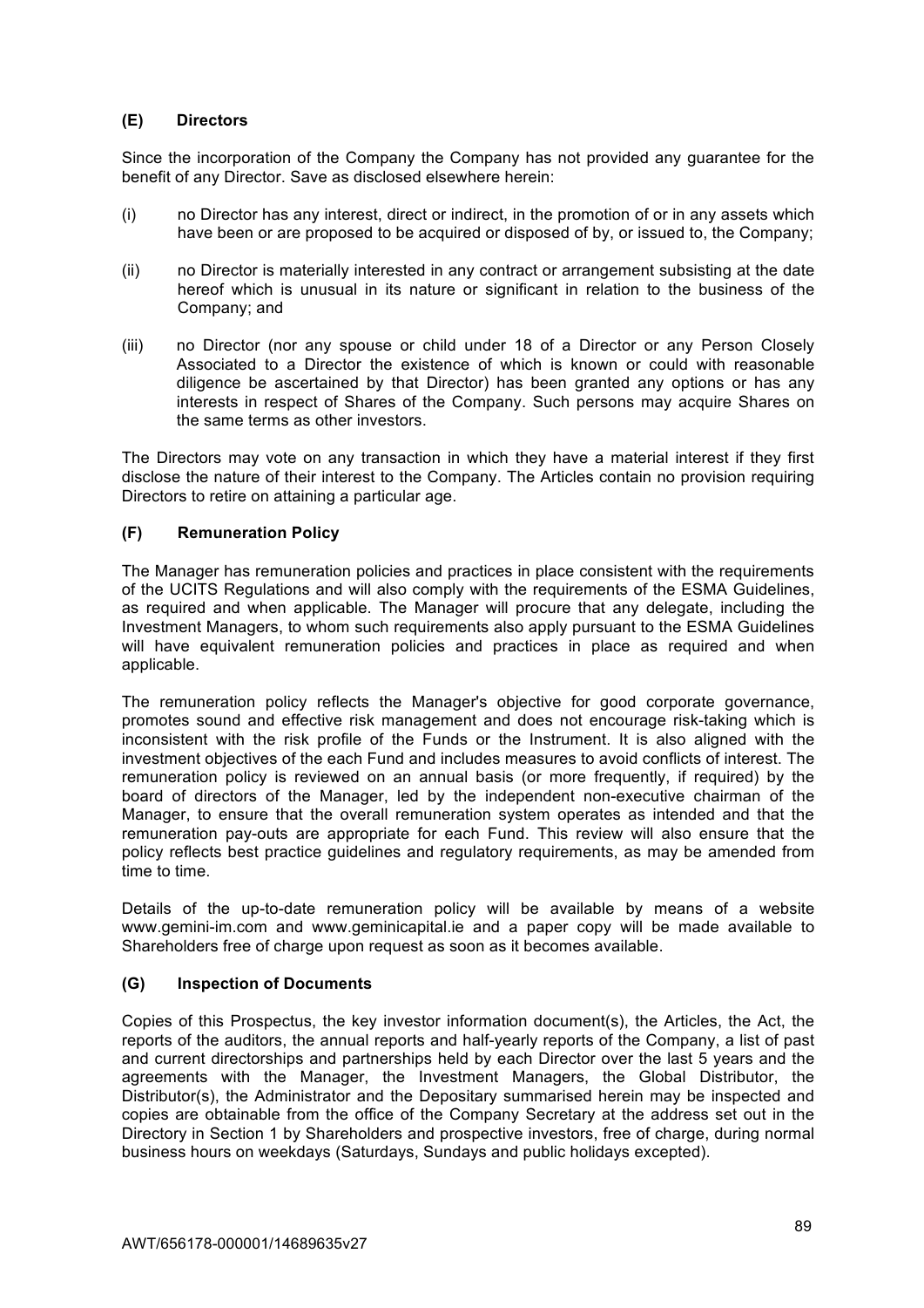### (E) Directors

Since the incorporation of the Company the Company has not provided any guarantee for the benefit of any Director. Save as disclosed elsewhere herein:

(i) no Director has any interest, direct or indirect, in the promotion of or in any assets which have been or are proposed to be acquired or disposed of by, or issued to, the Company;

(ii) no Director is materially interested in any contract or arrangement subsisting at the date hereof which is unusual in its nature or significant in relation to the business of the Company; and

(iii) no Director (nor any spouse or child under 18 of a Director or any Person Closely Associated to a Director the existence of which is known or could with reasonable diligence be ascertained by that Director) has been granted any options or has any interests in respect of Shares of the Company. Such persons may acquire Shares on the same terms as other investors.

The Directors may vote on any transaction in which they have a material interest if they first disclose the nature of their interest to the Company. The Articles contain no provision requiring Directors to retire on attaining a particular age.

### (F) Remuneration Policy

The Manager has remuneration policies and practices in place consistent with the requirements of the UCITS Regulations and will also comply with the requirements of the ESMA Guidelines, as required and when applicable. The Manager will procure that any delegate, including the Investment Managers, to whom such requirements also apply pursuant to the ESMA Guidelines will have equivalent remuneration policies and practices in place as required and when applicable.

The remuneration policy reflects the Manager's objective for good corporate governance, promotes sound and effective risk management and does not encourage risk-taking which is inconsistent with the risk profile of the Funds or the Instrument. It is also aligned with the investment objectives of the each Fund and includes measures to avoid conflicts of interest. The remuneration policy is reviewed on an annual basis (or more frequently, if required) by the board of directors of the Manager, led by the independent non-executive chairman of the Manager, to ensure that the overall remuneration system operates as intended and that the remuneration pay-outs are appropriate for each Fund. This review will also ensure that the policy reflects best practice guidelines and regulatory requirements, as may be amended from time to time.

Details of the up-to-date remuneration policy will be available by means of a website www.gemini-im.com and www.geminicapital.ie and a paper copy will be made available to Shareholders free of charge upon request as soon as it becomes available.

### (G) Inspection of Documents

Copies of this Prospectus, the key investor information document(s), the Articles, the Act, the reports of the auditors, the annual reports and half-yearly reports of the Company, a list of past and current directorships and partnerships held by each Director over the last 5 years and the agreements with the Manager, the Investment Managers, the Global Distributor, the Distributor(s), the Administrator and the Depositary summarised herein may be inspected and copies are obtainable from the office of the Company Secretary at the address set out in the Directory in Section 1 by Shareholders and prospective investors, free of charge, during normal business hours on weekdays (Saturdays, Sundays and public holidays excepted).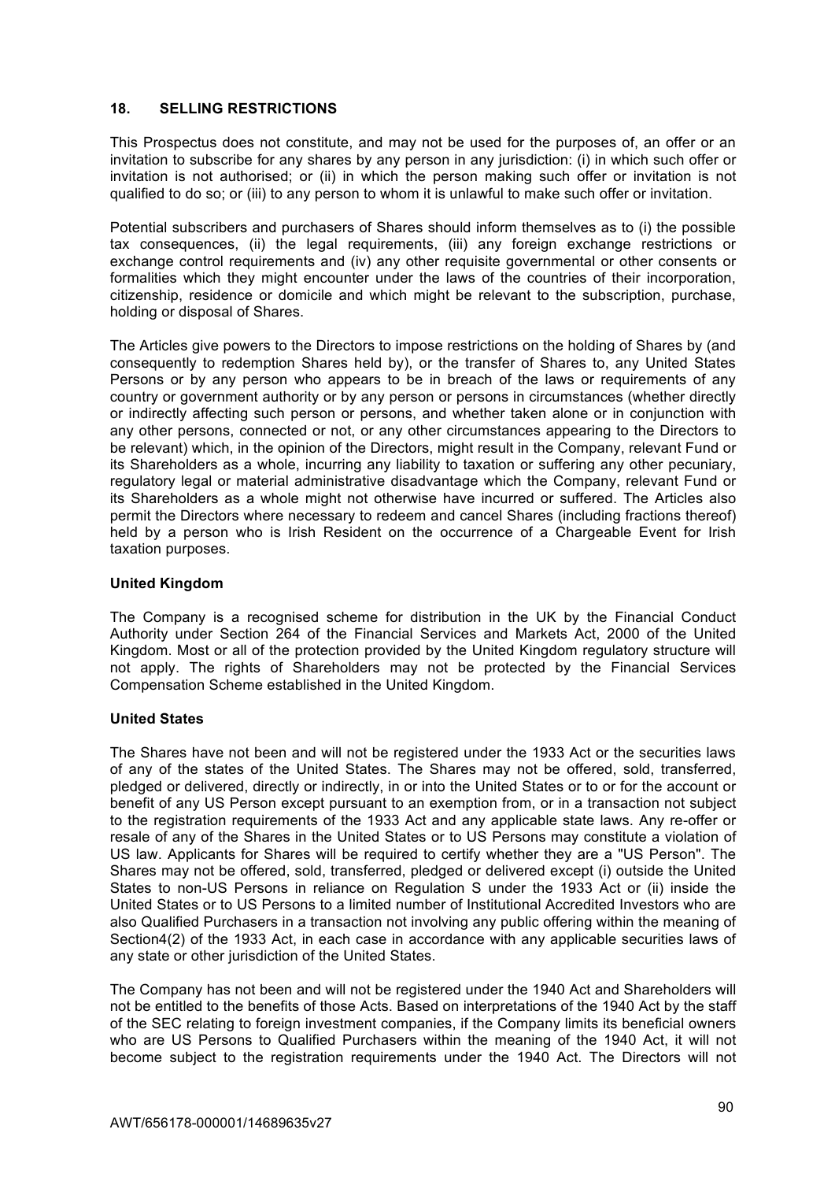## 18. SELLING RESTRICTIONS

This Prospectus does not constitute, and may not be used for the purposes of, an offer or an invitation to subscribe for any shares by any person in any jurisdiction: (i) in which such offer or invitation is not authorised; or (ii) in which the person making such offer or invitation is not qualified to do so; or (iii) to any person to whom it is unlawful to make such offer or invitation.

Potential subscribers and purchasers of Shares should inform themselves as to (i) the possible tax consequences, (ii) the legal requirements, (iii) any foreign exchange restrictions or exchange control requirements and (iv) any other requisite governmental or other consents or formalities which they might encounter under the laws of the countries of their incorporation, citizenship, residence or domicile and which might be relevant to the subscription, purchase, holding or disposal of Shares.

The Articles give powers to the Directors to impose restrictions on the holding of Shares by (and consequently to redemption Shares held by), or the transfer of Shares to, any United States Persons or by any person who appears to be in breach of the laws or requirements of any country or government authority or by any person or persons in circumstances (whether directly or indirectly affecting such person or persons, and whether taken alone or in conjunction with any other persons, connected or not, or any other circumstances appearing to the Directors to be relevant) which, in the opinion of the Directors, might result in the Company, relevant Fund or its Shareholders as a whole, incurring any liability to taxation or suffering any other pecuniary, regulatory legal or material administrative disadvantage which the Company, relevant Fund or its Shareholders as a whole might not otherwise have incurred or suffered. The Articles also permit the Directors where necessary to redeem and cancel Shares (including fractions thereof) held by a person who is Irish Resident on the occurrence of a Chargeable Event for Irish taxation purposes.

**United Kingdom**

The Company is a recognised scheme for distribution in the UK by the Financial Conduct Authority under Section 264 of the Financial Services and Markets Act, 2000 of the United Kingdom. Most or all of the protection provided by the United Kingdom regulatory structure will not apply. The rights of Shareholders may not be protected by the Financial Services Compensation Scheme established in the United Kingdom.

**United States**

The Shares have not been and will not be registered under the 1933 Act or the securities laws of any of the states of the United States. The Shares may not be offered, sold, transferred, pledged or delivered, directly or indirectly, in or into the United States or to or for the account or benefit of any US Person except pursuant to an exemption from, or in a transaction not subject to the registration requirements of the 1933 Act and any applicable state laws. Any re-offer or resale of any of the Shares in the United States or to US Persons may constitute a violation of US law. Applicants for Shares will be required to certify whether they are a "US Person". The Shares may not be offered, sold, transferred, pledged or delivered except (i) outside the United States to non-US Persons in reliance on Regulation S under the 1933 Act or (ii) inside the United States or to US Persons to a limited number of Institutional Accredited Investors who are also Qualified Purchasers in a transaction not involving any public offering within the meaning of Section4(2) of the 1933 Act, in each case in accordance with any applicable securities laws of any state or other jurisdiction of the United States.

The Company has not been and will not be registered under the 1940 Act and Shareholders will not be entitled to the benefits of those Acts. Based on interpretations of the 1940 Act by the staff of the SEC relating to foreign investment companies, if the Company limits its beneficial owners who are US Persons to Qualified Purchasers within the meaning of the 1940 Act, it will not become subject to the registration requirements under the 1940 Act. The Directors will not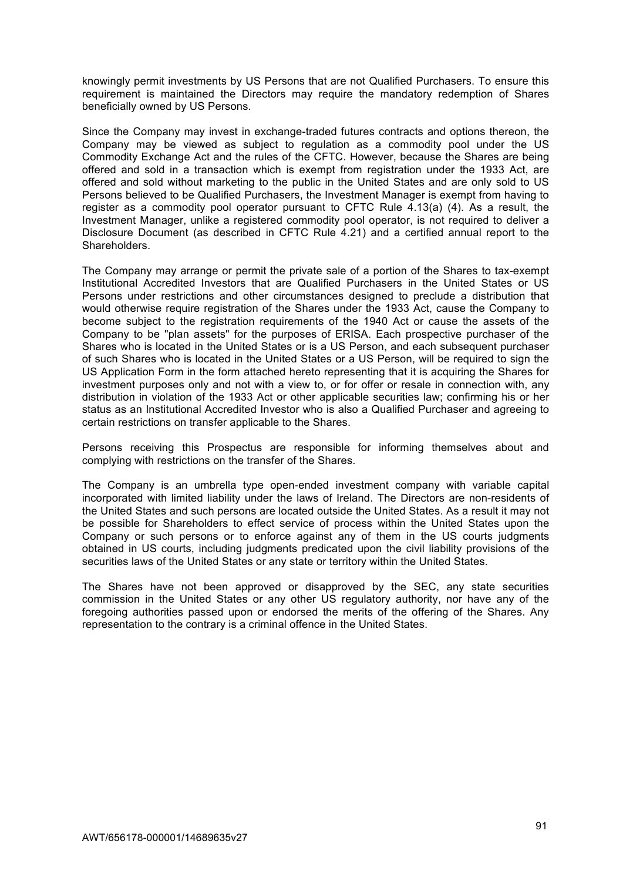knowingly permit investments by US Persons that are not Qualified Purchasers. To ensure this requirement is maintained the Directors may require the mandatory redemption of Shares beneficially owned by US Persons.

Since the Company may invest in exchange-traded futures contracts and options thereon, the Company may be viewed as subject to regulation as a commodity pool under the US Commodity Exchange Act and the rules of the CFTC. However, because the Shares are being offered and sold in a transaction which is exempt from registration under the 1933 Act, are offered and sold without marketing to the public in the United States and are only sold to US Persons believed to be Qualified Purchasers, the Investment Manager is exempt from having to register as a commodity pool operator pursuant to CFTC Rule 4.13(a) (4). As a result, the Investment Manager, unlike a registered commodity pool operator, is not required to deliver a Disclosure Document (as described in CFTC Rule 4.21) and a certified annual report to the Shareholders.

The Company may arrange or permit the private sale of a portion of the Shares to tax-exempt Institutional Accredited Investors that are Qualified Purchasers in the United States or US Persons under restrictions and other circumstances designed to preclude a distribution that would otherwise require registration of the Shares under the 1933 Act, cause the Company to become subject to the registration requirements of the 1940 Act or cause the assets of the Company to be "plan assets" for the purposes of ERISA. Each prospective purchaser of the Shares who is located in the United States or is a US Person, and each subsequent purchaser of such Shares who is located in the United States or a US Person, will be required to sign the US Application Form in the form attached hereto representing that it is acquiring the Shares for investment purposes only and not with a view to, or for offer or resale in connection with, any distribution in violation of the 1933 Act or other applicable securities law; confirming his or her status as an Institutional Accredited Investor who is also a Qualified Purchaser and agreeing to certain restrictions on transfer applicable to the Shares.

Persons receiving this Prospectus are responsible for informing themselves about and complying with restrictions on the transfer of the Shares.

The Company is an umbrella type open-ended investment company with variable capital incorporated with limited liability under the laws of Ireland. The Directors are non-residents of the United States and such persons are located outside the United States. As a result it may not be possible for Shareholders to effect service of process within the United States upon the Company or such persons or to enforce against any of them in the US courts judgments obtained in US courts, including judgments predicated upon the civil liability provisions of the securities laws of the United States or any state or territory within the United States.

The Shares have not been approved or disapproved by the SEC, any state securities commission in the United States or any other US regulatory authority, nor have any of the foregoing authorities passed upon or endorsed the merits of the offering of the Shares. Any representation to the contrary is a criminal offence in the United States.

AWT/656178-000001/14689635v27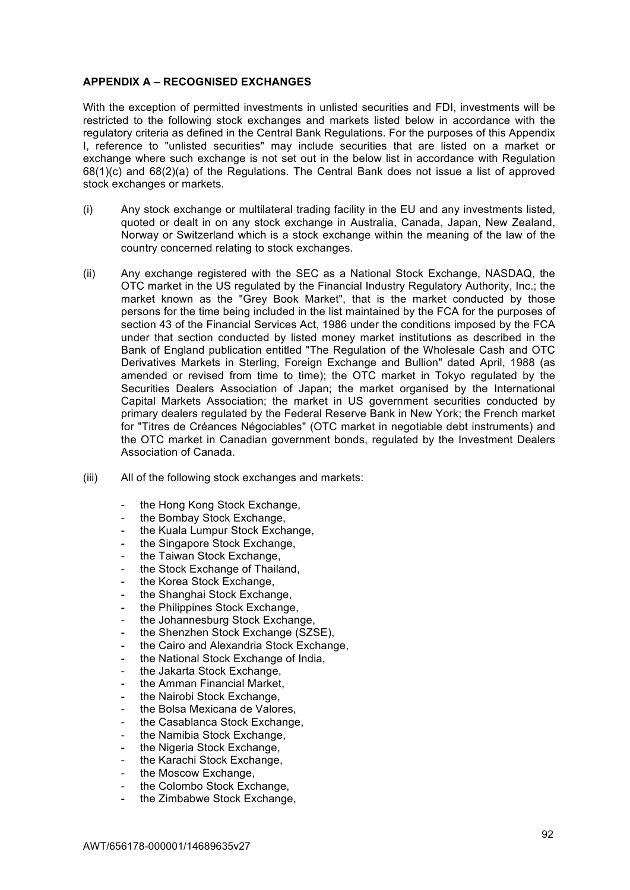**APPENDIX A – RECOGNISED EXCHANGES**

With the exception of permitted investments in unlisted securities and FDI, investments will be restricted to the following stock exchanges and markets listed below in accordance with the regulatory criteria as defined in the Central Bank Regulations. For the purposes of this Appendix I, reference to "unlisted securities" may include securities that are listed on a market or exchange where such exchange is not set out in the below list in accordance with Regulation 68(1)(c) and 68(2)(a) of the Regulations. The Central Bank does not issue a list of approved stock exchanges or markets.

(i) Any stock exchange or multilateral trading facility in the EU and any investments listed, quoted or dealt in on any stock exchange in Australia, Canada, Japan, New Zealand, Norway or Switzerland which is a stock exchange within the meaning of the law of the country concerned relating to stock exchanges.

(ii) Any exchange registered with the SEC as a National Stock Exchange, NASDAQ, the OTC market in the US regulated by the Financial Industry Regulatory Authority, Inc.; the market known as the "Grey Book Market", that is the market conducted by those persons for the time being included in the list maintained by the FCA for the purposes of section 43 of the Financial Services Act, 1986 under the conditions imposed by the FCA under that section conducted by listed money market institutions as described in the Bank of England publication entitled "The Regulation of the Wholesale Cash and OTC Derivatives Markets in Sterling, Foreign Exchange and Bullion" dated April, 1988 (as amended or revised from time to time); the OTC market in Tokyo regulated by the Securities Dealers Association of Japan; the market organised by the International Capital Markets Association; the market in US government securities conducted by primary dealers regulated by the Federal Reserve Bank in New York; the French market for "Titres de Créances Négociables" (OTC market in negotiable debt instruments) and the OTC market in Canadian government bonds, regulated by the Investment Dealers Association of Canada.

(iii) All of the following stock exchanges and markets:

- the Hong Kong Stock Exchange,
- the Bombay Stock Exchange,
- the Kuala Lumpur Stock Exchange,
- the Singapore Stock Exchange,
- the Taiwan Stock Exchange,
- the Stock Exchange of Thailand,
- the Korea Stock Exchange,
- the Shanghai Stock Exchange,
- the Philippines Stock Exchange,
- the Johannesburg Stock Exchange,
- the Shenzhen Stock Exchange (SZSE),
- the Cairo and Alexandria Stock Exchange,
- the National Stock Exchange of India,
- the Jakarta Stock Exchange,
- the Amman Financial Market,
- the Nairobi Stock Exchange,
- the Bolsa Mexicana de Valores,
- the Casablanca Stock Exchange,
- the Namibia Stock Exchange,
- the Nigeria Stock Exchange,
- the Karachi Stock Exchange,
- the Moscow Exchange,
- the Colombo Stock Exchange,
- the Zimbabwe Stock Exchange,

AWT/656178-000001/14689635v27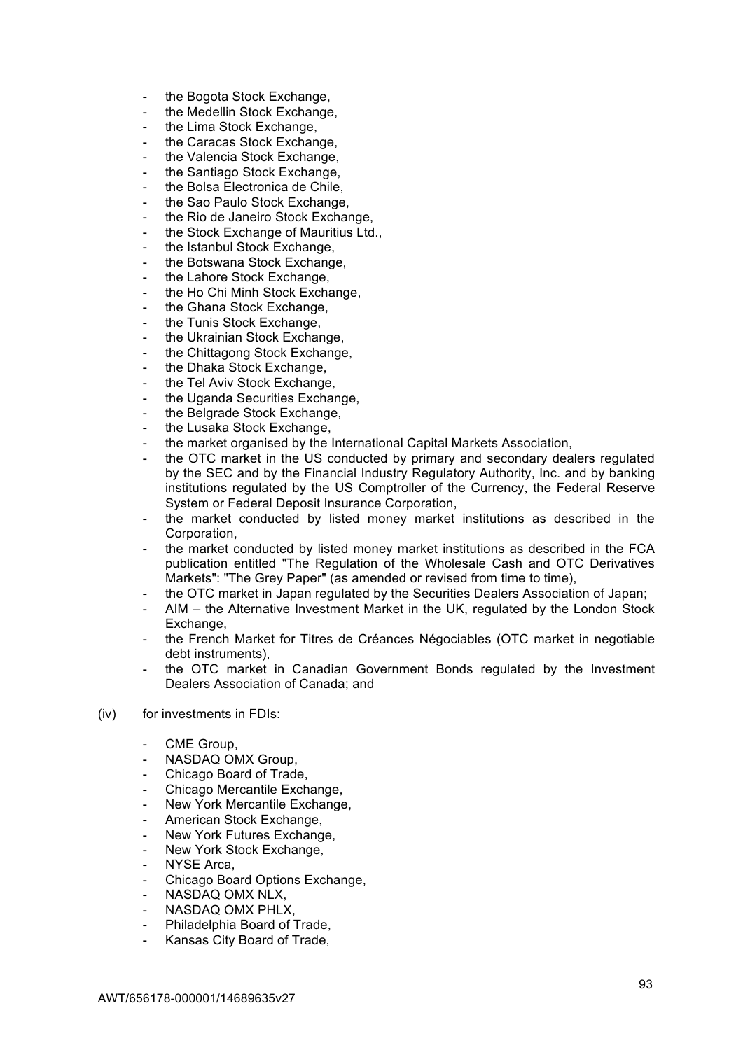- the Bogota Stock Exchange,
- the Medellin Stock Exchange,
- the Lima Stock Exchange,
- the Caracas Stock Exchange,
- the Valencia Stock Exchange,
- the Santiago Stock Exchange,
- the Bolsa Electronica de Chile,
- the Sao Paulo Stock Exchange,
- the Rio de Janeiro Stock Exchange,
- the Stock Exchange of Mauritius Ltd.,
- the Istanbul Stock Exchange,
- the Botswana Stock Exchange,
- the Lahore Stock Exchange,
- the Ho Chi Minh Stock Exchange,
- the Ghana Stock Exchange,
- the Tunis Stock Exchange,
- the Ukrainian Stock Exchange,
- the Chittagong Stock Exchange,
- the Dhaka Stock Exchange,
- the Tel Aviv Stock Exchange,
- the Uganda Securities Exchange,
- the Belgrade Stock Exchange,
- the Lusaka Stock Exchange,
- the market organised by the International Capital Markets Association,
- the OTC market in the US conducted by primary and secondary dealers regulated by the SEC and by the Financial Industry Regulatory Authority, Inc. and by banking institutions regulated by the US Comptroller of the Currency, the Federal Reserve System or Federal Deposit Insurance Corporation,
- the market conducted by listed money market institutions as described in the Corporation,
- the market conducted by listed money market institutions as described in the FCA publication entitled "The Regulation of the Wholesale Cash and OTC Derivatives Markets": "The Grey Paper" (as amended or revised from time to time),
- the OTC market in Japan regulated by the Securities Dealers Association of Japan;
- AIM – the Alternative Investment Market in the UK, regulated by the London Stock Exchange,
- the French Market for Titres de Créances Négociables (OTC market in negotiable debt instruments),
- the OTC market in Canadian Government Bonds regulated by the Investment Dealers Association of Canada; and

(iv) for investments in FDIs:

- CME Group,
- NASDAQ OMX Group,
- Chicago Board of Trade,
- Chicago Mercantile Exchange,
- New York Mercantile Exchange,
- American Stock Exchange,
- New York Futures Exchange,
- New York Stock Exchange,
- NYSE Arca,
- Chicago Board Options Exchange,
- NASDAQ OMX NLX,
- NASDAQ OMX PHLX,
- Philadelphia Board of Trade,
- Kansas City Board of Trade,

AWT/656178-000001/14689635v27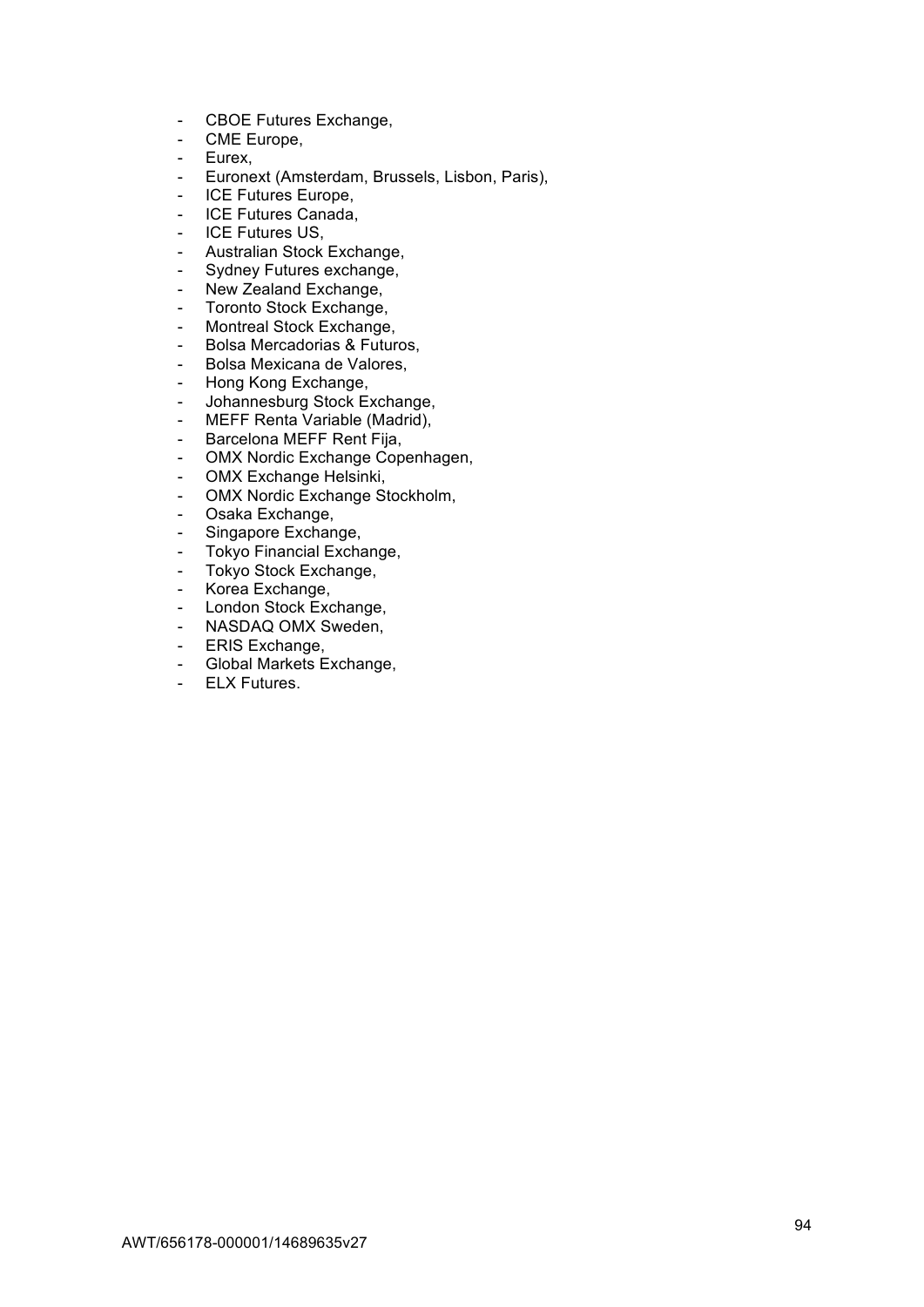- CBOE Futures Exchange,
- CME Europe,
- Eurex,
- Euronext (Amsterdam, Brussels, Lisbon, Paris),
- ICE Futures Europe,
- ICE Futures Canada,
- ICE Futures US,
- Australian Stock Exchange,
- Sydney Futures exchange,
- New Zealand Exchange,
- Toronto Stock Exchange,
- Montreal Stock Exchange,
- Bolsa Mercadorias & Futuros,
- Bolsa Mexicana de Valores,
- Hong Kong Exchange,
- Johannesburg Stock Exchange,
- MEFF Renta Variable (Madrid),
- Barcelona MEFF Rent Fija,
- OMX Nordic Exchange Copenhagen,
- OMX Exchange Helsinki,
- OMX Nordic Exchange Stockholm,
- Osaka Exchange,
- Singapore Exchange,
- Tokyo Financial Exchange,
- Tokyo Stock Exchange,
- Korea Exchange,
- London Stock Exchange,
- NASDAQ OMX Sweden,
- ERIS Exchange,
- Global Markets Exchange,
- ELX Futures.

AWT/656178-000001/14689635v27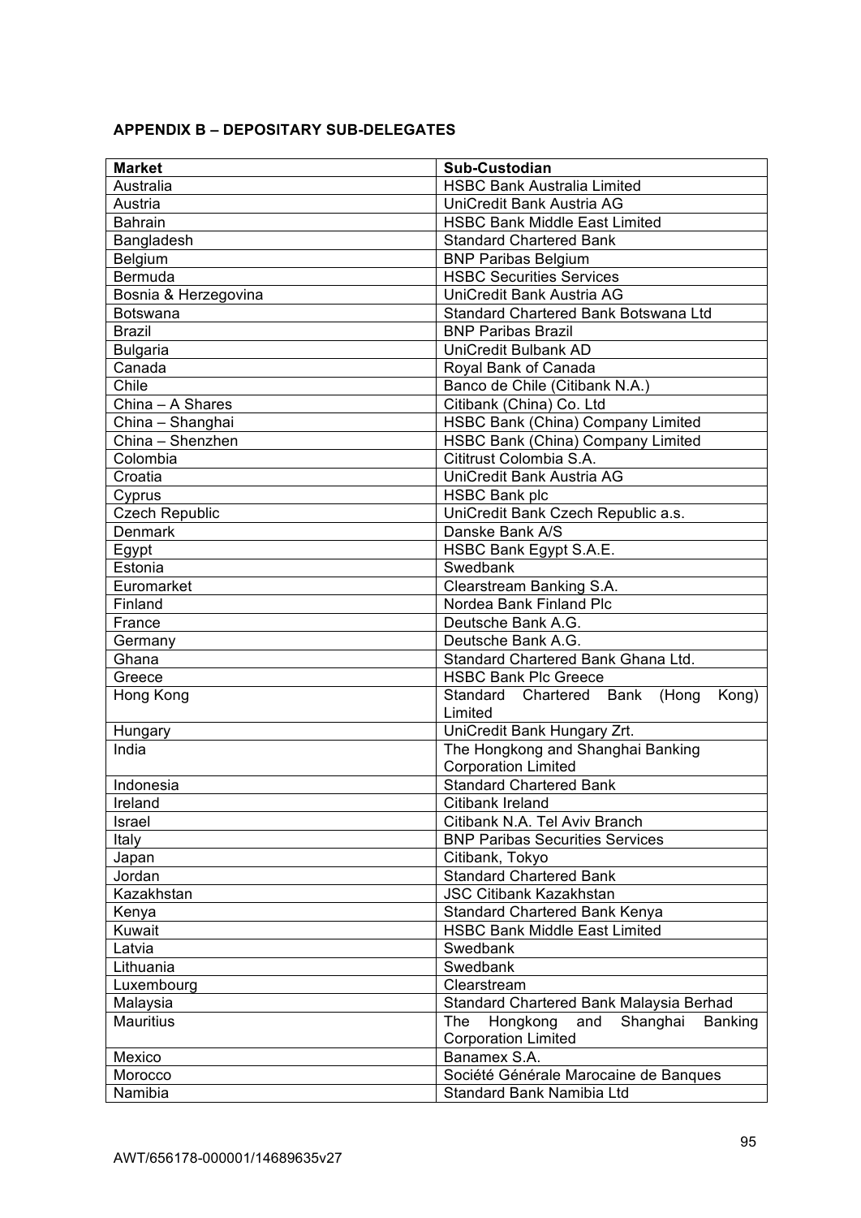**APPENDIX B – DEPOSITARY SUB-DELEGATES**

| Market | Sub-Custodian |
|---|---|
| Australia | HSBC Bank Australia Limited |
| Austria | UniCredit Bank Austria AG |
| Bahrain | HSBC Bank Middle East Limited |
| Bangladesh | Standard Chartered Bank |
| Belgium | BNP Paribas Belgium |
| Bermuda | HSBC Securities Services |
| Bosnia & Herzegovina | UniCredit Bank Austria AG |
| Botswana | Standard Chartered Bank Botswana Ltd |
| Brazil | BNP Paribas Brazil |
| Bulgaria | UniCredit Bulbank AD |
| Canada | Royal Bank of Canada |
| Chile | Banco de Chile (Citibank N.A.) |
| China – A Shares | Citibank (China) Co. Ltd |
| China – Shanghai | HSBC Bank (China) Company Limited |
| China – Shenzhen | HSBC Bank (China) Company Limited |
| Colombia | Cititrust Colombia S.A. |
| Croatia | UniCredit Bank Austria AG |
| Cyprus | HSBC Bank plc |
| Czech Republic | UniCredit Bank Czech Republic a.s. |
| Denmark | Danske Bank A/S |
| Egypt | HSBC Bank Egypt S.A.E. |
| Estonia | Swedbank |
| Euromarket | Clearstream Banking S.A. |
| Finland | Nordea Bank Finland Plc |
| France | Deutsche Bank A.G. |
| Germany | Deutsche Bank A.G. |
| Ghana | Standard Chartered Bank Ghana Ltd. |
| Greece | HSBC Bank Plc Greece |
| Hong Kong | Standard Chartered Bank (Hong Kong) Limited |
| Hungary | UniCredit Bank Hungary Zrt. |
| India | The Hongkong and Shanghai Banking Corporation Limited |
| Indonesia | Standard Chartered Bank |
| Ireland | Citibank Ireland |
| Israel | Citibank N.A. Tel Aviv Branch |
| Italy | BNP Paribas Securities Services |
| Japan | Citibank, Tokyo |
| Jordan | Standard Chartered Bank |
| Kazakhstan | JSC Citibank Kazakhstan |
| Kenya | Standard Chartered Bank Kenya |
| Kuwait | HSBC Bank Middle East Limited |
| Latvia | Swedbank |
| Lithuania | Swedbank |
| Luxembourg | Clearstream |
| Malaysia | Standard Chartered Bank Malaysia Berhad |
| Mauritius | The Hongkong and Shanghai Banking Corporation Limited |
| Mexico | Banamex S.A. |
| Morocco | Société Générale Marocaine de Banques |
| Namibia | Standard Bank Namibia Ltd |

AWT/656178-000001/14689635v27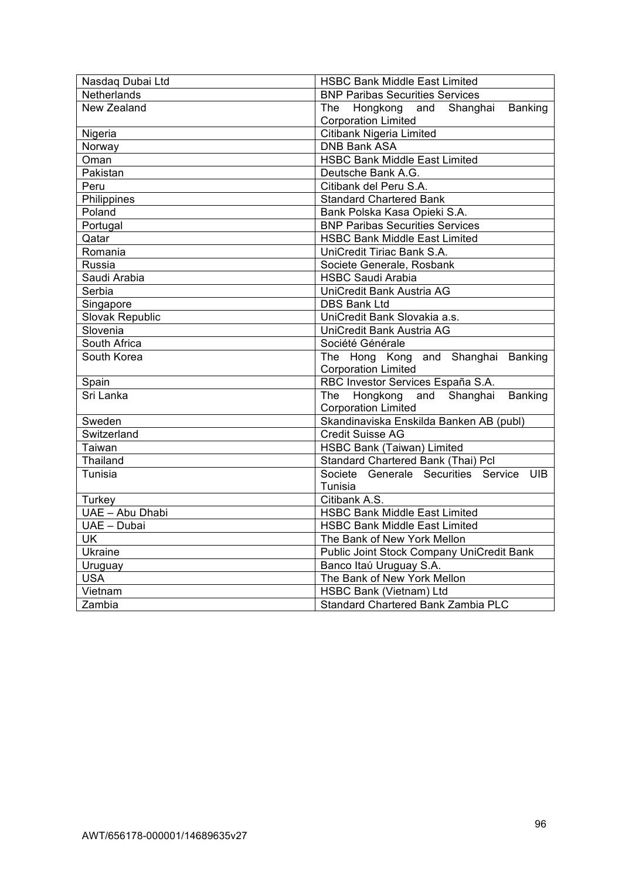| | |
|---|---|
| Nasdaq Dubai Ltd | HSBC Bank Middle East Limited |
| Netherlands | BNP Paribas Securities Services |
| New Zealand | The Hongkong and Shanghai Banking Corporation Limited |
| Nigeria | Citibank Nigeria Limited |
| Norway | DNB Bank ASA |
| Oman | HSBC Bank Middle East Limited |
| Pakistan | Deutsche Bank A.G. |
| Peru | Citibank del Peru S.A. |
| Philippines | Standard Chartered Bank |
| Poland | Bank Polska Kasa Opieki S.A. |
| Portugal | BNP Paribas Securities Services |
| Qatar | HSBC Bank Middle East Limited |
| Romania | UniCredit Tiriac Bank S.A. |
| Russia | Societe Generale, Rosbank |
| Saudi Arabia | HSBC Saudi Arabia |
| Serbia | UniCredit Bank Austria AG |
| Singapore | DBS Bank Ltd |
| Slovak Republic | UniCredit Bank Slovakia a.s. |
| Slovenia | UniCredit Bank Austria AG |
| South Africa | Société Générale |
| South Korea | The Hong Kong and Shanghai Banking Corporation Limited |
| Spain | RBC Investor Services España S.A. |
| Sri Lanka | The Hongkong and Shanghai Banking Corporation Limited |
| Sweden | Skandinaviska Enskilda Banken AB (publ) |
| Switzerland | Credit Suisse AG |
| Taiwan | HSBC Bank (Taiwan) Limited |
| Thailand | Standard Chartered Bank (Thai) Pcl |
| Tunisia | Societe Generale Securities Service UIB Tunisia |
| Turkey | Citibank A.S. |
| UAE – Abu Dhabi | HSBC Bank Middle East Limited |
| UAE – Dubai | HSBC Bank Middle East Limited |
| UK | The Bank of New York Mellon |
| Ukraine | Public Joint Stock Company UniCredit Bank |
| Uruguay | Banco Itaú Uruguay S.A. |
| USA | The Bank of New York Mellon |
| Vietnam | HSBC Bank (Vietnam) Ltd |
| Zambia | Standard Chartered Bank Zambia PLC |

AWT/656178-000001/14689635v27